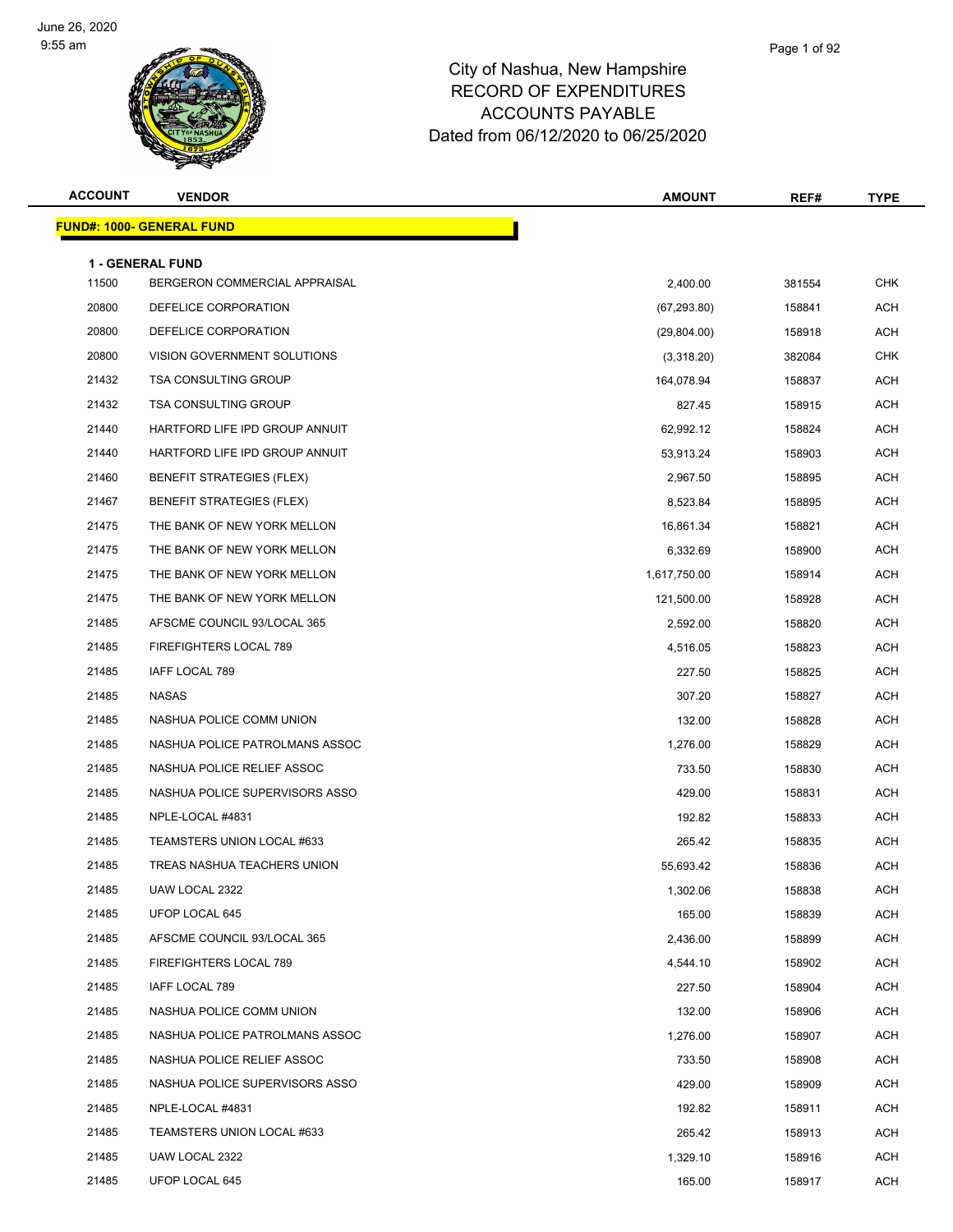# City of Nashua, New Hampshire
## RECORD OF EXPENDITURES
## ACCOUNTS PAYABLE
### Dated from 06/12/2020 to 06/25/2020

June 26, 2020
9:55 am

| ACCOUNT | VENDOR | AMOUNT | REF# | TYPE |
|---|---|---|---|---|
| **FUND#: 1000- GENERAL FUND** | | | | |
| **1 - GENERAL FUND** | | | | |
| 11500 | BERGERON COMMERCIAL APPRAISAL | 2,400.00 | 381554 | CHK |
| 20800 | DEFELICE CORPORATION | (67,293.80) | 158841 | ACH |
| 20800 | DEFELICE CORPORATION | (29,804.00) | 158918 | ACH |
| 20800 | VISION GOVERNMENT SOLUTIONS | (3,318.20) | 382084 | CHK |
| 21432 | TSA CONSULTING GROUP | 164,078.94 | 158837 | ACH |
| 21432 | TSA CONSULTING GROUP | 827.45 | 158915 | ACH |
| 21440 | HARTFORD LIFE IPD GROUP ANNUIT | 62,992.12 | 158824 | ACH |
| 21440 | HARTFORD LIFE IPD GROUP ANNUIT | 53,913.24 | 158903 | ACH |
| 21460 | BENEFIT STRATEGIES (FLEX) | 2,967.50 | 158895 | ACH |
| 21467 | BENEFIT STRATEGIES (FLEX) | 8,523.84 | 158895 | ACH |
| 21475 | THE BANK OF NEW YORK MELLON | 16,861.34 | 158821 | ACH |
| 21475 | THE BANK OF NEW YORK MELLON | 6,332.69 | 158900 | ACH |
| 21475 | THE BANK OF NEW YORK MELLON | 1,617,750.00 | 158914 | ACH |
| 21475 | THE BANK OF NEW YORK MELLON | 121,500.00 | 158928 | ACH |
| 21485 | AFSCME COUNCIL 93/LOCAL 365 | 2,592.00 | 158820 | ACH |
| 21485 | FIREFIGHTERS LOCAL 789 | 4,516.05 | 158823 | ACH |
| 21485 | IAFF LOCAL 789 | 227.50 | 158825 | ACH |
| 21485 | NASAS | 307.20 | 158827 | ACH |
| 21485 | NASHUA POLICE COMM UNION | 132.00 | 158828 | ACH |
| 21485 | NASHUA POLICE PATROLMANS ASSOC | 1,276.00 | 158829 | ACH |
| 21485 | NASHUA POLICE RELIEF ASSOC | 733.50 | 158830 | ACH |
| 21485 | NASHUA POLICE SUPERVISORS ASSO | 429.00 | 158831 | ACH |
| 21485 | NPLE-LOCAL #4831 | 192.82 | 158833 | ACH |
| 21485 | TEAMSTERS UNION LOCAL #633 | 265.42 | 158835 | ACH |
| 21485 | TREAS NASHUA TEACHERS UNION | 55,693.42 | 158836 | ACH |
| 21485 | UAW LOCAL 2322 | 1,302.06 | 158838 | ACH |
| 21485 | UFOP LOCAL 645 | 165.00 | 158839 | ACH |
| 21485 | AFSCME COUNCIL 93/LOCAL 365 | 2,436.00 | 158899 | ACH |
| 21485 | FIREFIGHTERS LOCAL 789 | 4,544.10 | 158902 | ACH |
| 21485 | IAFF LOCAL 789 | 227.50 | 158904 | ACH |
| 21485 | NASHUA POLICE COMM UNION | 132.00 | 158906 | ACH |
| 21485 | NASHUA POLICE PATROLMANS ASSOC | 1,276.00 | 158907 | ACH |
| 21485 | NASHUA POLICE RELIEF ASSOC | 733.50 | 158908 | ACH |
| 21485 | NASHUA POLICE SUPERVISORS ASSO | 429.00 | 158909 | ACH |
| 21485 | NPLE-LOCAL #4831 | 192.82 | 158911 | ACH |
| 21485 | TEAMSTERS UNION LOCAL #633 | 265.42 | 158913 | ACH |
| 21485 | UAW LOCAL 2322 | 1,329.10 | 158916 | ACH |
| 21485 | UFOP LOCAL 645 | 165.00 | 158917 | ACH |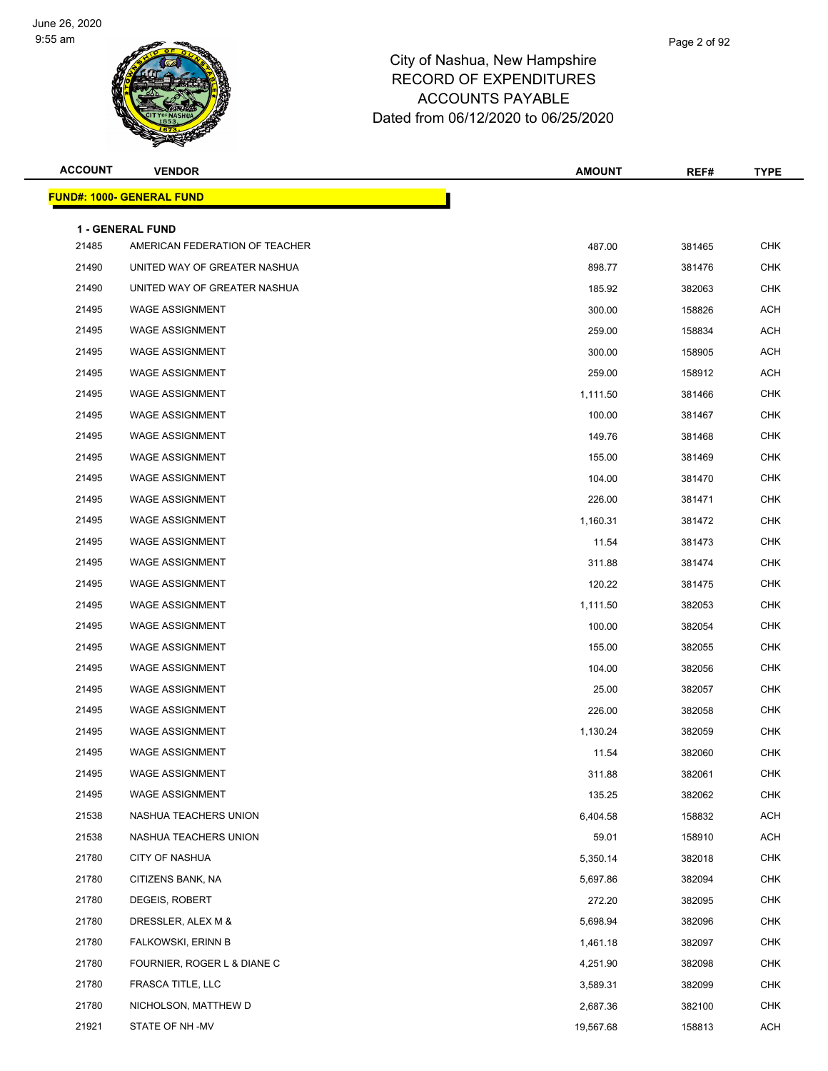# City of Nashua, New Hampshire
## RECORD OF EXPENDITURES
## ACCOUNTS PAYABLE
## Dated from 06/12/2020 to 06/25/2020

June 26, 2020
9:55 am

| ACCOUNT | VENDOR | AMOUNT | REF# | TYPE |
|---|---|---|---|---|

**FUND#: 1000- GENERAL FUND**

**1 - GENERAL FUND**

| ACCOUNT | VENDOR | AMOUNT | REF# | TYPE |
|---|---|---|---|---|
| 21485 | AMERICAN FEDERATION OF TEACHER | 487.00 | 381465 | CHK |
| 21490 | UNITED WAY OF GREATER NASHUA | 898.77 | 381476 | CHK |
| 21490 | UNITED WAY OF GREATER NASHUA | 185.92 | 382063 | CHK |
| 21495 | WAGE ASSIGNMENT | 300.00 | 158826 | ACH |
| 21495 | WAGE ASSIGNMENT | 259.00 | 158834 | ACH |
| 21495 | WAGE ASSIGNMENT | 300.00 | 158905 | ACH |
| 21495 | WAGE ASSIGNMENT | 259.00 | 158912 | ACH |
| 21495 | WAGE ASSIGNMENT | 1,111.50 | 381466 | CHK |
| 21495 | WAGE ASSIGNMENT | 100.00 | 381467 | CHK |
| 21495 | WAGE ASSIGNMENT | 149.76 | 381468 | CHK |
| 21495 | WAGE ASSIGNMENT | 155.00 | 381469 | CHK |
| 21495 | WAGE ASSIGNMENT | 104.00 | 381470 | CHK |
| 21495 | WAGE ASSIGNMENT | 226.00 | 381471 | CHK |
| 21495 | WAGE ASSIGNMENT | 1,160.31 | 381472 | CHK |
| 21495 | WAGE ASSIGNMENT | 11.54 | 381473 | CHK |
| 21495 | WAGE ASSIGNMENT | 311.88 | 381474 | CHK |
| 21495 | WAGE ASSIGNMENT | 120.22 | 381475 | CHK |
| 21495 | WAGE ASSIGNMENT | 1,111.50 | 382053 | CHK |
| 21495 | WAGE ASSIGNMENT | 100.00 | 382054 | CHK |
| 21495 | WAGE ASSIGNMENT | 155.00 | 382055 | CHK |
| 21495 | WAGE ASSIGNMENT | 104.00 | 382056 | CHK |
| 21495 | WAGE ASSIGNMENT | 25.00 | 382057 | CHK |
| 21495 | WAGE ASSIGNMENT | 226.00 | 382058 | CHK |
| 21495 | WAGE ASSIGNMENT | 1,130.24 | 382059 | CHK |
| 21495 | WAGE ASSIGNMENT | 11.54 | 382060 | CHK |
| 21495 | WAGE ASSIGNMENT | 311.88 | 382061 | CHK |
| 21495 | WAGE ASSIGNMENT | 135.25 | 382062 | CHK |
| 21538 | NASHUA TEACHERS UNION | 6,404.58 | 158832 | ACH |
| 21538 | NASHUA TEACHERS UNION | 59.01 | 158910 | ACH |
| 21780 | CITY OF NASHUA | 5,350.14 | 382018 | CHK |
| 21780 | CITIZENS BANK, NA | 5,697.86 | 382094 | CHK |
| 21780 | DEGEIS, ROBERT | 272.20 | 382095 | CHK |
| 21780 | DRESSLER, ALEX M & | 5,698.94 | 382096 | CHK |
| 21780 | FALKOWSKI, ERINN B | 1,461.18 | 382097 | CHK |
| 21780 | FOURNIER, ROGER L & DIANE C | 4,251.90 | 382098 | CHK |
| 21780 | FRASCA TITLE, LLC | 3,589.31 | 382099 | CHK |
| 21780 | NICHOLSON, MATTHEW D | 2,687.36 | 382100 | CHK |
| 21921 | STATE OF NH -MV | 19,567.68 | 158813 | ACH |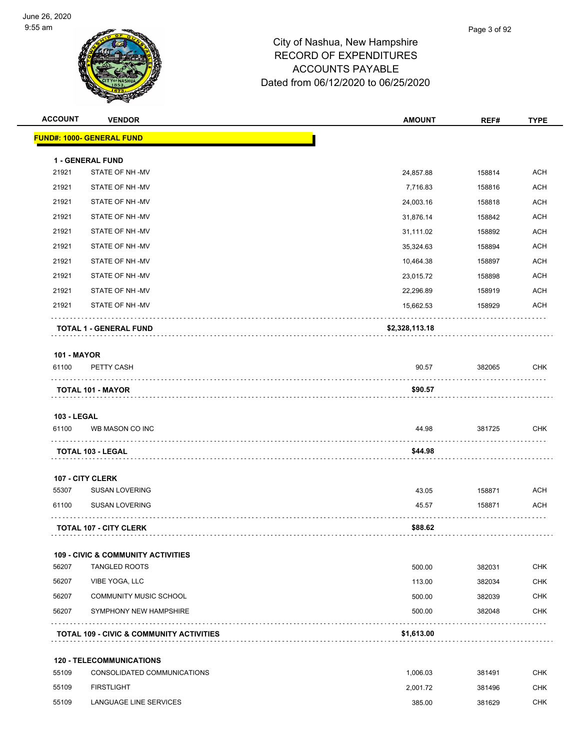# City of Nashua, New Hampshire
## RECORD OF EXPENDITURES
## ACCOUNTS PAYABLE
### Dated from 06/12/2020 to 06/25/2020

| ACCOUNT | VENDOR | AMOUNT | REF# | TYPE |
|---|---|---|---|---|
| **FUND#: 1000- GENERAL FUND** | | | | |
| **1 - GENERAL FUND** | | | | |
| 21921 | STATE OF NH -MV | 24,857.88 | 158814 | ACH |
| 21921 | STATE OF NH -MV | 7,716.83 | 158816 | ACH |
| 21921 | STATE OF NH -MV | 24,003.16 | 158818 | ACH |
| 21921 | STATE OF NH -MV | 31,876.14 | 158842 | ACH |
| 21921 | STATE OF NH -MV | 31,111.02 | 158892 | ACH |
| 21921 | STATE OF NH -MV | 35,324.63 | 158894 | ACH |
| 21921 | STATE OF NH -MV | 10,464.38 | 158897 | ACH |
| 21921 | STATE OF NH -MV | 23,015.72 | 158898 | ACH |
| 21921 | STATE OF NH -MV | 22,296.89 | 158919 | ACH |
| 21921 | STATE OF NH -MV | 15,662.53 | 158929 | ACH |
| | **TOTAL 1 - GENERAL FUND** | **$2,328,113.18** | | |
| **101 - MAYOR** | | | | |
| 61100 | PETTY CASH | 90.57 | 382065 | CHK |
| | **TOTAL 101 - MAYOR** | **$90.57** | | |
| **103 - LEGAL** | | | | |
| 61100 | WB MASON CO INC | 44.98 | 381725 | CHK |
| | **TOTAL 103 - LEGAL** | **$44.98** | | |
| **107 - CITY CLERK** | | | | |
| 55307 | SUSAN LOVERING | 43.05 | 158871 | ACH |
| 61100 | SUSAN LOVERING | 45.57 | 158871 | ACH |
| | **TOTAL 107 - CITY CLERK** | **$88.62** | | |
| **109 - CIVIC & COMMUNITY ACTIVITIES** | | | | |
| 56207 | TANGLED ROOTS | 500.00 | 382031 | CHK |
| 56207 | VIBE YOGA, LLC | 113.00 | 382034 | CHK |
| 56207 | COMMUNITY MUSIC SCHOOL | 500.00 | 382039 | CHK |
| 56207 | SYMPHONY NEW HAMPSHIRE | 500.00 | 382048 | CHK |
| | **TOTAL 109 - CIVIC & COMMUNITY ACTIVITIES** | **$1,613.00** | | |
| **120 - TELECOMMUNICATIONS** | | | | |
| 55109 | CONSOLIDATED COMMUNICATIONS | 1,006.03 | 381491 | CHK |
| 55109 | FIRSTLIGHT | 2,001.72 | 381496 | CHK |
| 55109 | LANGUAGE LINE SERVICES | 385.00 | 381629 | CHK |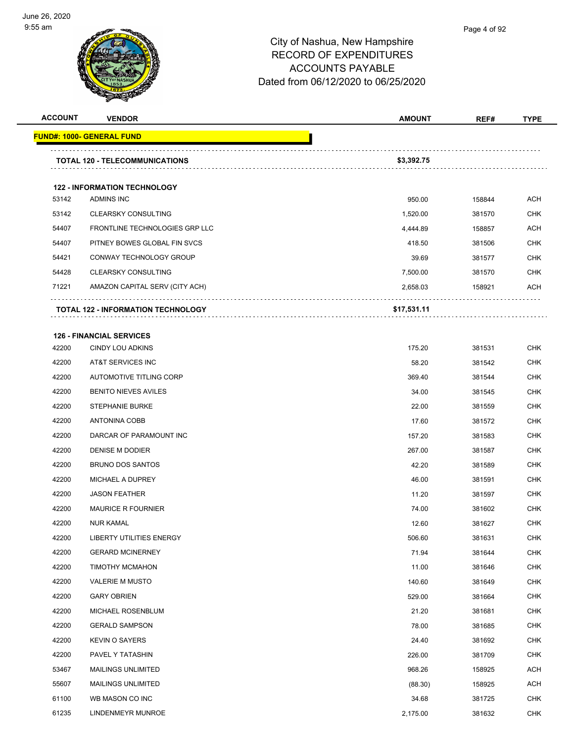# City of Nashua, New Hampshire
## RECORD OF EXPENDITURES
## ACCOUNTS PAYABLE
## Dated from 06/12/2020 to 06/25/2020

| ACCOUNT | VENDOR | AMOUNT | REF# | TYPE |
|---|---|---|---|---|
| **FUND#: 1000- GENERAL FUND** | | | | |
| | **TOTAL 120 - TELECOMMUNICATIONS** | **$3,392.75** | | |
| **122 - INFORMATION TECHNOLOGY** | | | | |
| 53142 | ADMINS INC | 950.00 | 158844 | ACH |
| 53142 | CLEARSKY CONSULTING | 1,520.00 | 381570 | CHK |
| 54407 | FRONTLINE TECHNOLOGIES GRP LLC | 4,444.89 | 158857 | ACH |
| 54407 | PITNEY BOWES GLOBAL FIN SVCS | 418.50 | 381506 | CHK |
| 54421 | CONWAY TECHNOLOGY GROUP | 39.69 | 381577 | CHK |
| 54428 | CLEARSKY CONSULTING | 7,500.00 | 381570 | CHK |
| 71221 | AMAZON CAPITAL SERV (CITY ACH) | 2,658.03 | 158921 | ACH |
| | **TOTAL 122 - INFORMATION TECHNOLOGY** | **$17,531.11** | | |
| **126 - FINANCIAL SERVICES** | | | | |
| 42200 | CINDY LOU ADKINS | 175.20 | 381531 | CHK |
| 42200 | AT&T SERVICES INC | 58.20 | 381542 | CHK |
| 42200 | AUTOMOTIVE TITLING CORP | 369.40 | 381544 | CHK |
| 42200 | BENITO NIEVES AVILES | 34.00 | 381545 | CHK |
| 42200 | STEPHANIE BURKE | 22.00 | 381559 | CHK |
| 42200 | ANTONINA COBB | 17.60 | 381572 | CHK |
| 42200 | DARCAR OF PARAMOUNT INC | 157.20 | 381583 | CHK |
| 42200 | DENISE M DODIER | 267.00 | 381587 | CHK |
| 42200 | BRUNO DOS SANTOS | 42.20 | 381589 | CHK |
| 42200 | MICHAEL A DUPREY | 46.00 | 381591 | CHK |
| 42200 | JASON FEATHER | 11.20 | 381597 | CHK |
| 42200 | MAURICE R FOURNIER | 74.00 | 381602 | CHK |
| 42200 | NUR KAMAL | 12.60 | 381627 | CHK |
| 42200 | LIBERTY UTILITIES ENERGY | 506.60 | 381631 | CHK |
| 42200 | GERARD MCINERNEY | 71.94 | 381644 | CHK |
| 42200 | TIMOTHY MCMAHON | 11.00 | 381646 | CHK |
| 42200 | VALERIE M MUSTO | 140.60 | 381649 | CHK |
| 42200 | GARY OBRIEN | 529.00 | 381664 | CHK |
| 42200 | MICHAEL ROSENBLUM | 21.20 | 381681 | CHK |
| 42200 | GERALD SAMPSON | 78.00 | 381685 | CHK |
| 42200 | KEVIN O SAYERS | 24.40 | 381692 | CHK |
| 42200 | PAVEL Y TATASHIN | 226.00 | 381709 | CHK |
| 53467 | MAILINGS UNLIMITED | 968.26 | 158925 | ACH |
| 55607 | MAILINGS UNLIMITED | (88.30) | 158925 | ACH |
| 61100 | WB MASON CO INC | 34.68 | 381725 | CHK |
| 61235 | LINDENMEYR MUNROE | 2,175.00 | 381632 | CHK |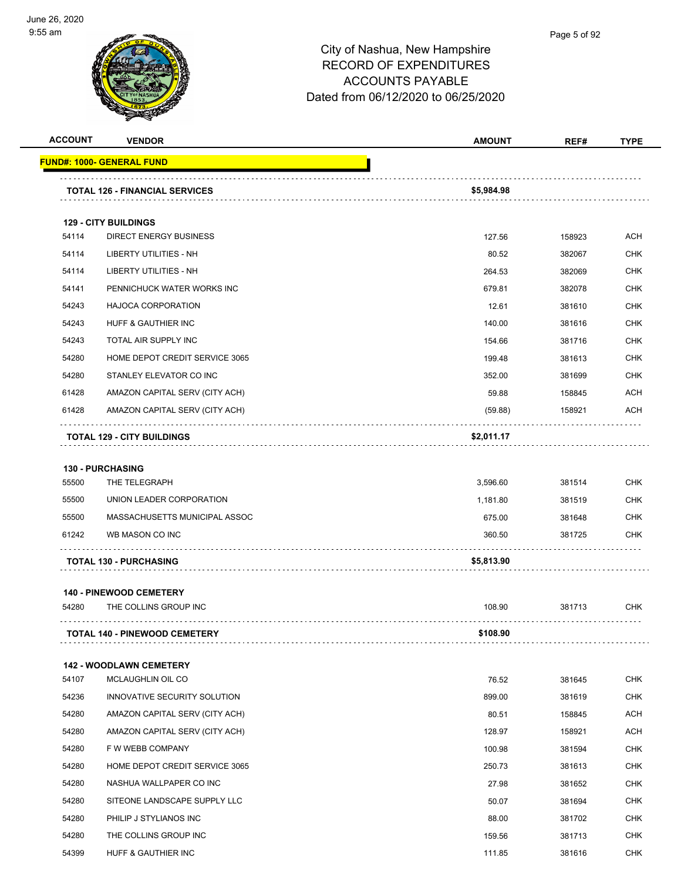# City of Nashua, New Hampshire
# RECORD OF EXPENDITURES
# ACCOUNTS PAYABLE
# Dated from 06/12/2020 to 06/25/2020

| ACCOUNT | VENDOR | AMOUNT | REF# | TYPE |
|---|---|---|---|---|
| **FUND#: 1000- GENERAL FUND** | | | | |
| | **TOTAL 126 - FINANCIAL SERVICES** | **$5,984.98** | | |
| | **129 - CITY BUILDINGS** | | | |
| 54114 | DIRECT ENERGY BUSINESS | 127.56 | 158923 | ACH |
| 54114 | LIBERTY UTILITIES - NH | 80.52 | 382067 | CHK |
| 54114 | LIBERTY UTILITIES - NH | 264.53 | 382069 | CHK |
| 54141 | PENNICHUCK WATER WORKS INC | 679.81 | 382078 | CHK |
| 54243 | HAJOCA CORPORATION | 12.61 | 381610 | CHK |
| 54243 | HUFF & GAUTHIER INC | 140.00 | 381616 | CHK |
| 54243 | TOTAL AIR SUPPLY INC | 154.66 | 381716 | CHK |
| 54280 | HOME DEPOT CREDIT SERVICE 3065 | 199.48 | 381613 | CHK |
| 54280 | STANLEY ELEVATOR CO INC | 352.00 | 381699 | CHK |
| 61428 | AMAZON CAPITAL SERV (CITY ACH) | 59.88 | 158845 | ACH |
| 61428 | AMAZON CAPITAL SERV (CITY ACH) | (59.88) | 158921 | ACH |
| | **TOTAL 129 - CITY BUILDINGS** | **$2,011.17** | | |
| | **130 - PURCHASING** | | | |
| 55500 | THE TELEGRAPH | 3,596.60 | 381514 | CHK |
| 55500 | UNION LEADER CORPORATION | 1,181.80 | 381519 | CHK |
| 55500 | MASSACHUSETTS MUNICIPAL ASSOC | 675.00 | 381648 | CHK |
| 61242 | WB MASON CO INC | 360.50 | 381725 | CHK |
| | **TOTAL 130 - PURCHASING** | **$5,813.90** | | |
| | **140 - PINEWOOD CEMETERY** | | | |
| 54280 | THE COLLINS GROUP INC | 108.90 | 381713 | CHK |
| | **TOTAL 140 - PINEWOOD CEMETERY** | **$108.90** | | |
| | **142 - WOODLAWN CEMETERY** | | | |
| 54107 | MCLAUGHLIN OIL CO | 76.52 | 381645 | CHK |
| 54236 | INNOVATIVE SECURITY SOLUTION | 899.00 | 381619 | CHK |
| 54280 | AMAZON CAPITAL SERV (CITY ACH) | 80.51 | 158845 | ACH |
| 54280 | AMAZON CAPITAL SERV (CITY ACH) | 128.97 | 158921 | ACH |
| 54280 | F W WEBB COMPANY | 100.98 | 381594 | CHK |
| 54280 | HOME DEPOT CREDIT SERVICE 3065 | 250.73 | 381613 | CHK |
| 54280 | NASHUA WALLPAPER CO INC | 27.98 | 381652 | CHK |
| 54280 | SITEONE LANDSCAPE SUPPLY LLC | 50.07 | 381694 | CHK |
| 54280 | PHILIP J STYLIANOS INC | 88.00 | 381702 | CHK |
| 54280 | THE COLLINS GROUP INC | 159.56 | 381713 | CHK |
| 54399 | HUFF & GAUTHIER INC | 111.85 | 381616 | CHK |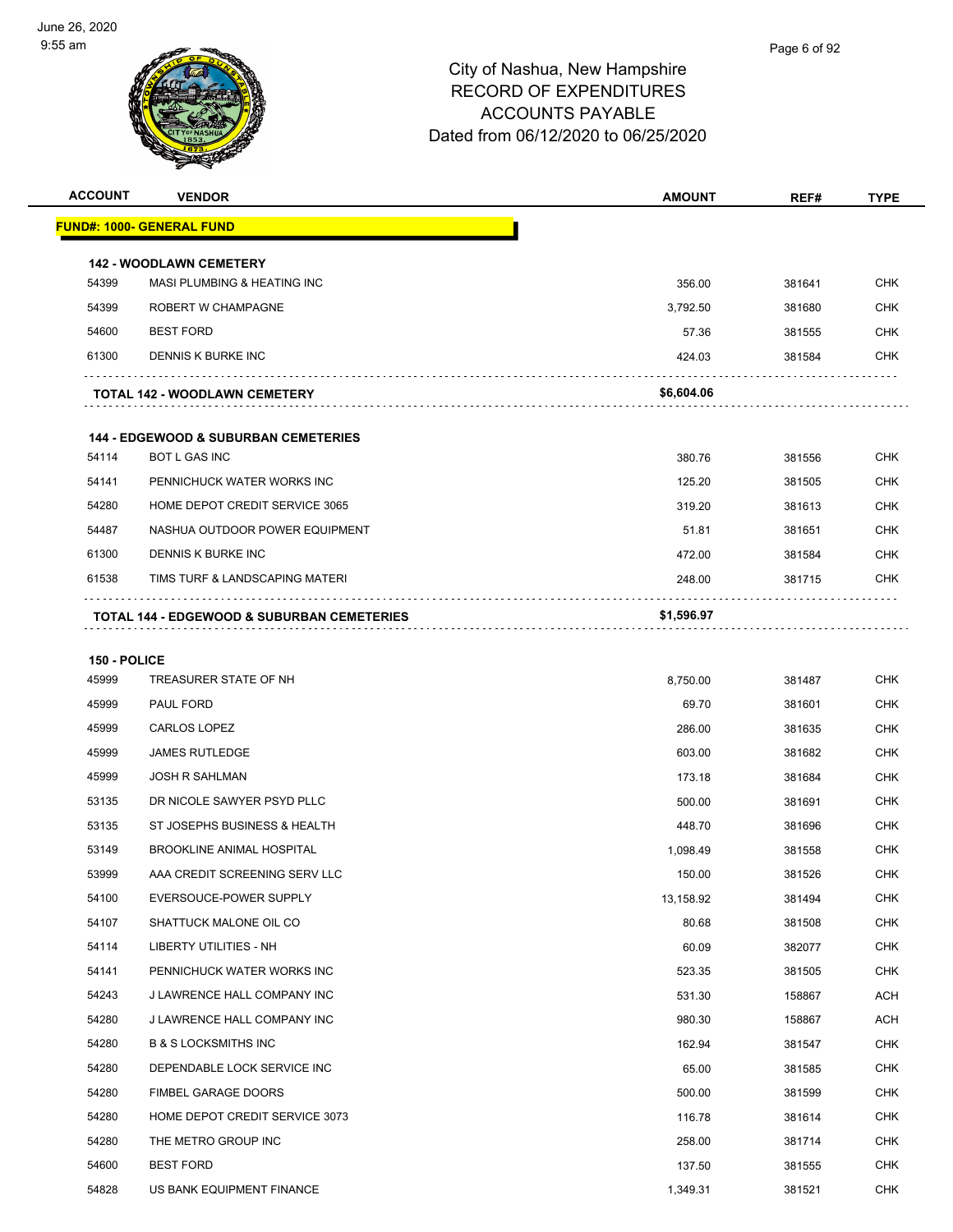# City of Nashua, New Hampshire
## RECORD OF EXPENDITURES
## ACCOUNTS PAYABLE
### Dated from 06/12/2020 to 06/25/2020

| ACCOUNT | VENDOR | AMOUNT | REF# | TYPE |
|---|---|---|---|---|
| **FUND#: 1000- GENERAL FUND** | | | | |
| **142 - WOODLAWN CEMETERY** | | | | |
| 54399 | MASI PLUMBING & HEATING INC | 356.00 | 381641 | CHK |
| 54399 | ROBERT W CHAMPAGNE | 3,792.50 | 381680 | CHK |
| 54600 | BEST FORD | 57.36 | 381555 | CHK |
| 61300 | DENNIS K BURKE INC | 424.03 | 381584 | CHK |
| | **TOTAL 142 - WOODLAWN CEMETERY** | **$6,604.06** | | |
| **144 - EDGEWOOD & SUBURBAN CEMETERIES** | | | | |
| 54114 | BOT L GAS INC | 380.76 | 381556 | CHK |
| 54141 | PENNICHUCK WATER WORKS INC | 125.20 | 381505 | CHK |
| 54280 | HOME DEPOT CREDIT SERVICE 3065 | 319.20 | 381613 | CHK |
| 54487 | NASHUA OUTDOOR POWER EQUIPMENT | 51.81 | 381651 | CHK |
| 61300 | DENNIS K BURKE INC | 472.00 | 381584 | CHK |
| 61538 | TIMS TURF & LANDSCAPING MATERI | 248.00 | 381715 | CHK |
| | **TOTAL 144 - EDGEWOOD & SUBURBAN CEMETERIES** | **$1,596.97** | | |
| **150 - POLICE** | | | | |
| 45999 | TREASURER STATE OF NH | 8,750.00 | 381487 | CHK |
| 45999 | PAUL FORD | 69.70 | 381601 | CHK |
| 45999 | CARLOS LOPEZ | 286.00 | 381635 | CHK |
| 45999 | JAMES RUTLEDGE | 603.00 | 381682 | CHK |
| 45999 | JOSH R SAHLMAN | 173.18 | 381684 | CHK |
| 53135 | DR NICOLE SAWYER PSYD PLLC | 500.00 | 381691 | CHK |
| 53135 | ST JOSEPHS BUSINESS & HEALTH | 448.70 | 381696 | CHK |
| 53149 | BROOKLINE ANIMAL HOSPITAL | 1,098.49 | 381558 | CHK |
| 53999 | AAA CREDIT SCREENING SERV LLC | 150.00 | 381526 | CHK |
| 54100 | EVERSOUCE-POWER SUPPLY | 13,158.92 | 381494 | CHK |
| 54107 | SHATTUCK MALONE OIL CO | 80.68 | 381508 | CHK |
| 54114 | LIBERTY UTILITIES - NH | 60.09 | 382077 | CHK |
| 54141 | PENNICHUCK WATER WORKS INC | 523.35 | 381505 | CHK |
| 54243 | J LAWRENCE HALL COMPANY INC | 531.30 | 158867 | ACH |
| 54280 | J LAWRENCE HALL COMPANY INC | 980.30 | 158867 | ACH |
| 54280 | B & S LOCKSMITHS INC | 162.94 | 381547 | CHK |
| 54280 | DEPENDABLE LOCK SERVICE INC | 65.00 | 381585 | CHK |
| 54280 | FIMBEL GARAGE DOORS | 500.00 | 381599 | CHK |
| 54280 | HOME DEPOT CREDIT SERVICE 3073 | 116.78 | 381614 | CHK |
| 54280 | THE METRO GROUP INC | 258.00 | 381714 | CHK |
| 54600 | BEST FORD | 137.50 | 381555 | CHK |
| 54828 | US BANK EQUIPMENT FINANCE | 1,349.31 | 381521 | CHK |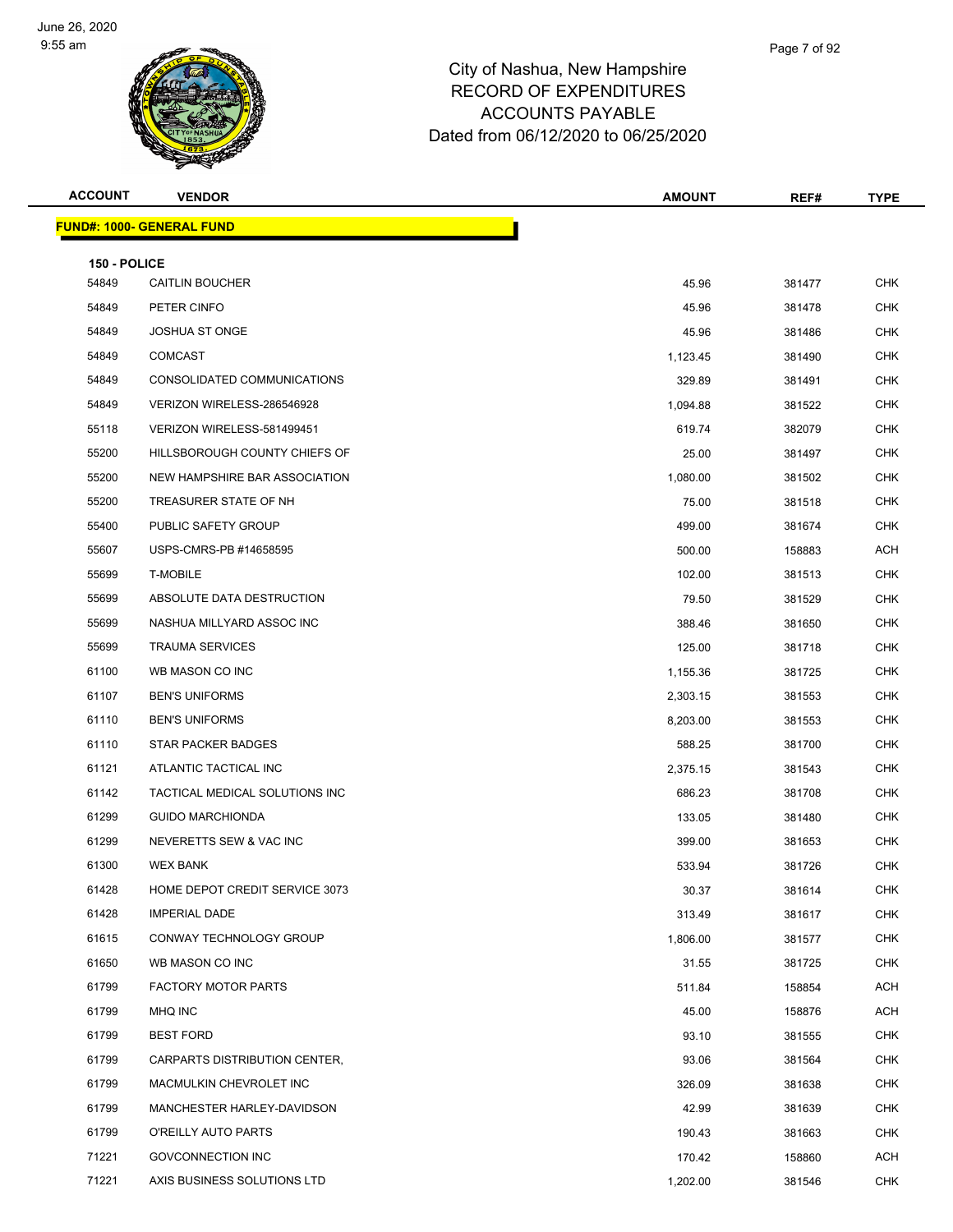# City of Nashua, New Hampshire
## RECORD OF EXPENDITURES
## ACCOUNTS PAYABLE
## Dated from 06/12/2020 to 06/25/2020

| ACCOUNT | VENDOR | AMOUNT | REF# | TYPE |
|---|---|---|---|---|
| **FUND#: 1000- GENERAL FUND** | | | | |
| **150 - POLICE** | | | | |
| 54849 | CAITLIN BOUCHER | 45.96 | 381477 | CHK |
| 54849 | PETER CINFO | 45.96 | 381478 | CHK |
| 54849 | JOSHUA ST ONGE | 45.96 | 381486 | CHK |
| 54849 | COMCAST | 1,123.45 | 381490 | CHK |
| 54849 | CONSOLIDATED COMMUNICATIONS | 329.89 | 381491 | CHK |
| 54849 | VERIZON WIRELESS-286546928 | 1,094.88 | 381522 | CHK |
| 55118 | VERIZON WIRELESS-581499451 | 619.74 | 382079 | CHK |
| 55200 | HILLSBOROUGH COUNTY CHIEFS OF | 25.00 | 381497 | CHK |
| 55200 | NEW HAMPSHIRE BAR ASSOCIATION | 1,080.00 | 381502 | CHK |
| 55200 | TREASURER STATE OF NH | 75.00 | 381518 | CHK |
| 55400 | PUBLIC SAFETY GROUP | 499.00 | 381674 | CHK |
| 55607 | USPS-CMRS-PB #14658595 | 500.00 | 158883 | ACH |
| 55699 | T-MOBILE | 102.00 | 381513 | CHK |
| 55699 | ABSOLUTE DATA DESTRUCTION | 79.50 | 381529 | CHK |
| 55699 | NASHUA MILLYARD ASSOC INC | 388.46 | 381650 | CHK |
| 55699 | TRAUMA SERVICES | 125.00 | 381718 | CHK |
| 61100 | WB MASON CO INC | 1,155.36 | 381725 | CHK |
| 61107 | BEN'S UNIFORMS | 2,303.15 | 381553 | CHK |
| 61110 | BEN'S UNIFORMS | 8,203.00 | 381553 | CHK |
| 61110 | STAR PACKER BADGES | 588.25 | 381700 | CHK |
| 61121 | ATLANTIC TACTICAL INC | 2,375.15 | 381543 | CHK |
| 61142 | TACTICAL MEDICAL SOLUTIONS INC | 686.23 | 381708 | CHK |
| 61299 | GUIDO MARCHIONDA | 133.05 | 381480 | CHK |
| 61299 | NEVERETTS SEW & VAC INC | 399.00 | 381653 | CHK |
| 61300 | WEX BANK | 533.94 | 381726 | CHK |
| 61428 | HOME DEPOT CREDIT SERVICE 3073 | 30.37 | 381614 | CHK |
| 61428 | IMPERIAL DADE | 313.49 | 381617 | CHK |
| 61615 | CONWAY TECHNOLOGY GROUP | 1,806.00 | 381577 | CHK |
| 61650 | WB MASON CO INC | 31.55 | 381725 | CHK |
| 61799 | FACTORY MOTOR PARTS | 511.84 | 158854 | ACH |
| 61799 | MHQ INC | 45.00 | 158876 | ACH |
| 61799 | BEST FORD | 93.10 | 381555 | CHK |
| 61799 | CARPARTS DISTRIBUTION CENTER, | 93.06 | 381564 | CHK |
| 61799 | MACMULKIN CHEVROLET INC | 326.09 | 381638 | CHK |
| 61799 | MANCHESTER HARLEY-DAVIDSON | 42.99 | 381639 | CHK |
| 61799 | O'REILLY AUTO PARTS | 190.43 | 381663 | CHK |
| 71221 | GOVCONNECTION INC | 170.42 | 158860 | ACH |
| 71221 | AXIS BUSINESS SOLUTIONS LTD | 1,202.00 | 381546 | CHK |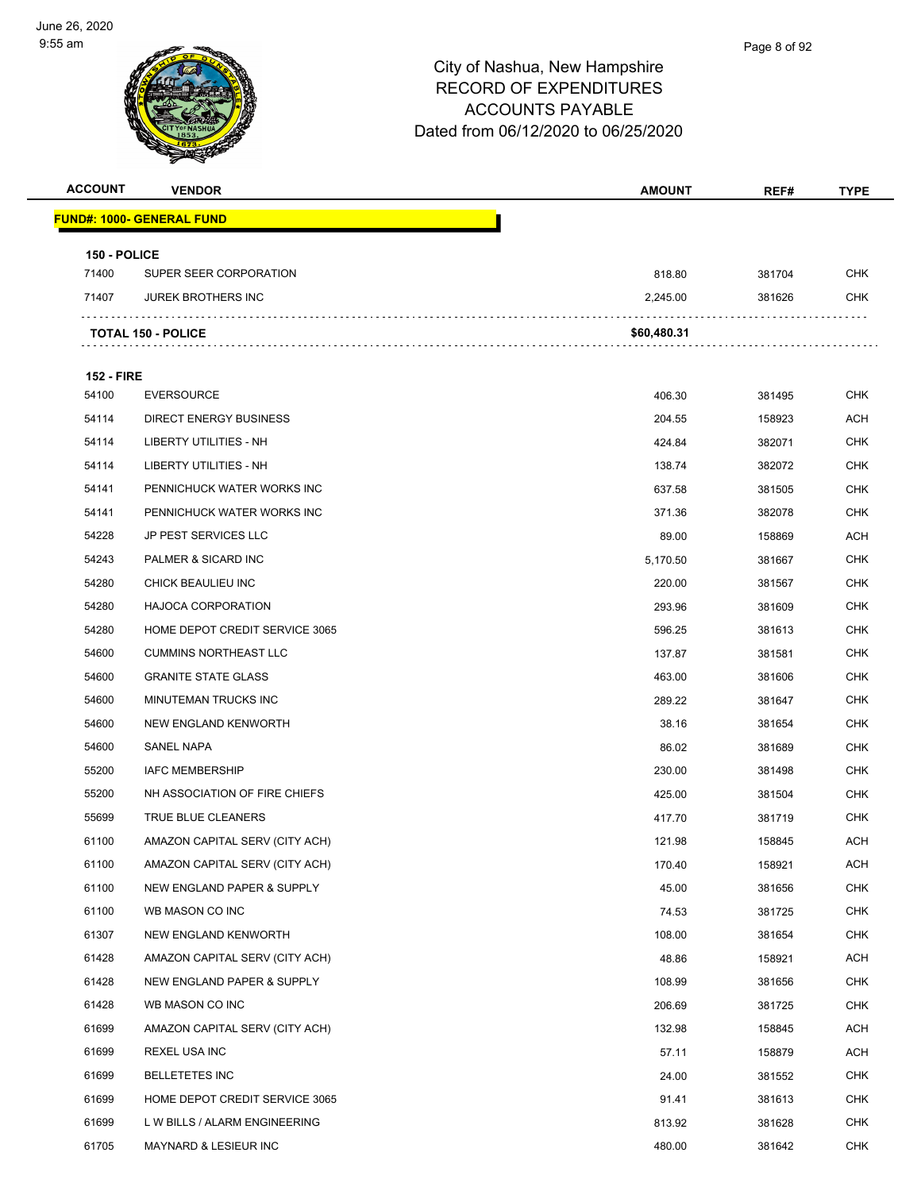City of Nashua, New Hampshire
RECORD OF EXPENDITURES
ACCOUNTS PAYABLE
Dated from 06/12/2020 to 06/25/2020

| ACCOUNT | VENDOR | AMOUNT | REF# | TYPE |
|---|---|---|---|---|
| **FUND#: 1000- GENERAL FUND** | | | | |
| **150 - POLICE** | | | | |
| 71400 | SUPER SEER CORPORATION | 818.80 | 381704 | CHK |
| 71407 | JUREK BROTHERS INC | 2,245.00 | 381626 | CHK |
| | **TOTAL 150 - POLICE** | **$60,480.31** | | |
| **152 - FIRE** | | | | |
| 54100 | EVERSOURCE | 406.30 | 381495 | CHK |
| 54114 | DIRECT ENERGY BUSINESS | 204.55 | 158923 | ACH |
| 54114 | LIBERTY UTILITIES - NH | 424.84 | 382071 | CHK |
| 54114 | LIBERTY UTILITIES - NH | 138.74 | 382072 | CHK |
| 54141 | PENNICHUCK WATER WORKS INC | 637.58 | 381505 | CHK |
| 54141 | PENNICHUCK WATER WORKS INC | 371.36 | 382078 | CHK |
| 54228 | JP PEST SERVICES LLC | 89.00 | 158869 | ACH |
| 54243 | PALMER & SICARD INC | 5,170.50 | 381667 | CHK |
| 54280 | CHICK BEAULIEU INC | 220.00 | 381567 | CHK |
| 54280 | HAJOCA CORPORATION | 293.96 | 381609 | CHK |
| 54280 | HOME DEPOT CREDIT SERVICE 3065 | 596.25 | 381613 | CHK |
| 54600 | CUMMINS NORTHEAST LLC | 137.87 | 381581 | CHK |
| 54600 | GRANITE STATE GLASS | 463.00 | 381606 | CHK |
| 54600 | MINUTEMAN TRUCKS INC | 289.22 | 381647 | CHK |
| 54600 | NEW ENGLAND KENWORTH | 38.16 | 381654 | CHK |
| 54600 | SANEL NAPA | 86.02 | 381689 | CHK |
| 55200 | IAFC MEMBERSHIP | 230.00 | 381498 | CHK |
| 55200 | NH ASSOCIATION OF FIRE CHIEFS | 425.00 | 381504 | CHK |
| 55699 | TRUE BLUE CLEANERS | 417.70 | 381719 | CHK |
| 61100 | AMAZON CAPITAL SERV (CITY ACH) | 121.98 | 158845 | ACH |
| 61100 | AMAZON CAPITAL SERV (CITY ACH) | 170.40 | 158921 | ACH |
| 61100 | NEW ENGLAND PAPER & SUPPLY | 45.00 | 381656 | CHK |
| 61100 | WB MASON CO INC | 74.53 | 381725 | CHK |
| 61307 | NEW ENGLAND KENWORTH | 108.00 | 381654 | CHK |
| 61428 | AMAZON CAPITAL SERV (CITY ACH) | 48.86 | 158921 | ACH |
| 61428 | NEW ENGLAND PAPER & SUPPLY | 108.99 | 381656 | CHK |
| 61428 | WB MASON CO INC | 206.69 | 381725 | CHK |
| 61699 | AMAZON CAPITAL SERV (CITY ACH) | 132.98 | 158845 | ACH |
| 61699 | REXEL USA INC | 57.11 | 158879 | ACH |
| 61699 | BELLETETES INC | 24.00 | 381552 | CHK |
| 61699 | HOME DEPOT CREDIT SERVICE 3065 | 91.41 | 381613 | CHK |
| 61699 | L W BILLS / ALARM ENGINEERING | 813.92 | 381628 | CHK |
| 61705 | MAYNARD & LESIEUR INC | 480.00 | 381642 | CHK |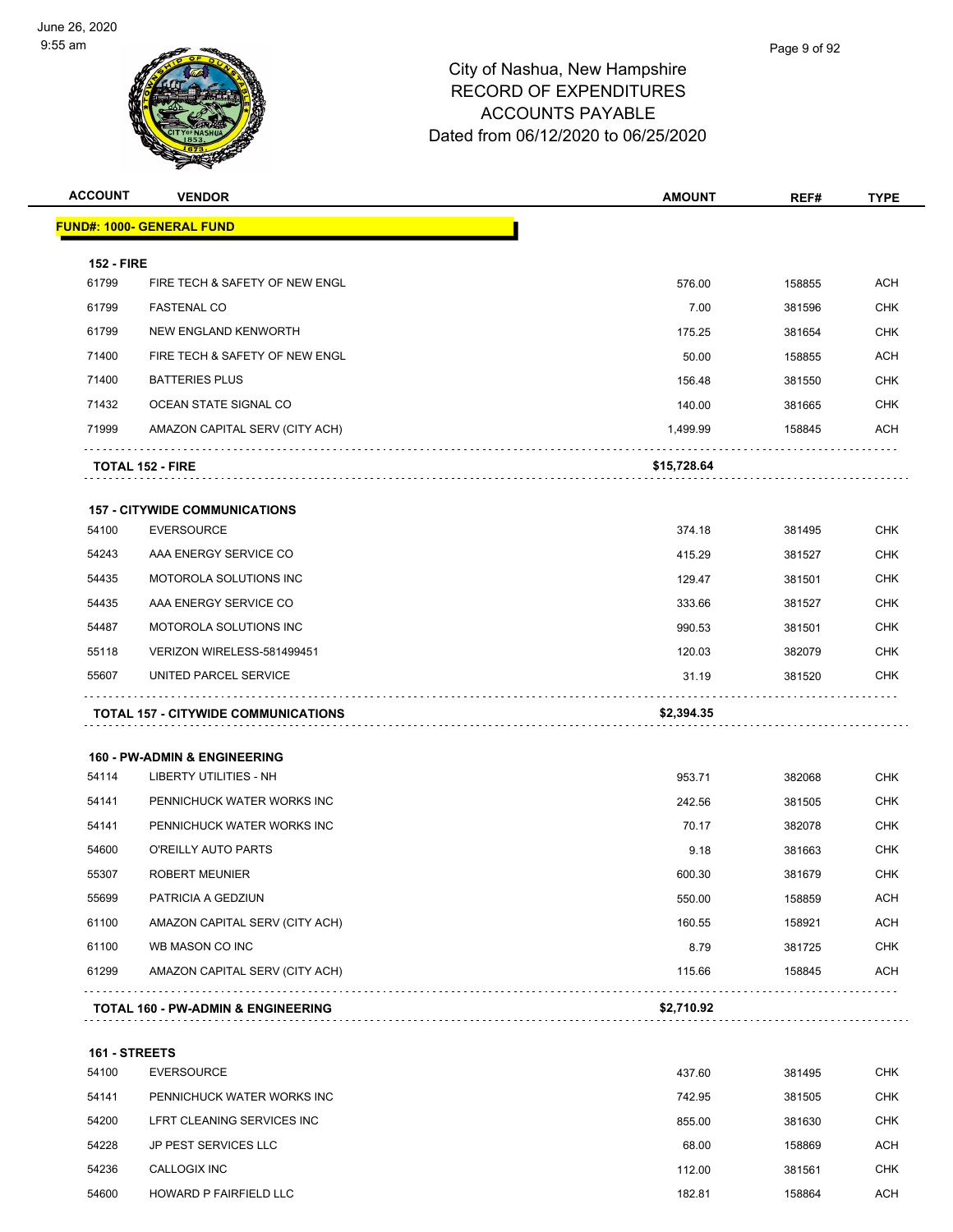# City of Nashua, New Hampshire
## RECORD OF EXPENDITURES
## ACCOUNTS PAYABLE
## Dated from 06/12/2020 to 06/25/2020

| ACCOUNT | VENDOR | AMOUNT | REF# | TYPE |
|---|---|---|---|---|
| **FUND#: 1000- GENERAL FUND** | | | | |
| **152 - FIRE** | | | | |
| 61799 | FIRE TECH & SAFETY OF NEW ENGL | 576.00 | 158855 | ACH |
| 61799 | FASTENAL CO | 7.00 | 381596 | CHK |
| 61799 | NEW ENGLAND KENWORTH | 175.25 | 381654 | CHK |
| 71400 | FIRE TECH & SAFETY OF NEW ENGL | 50.00 | 158855 | ACH |
| 71400 | BATTERIES PLUS | 156.48 | 381550 | CHK |
| 71432 | OCEAN STATE SIGNAL CO | 140.00 | 381665 | CHK |
| 71999 | AMAZON CAPITAL SERV (CITY ACH) | 1,499.99 | 158845 | ACH |
| **TOTAL 152 - FIRE** | | **$15,728.64** | | |
| **157 - CITYWIDE COMMUNICATIONS** | | | | |
| 54100 | EVERSOURCE | 374.18 | 381495 | CHK |
| 54243 | AAA ENERGY SERVICE CO | 415.29 | 381527 | CHK |
| 54435 | MOTOROLA SOLUTIONS INC | 129.47 | 381501 | CHK |
| 54435 | AAA ENERGY SERVICE CO | 333.66 | 381527 | CHK |
| 54487 | MOTOROLA SOLUTIONS INC | 990.53 | 381501 | CHK |
| 55118 | VERIZON WIRELESS-581499451 | 120.03 | 382079 | CHK |
| 55607 | UNITED PARCEL SERVICE | 31.19 | 381520 | CHK |
| **TOTAL 157 - CITYWIDE COMMUNICATIONS** | | **$2,394.35** | | |
| **160 - PW-ADMIN & ENGINEERING** | | | | |
| 54114 | LIBERTY UTILITIES - NH | 953.71 | 382068 | CHK |
| 54141 | PENNICHUCK WATER WORKS INC | 242.56 | 381505 | CHK |
| 54141 | PENNICHUCK WATER WORKS INC | 70.17 | 382078 | CHK |
| 54600 | O'REILLY AUTO PARTS | 9.18 | 381663 | CHK |
| 55307 | ROBERT MEUNIER | 600.30 | 381679 | CHK |
| 55699 | PATRICIA A GEDZIUN | 550.00 | 158859 | ACH |
| 61100 | AMAZON CAPITAL SERV (CITY ACH) | 160.55 | 158921 | ACH |
| 61100 | WB MASON CO INC | 8.79 | 381725 | CHK |
| 61299 | AMAZON CAPITAL SERV (CITY ACH) | 115.66 | 158845 | ACH |
| **TOTAL 160 - PW-ADMIN & ENGINEERING** | | **$2,710.92** | | |
| **161 - STREETS** | | | | |
| 54100 | EVERSOURCE | 437.60 | 381495 | CHK |
| 54141 | PENNICHUCK WATER WORKS INC | 742.95 | 381505 | CHK |
| 54200 | LFRT CLEANING SERVICES INC | 855.00 | 381630 | CHK |
| 54228 | JP PEST SERVICES LLC | 68.00 | 158869 | ACH |
| 54236 | CALLOGIX INC | 112.00 | 381561 | CHK |
| 54600 | HOWARD P FAIRFIELD LLC | 182.81 | 158864 | ACH |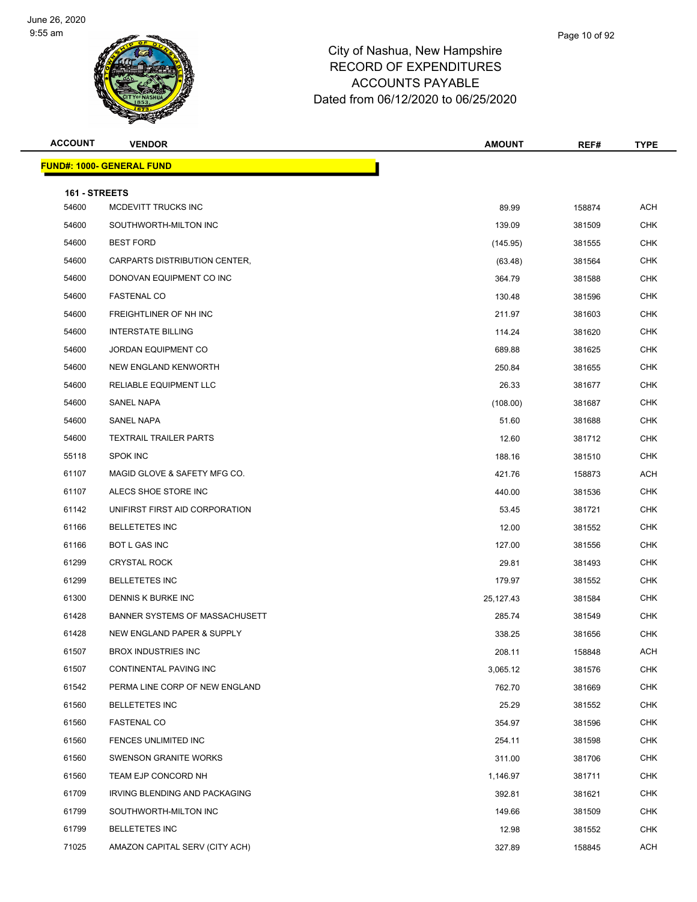# City of Nashua, New Hampshire
# RECORD OF EXPENDITURES
# ACCOUNTS PAYABLE
# Dated from 06/12/2020 to 06/25/2020

**FUND#: 1000- GENERAL FUND**

**161 - STREETS**

| ACCOUNT | VENDOR | AMOUNT | REF# | TYPE |
|---|---|---|---|---|
| 54600 | MCDEVITT TRUCKS INC | 89.99 | 158874 | ACH |
| 54600 | SOUTHWORTH-MILTON INC | 139.09 | 381509 | CHK |
| 54600 | BEST FORD | (145.95) | 381555 | CHK |
| 54600 | CARPARTS DISTRIBUTION CENTER, | (63.48) | 381564 | CHK |
| 54600 | DONOVAN EQUIPMENT CO INC | 364.79 | 381588 | CHK |
| 54600 | FASTENAL CO | 130.48 | 381596 | CHK |
| 54600 | FREIGHTLINER OF NH INC | 211.97 | 381603 | CHK |
| 54600 | INTERSTATE BILLING | 114.24 | 381620 | CHK |
| 54600 | JORDAN EQUIPMENT CO | 689.88 | 381625 | CHK |
| 54600 | NEW ENGLAND KENWORTH | 250.84 | 381655 | CHK |
| 54600 | RELIABLE EQUIPMENT LLC | 26.33 | 381677 | CHK |
| 54600 | SANEL NAPA | (108.00) | 381687 | CHK |
| 54600 | SANEL NAPA | 51.60 | 381688 | CHK |
| 54600 | TEXTRAIL TRAILER PARTS | 12.60 | 381712 | CHK |
| 55118 | SPOK INC | 188.16 | 381510 | CHK |
| 61107 | MAGID GLOVE & SAFETY MFG CO. | 421.76 | 158873 | ACH |
| 61107 | ALECS SHOE STORE INC | 440.00 | 381536 | CHK |
| 61142 | UNIFIRST FIRST AID CORPORATION | 53.45 | 381721 | CHK |
| 61166 | BELLETETES INC | 12.00 | 381552 | CHK |
| 61166 | BOT L GAS INC | 127.00 | 381556 | CHK |
| 61299 | CRYSTAL ROCK | 29.81 | 381493 | CHK |
| 61299 | BELLETETES INC | 179.97 | 381552 | CHK |
| 61300 | DENNIS K BURKE INC | 25,127.43 | 381584 | CHK |
| 61428 | BANNER SYSTEMS OF MASSACHUSETT | 285.74 | 381549 | CHK |
| 61428 | NEW ENGLAND PAPER & SUPPLY | 338.25 | 381656 | CHK |
| 61507 | BROX INDUSTRIES INC | 208.11 | 158848 | ACH |
| 61507 | CONTINENTAL PAVING INC | 3,065.12 | 381576 | CHK |
| 61542 | PERMA LINE CORP OF NEW ENGLAND | 762.70 | 381669 | CHK |
| 61560 | BELLETETES INC | 25.29 | 381552 | CHK |
| 61560 | FASTENAL CO | 354.97 | 381596 | CHK |
| 61560 | FENCES UNLIMITED INC | 254.11 | 381598 | CHK |
| 61560 | SWENSON GRANITE WORKS | 311.00 | 381706 | CHK |
| 61560 | TEAM EJP CONCORD NH | 1,146.97 | 381711 | CHK |
| 61709 | IRVING BLENDING AND PACKAGING | 392.81 | 381621 | CHK |
| 61799 | SOUTHWORTH-MILTON INC | 149.66 | 381509 | CHK |
| 61799 | BELLETETES INC | 12.98 | 381552 | CHK |
| 71025 | AMAZON CAPITAL SERV (CITY ACH) | 327.89 | 158845 | ACH |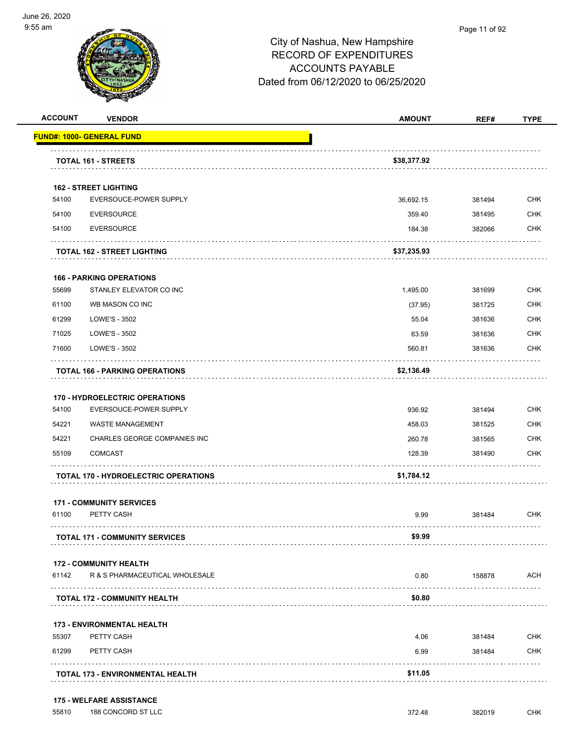June 26, 2020
9:55 am

# City of Nashua, New Hampshire
## RECORD OF EXPENDITURES
## ACCOUNTS PAYABLE
## Dated from 06/12/2020 to 06/25/2020

| ACCOUNT | VENDOR | AMOUNT | REF# | TYPE |
|---|---|---|---|---|
| **FUND#: 1000- GENERAL FUND** | | | | |
| | **TOTAL 161 - STREETS** | **$38,377.92** | | |
| | **162 - STREET LIGHTING** | | | |
| 54100 | EVERSOUCE-POWER SUPPLY | 36,692.15 | 381494 | CHK |
| 54100 | EVERSOURCE | 359.40 | 381495 | CHK |
| 54100 | EVERSOURCE | 184.38 | 382066 | CHK |
| | **TOTAL 162 - STREET LIGHTING** | **$37,235.93** | | |
| | **166 - PARKING OPERATIONS** | | | |
| 55699 | STANLEY ELEVATOR CO INC | 1,495.00 | 381699 | CHK |
| 61100 | WB MASON CO INC | (37.95) | 381725 | CHK |
| 61299 | LOWE'S - 3502 | 55.04 | 381636 | CHK |
| 71025 | LOWE'S - 3502 | 63.59 | 381636 | CHK |
| 71600 | LOWE'S - 3502 | 560.81 | 381636 | CHK |
| | **TOTAL 166 - PARKING OPERATIONS** | **$2,136.49** | | |
| | **170 - HYDROELECTRIC OPERATIONS** | | | |
| 54100 | EVERSOUCE-POWER SUPPLY | 936.92 | 381494 | CHK |
| 54221 | WASTE MANAGEMENT | 458.03 | 381525 | CHK |
| 54221 | CHARLES GEORGE COMPANIES INC | 260.78 | 381565 | CHK |
| 55109 | COMCAST | 128.39 | 381490 | CHK |
| | **TOTAL 170 - HYDROELECTRIC OPERATIONS** | **$1,784.12** | | |
| | **171 - COMMUNITY SERVICES** | | | |
| 61100 | PETTY CASH | 9.99 | 381484 | CHK |
| | **TOTAL 171 - COMMUNITY SERVICES** | **$9.99** | | |
| | **172 - COMMUNITY HEALTH** | | | |
| 61142 | R & S PHARMACEUTICAL WHOLESALE | 0.80 | 158878 | ACH |
| | **TOTAL 172 - COMMUNITY HEALTH** | **$0.80** | | |
| | **173 - ENVIRONMENTAL HEALTH** | | | |
| 55307 | PETTY CASH | 4.06 | 381484 | CHK |
| 61299 | PETTY CASH | 6.99 | 381484 | CHK |
| | **TOTAL 173 - ENVIRONMENTAL HEALTH** | **$11.05** | | |
| | **175 - WELFARE ASSISTANCE** | | | |
| 55810 | 188 CONCORD ST LLC | 372.48 | 382019 | CHK |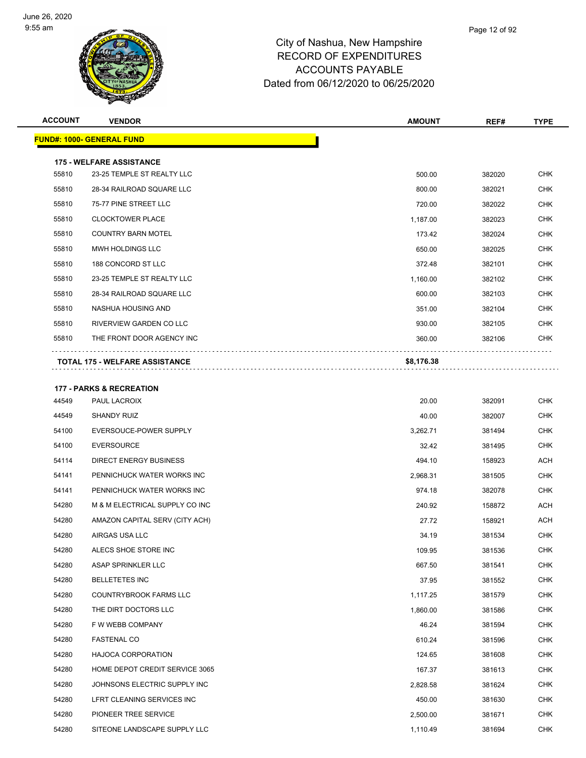City of Nashua, New Hampshire
RECORD OF EXPENDITURES
ACCOUNTS PAYABLE
Dated from 06/12/2020 to 06/25/2020

| ACCOUNT | VENDOR | AMOUNT | REF# | TYPE |
|---|---|---|---|---|
| **FUND#: 1000- GENERAL FUND** | | | | |
| **175 - WELFARE ASSISTANCE** | | | | |
| 55810 | 23-25 TEMPLE ST REALTY LLC | 500.00 | 382020 | CHK |
| 55810 | 28-34 RAILROAD SQUARE LLC | 800.00 | 382021 | CHK |
| 55810 | 75-77 PINE STREET LLC | 720.00 | 382022 | CHK |
| 55810 | CLOCKTOWER PLACE | 1,187.00 | 382023 | CHK |
| 55810 | COUNTRY BARN MOTEL | 173.42 | 382024 | CHK |
| 55810 | MWH HOLDINGS LLC | 650.00 | 382025 | CHK |
| 55810 | 188 CONCORD ST LLC | 372.48 | 382101 | CHK |
| 55810 | 23-25 TEMPLE ST REALTY LLC | 1,160.00 | 382102 | CHK |
| 55810 | 28-34 RAILROAD SQUARE LLC | 600.00 | 382103 | CHK |
| 55810 | NASHUA HOUSING AND | 351.00 | 382104 | CHK |
| 55810 | RIVERVIEW GARDEN CO LLC | 930.00 | 382105 | CHK |
| 55810 | THE FRONT DOOR AGENCY INC | 360.00 | 382106 | CHK |
| | **TOTAL 175 - WELFARE ASSISTANCE** | **$8,176.38** | | |
| **177 - PARKS & RECREATION** | | | | |
| 44549 | PAUL LACROIX | 20.00 | 382091 | CHK |
| 44549 | SHANDY RUIZ | 40.00 | 382007 | CHK |
| 54100 | EVERSOUCE-POWER SUPPLY | 3,262.71 | 381494 | CHK |
| 54100 | EVERSOURCE | 32.42 | 381495 | CHK |
| 54114 | DIRECT ENERGY BUSINESS | 494.10 | 158923 | ACH |
| 54141 | PENNICHUCK WATER WORKS INC | 2,968.31 | 381505 | CHK |
| 54141 | PENNICHUCK WATER WORKS INC | 974.18 | 382078 | CHK |
| 54280 | M & M ELECTRICAL SUPPLY CO INC | 240.92 | 158872 | ACH |
| 54280 | AMAZON CAPITAL SERV (CITY ACH) | 27.72 | 158921 | ACH |
| 54280 | AIRGAS USA LLC | 34.19 | 381534 | CHK |
| 54280 | ALECS SHOE STORE INC | 109.95 | 381536 | CHK |
| 54280 | ASAP SPRINKLER LLC | 667.50 | 381541 | CHK |
| 54280 | BELLETETES INC | 37.95 | 381552 | CHK |
| 54280 | COUNTRYBROOK FARMS LLC | 1,117.25 | 381579 | CHK |
| 54280 | THE DIRT DOCTORS LLC | 1,860.00 | 381586 | CHK |
| 54280 | F W WEBB COMPANY | 46.24 | 381594 | CHK |
| 54280 | FASTENAL CO | 610.24 | 381596 | CHK |
| 54280 | HAJOCA CORPORATION | 124.65 | 381608 | CHK |
| 54280 | HOME DEPOT CREDIT SERVICE 3065 | 167.37 | 381613 | CHK |
| 54280 | JOHNSONS ELECTRIC SUPPLY INC | 2,828.58 | 381624 | CHK |
| 54280 | LFRT CLEANING SERVICES INC | 450.00 | 381630 | CHK |
| 54280 | PIONEER TREE SERVICE | 2,500.00 | 381671 | CHK |
| 54280 | SITEONE LANDSCAPE SUPPLY LLC | 1,110.49 | 381694 | CHK |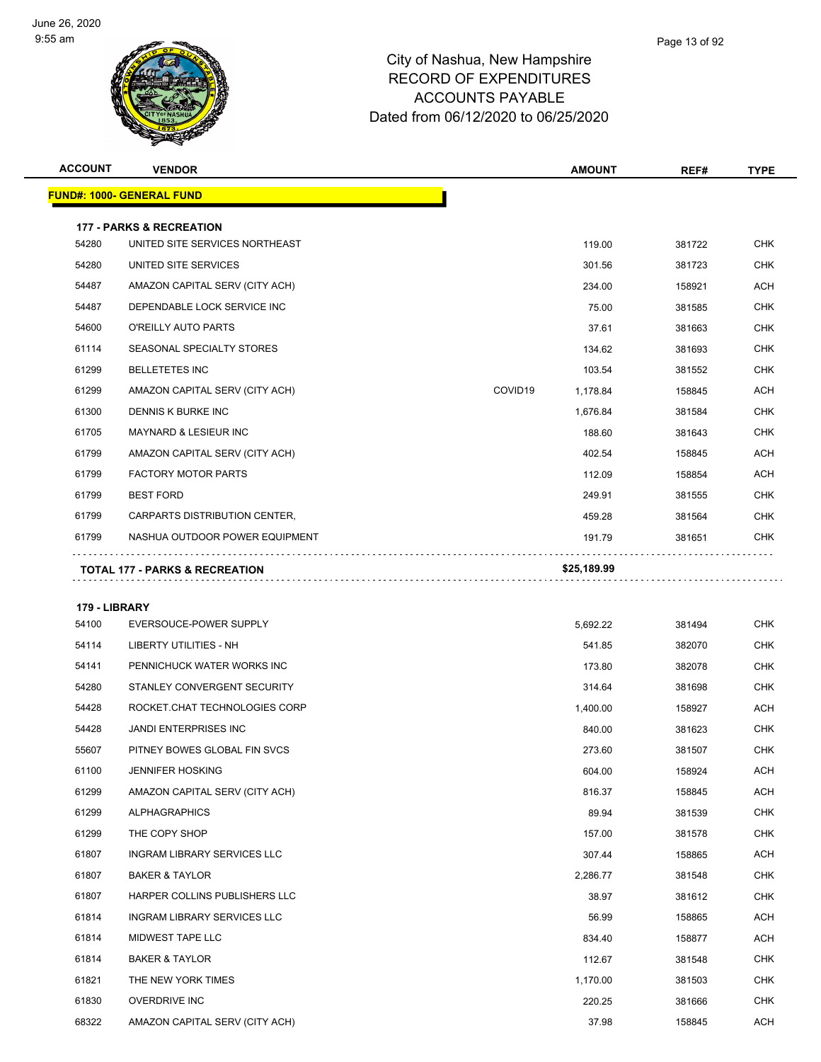City of Nashua, New Hampshire
RECORD OF EXPENDITURES
ACCOUNTS PAYABLE
Dated from 06/12/2020 to 06/25/2020

June 26, 2020
9:55 am

| ACCOUNT | VENDOR | | AMOUNT | REF# | TYPE |
|---|---|---|---|---|---|
| **FUND#: 1000- GENERAL FUND** | | | | | |
| **177 - PARKS & RECREATION** | | | | | |
| 54280 | UNITED SITE SERVICES NORTHEAST | | 119.00 | 381722 | CHK |
| 54280 | UNITED SITE SERVICES | | 301.56 | 381723 | CHK |
| 54487 | AMAZON CAPITAL SERV (CITY ACH) | | 234.00 | 158921 | ACH |
| 54487 | DEPENDABLE LOCK SERVICE INC | | 75.00 | 381585 | CHK |
| 54600 | O'REILLY AUTO PARTS | | 37.61 | 381663 | CHK |
| 61114 | SEASONAL SPECIALTY STORES | | 134.62 | 381693 | CHK |
| 61299 | BELLETETES INC | | 103.54 | 381552 | CHK |
| 61299 | AMAZON CAPITAL SERV (CITY ACH) | COVID19 | 1,178.84 | 158845 | ACH |
| 61300 | DENNIS K BURKE INC | | 1,676.84 | 381584 | CHK |
| 61705 | MAYNARD & LESIEUR INC | | 188.60 | 381643 | CHK |
| 61799 | AMAZON CAPITAL SERV (CITY ACH) | | 402.54 | 158845 | ACH |
| 61799 | FACTORY MOTOR PARTS | | 112.09 | 158854 | ACH |
| 61799 | BEST FORD | | 249.91 | 381555 | CHK |
| 61799 | CARPARTS DISTRIBUTION CENTER, | | 459.28 | 381564 | CHK |
| 61799 | NASHUA OUTDOOR POWER EQUIPMENT | | 191.79 | 381651 | CHK |
| **TOTAL 177 - PARKS & RECREATION** | | | **$25,189.99** | | |
| **179 - LIBRARY** | | | | | |
| 54100 | EVERSOUCE-POWER SUPPLY | | 5,692.22 | 381494 | CHK |
| 54114 | LIBERTY UTILITIES - NH | | 541.85 | 382070 | CHK |
| 54141 | PENNICHUCK WATER WORKS INC | | 173.80 | 382078 | CHK |
| 54280 | STANLEY CONVERGENT SECURITY | | 314.64 | 381698 | CHK |
| 54428 | ROCKET.CHAT TECHNOLOGIES CORP | | 1,400.00 | 158927 | ACH |
| 54428 | JANDI ENTERPRISES INC | | 840.00 | 381623 | CHK |
| 55607 | PITNEY BOWES GLOBAL FIN SVCS | | 273.60 | 381507 | CHK |
| 61100 | JENNIFER HOSKING | | 604.00 | 158924 | ACH |
| 61299 | AMAZON CAPITAL SERV (CITY ACH) | | 816.37 | 158845 | ACH |
| 61299 | ALPHAGRAPHICS | | 89.94 | 381539 | CHK |
| 61299 | THE COPY SHOP | | 157.00 | 381578 | CHK |
| 61807 | INGRAM LIBRARY SERVICES LLC | | 307.44 | 158865 | ACH |
| 61807 | BAKER & TAYLOR | | 2,286.77 | 381548 | CHK |
| 61807 | HARPER COLLINS PUBLISHERS LLC | | 38.97 | 381612 | CHK |
| 61814 | INGRAM LIBRARY SERVICES LLC | | 56.99 | 158865 | ACH |
| 61814 | MIDWEST TAPE LLC | | 834.40 | 158877 | ACH |
| 61814 | BAKER & TAYLOR | | 112.67 | 381548 | CHK |
| 61821 | THE NEW YORK TIMES | | 1,170.00 | 381503 | CHK |
| 61830 | OVERDRIVE INC | | 220.25 | 381666 | CHK |
| 68322 | AMAZON CAPITAL SERV (CITY ACH) | | 37.98 | 158845 | ACH |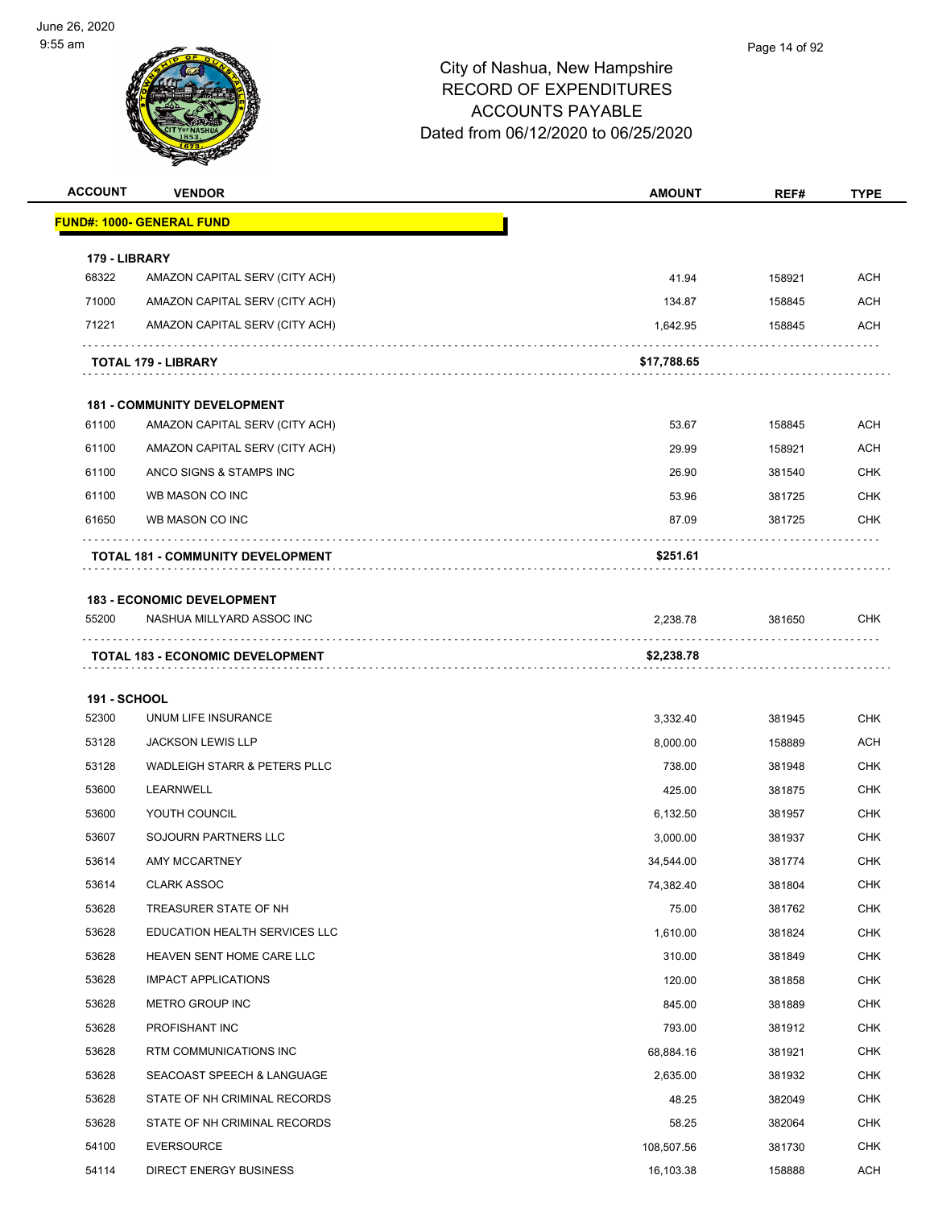City of Nashua, New Hampshire
RECORD OF EXPENDITURES
ACCOUNTS PAYABLE
Dated from 06/12/2020 to 06/25/2020

| ACCOUNT | VENDOR | AMOUNT | REF# | TYPE |
|---|---|---|---|---|
| **FUND#: 1000- GENERAL FUND** | | | | |
| **179 - LIBRARY** | | | | |
| 68322 | AMAZON CAPITAL SERV (CITY ACH) | 41.94 | 158921 | ACH |
| 71000 | AMAZON CAPITAL SERV (CITY ACH) | 134.87 | 158845 | ACH |
| 71221 | AMAZON CAPITAL SERV (CITY ACH) | 1,642.95 | 158845 | ACH |
| | **TOTAL 179 - LIBRARY** | **$17,788.65** | | |
| **181 - COMMUNITY DEVELOPMENT** | | | | |
| 61100 | AMAZON CAPITAL SERV (CITY ACH) | 53.67 | 158845 | ACH |
| 61100 | AMAZON CAPITAL SERV (CITY ACH) | 29.99 | 158921 | ACH |
| 61100 | ANCO SIGNS & STAMPS INC | 26.90 | 381540 | CHK |
| 61100 | WB MASON CO INC | 53.96 | 381725 | CHK |
| 61650 | WB MASON CO INC | 87.09 | 381725 | CHK |
| | **TOTAL 181 - COMMUNITY DEVELOPMENT** | **$251.61** | | |
| **183 - ECONOMIC DEVELOPMENT** | | | | |
| 55200 | NASHUA MILLYARD ASSOC INC | 2,238.78 | 381650 | CHK |
| | **TOTAL 183 - ECONOMIC DEVELOPMENT** | **$2,238.78** | | |
| **191 - SCHOOL** | | | | |
| 52300 | UNUM LIFE INSURANCE | 3,332.40 | 381945 | CHK |
| 53128 | JACKSON LEWIS LLP | 8,000.00 | 158889 | ACH |
| 53128 | WADLEIGH STARR & PETERS PLLC | 738.00 | 381948 | CHK |
| 53600 | LEARNWELL | 425.00 | 381875 | CHK |
| 53600 | YOUTH COUNCIL | 6,132.50 | 381957 | CHK |
| 53607 | SOJOURN PARTNERS LLC | 3,000.00 | 381937 | CHK |
| 53614 | AMY MCCARTNEY | 34,544.00 | 381774 | CHK |
| 53614 | CLARK ASSOC | 74,382.40 | 381804 | CHK |
| 53628 | TREASURER STATE OF NH | 75.00 | 381762 | CHK |
| 53628 | EDUCATION HEALTH SERVICES LLC | 1,610.00 | 381824 | CHK |
| 53628 | HEAVEN SENT HOME CARE LLC | 310.00 | 381849 | CHK |
| 53628 | IMPACT APPLICATIONS | 120.00 | 381858 | CHK |
| 53628 | METRO GROUP INC | 845.00 | 381889 | CHK |
| 53628 | PROFISHANT INC | 793.00 | 381912 | CHK |
| 53628 | RTM COMMUNICATIONS INC | 68,884.16 | 381921 | CHK |
| 53628 | SEACOAST SPEECH & LANGUAGE | 2,635.00 | 381932 | CHK |
| 53628 | STATE OF NH CRIMINAL RECORDS | 48.25 | 382049 | CHK |
| 53628 | STATE OF NH CRIMINAL RECORDS | 58.25 | 382064 | CHK |
| 54100 | EVERSOURCE | 108,507.56 | 381730 | CHK |
| 54114 | DIRECT ENERGY BUSINESS | 16,103.38 | 158888 | ACH |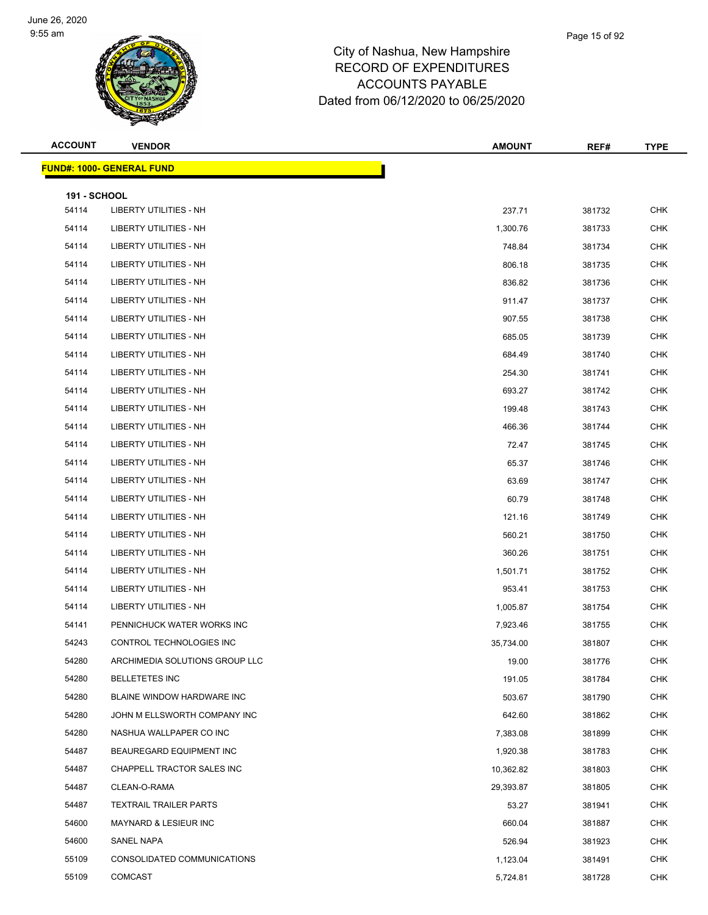# City of Nashua, New Hampshire
## RECORD OF EXPENDITURES
## ACCOUNTS PAYABLE
## Dated from 06/12/2020 to 06/25/2020

| ACCOUNT | VENDOR | AMOUNT | REF# | TYPE |
|---|---|---|---|---|
| **FUND#: 1000- GENERAL FUND** | | | | |
| **191 - SCHOOL** | | | | |
| 54114 | LIBERTY UTILITIES - NH | 237.71 | 381732 | CHK |
| 54114 | LIBERTY UTILITIES - NH | 1,300.76 | 381733 | CHK |
| 54114 | LIBERTY UTILITIES - NH | 748.84 | 381734 | CHK |
| 54114 | LIBERTY UTILITIES - NH | 806.18 | 381735 | CHK |
| 54114 | LIBERTY UTILITIES - NH | 836.82 | 381736 | CHK |
| 54114 | LIBERTY UTILITIES - NH | 911.47 | 381737 | CHK |
| 54114 | LIBERTY UTILITIES - NH | 907.55 | 381738 | CHK |
| 54114 | LIBERTY UTILITIES - NH | 685.05 | 381739 | CHK |
| 54114 | LIBERTY UTILITIES - NH | 684.49 | 381740 | CHK |
| 54114 | LIBERTY UTILITIES - NH | 254.30 | 381741 | CHK |
| 54114 | LIBERTY UTILITIES - NH | 693.27 | 381742 | CHK |
| 54114 | LIBERTY UTILITIES - NH | 199.48 | 381743 | CHK |
| 54114 | LIBERTY UTILITIES - NH | 466.36 | 381744 | CHK |
| 54114 | LIBERTY UTILITIES - NH | 72.47 | 381745 | CHK |
| 54114 | LIBERTY UTILITIES - NH | 65.37 | 381746 | CHK |
| 54114 | LIBERTY UTILITIES - NH | 63.69 | 381747 | CHK |
| 54114 | LIBERTY UTILITIES - NH | 60.79 | 381748 | CHK |
| 54114 | LIBERTY UTILITIES - NH | 121.16 | 381749 | CHK |
| 54114 | LIBERTY UTILITIES - NH | 560.21 | 381750 | CHK |
| 54114 | LIBERTY UTILITIES - NH | 360.26 | 381751 | CHK |
| 54114 | LIBERTY UTILITIES - NH | 1,501.71 | 381752 | CHK |
| 54114 | LIBERTY UTILITIES - NH | 953.41 | 381753 | CHK |
| 54114 | LIBERTY UTILITIES - NH | 1,005.87 | 381754 | CHK |
| 54141 | PENNICHUCK WATER WORKS INC | 7,923.46 | 381755 | CHK |
| 54243 | CONTROL TECHNOLOGIES INC | 35,734.00 | 381807 | CHK |
| 54280 | ARCHIMEDIA SOLUTIONS GROUP LLC | 19.00 | 381776 | CHK |
| 54280 | BELLETETES INC | 191.05 | 381784 | CHK |
| 54280 | BLAINE WINDOW HARDWARE INC | 503.67 | 381790 | CHK |
| 54280 | JOHN M ELLSWORTH COMPANY INC | 642.60 | 381862 | CHK |
| 54280 | NASHUA WALLPAPER CO INC | 7,383.08 | 381899 | CHK |
| 54487 | BEAUREGARD EQUIPMENT INC | 1,920.38 | 381783 | CHK |
| 54487 | CHAPPELL TRACTOR SALES INC | 10,362.82 | 381803 | CHK |
| 54487 | CLEAN-O-RAMA | 29,393.87 | 381805 | CHK |
| 54487 | TEXTRAIL TRAILER PARTS | 53.27 | 381941 | CHK |
| 54600 | MAYNARD & LESIEUR INC | 660.04 | 381887 | CHK |
| 54600 | SANEL NAPA | 526.94 | 381923 | CHK |
| 55109 | CONSOLIDATED COMMUNICATIONS | 1,123.04 | 381491 | CHK |
| 55109 | COMCAST | 5,724.81 | 381728 | CHK |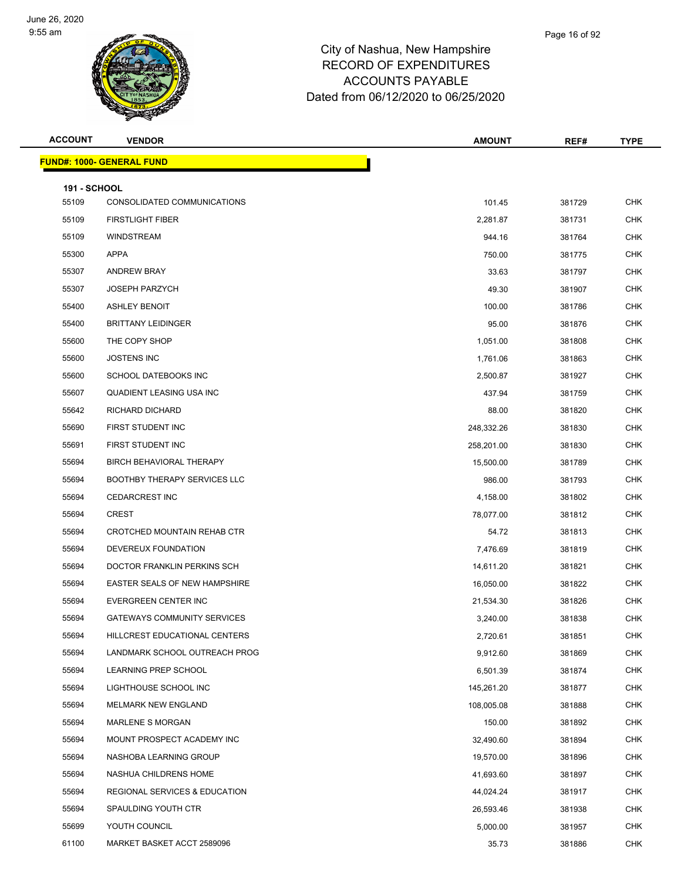# City of Nashua, New Hampshire
## RECORD OF EXPENDITURES
## ACCOUNTS PAYABLE
## Dated from 06/12/2020 to 06/25/2020

| ACCOUNT | VENDOR | AMOUNT | REF# | TYPE |
|---|---|---|---|---|
| **FUND#: 1000- GENERAL FUND** | | | | |
| **191 - SCHOOL** | | | | |
| 55109 | CONSOLIDATED COMMUNICATIONS | 101.45 | 381729 | CHK |
| 55109 | FIRSTLIGHT FIBER | 2,281.87 | 381731 | CHK |
| 55109 | WINDSTREAM | 944.16 | 381764 | CHK |
| 55300 | APPA | 750.00 | 381775 | CHK |
| 55307 | ANDREW BRAY | 33.63 | 381797 | CHK |
| 55307 | JOSEPH PARZYCH | 49.30 | 381907 | CHK |
| 55400 | ASHLEY BENOIT | 100.00 | 381786 | CHK |
| 55400 | BRITTANY LEIDINGER | 95.00 | 381876 | CHK |
| 55600 | THE COPY SHOP | 1,051.00 | 381808 | CHK |
| 55600 | JOSTENS INC | 1,761.06 | 381863 | CHK |
| 55600 | SCHOOL DATEBOOKS INC | 2,500.87 | 381927 | CHK |
| 55607 | QUADIENT LEASING USA INC | 437.94 | 381759 | CHK |
| 55642 | RICHARD DICHARD | 88.00 | 381820 | CHK |
| 55690 | FIRST STUDENT INC | 248,332.26 | 381830 | CHK |
| 55691 | FIRST STUDENT INC | 258,201.00 | 381830 | CHK |
| 55694 | BIRCH BEHAVIORAL THERAPY | 15,500.00 | 381789 | CHK |
| 55694 | BOOTHBY THERAPY SERVICES LLC | 986.00 | 381793 | CHK |
| 55694 | CEDARCREST INC | 4,158.00 | 381802 | CHK |
| 55694 | CREST | 78,077.00 | 381812 | CHK |
| 55694 | CROTCHED MOUNTAIN REHAB CTR | 54.72 | 381813 | CHK |
| 55694 | DEVEREUX FOUNDATION | 7,476.69 | 381819 | CHK |
| 55694 | DOCTOR FRANKLIN PERKINS SCH | 14,611.20 | 381821 | CHK |
| 55694 | EASTER SEALS OF NEW HAMPSHIRE | 16,050.00 | 381822 | CHK |
| 55694 | EVERGREEN CENTER INC | 21,534.30 | 381826 | CHK |
| 55694 | GATEWAYS COMMUNITY SERVICES | 3,240.00 | 381838 | CHK |
| 55694 | HILLCREST EDUCATIONAL CENTERS | 2,720.61 | 381851 | CHK |
| 55694 | LANDMARK SCHOOL OUTREACH PROG | 9,912.60 | 381869 | CHK |
| 55694 | LEARNING PREP SCHOOL | 6,501.39 | 381874 | CHK |
| 55694 | LIGHTHOUSE SCHOOL INC | 145,261.20 | 381877 | CHK |
| 55694 | MELMARK NEW ENGLAND | 108,005.08 | 381888 | CHK |
| 55694 | MARLENE S MORGAN | 150.00 | 381892 | CHK |
| 55694 | MOUNT PROSPECT ACADEMY INC | 32,490.60 | 381894 | CHK |
| 55694 | NASHOBA LEARNING GROUP | 19,570.00 | 381896 | CHK |
| 55694 | NASHUA CHILDRENS HOME | 41,693.60 | 381897 | CHK |
| 55694 | REGIONAL SERVICES & EDUCATION | 44,024.24 | 381917 | CHK |
| 55694 | SPAULDING YOUTH CTR | 26,593.46 | 381938 | CHK |
| 55699 | YOUTH COUNCIL | 5,000.00 | 381957 | CHK |
| 61100 | MARKET BASKET ACCT 2589096 | 35.73 | 381886 | CHK |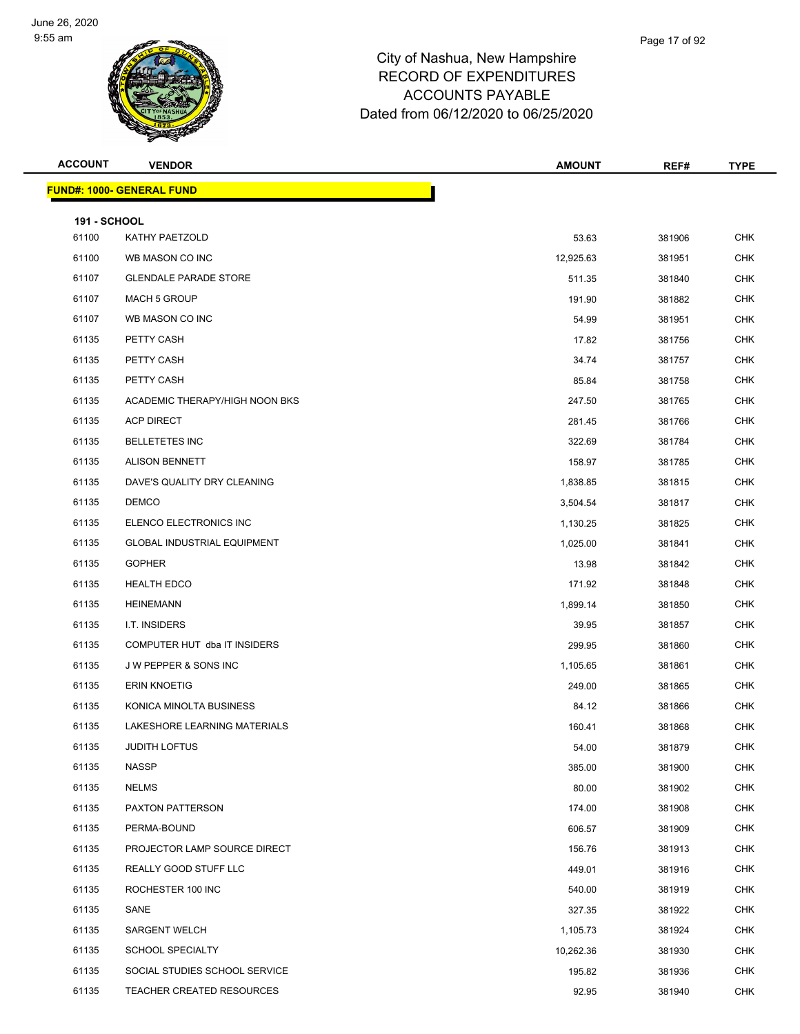# City of Nashua, New Hampshire
## RECORD OF EXPENDITURES
## ACCOUNTS PAYABLE
## Dated from 06/12/2020 to 06/25/2020

| ACCOUNT | VENDOR | AMOUNT | REF# | TYPE |
|---|---|---|---|---|
| **FUND#: 1000- GENERAL FUND** | | | | |
| **191 - SCHOOL** | | | | |
| 61100 | KATHY PAETZOLD | 53.63 | 381906 | CHK |
| 61100 | WB MASON CO INC | 12,925.63 | 381951 | CHK |
| 61107 | GLENDALE PARADE STORE | 511.35 | 381840 | CHK |
| 61107 | MACH 5 GROUP | 191.90 | 381882 | CHK |
| 61107 | WB MASON CO INC | 54.99 | 381951 | CHK |
| 61135 | PETTY CASH | 17.82 | 381756 | CHK |
| 61135 | PETTY CASH | 34.74 | 381757 | CHK |
| 61135 | PETTY CASH | 85.84 | 381758 | CHK |
| 61135 | ACADEMIC THERAPY/HIGH NOON BKS | 247.50 | 381765 | CHK |
| 61135 | ACP DIRECT | 281.45 | 381766 | CHK |
| 61135 | BELLETETES INC | 322.69 | 381784 | CHK |
| 61135 | ALISON BENNETT | 158.97 | 381785 | CHK |
| 61135 | DAVE'S QUALITY DRY CLEANING | 1,838.85 | 381815 | CHK |
| 61135 | DEMCO | 3,504.54 | 381817 | CHK |
| 61135 | ELENCO ELECTRONICS INC | 1,130.25 | 381825 | CHK |
| 61135 | GLOBAL INDUSTRIAL EQUIPMENT | 1,025.00 | 381841 | CHK |
| 61135 | GOPHER | 13.98 | 381842 | CHK |
| 61135 | HEALTH EDCO | 171.92 | 381848 | CHK |
| 61135 | HEINEMANN | 1,899.14 | 381850 | CHK |
| 61135 | I.T. INSIDERS | 39.95 | 381857 | CHK |
| 61135 | COMPUTER HUT dba IT INSIDERS | 299.95 | 381860 | CHK |
| 61135 | J W PEPPER & SONS INC | 1,105.65 | 381861 | CHK |
| 61135 | ERIN KNOETIG | 249.00 | 381865 | CHK |
| 61135 | KONICA MINOLTA BUSINESS | 84.12 | 381866 | CHK |
| 61135 | LAKESHORE LEARNING MATERIALS | 160.41 | 381868 | CHK |
| 61135 | JUDITH LOFTUS | 54.00 | 381879 | CHK |
| 61135 | NASSP | 385.00 | 381900 | CHK |
| 61135 | NELMS | 80.00 | 381902 | CHK |
| 61135 | PAXTON PATTERSON | 174.00 | 381908 | CHK |
| 61135 | PERMA-BOUND | 606.57 | 381909 | CHK |
| 61135 | PROJECTOR LAMP SOURCE DIRECT | 156.76 | 381913 | CHK |
| 61135 | REALLY GOOD STUFF LLC | 449.01 | 381916 | CHK |
| 61135 | ROCHESTER 100 INC | 540.00 | 381919 | CHK |
| 61135 | SANE | 327.35 | 381922 | CHK |
| 61135 | SARGENT WELCH | 1,105.73 | 381924 | CHK |
| 61135 | SCHOOL SPECIALTY | 10,262.36 | 381930 | CHK |
| 61135 | SOCIAL STUDIES SCHOOL SERVICE | 195.82 | 381936 | CHK |
| 61135 | TEACHER CREATED RESOURCES | 92.95 | 381940 | CHK |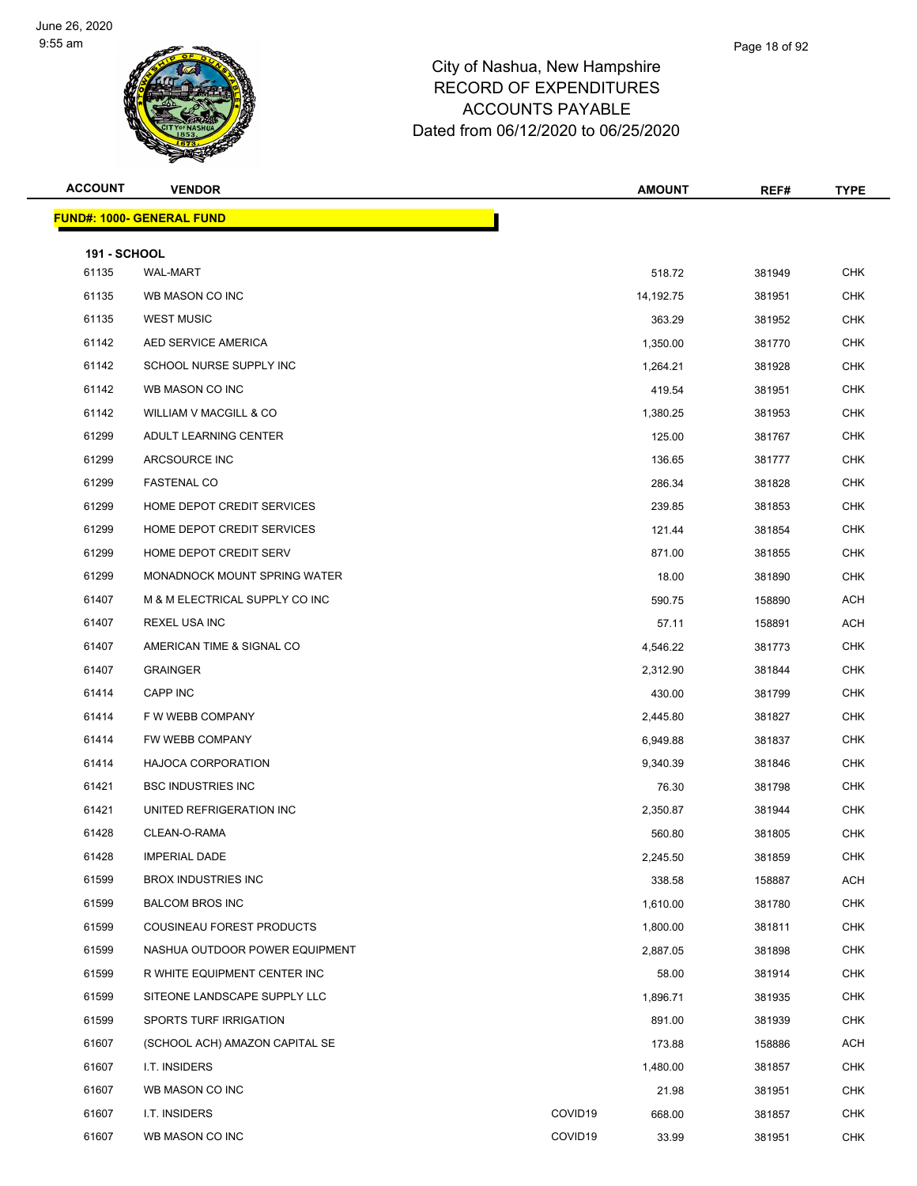# City of Nashua, New Hampshire
# RECORD OF EXPENDITURES
# ACCOUNTS PAYABLE
# Dated from 06/12/2020 to 06/25/2020

| ACCOUNT | VENDOR | | AMOUNT | REF# | TYPE |
|---|---|---|---|---|---|
| **FUND#: 1000- GENERAL FUND** | | | | | |
| **191 - SCHOOL** | | | | | |
| 61135 | WAL-MART | | 518.72 | 381949 | CHK |
| 61135 | WB MASON CO INC | | 14,192.75 | 381951 | CHK |
| 61135 | WEST MUSIC | | 363.29 | 381952 | CHK |
| 61142 | AED SERVICE AMERICA | | 1,350.00 | 381770 | CHK |
| 61142 | SCHOOL NURSE SUPPLY INC | | 1,264.21 | 381928 | CHK |
| 61142 | WB MASON CO INC | | 419.54 | 381951 | CHK |
| 61142 | WILLIAM V MACGILL & CO | | 1,380.25 | 381953 | CHK |
| 61299 | ADULT LEARNING CENTER | | 125.00 | 381767 | CHK |
| 61299 | ARCSOURCE INC | | 136.65 | 381777 | CHK |
| 61299 | FASTENAL CO | | 286.34 | 381828 | CHK |
| 61299 | HOME DEPOT CREDIT SERVICES | | 239.85 | 381853 | CHK |
| 61299 | HOME DEPOT CREDIT SERVICES | | 121.44 | 381854 | CHK |
| 61299 | HOME DEPOT CREDIT SERV | | 871.00 | 381855 | CHK |
| 61299 | MONADNOCK MOUNT SPRING WATER | | 18.00 | 381890 | CHK |
| 61407 | M & M ELECTRICAL SUPPLY CO INC | | 590.75 | 158890 | ACH |
| 61407 | REXEL USA INC | | 57.11 | 158891 | ACH |
| 61407 | AMERICAN TIME & SIGNAL CO | | 4,546.22 | 381773 | CHK |
| 61407 | GRAINGER | | 2,312.90 | 381844 | CHK |
| 61414 | CAPP INC | | 430.00 | 381799 | CHK |
| 61414 | F W WEBB COMPANY | | 2,445.80 | 381827 | CHK |
| 61414 | FW WEBB COMPANY | | 6,949.88 | 381837 | CHK |
| 61414 | HAJOCA CORPORATION | | 9,340.39 | 381846 | CHK |
| 61421 | BSC INDUSTRIES INC | | 76.30 | 381798 | CHK |
| 61421 | UNITED REFRIGERATION INC | | 2,350.87 | 381944 | CHK |
| 61428 | CLEAN-O-RAMA | | 560.80 | 381805 | CHK |
| 61428 | IMPERIAL DADE | | 2,245.50 | 381859 | CHK |
| 61599 | BROX INDUSTRIES INC | | 338.58 | 158887 | ACH |
| 61599 | BALCOM BROS INC | | 1,610.00 | 381780 | CHK |
| 61599 | COUSINEAU FOREST PRODUCTS | | 1,800.00 | 381811 | CHK |
| 61599 | NASHUA OUTDOOR POWER EQUIPMENT | | 2,887.05 | 381898 | CHK |
| 61599 | R WHITE EQUIPMENT CENTER INC | | 58.00 | 381914 | CHK |
| 61599 | SITEONE LANDSCAPE SUPPLY LLC | | 1,896.71 | 381935 | CHK |
| 61599 | SPORTS TURF IRRIGATION | | 891.00 | 381939 | CHK |
| 61607 | (SCHOOL ACH) AMAZON CAPITAL SE | | 173.88 | 158886 | ACH |
| 61607 | I.T. INSIDERS | | 1,480.00 | 381857 | CHK |
| 61607 | WB MASON CO INC | | 21.98 | 381951 | CHK |
| 61607 | I.T. INSIDERS | COVID19 | 668.00 | 381857 | CHK |
| 61607 | WB MASON CO INC | COVID19 | 33.99 | 381951 | CHK |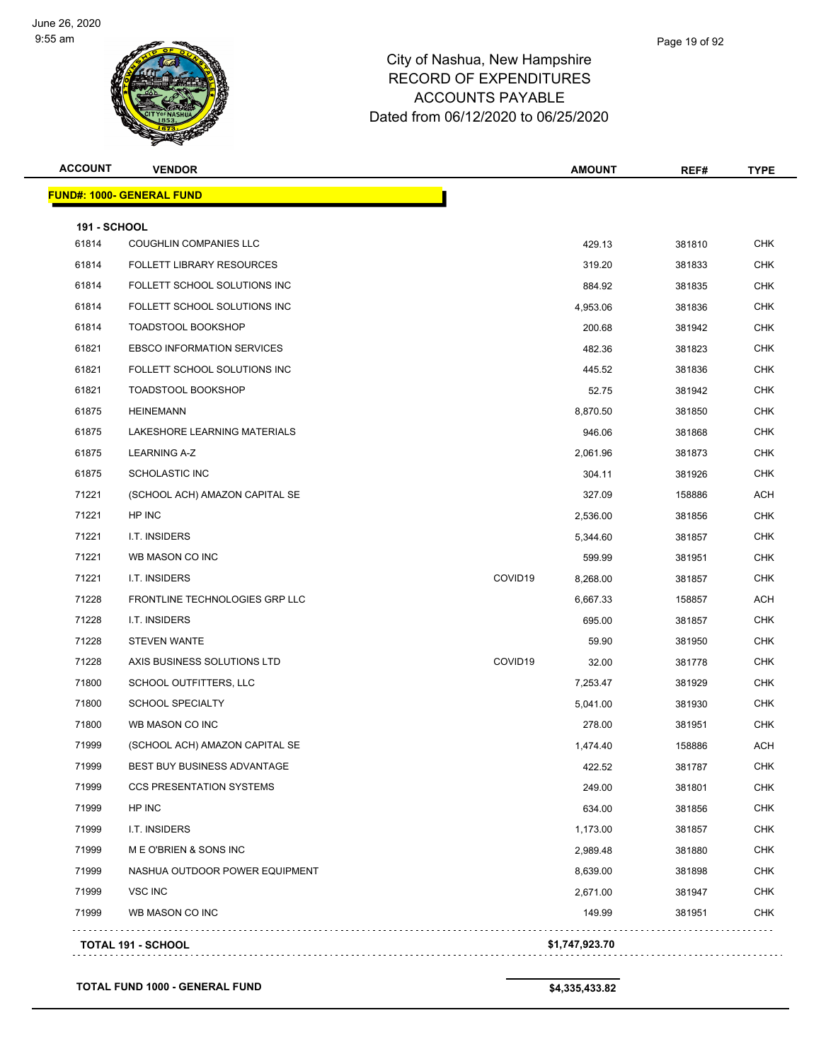June 26, 2020
9:55 am

# City of Nashua, New Hampshire
## RECORD OF EXPENDITURES
## ACCOUNTS PAYABLE
## Dated from 06/12/2020 to 06/25/2020

| ACCOUNT | VENDOR | | AMOUNT | REF# | TYPE |
|---|---|---|---|---|---|
| **FUND#: 1000- GENERAL FUND** | | | | | |
| **191 - SCHOOL** | | | | | |
| 61814 | COUGHLIN COMPANIES LLC | | 429.13 | 381810 | CHK |
| 61814 | FOLLETT LIBRARY RESOURCES | | 319.20 | 381833 | CHK |
| 61814 | FOLLETT SCHOOL SOLUTIONS INC | | 884.92 | 381835 | CHK |
| 61814 | FOLLETT SCHOOL SOLUTIONS INC | | 4,953.06 | 381836 | CHK |
| 61814 | TOADSTOOL BOOKSHOP | | 200.68 | 381942 | CHK |
| 61821 | EBSCO INFORMATION SERVICES | | 482.36 | 381823 | CHK |
| 61821 | FOLLETT SCHOOL SOLUTIONS INC | | 445.52 | 381836 | CHK |
| 61821 | TOADSTOOL BOOKSHOP | | 52.75 | 381942 | CHK |
| 61875 | HEINEMANN | | 8,870.50 | 381850 | CHK |
| 61875 | LAKESHORE LEARNING MATERIALS | | 946.06 | 381868 | CHK |
| 61875 | LEARNING A-Z | | 2,061.96 | 381873 | CHK |
| 61875 | SCHOLASTIC INC | | 304.11 | 381926 | CHK |
| 71221 | (SCHOOL ACH) AMAZON CAPITAL SE | | 327.09 | 158886 | ACH |
| 71221 | HP INC | | 2,536.00 | 381856 | CHK |
| 71221 | I.T. INSIDERS | | 5,344.60 | 381857 | CHK |
| 71221 | WB MASON CO INC | | 599.99 | 381951 | CHK |
| 71221 | I.T. INSIDERS | COVID19 | 8,268.00 | 381857 | CHK |
| 71228 | FRONTLINE TECHNOLOGIES GRP LLC | | 6,667.33 | 158857 | ACH |
| 71228 | I.T. INSIDERS | | 695.00 | 381857 | CHK |
| 71228 | STEVEN WANTE | | 59.90 | 381950 | CHK |
| 71228 | AXIS BUSINESS SOLUTIONS LTD | COVID19 | 32.00 | 381778 | CHK |
| 71800 | SCHOOL OUTFITTERS, LLC | | 7,253.47 | 381929 | CHK |
| 71800 | SCHOOL SPECIALTY | | 5,041.00 | 381930 | CHK |
| 71800 | WB MASON CO INC | | 278.00 | 381951 | CHK |
| 71999 | (SCHOOL ACH) AMAZON CAPITAL SE | | 1,474.40 | 158886 | ACH |
| 71999 | BEST BUY BUSINESS ADVANTAGE | | 422.52 | 381787 | CHK |
| 71999 | CCS PRESENTATION SYSTEMS | | 249.00 | 381801 | CHK |
| 71999 | HP INC | | 634.00 | 381856 | CHK |
| 71999 | I.T. INSIDERS | | 1,173.00 | 381857 | CHK |
| 71999 | M E O'BRIEN & SONS INC | | 2,989.48 | 381880 | CHK |
| 71999 | NASHUA OUTDOOR POWER EQUIPMENT | | 8,639.00 | 381898 | CHK |
| 71999 | VSC INC | | 2,671.00 | 381947 | CHK |
| 71999 | WB MASON CO INC | | 149.99 | 381951 | CHK |
| **TOTAL 191 - SCHOOL** | | | **$1,747,923.70** | | |
| **TOTAL FUND 1000 - GENERAL FUND** | | | **$4,335,433.82** | | |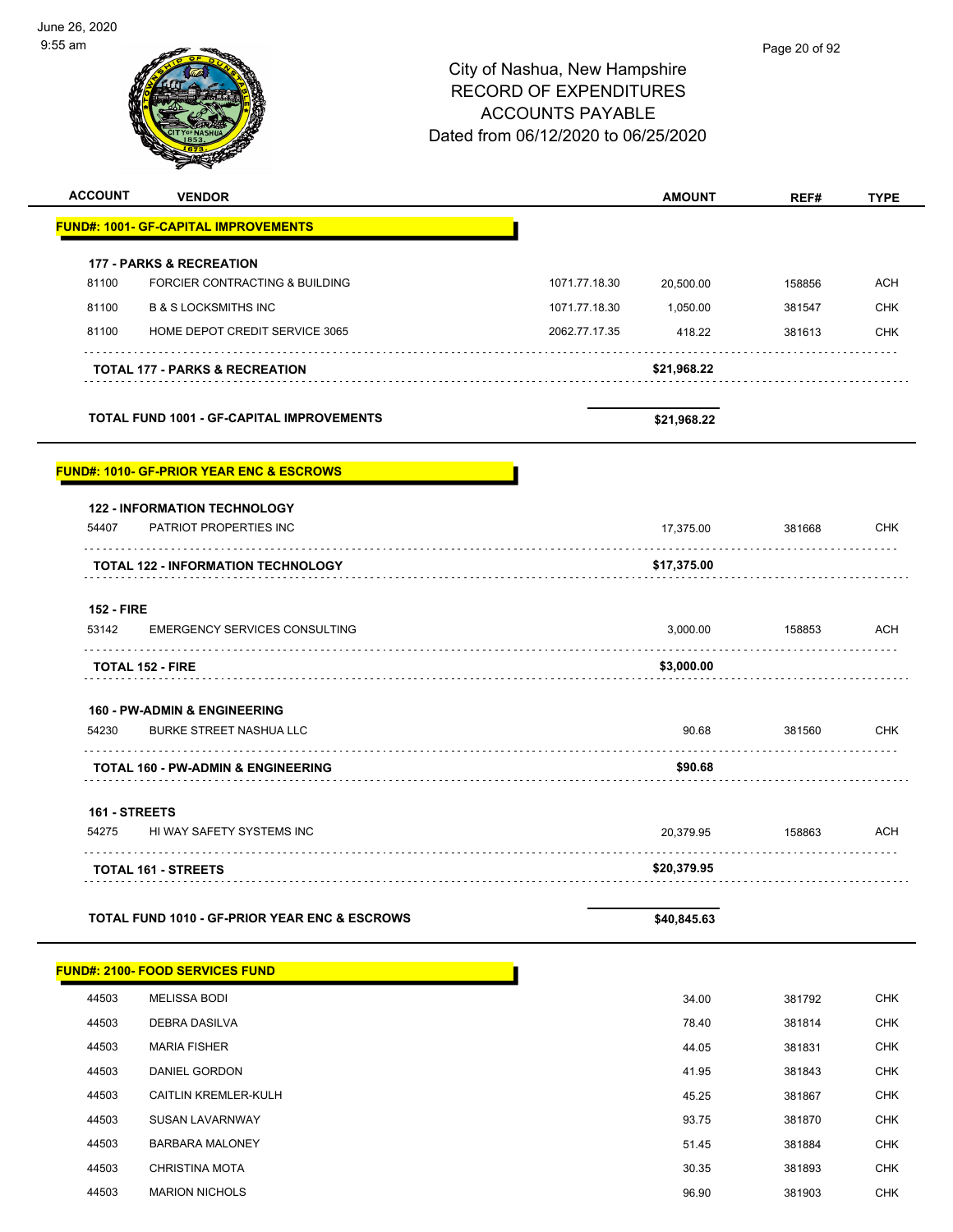# City of Nashua, New Hampshire
## RECORD OF EXPENDITURES
## ACCOUNTS PAYABLE
## Dated from 06/12/2020 to 06/25/2020

| ACCOUNT | VENDOR | | AMOUNT | REF# | TYPE |
|---|---|---|---|---|---|
| **FUND#: 1001- GF-CAPITAL IMPROVEMENTS** | | | | | |
| **177 - PARKS & RECREATION** | | | | | |
| 81100 | FORCIER CONTRACTING & BUILDING | 1071.77.18.30 | 20,500.00 | 158856 | ACH |
| 81100 | B & S LOCKSMITHS INC | 1071.77.18.30 | 1,050.00 | 381547 | CHK |
| 81100 | HOME DEPOT CREDIT SERVICE 3065 | 2062.77.17.35 | 418.22 | 381613 | CHK |
| | **TOTAL 177 - PARKS & RECREATION** | | **$21,968.22** | | |
| | **TOTAL FUND 1001 - GF-CAPITAL IMPROVEMENTS** | | **$21,968.22** | | |
| **FUND#: 1010- GF-PRIOR YEAR ENC & ESCROWS** | | | | | |
| **122 - INFORMATION TECHNOLOGY** | | | | | |
| 54407 | PATRIOT PROPERTIES INC | | 17,375.00 | 381668 | CHK |
| | **TOTAL 122 - INFORMATION TECHNOLOGY** | | **$17,375.00** | | |
| **152 - FIRE** | | | | | |
| 53142 | EMERGENCY SERVICES CONSULTING | | 3,000.00 | 158853 | ACH |
| | **TOTAL 152 - FIRE** | | **$3,000.00** | | |
| **160 - PW-ADMIN & ENGINEERING** | | | | | |
| 54230 | BURKE STREET NASHUA LLC | | 90.68 | 381560 | CHK |
| | **TOTAL 160 - PW-ADMIN & ENGINEERING** | | **$90.68** | | |
| **161 - STREETS** | | | | | |
| 54275 | HI WAY SAFETY SYSTEMS INC | | 20,379.95 | 158863 | ACH |
| | **TOTAL 161 - STREETS** | | **$20,379.95** | | |
| | **TOTAL FUND 1010 - GF-PRIOR YEAR ENC & ESCROWS** | | **$40,845.63** | | |
| **FUND#: 2100- FOOD SERVICES FUND** | | | | | |
| 44503 | MELISSA BODI | | 34.00 | 381792 | CHK |
| 44503 | DEBRA DASILVA | | 78.40 | 381814 | CHK |
| 44503 | MARIA FISHER | | 44.05 | 381831 | CHK |
| 44503 | DANIEL GORDON | | 41.95 | 381843 | CHK |
| 44503 | CAITLIN KREMLER-KULH | | 45.25 | 381867 | CHK |
| 44503 | SUSAN LAVARNWAY | | 93.75 | 381870 | CHK |
| 44503 | BARBARA MALONEY | | 51.45 | 381884 | CHK |
| 44503 | CHRISTINA MOTA | | 30.35 | 381893 | CHK |
| 44503 | MARION NICHOLS | | 96.90 | 381903 | CHK |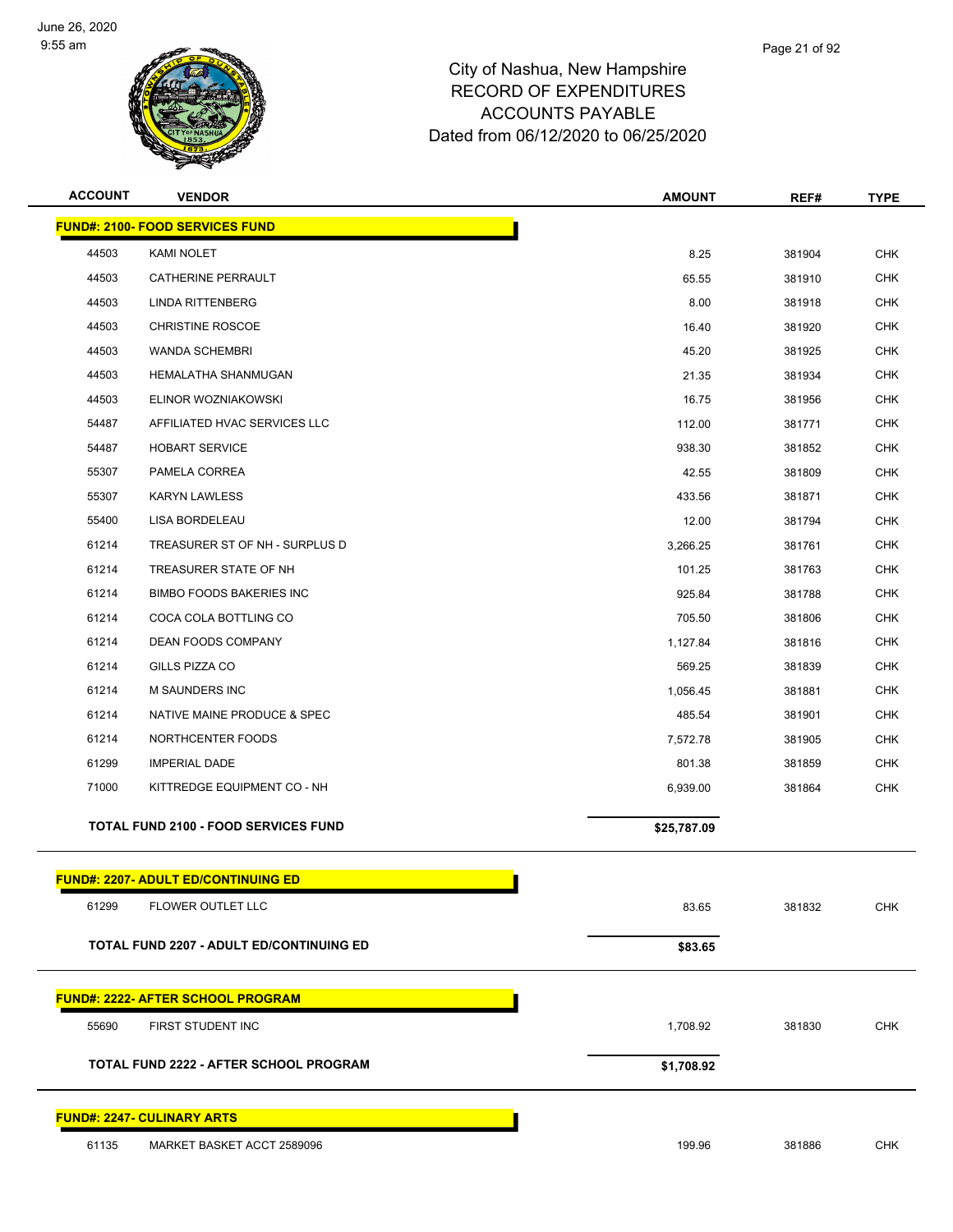# City of Nashua, New Hampshire
# RECORD OF EXPENDITURES
# ACCOUNTS PAYABLE
# Dated from 06/12/2020 to 06/25/2020

| ACCOUNT | VENDOR | AMOUNT | REF# | TYPE |
|---|---|---|---|---|
| **FUND#: 2100- FOOD SERVICES FUND** | | | | |
| 44503 | KAMI NOLET | 8.25 | 381904 | CHK |
| 44503 | CATHERINE PERRAULT | 65.55 | 381910 | CHK |
| 44503 | LINDA RITTENBERG | 8.00 | 381918 | CHK |
| 44503 | CHRISTINE ROSCOE | 16.40 | 381920 | CHK |
| 44503 | WANDA SCHEMBRI | 45.20 | 381925 | CHK |
| 44503 | HEMALATHA SHANMUGAN | 21.35 | 381934 | CHK |
| 44503 | ELINOR WOZNIAKOWSKI | 16.75 | 381956 | CHK |
| 54487 | AFFILIATED HVAC SERVICES LLC | 112.00 | 381771 | CHK |
| 54487 | HOBART SERVICE | 938.30 | 381852 | CHK |
| 55307 | PAMELA CORREA | 42.55 | 381809 | CHK |
| 55307 | KARYN LAWLESS | 433.56 | 381871 | CHK |
| 55400 | LISA BORDELEAU | 12.00 | 381794 | CHK |
| 61214 | TREASURER ST OF NH - SURPLUS D | 3,266.25 | 381761 | CHK |
| 61214 | TREASURER STATE OF NH | 101.25 | 381763 | CHK |
| 61214 | BIMBO FOODS BAKERIES INC | 925.84 | 381788 | CHK |
| 61214 | COCA COLA BOTTLING CO | 705.50 | 381806 | CHK |
| 61214 | DEAN FOODS COMPANY | 1,127.84 | 381816 | CHK |
| 61214 | GILLS PIZZA CO | 569.25 | 381839 | CHK |
| 61214 | M SAUNDERS INC | 1,056.45 | 381881 | CHK |
| 61214 | NATIVE MAINE PRODUCE & SPEC | 485.54 | 381901 | CHK |
| 61214 | NORTHCENTER FOODS | 7,572.78 | 381905 | CHK |
| 61299 | IMPERIAL DADE | 801.38 | 381859 | CHK |
| 71000 | KITTREDGE EQUIPMENT CO - NH | 6,939.00 | 381864 | CHK |
| | **TOTAL FUND 2100 - FOOD SERVICES FUND** | **$25,787.09** | | |
| **FUND#: 2207- ADULT ED/CONTINUING ED** | | | | |
| 61299 | FLOWER OUTLET LLC | 83.65 | 381832 | CHK |
| | **TOTAL FUND 2207 - ADULT ED/CONTINUING ED** | **$83.65** | | |
| **FUND#: 2222- AFTER SCHOOL PROGRAM** | | | | |
| 55690 | FIRST STUDENT INC | 1,708.92 | 381830 | CHK |
| | **TOTAL FUND 2222 - AFTER SCHOOL PROGRAM** | **$1,708.92** | | |
| **FUND#: 2247- CULINARY ARTS** | | | | |
| 61135 | MARKET BASKET ACCT 2589096 | 199.96 | 381886 | CHK |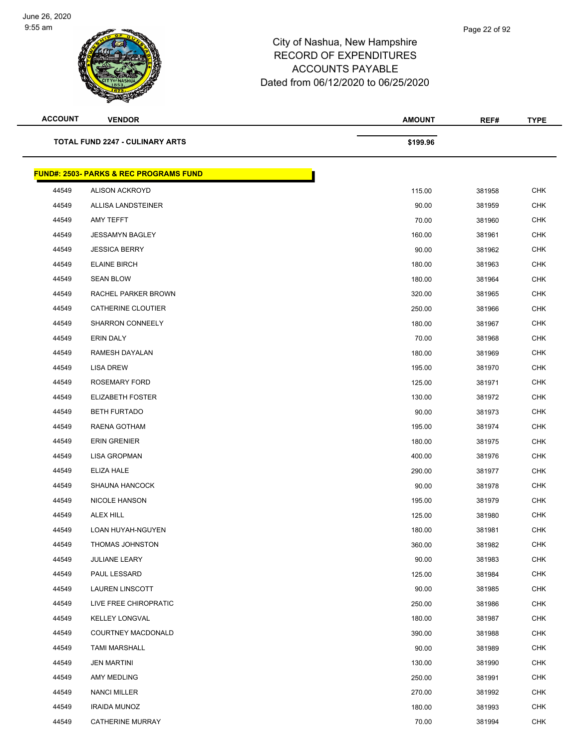City of Nashua, New Hampshire
RECORD OF EXPENDITURES
ACCOUNTS PAYABLE
Dated from 06/12/2020 to 06/25/2020

| ACCOUNT | VENDOR | AMOUNT | REF# | TYPE |
| --- | --- | --- | --- | --- |
| | **TOTAL FUND 2247 - CULINARY ARTS** | **$199.96** | | |
| | **FUND#: 2503- PARKS & REC PROGRAMS FUND** | | | |
| 44549 | ALISON ACKROYD | 115.00 | 381958 | CHK |
| 44549 | ALLISA LANDSTEINER | 90.00 | 381959 | CHK |
| 44549 | AMY TEFFT | 70.00 | 381960 | CHK |
| 44549 | JESSAMYN BAGLEY | 160.00 | 381961 | CHK |
| 44549 | JESSICA BERRY | 90.00 | 381962 | CHK |
| 44549 | ELAINE BIRCH | 180.00 | 381963 | CHK |
| 44549 | SEAN BLOW | 180.00 | 381964 | CHK |
| 44549 | RACHEL PARKER BROWN | 320.00 | 381965 | CHK |
| 44549 | CATHERINE CLOUTIER | 250.00 | 381966 | CHK |
| 44549 | SHARRON CONNEELY | 180.00 | 381967 | CHK |
| 44549 | ERIN DALY | 70.00 | 381968 | CHK |
| 44549 | RAMESH DAYALAN | 180.00 | 381969 | CHK |
| 44549 | LISA DREW | 195.00 | 381970 | CHK |
| 44549 | ROSEMARY FORD | 125.00 | 381971 | CHK |
| 44549 | ELIZABETH FOSTER | 130.00 | 381972 | CHK |
| 44549 | BETH FURTADO | 90.00 | 381973 | CHK |
| 44549 | RAENA GOTHAM | 195.00 | 381974 | CHK |
| 44549 | ERIN GRENIER | 180.00 | 381975 | CHK |
| 44549 | LISA GROPMAN | 400.00 | 381976 | CHK |
| 44549 | ELIZA HALE | 290.00 | 381977 | CHK |
| 44549 | SHAUNA HANCOCK | 90.00 | 381978 | CHK |
| 44549 | NICOLE HANSON | 195.00 | 381979 | CHK |
| 44549 | ALEX HILL | 125.00 | 381980 | CHK |
| 44549 | LOAN HUYAH-NGUYEN | 180.00 | 381981 | CHK |
| 44549 | THOMAS JOHNSTON | 360.00 | 381982 | CHK |
| 44549 | JULIANE LEARY | 90.00 | 381983 | CHK |
| 44549 | PAUL LESSARD | 125.00 | 381984 | CHK |
| 44549 | LAUREN LINSCOTT | 90.00 | 381985 | CHK |
| 44549 | LIVE FREE CHIROPRATIC | 250.00 | 381986 | CHK |
| 44549 | KELLEY LONGVAL | 180.00 | 381987 | CHK |
| 44549 | COURTNEY MACDONALD | 390.00 | 381988 | CHK |
| 44549 | TAMI MARSHALL | 90.00 | 381989 | CHK |
| 44549 | JEN MARTINI | 130.00 | 381990 | CHK |
| 44549 | AMY MEDLING | 250.00 | 381991 | CHK |
| 44549 | NANCI MILLER | 270.00 | 381992 | CHK |
| 44549 | IRAIDA MUNOZ | 180.00 | 381993 | CHK |
| 44549 | CATHERINE MURRAY | 70.00 | 381994 | CHK |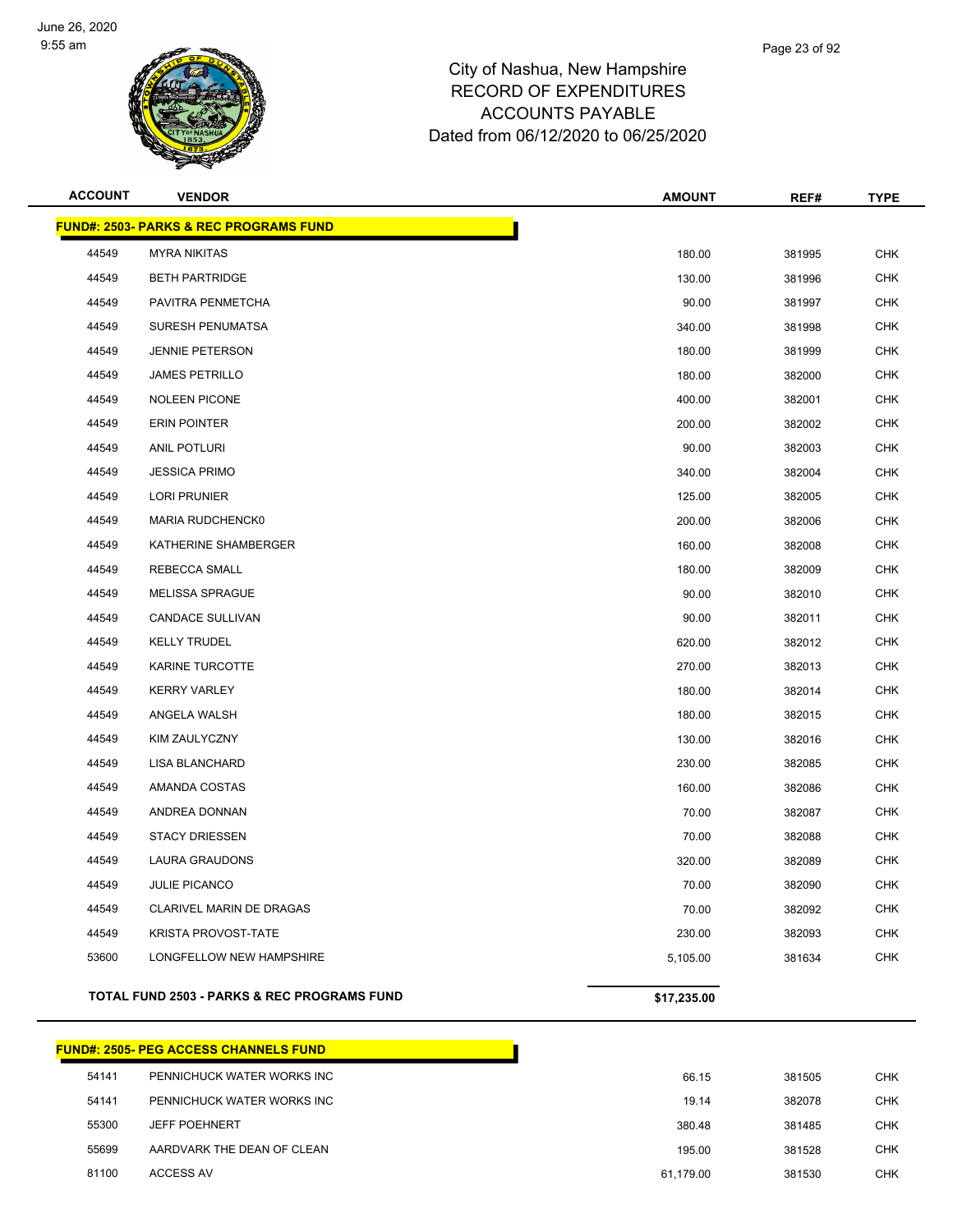# City of Nashua, New Hampshire
## RECORD OF EXPENDITURES
## ACCOUNTS PAYABLE
## Dated from 06/12/2020 to 06/25/2020

| ACCOUNT | VENDOR | AMOUNT | REF# | TYPE |
|---|---|---|---|---|
| **FUND#: 2503- PARKS & REC PROGRAMS FUND** | | | | |
| 44549 | MYRA NIKITAS | 180.00 | 381995 | CHK |
| 44549 | BETH PARTRIDGE | 130.00 | 381996 | CHK |
| 44549 | PAVITRA PENMETCHA | 90.00 | 381997 | CHK |
| 44549 | SURESH PENUMATSA | 340.00 | 381998 | CHK |
| 44549 | JENNIE PETERSON | 180.00 | 381999 | CHK |
| 44549 | JAMES PETRILLO | 180.00 | 382000 | CHK |
| 44549 | NOLEEN PICONE | 400.00 | 382001 | CHK |
| 44549 | ERIN POINTER | 200.00 | 382002 | CHK |
| 44549 | ANIL POTLURI | 90.00 | 382003 | CHK |
| 44549 | JESSICA PRIMO | 340.00 | 382004 | CHK |
| 44549 | LORI PRUNIER | 125.00 | 382005 | CHK |
| 44549 | MARIA RUDCHENCK0 | 200.00 | 382006 | CHK |
| 44549 | KATHERINE SHAMBERGER | 160.00 | 382008 | CHK |
| 44549 | REBECCA SMALL | 180.00 | 382009 | CHK |
| 44549 | MELISSA SPRAGUE | 90.00 | 382010 | CHK |
| 44549 | CANDACE SULLIVAN | 90.00 | 382011 | CHK |
| 44549 | KELLY TRUDEL | 620.00 | 382012 | CHK |
| 44549 | KARINE TURCOTTE | 270.00 | 382013 | CHK |
| 44549 | KERRY VARLEY | 180.00 | 382014 | CHK |
| 44549 | ANGELA WALSH | 180.00 | 382015 | CHK |
| 44549 | KIM ZAULYCZNY | 130.00 | 382016 | CHK |
| 44549 | LISA BLANCHARD | 230.00 | 382085 | CHK |
| 44549 | AMANDA COSTAS | 160.00 | 382086 | CHK |
| 44549 | ANDREA DONNAN | 70.00 | 382087 | CHK |
| 44549 | STACY DRIESSEN | 70.00 | 382088 | CHK |
| 44549 | LAURA GRAUDONS | 320.00 | 382089 | CHK |
| 44549 | JULIE PICANCO | 70.00 | 382090 | CHK |
| 44549 | CLARIVEL MARIN DE DRAGAS | 70.00 | 382092 | CHK |
| 44549 | KRISTA PROVOST-TATE | 230.00 | 382093 | CHK |
| 53600 | LONGFELLOW NEW HAMPSHIRE | 5,105.00 | 381634 | CHK |
| | **TOTAL FUND 2503 - PARKS & REC PROGRAMS FUND** | **$17,235.00** | | |

| ACCOUNT | VENDOR | AMOUNT | REF# | TYPE |
|---|---|---|---|---|
| **FUND#: 2505- PEG ACCESS CHANNELS FUND** | | | | |
| 54141 | PENNICHUCK WATER WORKS INC | 66.15 | 381505 | CHK |
| 54141 | PENNICHUCK WATER WORKS INC | 19.14 | 382078 | CHK |
| 55300 | JEFF POEHNERT | 380.48 | 381485 | CHK |
| 55699 | AARDVARK THE DEAN OF CLEAN | 195.00 | 381528 | CHK |
| 81100 | ACCESS AV | 61,179.00 | 381530 | CHK |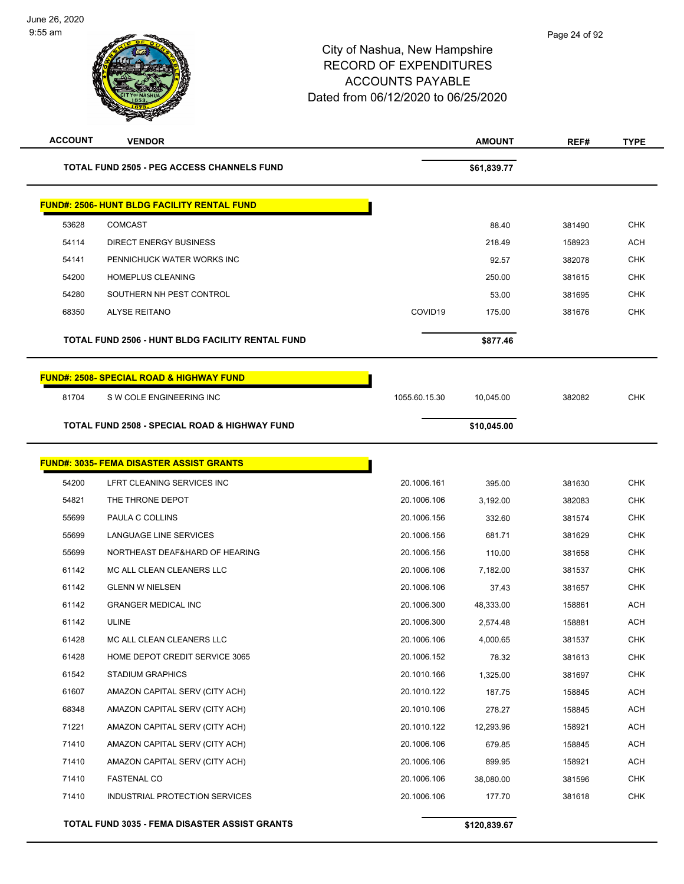City of Nashua, New Hampshire
RECORD OF EXPENDITURES
ACCOUNTS PAYABLE
Dated from 06/12/2020 to 06/25/2020

| ACCOUNT | VENDOR | | AMOUNT | REF# | TYPE |
|---|---|---|---|---|---|
| | **TOTAL FUND 2505 - PEG ACCESS CHANNELS FUND** | | **$61,839.77** | | |
| | **FUND#: 2506- HUNT BLDG FACILITY RENTAL FUND** | | | | |
| 53628 | COMCAST | | 88.40 | 381490 | CHK |
| 54114 | DIRECT ENERGY BUSINESS | | 218.49 | 158923 | ACH |
| 54141 | PENNICHUCK WATER WORKS INC | | 92.57 | 382078 | CHK |
| 54200 | HOMEPLUS CLEANING | | 250.00 | 381615 | CHK |
| 54280 | SOUTHERN NH PEST CONTROL | | 53.00 | 381695 | CHK |
| 68350 | ALYSE REITANO | COVID19 | 175.00 | 381676 | CHK |
| | **TOTAL FUND 2506 - HUNT BLDG FACILITY RENTAL FUND** | | **$877.46** | | |
| | **FUND#: 2508- SPECIAL ROAD & HIGHWAY FUND** | | | | |
| 81704 | S W COLE ENGINEERING INC | 1055.60.15.30 | 10,045.00 | 382082 | CHK |
| | **TOTAL FUND 2508 - SPECIAL ROAD & HIGHWAY FUND** | | **$10,045.00** | | |
| | **FUND#: 3035- FEMA DISASTER ASSIST GRANTS** | | | | |
| 54200 | LFRT CLEANING SERVICES INC | 20.1006.161 | 395.00 | 381630 | CHK |
| 54821 | THE THRONE DEPOT | 20.1006.106 | 3,192.00 | 382083 | CHK |
| 55699 | PAULA C COLLINS | 20.1006.156 | 332.60 | 381574 | CHK |
| 55699 | LANGUAGE LINE SERVICES | 20.1006.156 | 681.71 | 381629 | CHK |
| 55699 | NORTHEAST DEAF&HARD OF HEARING | 20.1006.156 | 110.00 | 381658 | CHK |
| 61142 | MC ALL CLEAN CLEANERS LLC | 20.1006.106 | 7,182.00 | 381537 | CHK |
| 61142 | GLENN W NIELSEN | 20.1006.106 | 37.43 | 381657 | CHK |
| 61142 | GRANGER MEDICAL INC | 20.1006.300 | 48,333.00 | 158861 | ACH |
| 61142 | ULINE | 20.1006.300 | 2,574.48 | 158881 | ACH |
| 61428 | MC ALL CLEAN CLEANERS LLC | 20.1006.106 | 4,000.65 | 381537 | CHK |
| 61428 | HOME DEPOT CREDIT SERVICE 3065 | 20.1006.152 | 78.32 | 381613 | CHK |
| 61542 | STADIUM GRAPHICS | 20.1010.166 | 1,325.00 | 381697 | CHK |
| 61607 | AMAZON CAPITAL SERV (CITY ACH) | 20.1010.122 | 187.75 | 158845 | ACH |
| 68348 | AMAZON CAPITAL SERV (CITY ACH) | 20.1010.106 | 278.27 | 158845 | ACH |
| 71221 | AMAZON CAPITAL SERV (CITY ACH) | 20.1010.122 | 12,293.96 | 158921 | ACH |
| 71410 | AMAZON CAPITAL SERV (CITY ACH) | 20.1006.106 | 679.85 | 158845 | ACH |
| 71410 | AMAZON CAPITAL SERV (CITY ACH) | 20.1006.106 | 899.95 | 158921 | ACH |
| 71410 | FASTENAL CO | 20.1006.106 | 38,080.00 | 381596 | CHK |
| 71410 | INDUSTRIAL PROTECTION SERVICES | 20.1006.106 | 177.70 | 381618 | CHK |
| | **TOTAL FUND 3035 - FEMA DISASTER ASSIST GRANTS** | | **$120,839.67** | | |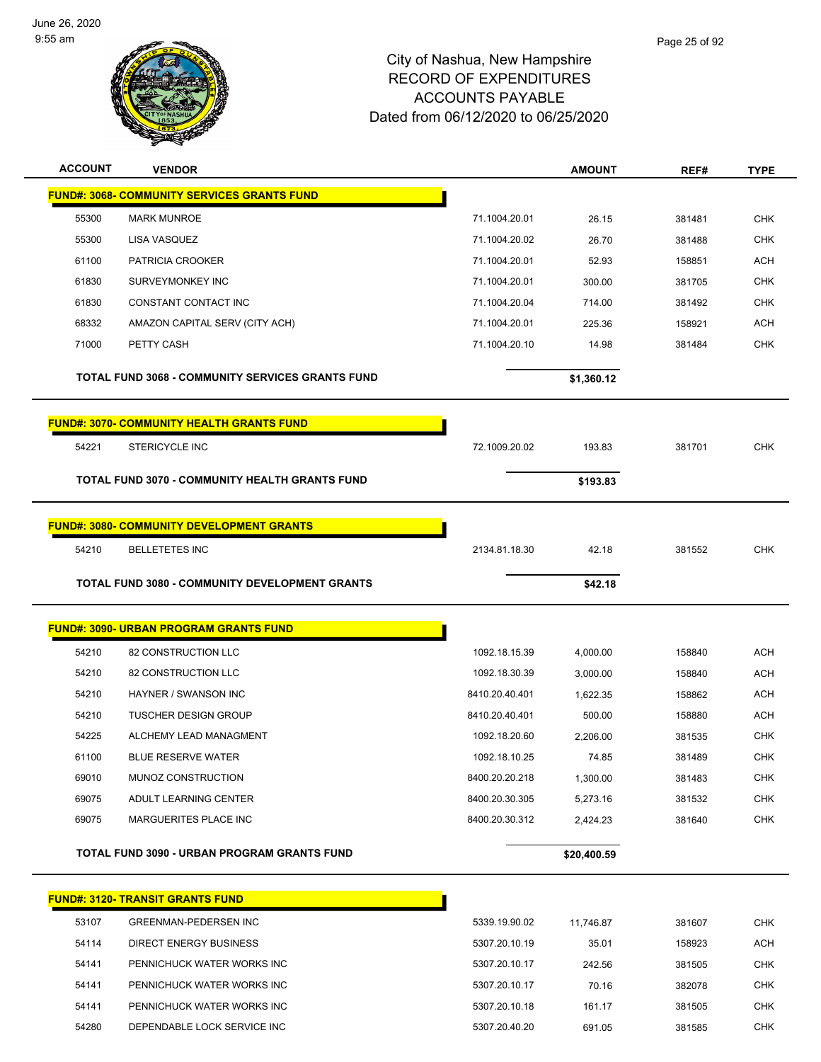# City of Nashua, New Hampshire
## RECORD OF EXPENDITURES
## ACCOUNTS PAYABLE
### Dated from 06/12/2020 to 06/25/2020

| ACCOUNT | VENDOR | | AMOUNT | REF# | TYPE |
|---|---|---|---|---|---|
| **FUND#: 3068- COMMUNITY SERVICES GRANTS FUND** | | | | | |
| 55300 | MARK MUNROE | 71.1004.20.01 | 26.15 | 381481 | CHK |
| 55300 | LISA VASQUEZ | 71.1004.20.02 | 26.70 | 381488 | CHK |
| 61100 | PATRICIA CROOKER | 71.1004.20.01 | 52.93 | 158851 | ACH |
| 61830 | SURVEYMONKEY INC | 71.1004.20.01 | 300.00 | 381705 | CHK |
| 61830 | CONSTANT CONTACT INC | 71.1004.20.04 | 714.00 | 381492 | CHK |
| 68332 | AMAZON CAPITAL SERV (CITY ACH) | 71.1004.20.01 | 225.36 | 158921 | ACH |
| 71000 | PETTY CASH | 71.1004.20.10 | 14.98 | 381484 | CHK |
| | **TOTAL FUND 3068 - COMMUNITY SERVICES GRANTS FUND** | | **$1,360.12** | | |
| **FUND#: 3070- COMMUNITY HEALTH GRANTS FUND** | | | | | |
| 54221 | STERICYCLE INC | 72.1009.20.02 | 193.83 | 381701 | CHK |
| | **TOTAL FUND 3070 - COMMUNITY HEALTH GRANTS FUND** | | **$193.83** | | |
| **FUND#: 3080- COMMUNITY DEVELOPMENT GRANTS** | | | | | |
| 54210 | BELLETETES INC | 2134.81.18.30 | 42.18 | 381552 | CHK |
| | **TOTAL FUND 3080 - COMMUNITY DEVELOPMENT GRANTS** | | **$42.18** | | |
| **FUND#: 3090- URBAN PROGRAM GRANTS FUND** | | | | | |
| 54210 | 82 CONSTRUCTION LLC | 1092.18.15.39 | 4,000.00 | 158840 | ACH |
| 54210 | 82 CONSTRUCTION LLC | 1092.18.30.39 | 3,000.00 | 158840 | ACH |
| 54210 | HAYNER / SWANSON INC | 8410.20.40.401 | 1,622.35 | 158862 | ACH |
| 54210 | TUSCHER DESIGN GROUP | 8410.20.40.401 | 500.00 | 158880 | ACH |
| 54225 | ALCHEMY LEAD MANAGMENT | 1092.18.20.60 | 2,206.00 | 381535 | CHK |
| 61100 | BLUE RESERVE WATER | 1092.18.10.25 | 74.85 | 381489 | CHK |
| 69010 | MUNOZ CONSTRUCTION | 8400.20.20.218 | 1,300.00 | 381483 | CHK |
| 69075 | ADULT LEARNING CENTER | 8400.20.30.305 | 5,273.16 | 381532 | CHK |
| 69075 | MARGUERITES PLACE INC | 8400.20.30.312 | 2,424.23 | 381640 | CHK |
| | **TOTAL FUND 3090 - URBAN PROGRAM GRANTS FUND** | | **$20,400.59** | | |
| **FUND#: 3120- TRANSIT GRANTS FUND** | | | | | |
| 53107 | GREENMAN-PEDERSEN INC | 5339.19.90.02 | 11,746.87 | 381607 | CHK |
| 54114 | DIRECT ENERGY BUSINESS | 5307.20.10.19 | 35.01 | 158923 | ACH |
| 54141 | PENNICHUCK WATER WORKS INC | 5307.20.10.17 | 242.56 | 381505 | CHK |
| 54141 | PENNICHUCK WATER WORKS INC | 5307.20.10.17 | 70.16 | 382078 | CHK |
| 54141 | PENNICHUCK WATER WORKS INC | 5307.20.10.18 | 161.17 | 381505 | CHK |
| 54280 | DEPENDABLE LOCK SERVICE INC | 5307.20.40.20 | 691.05 | 381585 | CHK |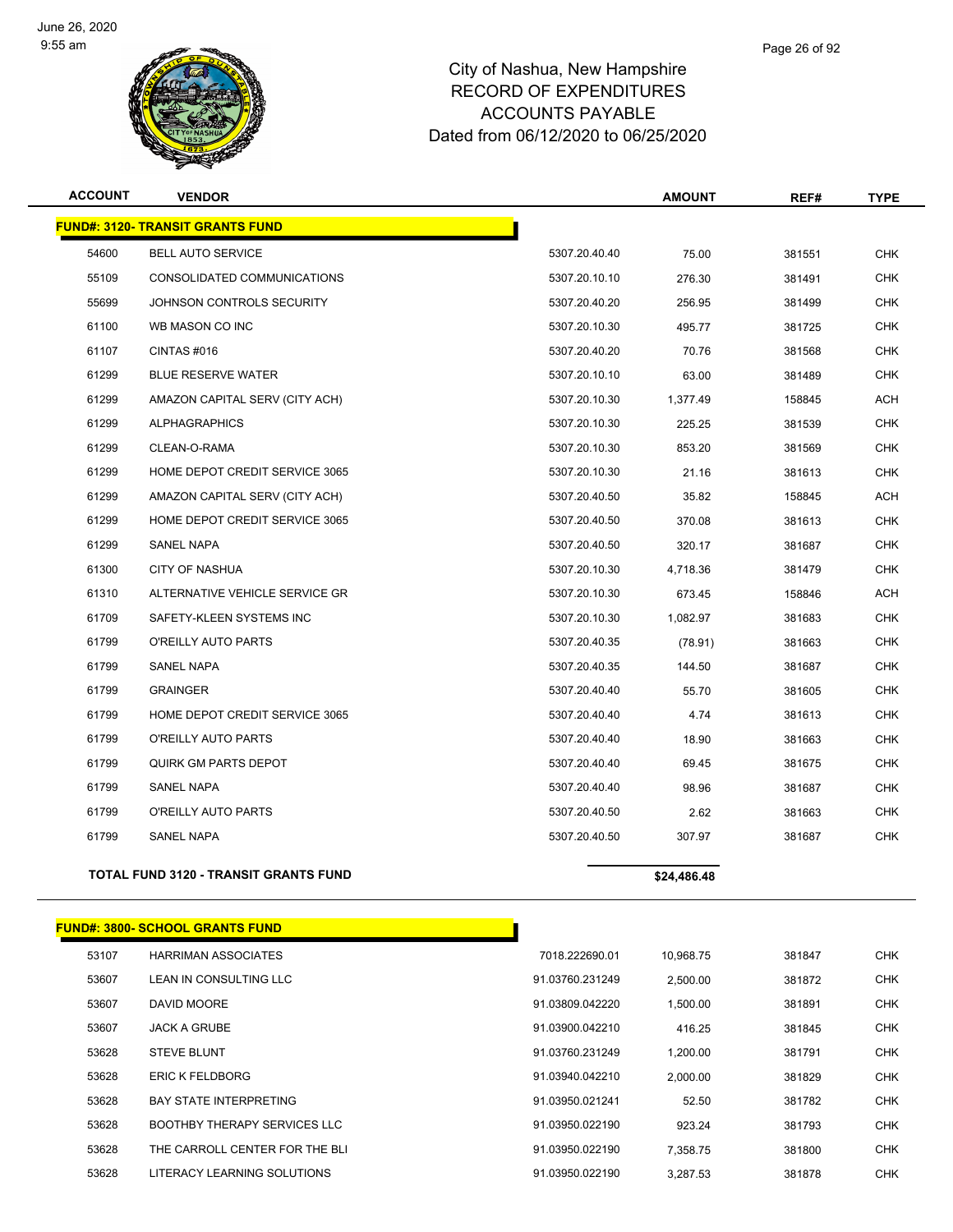# City of Nashua, New Hampshire
## RECORD OF EXPENDITURES
## ACCOUNTS PAYABLE
## Dated from 06/12/2020 to 06/25/2020

| ACCOUNT | VENDOR | | AMOUNT | REF# | TYPE |
|---|---|---|---|---|---|
| **FUND#: 3120- TRANSIT GRANTS FUND** | | | | | |
| 54600 | BELL AUTO SERVICE | 5307.20.40.40 | 75.00 | 381551 | CHK |
| 55109 | CONSOLIDATED COMMUNICATIONS | 5307.20.10.10 | 276.30 | 381491 | CHK |
| 55699 | JOHNSON CONTROLS SECURITY | 5307.20.40.20 | 256.95 | 381499 | CHK |
| 61100 | WB MASON CO INC | 5307.20.10.30 | 495.77 | 381725 | CHK |
| 61107 | CINTAS #016 | 5307.20.40.20 | 70.76 | 381568 | CHK |
| 61299 | BLUE RESERVE WATER | 5307.20.10.10 | 63.00 | 381489 | CHK |
| 61299 | AMAZON CAPITAL SERV (CITY ACH) | 5307.20.10.30 | 1,377.49 | 158845 | ACH |
| 61299 | ALPHAGRAPHICS | 5307.20.10.30 | 225.25 | 381539 | CHK |
| 61299 | CLEAN-O-RAMA | 5307.20.10.30 | 853.20 | 381569 | CHK |
| 61299 | HOME DEPOT CREDIT SERVICE 3065 | 5307.20.10.30 | 21.16 | 381613 | CHK |
| 61299 | AMAZON CAPITAL SERV (CITY ACH) | 5307.20.40.50 | 35.82 | 158845 | ACH |
| 61299 | HOME DEPOT CREDIT SERVICE 3065 | 5307.20.40.50 | 370.08 | 381613 | CHK |
| 61299 | SANEL NAPA | 5307.20.40.50 | 320.17 | 381687 | CHK |
| 61300 | CITY OF NASHUA | 5307.20.10.30 | 4,718.36 | 381479 | CHK |
| 61310 | ALTERNATIVE VEHICLE SERVICE GR | 5307.20.10.30 | 673.45 | 158846 | ACH |
| 61709 | SAFETY-KLEEN SYSTEMS INC | 5307.20.10.30 | 1,082.97 | 381683 | CHK |
| 61799 | O'REILLY AUTO PARTS | 5307.20.40.35 | (78.91) | 381663 | CHK |
| 61799 | SANEL NAPA | 5307.20.40.35 | 144.50 | 381687 | CHK |
| 61799 | GRAINGER | 5307.20.40.40 | 55.70 | 381605 | CHK |
| 61799 | HOME DEPOT CREDIT SERVICE 3065 | 5307.20.40.40 | 4.74 | 381613 | CHK |
| 61799 | O'REILLY AUTO PARTS | 5307.20.40.40 | 18.90 | 381663 | CHK |
| 61799 | QUIRK GM PARTS DEPOT | 5307.20.40.40 | 69.45 | 381675 | CHK |
| 61799 | SANEL NAPA | 5307.20.40.40 | 98.96 | 381687 | CHK |
| 61799 | O'REILLY AUTO PARTS | 5307.20.40.50 | 2.62 | 381663 | CHK |
| 61799 | SANEL NAPA | 5307.20.40.50 | 307.97 | 381687 | CHK |
| **TOTAL FUND 3120 - TRANSIT GRANTS FUND** | | | **$24,486.48** | | |

| ACCOUNT | VENDOR | | AMOUNT | REF# | TYPE |
|---|---|---|---|---|---|
| **FUND#: 3800- SCHOOL GRANTS FUND** | | | | | |
| 53107 | HARRIMAN ASSOCIATES | 7018.222690.01 | 10,968.75 | 381847 | CHK |
| 53607 | LEAN IN CONSULTING LLC | 91.03760.231249 | 2,500.00 | 381872 | CHK |
| 53607 | DAVID MOORE | 91.03809.042220 | 1,500.00 | 381891 | CHK |
| 53607 | JACK A GRUBE | 91.03900.042210 | 416.25 | 381845 | CHK |
| 53628 | STEVE BLUNT | 91.03760.231249 | 1,200.00 | 381791 | CHK |
| 53628 | ERIC K FELDBORG | 91.03940.042210 | 2,000.00 | 381829 | CHK |
| 53628 | BAY STATE INTERPRETING | 91.03950.021241 | 52.50 | 381782 | CHK |
| 53628 | BOOTHBY THERAPY SERVICES LLC | 91.03950.022190 | 923.24 | 381793 | CHK |
| 53628 | THE CARROLL CENTER FOR THE BLI | 91.03950.022190 | 7,358.75 | 381800 | CHK |
| 53628 | LITERACY LEARNING SOLUTIONS | 91.03950.022190 | 3,287.53 | 381878 | CHK |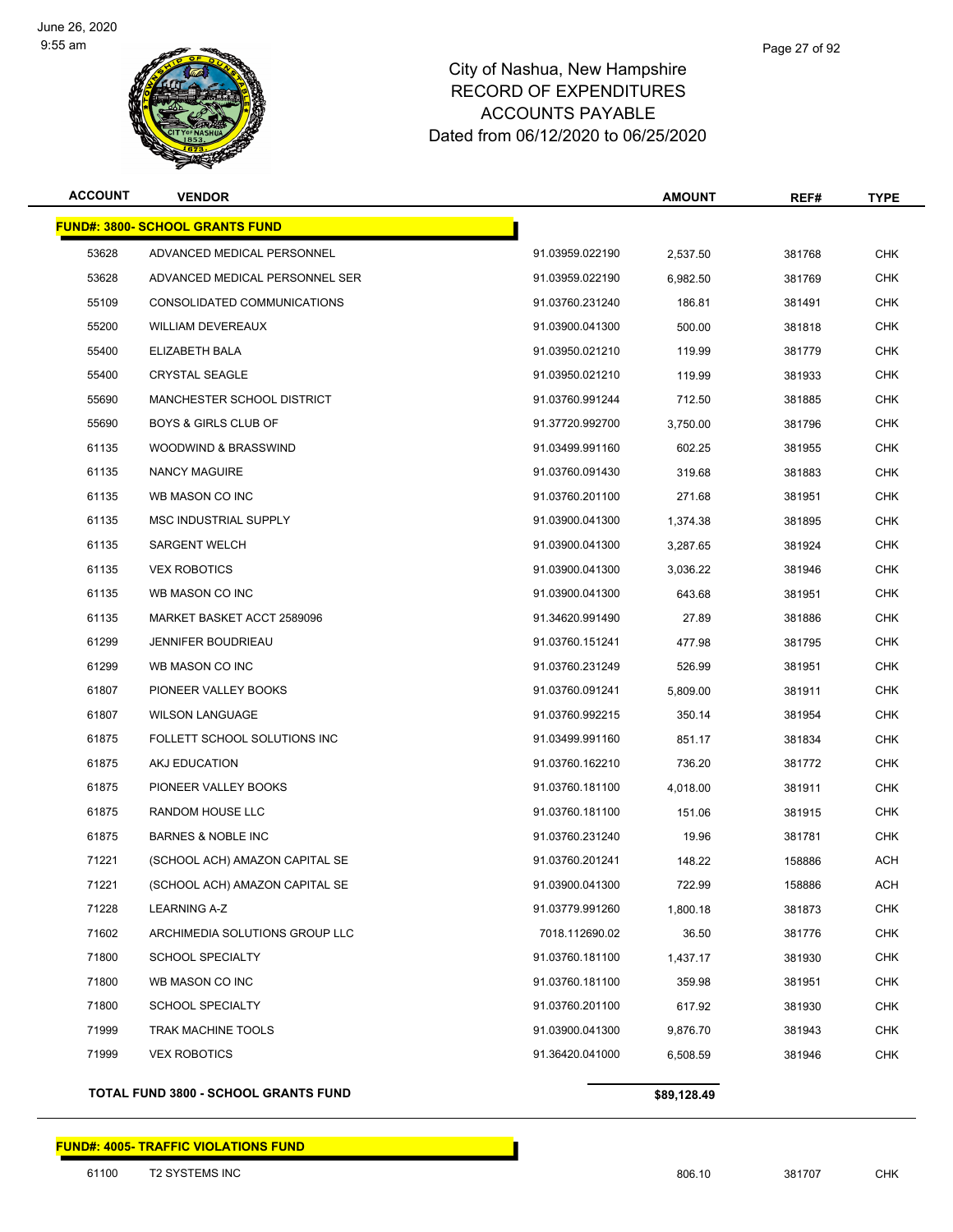# City of Nashua, New Hampshire
## RECORD OF EXPENDITURES
## ACCOUNTS PAYABLE
## Dated from 06/12/2020 to 06/25/2020

| ACCOUNT | VENDOR | | AMOUNT | REF# | TYPE |
|---|---|---|---|---|---|
| **FUND#: 3800- SCHOOL GRANTS FUND** | | | | | |
| 53628 | ADVANCED MEDICAL PERSONNEL | 91.03959.022190 | 2,537.50 | 381768 | CHK |
| 53628 | ADVANCED MEDICAL PERSONNEL SER | 91.03959.022190 | 6,982.50 | 381769 | CHK |
| 55109 | CONSOLIDATED COMMUNICATIONS | 91.03760.231240 | 186.81 | 381491 | CHK |
| 55200 | WILLIAM DEVEREAUX | 91.03900.041300 | 500.00 | 381818 | CHK |
| 55400 | ELIZABETH BALA | 91.03950.021210 | 119.99 | 381779 | CHK |
| 55400 | CRYSTAL SEAGLE | 91.03950.021210 | 119.99 | 381933 | CHK |
| 55690 | MANCHESTER SCHOOL DISTRICT | 91.03760.991244 | 712.50 | 381885 | CHK |
| 55690 | BOYS & GIRLS CLUB OF | 91.37720.992700 | 3,750.00 | 381796 | CHK |
| 61135 | WOODWIND & BRASSWIND | 91.03499.991160 | 602.25 | 381955 | CHK |
| 61135 | NANCY MAGUIRE | 91.03760.091430 | 319.68 | 381883 | CHK |
| 61135 | WB MASON CO INC | 91.03760.201100 | 271.68 | 381951 | CHK |
| 61135 | MSC INDUSTRIAL SUPPLY | 91.03900.041300 | 1,374.38 | 381895 | CHK |
| 61135 | SARGENT WELCH | 91.03900.041300 | 3,287.65 | 381924 | CHK |
| 61135 | VEX ROBOTICS | 91.03900.041300 | 3,036.22 | 381946 | CHK |
| 61135 | WB MASON CO INC | 91.03900.041300 | 643.68 | 381951 | CHK |
| 61135 | MARKET BASKET ACCT 2589096 | 91.34620.991490 | 27.89 | 381886 | CHK |
| 61299 | JENNIFER BOUDRIEAU | 91.03760.151241 | 477.98 | 381795 | CHK |
| 61299 | WB MASON CO INC | 91.03760.231249 | 526.99 | 381951 | CHK |
| 61807 | PIONEER VALLEY BOOKS | 91.03760.091241 | 5,809.00 | 381911 | CHK |
| 61807 | WILSON LANGUAGE | 91.03760.992215 | 350.14 | 381954 | CHK |
| 61875 | FOLLETT SCHOOL SOLUTIONS INC | 91.03499.991160 | 851.17 | 381834 | CHK |
| 61875 | AKJ EDUCATION | 91.03760.162210 | 736.20 | 381772 | CHK |
| 61875 | PIONEER VALLEY BOOKS | 91.03760.181100 | 4,018.00 | 381911 | CHK |
| 61875 | RANDOM HOUSE LLC | 91.03760.181100 | 151.06 | 381915 | CHK |
| 61875 | BARNES & NOBLE INC | 91.03760.231240 | 19.96 | 381781 | CHK |
| 71221 | (SCHOOL ACH) AMAZON CAPITAL SE | 91.03760.201241 | 148.22 | 158886 | ACH |
| 71221 | (SCHOOL ACH) AMAZON CAPITAL SE | 91.03900.041300 | 722.99 | 158886 | ACH |
| 71228 | LEARNING A-Z | 91.03779.991260 | 1,800.18 | 381873 | CHK |
| 71602 | ARCHIMEDIA SOLUTIONS GROUP LLC | 7018.112690.02 | 36.50 | 381776 | CHK |
| 71800 | SCHOOL SPECIALTY | 91.03760.181100 | 1,437.17 | 381930 | CHK |
| 71800 | WB MASON CO INC | 91.03760.181100 | 359.98 | 381951 | CHK |
| 71800 | SCHOOL SPECIALTY | 91.03760.201100 | 617.92 | 381930 | CHK |
| 71999 | TRAK MACHINE TOOLS | 91.03900.041300 | 9,876.70 | 381943 | CHK |
| 71999 | VEX ROBOTICS | 91.36420.041000 | 6,508.59 | 381946 | CHK |
| **TOTAL FUND 3800 - SCHOOL GRANTS FUND** | | | **$89,128.49** | | |

| ACCOUNT | VENDOR | | AMOUNT | REF# | TYPE |
|---|---|---|---|---|---|
| **FUND#: 4005- TRAFFIC VIOLATIONS FUND** | | | | | |
| 61100 | T2 SYSTEMS INC | | 806.10 | 381707 | CHK |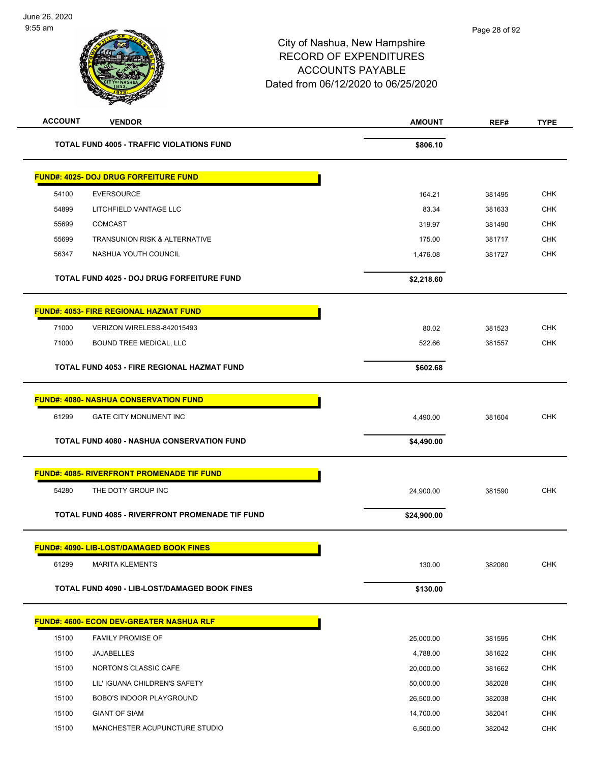City of Nashua, New Hampshire
RECORD OF EXPENDITURES
ACCOUNTS PAYABLE
Dated from 06/12/2020 to 06/25/2020

| ACCOUNT | VENDOR | AMOUNT | REF# | TYPE |
|---|---|---|---|---|
| | **TOTAL FUND 4005 - TRAFFIC VIOLATIONS FUND** | **$806.10** | | |
| | **FUND#: 4025- DOJ DRUG FORFEITURE FUND** | | | |
| 54100 | EVERSOURCE | 164.21 | 381495 | CHK |
| 54899 | LITCHFIELD VANTAGE LLC | 83.34 | 381633 | CHK |
| 55699 | COMCAST | 319.97 | 381490 | CHK |
| 55699 | TRANSUNION RISK & ALTERNATIVE | 175.00 | 381717 | CHK |
| 56347 | NASHUA YOUTH COUNCIL | 1,476.08 | 381727 | CHK |
| | **TOTAL FUND 4025 - DOJ DRUG FORFEITURE FUND** | **$2,218.60** | | |
| | **FUND#: 4053- FIRE REGIONAL HAZMAT FUND** | | | |
| 71000 | VERIZON WIRELESS-842015493 | 80.02 | 381523 | CHK |
| 71000 | BOUND TREE MEDICAL, LLC | 522.66 | 381557 | CHK |
| | **TOTAL FUND 4053 - FIRE REGIONAL HAZMAT FUND** | **$602.68** | | |
| | **FUND#: 4080- NASHUA CONSERVATION FUND** | | | |
| 61299 | GATE CITY MONUMENT INC | 4,490.00 | 381604 | CHK |
| | **TOTAL FUND 4080 - NASHUA CONSERVATION FUND** | **$4,490.00** | | |
| | **FUND#: 4085- RIVERFRONT PROMENADE TIF FUND** | | | |
| 54280 | THE DOTY GROUP INC | 24,900.00 | 381590 | CHK |
| | **TOTAL FUND 4085 - RIVERFRONT PROMENADE TIF FUND** | **$24,900.00** | | |
| | **FUND#: 4090- LIB-LOST/DAMAGED BOOK FINES** | | | |
| 61299 | MARITA KLEMENTS | 130.00 | 382080 | CHK |
| | **TOTAL FUND 4090 - LIB-LOST/DAMAGED BOOK FINES** | **$130.00** | | |
| | **FUND#: 4600- ECON DEV-GREATER NASHUA RLF** | | | |
| 15100 | FAMILY PROMISE OF | 25,000.00 | 381595 | CHK |
| 15100 | JAJABELLES | 4,788.00 | 381622 | CHK |
| 15100 | NORTON'S CLASSIC CAFE | 20,000.00 | 381662 | CHK |
| 15100 | LIL' IGUANA CHILDREN'S SAFETY | 50,000.00 | 382028 | CHK |
| 15100 | BOBO'S INDOOR PLAYGROUND | 26,500.00 | 382038 | CHK |
| 15100 | GIANT OF SIAM | 14,700.00 | 382041 | CHK |
| 15100 | MANCHESTER ACUPUNCTURE STUDIO | 6,500.00 | 382042 | CHK |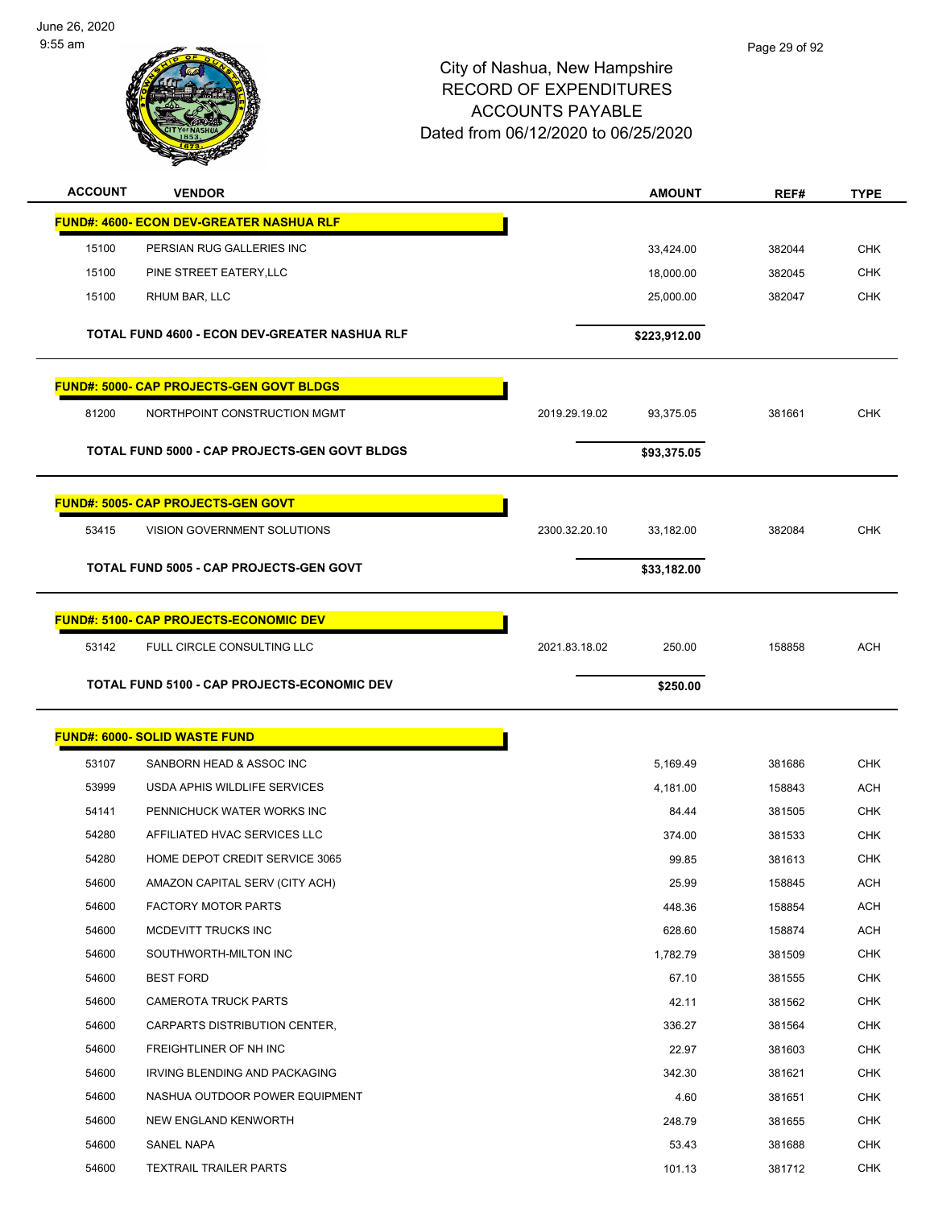City of Nashua, New Hampshire
RECORD OF EXPENDITURES
ACCOUNTS PAYABLE
Dated from 06/12/2020 to 06/25/2020

| ACCOUNT | VENDOR | | AMOUNT | REF# | TYPE |
|---|---|---|---|---|---|
| **FUND#: 4600- ECON DEV-GREATER NASHUA RLF** | | | | | |
| 15100 | PERSIAN RUG GALLERIES INC | | 33,424.00 | 382044 | CHK |
| 15100 | PINE STREET EATERY,LLC | | 18,000.00 | 382045 | CHK |
| 15100 | RHUM BAR, LLC | | 25,000.00 | 382047 | CHK |
| | **TOTAL FUND 4600 - ECON DEV-GREATER NASHUA RLF** | | **$223,912.00** | | |
| **FUND#: 5000- CAP PROJECTS-GEN GOVT BLDGS** | | | | | |
| 81200 | NORTHPOINT CONSTRUCTION MGMT | 2019.29.19.02 | 93,375.05 | 381661 | CHK |
| | **TOTAL FUND 5000 - CAP PROJECTS-GEN GOVT BLDGS** | | **$93,375.05** | | |
| **FUND#: 5005- CAP PROJECTS-GEN GOVT** | | | | | |
| 53415 | VISION GOVERNMENT SOLUTIONS | 2300.32.20.10 | 33,182.00 | 382084 | CHK |
| | **TOTAL FUND 5005 - CAP PROJECTS-GEN GOVT** | | **$33,182.00** | | |
| **FUND#: 5100- CAP PROJECTS-ECONOMIC DEV** | | | | | |
| 53142 | FULL CIRCLE CONSULTING LLC | 2021.83.18.02 | 250.00 | 158858 | ACH |
| | **TOTAL FUND 5100 - CAP PROJECTS-ECONOMIC DEV** | | **$250.00** | | |
| **FUND#: 6000- SOLID WASTE FUND** | | | | | |
| 53107 | SANBORN HEAD & ASSOC INC | | 5,169.49 | 381686 | CHK |
| 53999 | USDA APHIS WILDLIFE SERVICES | | 4,181.00 | 158843 | ACH |
| 54141 | PENNICHUCK WATER WORKS INC | | 84.44 | 381505 | CHK |
| 54280 | AFFILIATED HVAC SERVICES LLC | | 374.00 | 381533 | CHK |
| 54280 | HOME DEPOT CREDIT SERVICE 3065 | | 99.85 | 381613 | CHK |
| 54600 | AMAZON CAPITAL SERV (CITY ACH) | | 25.99 | 158845 | ACH |
| 54600 | FACTORY MOTOR PARTS | | 448.36 | 158854 | ACH |
| 54600 | MCDEVITT TRUCKS INC | | 628.60 | 158874 | ACH |
| 54600 | SOUTHWORTH-MILTON INC | | 1,782.79 | 381509 | CHK |
| 54600 | BEST FORD | | 67.10 | 381555 | CHK |
| 54600 | CAMEROTA TRUCK PARTS | | 42.11 | 381562 | CHK |
| 54600 | CARPARTS DISTRIBUTION CENTER, | | 336.27 | 381564 | CHK |
| 54600 | FREIGHTLINER OF NH INC | | 22.97 | 381603 | CHK |
| 54600 | IRVING BLENDING AND PACKAGING | | 342.30 | 381621 | CHK |
| 54600 | NASHUA OUTDOOR POWER EQUIPMENT | | 4.60 | 381651 | CHK |
| 54600 | NEW ENGLAND KENWORTH | | 248.79 | 381655 | CHK |
| 54600 | SANEL NAPA | | 53.43 | 381688 | CHK |
| 54600 | TEXTRAIL TRAILER PARTS | | 101.13 | 381712 | CHK |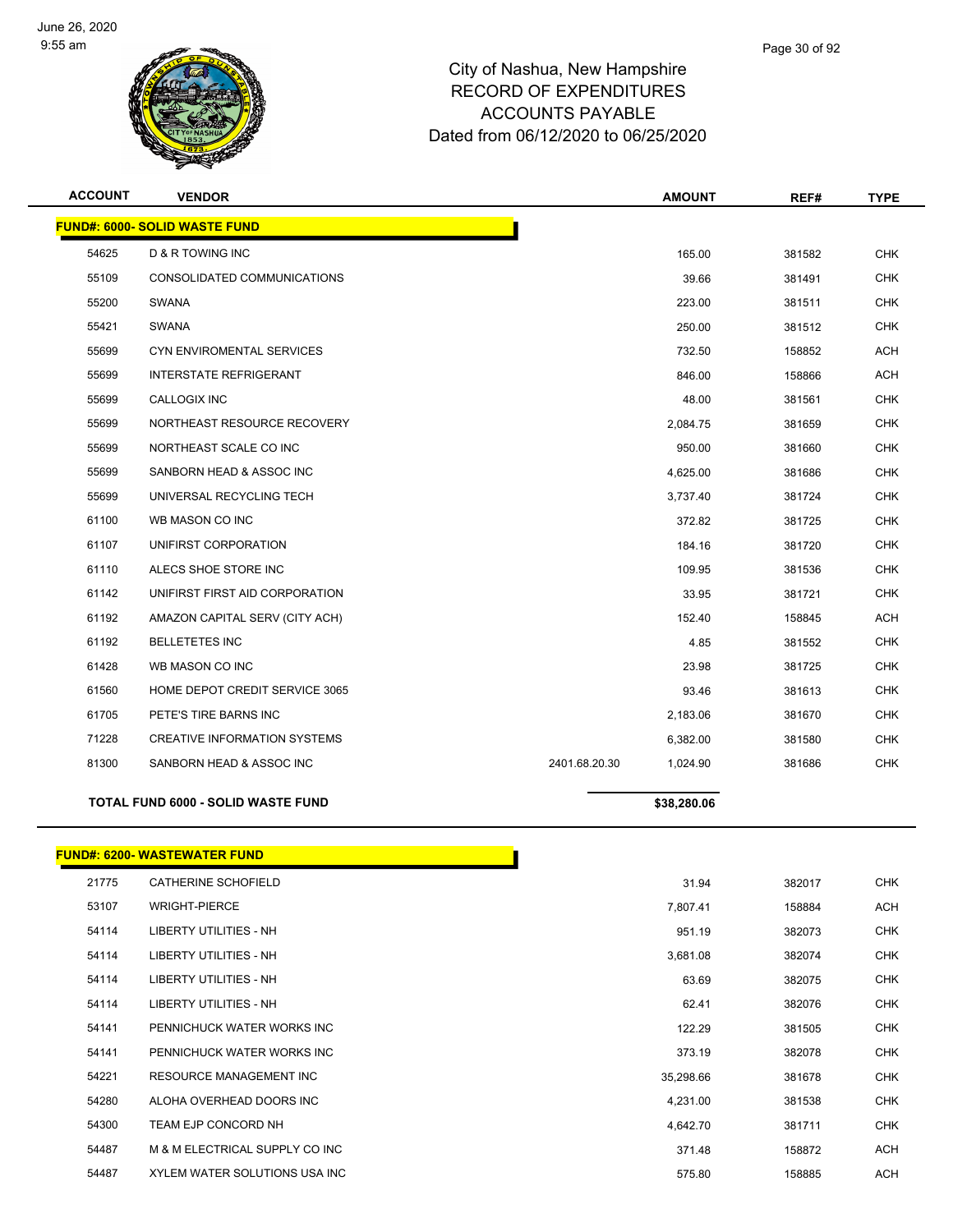# City of Nashua, New Hampshire
## RECORD OF EXPENDITURES
## ACCOUNTS PAYABLE
### Dated from 06/12/2020 to 06/25/2020

| ACCOUNT | VENDOR | | AMOUNT | REF# | TYPE |
|---|---|---|---|---|---|
| **FUND#: 6000- SOLID WASTE FUND** | | | | | |
| 54625 | D & R TOWING INC | | 165.00 | 381582 | CHK |
| 55109 | CONSOLIDATED COMMUNICATIONS | | 39.66 | 381491 | CHK |
| 55200 | SWANA | | 223.00 | 381511 | CHK |
| 55421 | SWANA | | 250.00 | 381512 | CHK |
| 55699 | CYN ENVIROMENTAL SERVICES | | 732.50 | 158852 | ACH |
| 55699 | INTERSTATE REFRIGERANT | | 846.00 | 158866 | ACH |
| 55699 | CALLOGIX INC | | 48.00 | 381561 | CHK |
| 55699 | NORTHEAST RESOURCE RECOVERY | | 2,084.75 | 381659 | CHK |
| 55699 | NORTHEAST SCALE CO INC | | 950.00 | 381660 | CHK |
| 55699 | SANBORN HEAD & ASSOC INC | | 4,625.00 | 381686 | CHK |
| 55699 | UNIVERSAL RECYCLING TECH | | 3,737.40 | 381724 | CHK |
| 61100 | WB MASON CO INC | | 372.82 | 381725 | CHK |
| 61107 | UNIFIRST CORPORATION | | 184.16 | 381720 | CHK |
| 61110 | ALECS SHOE STORE INC | | 109.95 | 381536 | CHK |
| 61142 | UNIFIRST FIRST AID CORPORATION | | 33.95 | 381721 | CHK |
| 61192 | AMAZON CAPITAL SERV (CITY ACH) | | 152.40 | 158845 | ACH |
| 61192 | BELLETETES INC | | 4.85 | 381552 | CHK |
| 61428 | WB MASON CO INC | | 23.98 | 381725 | CHK |
| 61560 | HOME DEPOT CREDIT SERVICE 3065 | | 93.46 | 381613 | CHK |
| 61705 | PETE'S TIRE BARNS INC | | 2,183.06 | 381670 | CHK |
| 71228 | CREATIVE INFORMATION SYSTEMS | | 6,382.00 | 381580 | CHK |
| 81300 | SANBORN HEAD & ASSOC INC | 2401.68.20.30 | 1,024.90 | 381686 | CHK |
| **TOTAL FUND 6000 - SOLID WASTE FUND** | | | **$38,280.06** | | |

| ACCOUNT | VENDOR | AMOUNT | REF# | TYPE |
|---|---|---|---|---|
| **FUND#: 6200- WASTEWATER FUND** | | | | |
| 21775 | CATHERINE SCHOFIELD | 31.94 | 382017 | CHK |
| 53107 | WRIGHT-PIERCE | 7,807.41 | 158884 | ACH |
| 54114 | LIBERTY UTILITIES - NH | 951.19 | 382073 | CHK |
| 54114 | LIBERTY UTILITIES - NH | 3,681.08 | 382074 | CHK |
| 54114 | LIBERTY UTILITIES - NH | 63.69 | 382075 | CHK |
| 54114 | LIBERTY UTILITIES - NH | 62.41 | 382076 | CHK |
| 54141 | PENNICHUCK WATER WORKS INC | 122.29 | 381505 | CHK |
| 54141 | PENNICHUCK WATER WORKS INC | 373.19 | 382078 | CHK |
| 54221 | RESOURCE MANAGEMENT INC | 35,298.66 | 381678 | CHK |
| 54280 | ALOHA OVERHEAD DOORS INC | 4,231.00 | 381538 | CHK |
| 54300 | TEAM EJP CONCORD NH | 4,642.70 | 381711 | CHK |
| 54487 | M & M ELECTRICAL SUPPLY CO INC | 371.48 | 158872 | ACH |
| 54487 | XYLEM WATER SOLUTIONS USA INC | 575.80 | 158885 | ACH |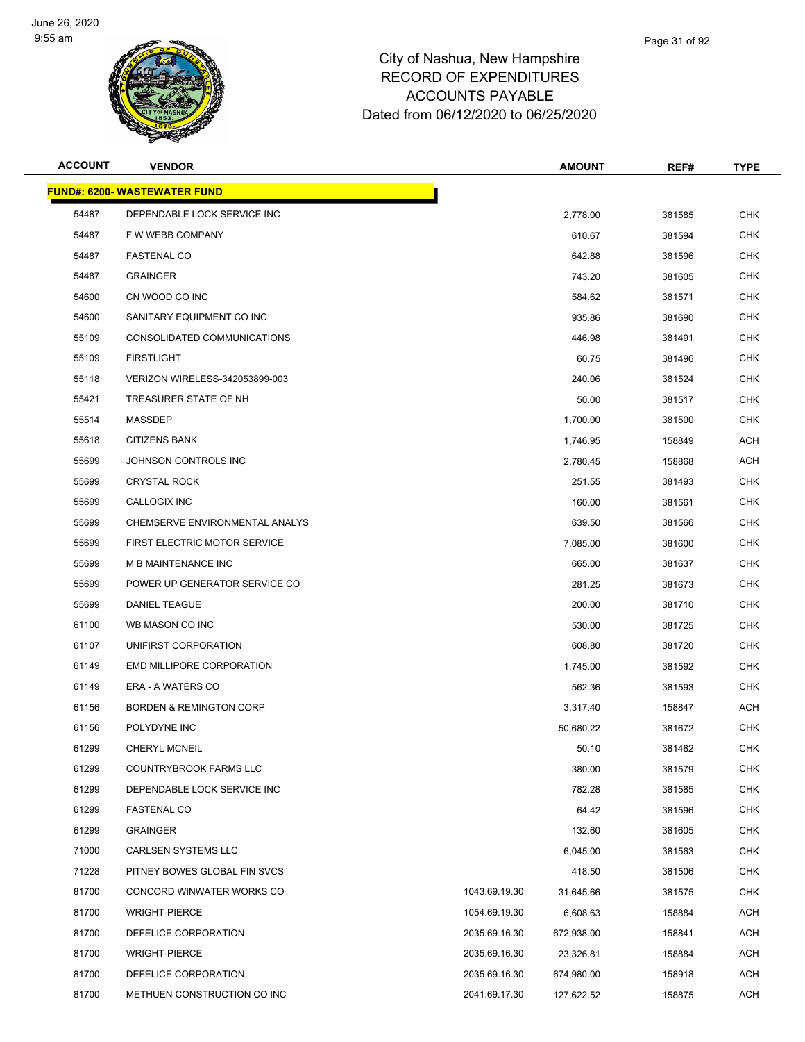# City of Nashua, New Hampshire
## RECORD OF EXPENDITURES
## ACCOUNTS PAYABLE
### Dated from 06/12/2020 to 06/25/2020

| ACCOUNT | VENDOR | | AMOUNT | REF# | TYPE |
|---|---|---|---|---|---|
| **FUND#: 6200- WASTEWATER FUND** | | | | | |
| 54487 | DEPENDABLE LOCK SERVICE INC | | 2,778.00 | 381585 | CHK |
| 54487 | F W WEBB COMPANY | | 610.67 | 381594 | CHK |
| 54487 | FASTENAL CO | | 642.88 | 381596 | CHK |
| 54487 | GRAINGER | | 743.20 | 381605 | CHK |
| 54600 | CN WOOD CO INC | | 584.62 | 381571 | CHK |
| 54600 | SANITARY EQUIPMENT CO INC | | 935.86 | 381690 | CHK |
| 55109 | CONSOLIDATED COMMUNICATIONS | | 446.98 | 381491 | CHK |
| 55109 | FIRSTLIGHT | | 60.75 | 381496 | CHK |
| 55118 | VERIZON WIRELESS-342053899-003 | | 240.06 | 381524 | CHK |
| 55421 | TREASURER STATE OF NH | | 50.00 | 381517 | CHK |
| 55514 | MASSDEP | | 1,700.00 | 381500 | CHK |
| 55618 | CITIZENS BANK | | 1,746.95 | 158849 | ACH |
| 55699 | JOHNSON CONTROLS INC | | 2,780.45 | 158868 | ACH |
| 55699 | CRYSTAL ROCK | | 251.55 | 381493 | CHK |
| 55699 | CALLOGIX INC | | 160.00 | 381561 | CHK |
| 55699 | CHEMSERVE ENVIRONMENTAL ANALYS | | 639.50 | 381566 | CHK |
| 55699 | FIRST ELECTRIC MOTOR SERVICE | | 7,085.00 | 381600 | CHK |
| 55699 | M B MAINTENANCE INC | | 665.00 | 381637 | CHK |
| 55699 | POWER UP GENERATOR SERVICE CO | | 281.25 | 381673 | CHK |
| 55699 | DANIEL TEAGUE | | 200.00 | 381710 | CHK |
| 61100 | WB MASON CO INC | | 530.00 | 381725 | CHK |
| 61107 | UNIFIRST CORPORATION | | 608.80 | 381720 | CHK |
| 61149 | EMD MILLIPORE CORPORATION | | 1,745.00 | 381592 | CHK |
| 61149 | ERA - A WATERS CO | | 562.36 | 381593 | CHK |
| 61156 | BORDEN & REMINGTON CORP | | 3,317.40 | 158847 | ACH |
| 61156 | POLYDYNE INC | | 50,680.22 | 381672 | CHK |
| 61299 | CHERYL MCNEIL | | 50.10 | 381482 | CHK |
| 61299 | COUNTRYBROOK FARMS LLC | | 380.00 | 381579 | CHK |
| 61299 | DEPENDABLE LOCK SERVICE INC | | 782.28 | 381585 | CHK |
| 61299 | FASTENAL CO | | 64.42 | 381596 | CHK |
| 61299 | GRAINGER | | 132.60 | 381605 | CHK |
| 71000 | CARLSEN SYSTEMS LLC | | 6,045.00 | 381563 | CHK |
| 71228 | PITNEY BOWES GLOBAL FIN SVCS | | 418.50 | 381506 | CHK |
| 81700 | CONCORD WINWATER WORKS CO | 1043.69.19.30 | 31,645.66 | 381575 | CHK |
| 81700 | WRIGHT-PIERCE | 1054.69.19.30 | 6,608.63 | 158884 | ACH |
| 81700 | DEFELICE CORPORATION | 2035.69.16.30 | 672,938.00 | 158841 | ACH |
| 81700 | WRIGHT-PIERCE | 2035.69.16.30 | 23,326.81 | 158884 | ACH |
| 81700 | DEFELICE CORPORATION | 2035.69.16.30 | 674,980.00 | 158918 | ACH |
| 81700 | METHUEN CONSTRUCTION CO INC | 2041.69.17.30 | 127,622.52 | 158875 | ACH |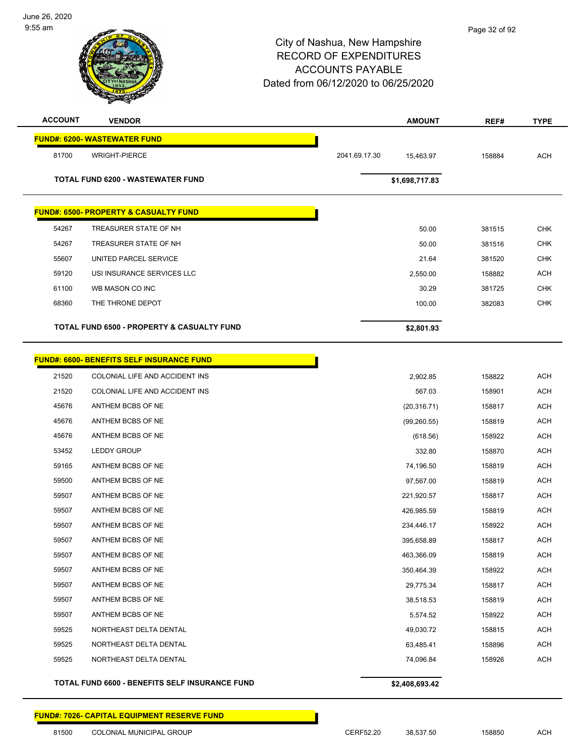City of Nashua, New Hampshire
RECORD OF EXPENDITURES
ACCOUNTS PAYABLE
Dated from 06/12/2020 to 06/25/2020

| ACCOUNT | VENDOR | | AMOUNT | REF# | TYPE |
|---|---|---|---|---|---|
| **FUND#: 6200- WASTEWATER FUND** | | | | | |
| 81700 | WRIGHT-PIERCE | 2041.69.17.30 | 15,463.97 | 158884 | ACH |
| | **TOTAL FUND 6200 - WASTEWATER FUND** | | **$1,698,717.83** | | |
| **FUND#: 6500- PROPERTY & CASUALTY FUND** | | | | | |
| 54267 | TREASURER STATE OF NH | | 50.00 | 381515 | CHK |
| 54267 | TREASURER STATE OF NH | | 50.00 | 381516 | CHK |
| 55607 | UNITED PARCEL SERVICE | | 21.64 | 381520 | CHK |
| 59120 | USI INSURANCE SERVICES LLC | | 2,550.00 | 158882 | ACH |
| 61100 | WB MASON CO INC | | 30.29 | 381725 | CHK |
| 68360 | THE THRONE DEPOT | | 100.00 | 382083 | CHK |
| | **TOTAL FUND 6500 - PROPERTY & CASUALTY FUND** | | **$2,801.93** | | |
| **FUND#: 6600- BENEFITS SELF INSURANCE FUND** | | | | | |
| 21520 | COLONIAL LIFE AND ACCIDENT INS | | 2,902.85 | 158822 | ACH |
| 21520 | COLONIAL LIFE AND ACCIDENT INS | | 567.03 | 158901 | ACH |
| 45676 | ANTHEM BCBS OF NE | | (20,316.71) | 158817 | ACH |
| 45676 | ANTHEM BCBS OF NE | | (99,260.55) | 158819 | ACH |
| 45676 | ANTHEM BCBS OF NE | | (618.56) | 158922 | ACH |
| 53452 | LEDDY GROUP | | 332.80 | 158870 | ACH |
| 59165 | ANTHEM BCBS OF NE | | 74,196.50 | 158819 | ACH |
| 59500 | ANTHEM BCBS OF NE | | 97,567.00 | 158819 | ACH |
| 59507 | ANTHEM BCBS OF NE | | 221,920.57 | 158817 | ACH |
| 59507 | ANTHEM BCBS OF NE | | 426,985.59 | 158819 | ACH |
| 59507 | ANTHEM BCBS OF NE | | 234,446.17 | 158922 | ACH |
| 59507 | ANTHEM BCBS OF NE | | 395,658.89 | 158817 | ACH |
| 59507 | ANTHEM BCBS OF NE | | 463,366.09 | 158819 | ACH |
| 59507 | ANTHEM BCBS OF NE | | 350,464.39 | 158922 | ACH |
| 59507 | ANTHEM BCBS OF NE | | 29,775.34 | 158817 | ACH |
| 59507 | ANTHEM BCBS OF NE | | 38,518.53 | 158819 | ACH |
| 59507 | ANTHEM BCBS OF NE | | 5,574.52 | 158922 | ACH |
| 59525 | NORTHEAST DELTA DENTAL | | 49,030.72 | 158815 | ACH |
| 59525 | NORTHEAST DELTA DENTAL | | 63,485.41 | 158896 | ACH |
| 59525 | NORTHEAST DELTA DENTAL | | 74,096.84 | 158926 | ACH |
| | **TOTAL FUND 6600 - BENEFITS SELF INSURANCE FUND** | | **$2,408,693.42** | | |
| **FUND#: 7026- CAPITAL EQUIPMENT RESERVE FUND** | | | | | |
| 81500 | COLONIAL MUNICIPAL GROUP | CERF52.20 | 38,537.50 | 158850 | ACH |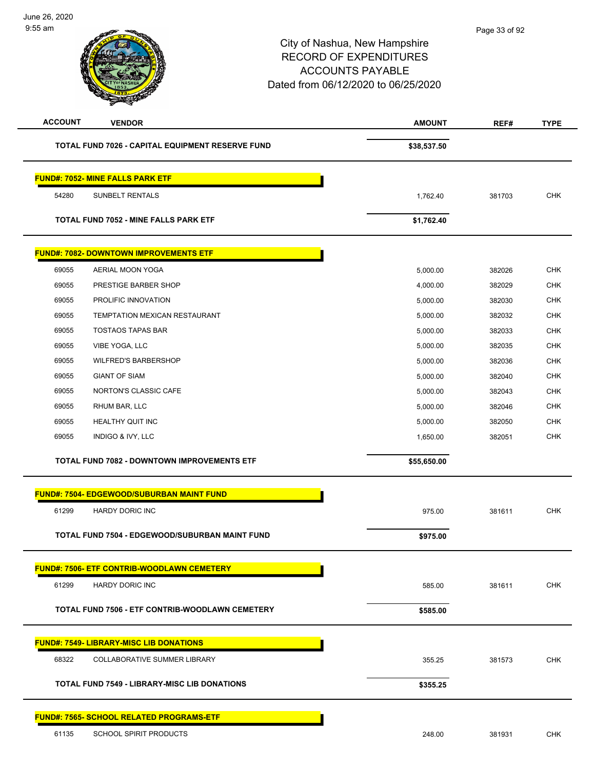# City of Nashua, New Hampshire
## RECORD OF EXPENDITURES
## ACCOUNTS PAYABLE
## Dated from 06/12/2020 to 06/25/2020

| ACCOUNT | VENDOR | AMOUNT | REF# | TYPE |
|---|---|---|---|---|
| | **TOTAL FUND 7026 - CAPITAL EQUIPMENT RESERVE FUND** | **$38,537.50** | | |
| | **FUND#: 7052- MINE FALLS PARK ETF** | | | |
| 54280 | SUNBELT RENTALS | 1,762.40 | 381703 | CHK |
| | **TOTAL FUND 7052 - MINE FALLS PARK ETF** | **$1,762.40** | | |
| | **FUND#: 7082- DOWNTOWN IMPROVEMENTS ETF** | | | |
| 69055 | AERIAL MOON YOGA | 5,000.00 | 382026 | CHK |
| 69055 | PRESTIGE BARBER SHOP | 4,000.00 | 382029 | CHK |
| 69055 | PROLIFIC INNOVATION | 5,000.00 | 382030 | CHK |
| 69055 | TEMPTATION MEXICAN RESTAURANT | 5,000.00 | 382032 | CHK |
| 69055 | TOSTAOS TAPAS BAR | 5,000.00 | 382033 | CHK |
| 69055 | VIBE YOGA, LLC | 5,000.00 | 382035 | CHK |
| 69055 | WILFRED'S BARBERSHOP | 5,000.00 | 382036 | CHK |
| 69055 | GIANT OF SIAM | 5,000.00 | 382040 | CHK |
| 69055 | NORTON'S CLASSIC CAFE | 5,000.00 | 382043 | CHK |
| 69055 | RHUM BAR, LLC | 5,000.00 | 382046 | CHK |
| 69055 | HEALTHY QUIT INC | 5,000.00 | 382050 | CHK |
| 69055 | INDIGO & IVY, LLC | 1,650.00 | 382051 | CHK |
| | **TOTAL FUND 7082 - DOWNTOWN IMPROVEMENTS ETF** | **$55,650.00** | | |
| | **FUND#: 7504- EDGEWOOD/SUBURBAN MAINT FUND** | | | |
| 61299 | HARDY DORIC INC | 975.00 | 381611 | CHK |
| | **TOTAL FUND 7504 - EDGEWOOD/SUBURBAN MAINT FUND** | **$975.00** | | |
| | **FUND#: 7506- ETF CONTRIB-WOODLAWN CEMETERY** | | | |
| 61299 | HARDY DORIC INC | 585.00 | 381611 | CHK |
| | **TOTAL FUND 7506 - ETF CONTRIB-WOODLAWN CEMETERY** | **$585.00** | | |
| | **FUND#: 7549- LIBRARY-MISC LIB DONATIONS** | | | |
| 68322 | COLLABORATIVE SUMMER LIBRARY | 355.25 | 381573 | CHK |
| | **TOTAL FUND 7549 - LIBRARY-MISC LIB DONATIONS** | **$355.25** | | |
| | **FUND#: 7565- SCHOOL RELATED PROGRAMS-ETF** | | | |
| 61135 | SCHOOL SPIRIT PRODUCTS | 248.00 | 381931 | CHK |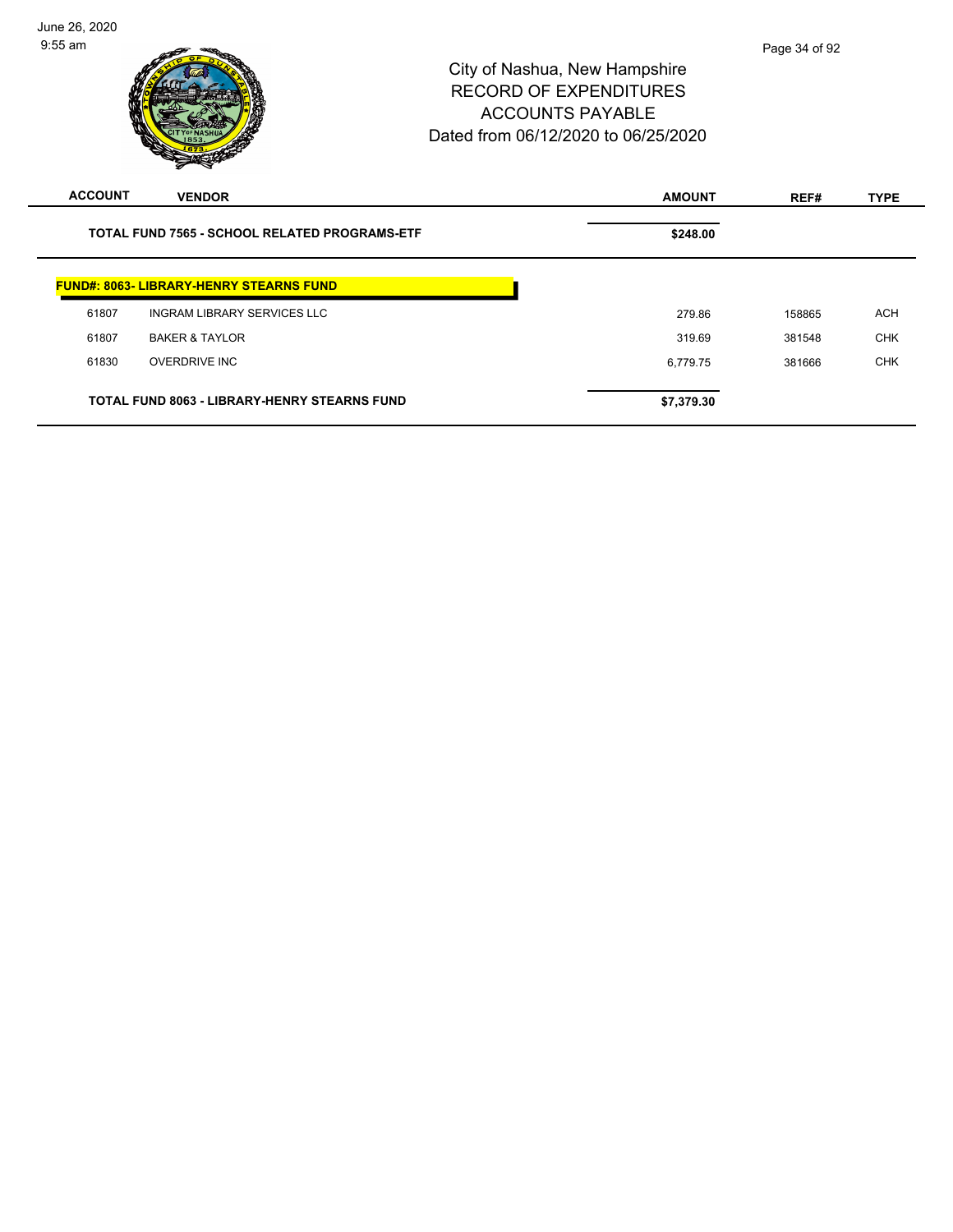City of Nashua, New Hampshire
RECORD OF EXPENDITURES
ACCOUNTS PAYABLE
Dated from 06/12/2020 to 06/25/2020

| ACCOUNT | VENDOR | AMOUNT | REF# | TYPE |
|---|---|---|---|---|
| | **TOTAL FUND 7565 - SCHOOL RELATED PROGRAMS-ETF** | **$248.00** | | |
| | **FUND#: 8063- LIBRARY-HENRY STEARNS FUND** | | | |
| 61807 | INGRAM LIBRARY SERVICES LLC | 279.86 | 158865 | ACH |
| 61807 | BAKER & TAYLOR | 319.69 | 381548 | CHK |
| 61830 | OVERDRIVE INC | 6,779.75 | 381666 | CHK |
| | **TOTAL FUND 8063 - LIBRARY-HENRY STEARNS FUND** | **$7,379.30** | | |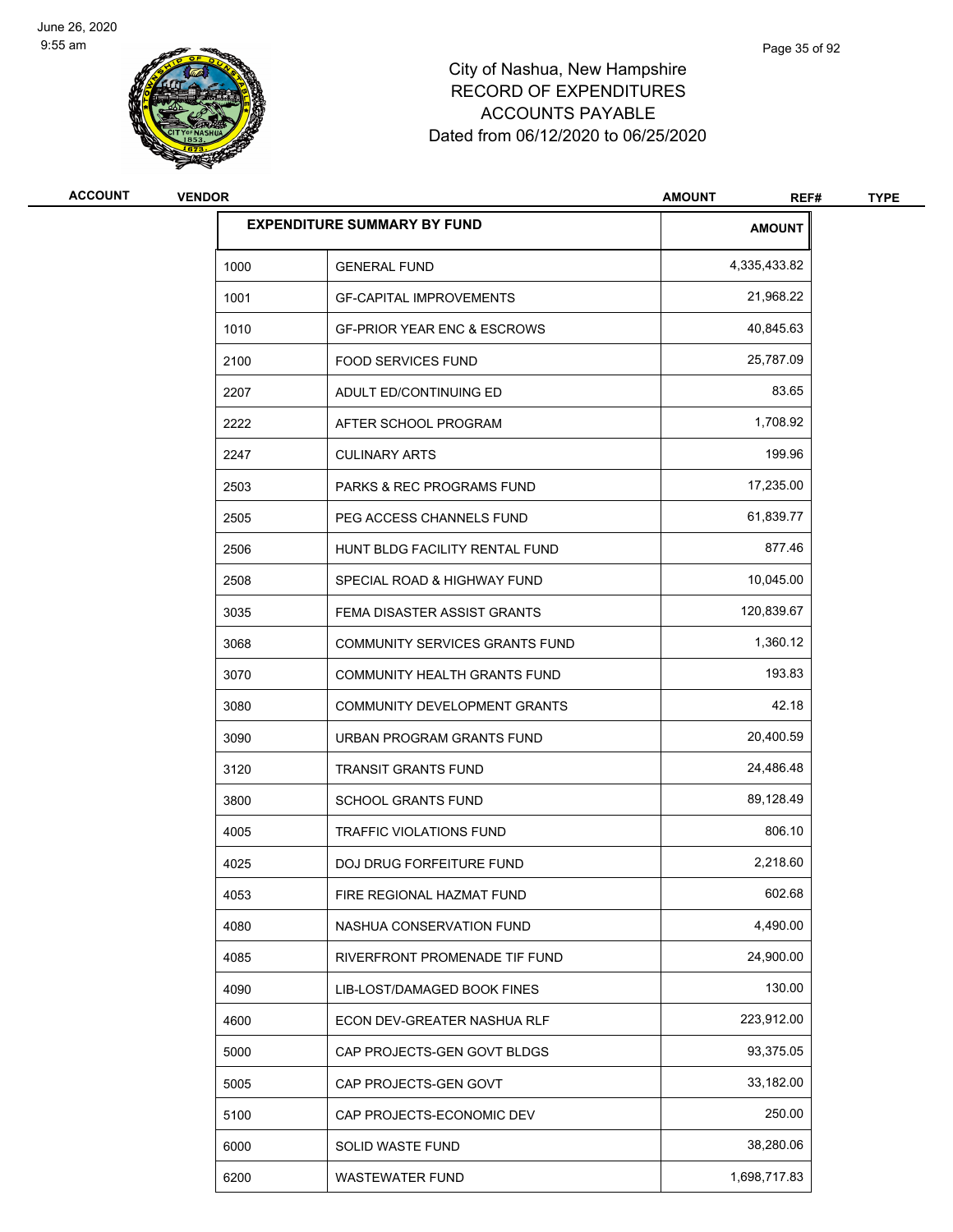# City of Nashua, New Hampshire
## RECORD OF EXPENDITURES
## ACCOUNTS PAYABLE
### Dated from 06/12/2020 to 06/25/2020

ACCOUNT | VENDOR | AMOUNT | REF# | TYPE

| EXPENDITURE SUMMARY BY FUND | | AMOUNT |
|---|---|---|
| 1000 | GENERAL FUND | 4,335,433.82 |
| 1001 | GF-CAPITAL IMPROVEMENTS | 21,968.22 |
| 1010 | GF-PRIOR YEAR ENC & ESCROWS | 40,845.63 |
| 2100 | FOOD SERVICES FUND | 25,787.09 |
| 2207 | ADULT ED/CONTINUING ED | 83.65 |
| 2222 | AFTER SCHOOL PROGRAM | 1,708.92 |
| 2247 | CULINARY ARTS | 199.96 |
| 2503 | PARKS & REC PROGRAMS FUND | 17,235.00 |
| 2505 | PEG ACCESS CHANNELS FUND | 61,839.77 |
| 2506 | HUNT BLDG FACILITY RENTAL FUND | 877.46 |
| 2508 | SPECIAL ROAD & HIGHWAY FUND | 10,045.00 |
| 3035 | FEMA DISASTER ASSIST GRANTS | 120,839.67 |
| 3068 | COMMUNITY SERVICES GRANTS FUND | 1,360.12 |
| 3070 | COMMUNITY HEALTH GRANTS FUND | 193.83 |
| 3080 | COMMUNITY DEVELOPMENT GRANTS | 42.18 |
| 3090 | URBAN PROGRAM GRANTS FUND | 20,400.59 |
| 3120 | TRANSIT GRANTS FUND | 24,486.48 |
| 3800 | SCHOOL GRANTS FUND | 89,128.49 |
| 4005 | TRAFFIC VIOLATIONS FUND | 806.10 |
| 4025 | DOJ DRUG FORFEITURE FUND | 2,218.60 |
| 4053 | FIRE REGIONAL HAZMAT FUND | 602.68 |
| 4080 | NASHUA CONSERVATION FUND | 4,490.00 |
| 4085 | RIVERFRONT PROMENADE TIF FUND | 24,900.00 |
| 4090 | LIB-LOST/DAMAGED BOOK FINES | 130.00 |
| 4600 | ECON DEV-GREATER NASHUA RLF | 223,912.00 |
| 5000 | CAP PROJECTS-GEN GOVT BLDGS | 93,375.05 |
| 5005 | CAP PROJECTS-GEN GOVT | 33,182.00 |
| 5100 | CAP PROJECTS-ECONOMIC DEV | 250.00 |
| 6000 | SOLID WASTE FUND | 38,280.06 |
| 6200 | WASTEWATER FUND | 1,698,717.83 |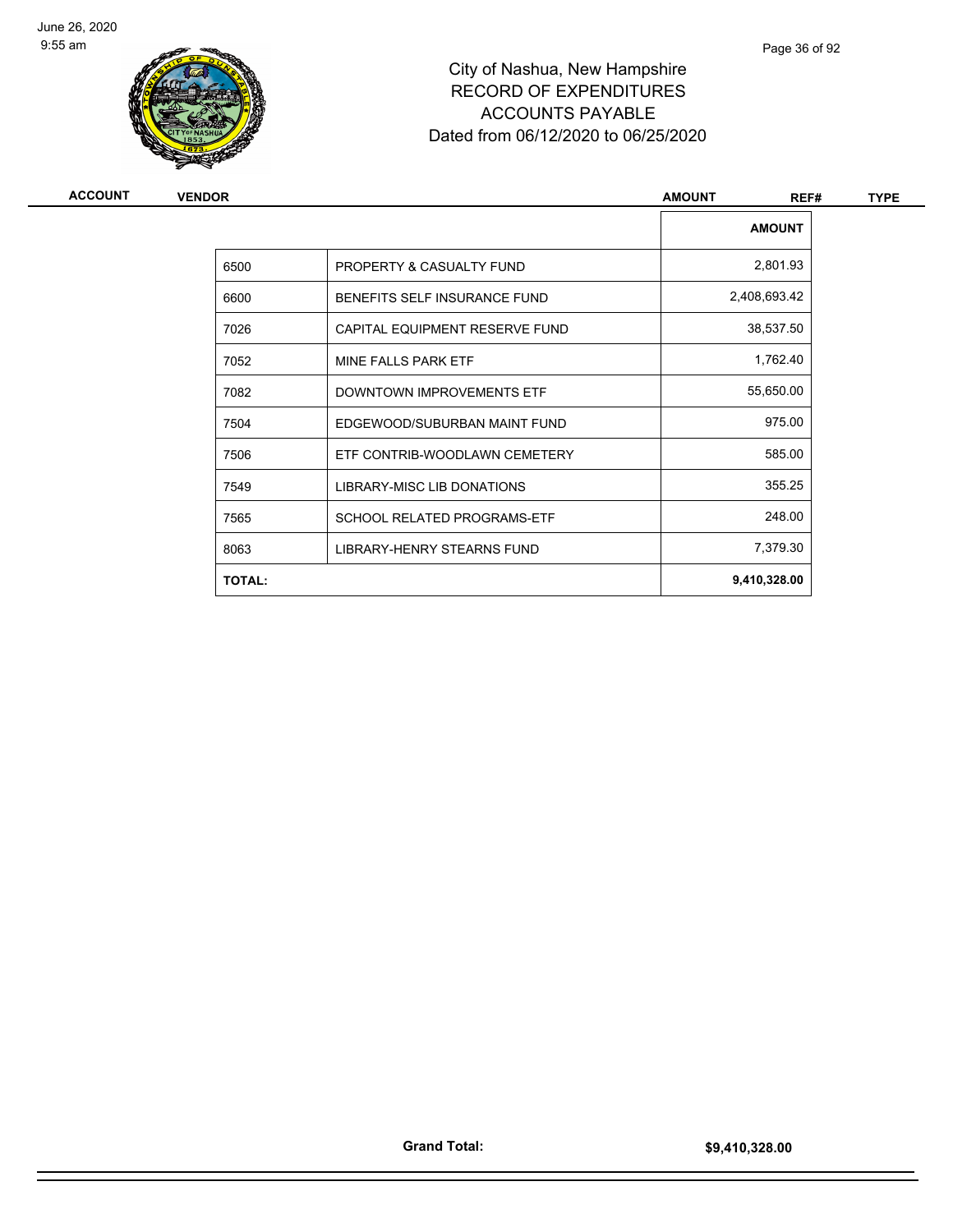# City of Nashua, New Hampshire
## RECORD OF EXPENDITURES
## ACCOUNTS PAYABLE
## Dated from 06/12/2020 to 06/25/2020

| ACCOUNT | VENDOR | AMOUNT | REF# | TYPE |
|---|---|---|---|---|

| | | AMOUNT |
|---|---|---|
| 6500 | PROPERTY & CASUALTY FUND | 2,801.93 |
| 6600 | BENEFITS SELF INSURANCE FUND | 2,408,693.42 |
| 7026 | CAPITAL EQUIPMENT RESERVE FUND | 38,537.50 |
| 7052 | MINE FALLS PARK ETF | 1,762.40 |
| 7082 | DOWNTOWN IMPROVEMENTS ETF | 55,650.00 |
| 7504 | EDGEWOOD/SUBURBAN MAINT FUND | 975.00 |
| 7506 | ETF CONTRIB-WOODLAWN CEMETERY | 585.00 |
| 7549 | LIBRARY-MISC LIB DONATIONS | 355.25 |
| 7565 | SCHOOL RELATED PROGRAMS-ETF | 248.00 |
| 8063 | LIBRARY-HENRY STEARNS FUND | 7,379.30 |
| **TOTAL:** | | **9,410,328.00** |

**Grand Total:** **$9,410,328.00**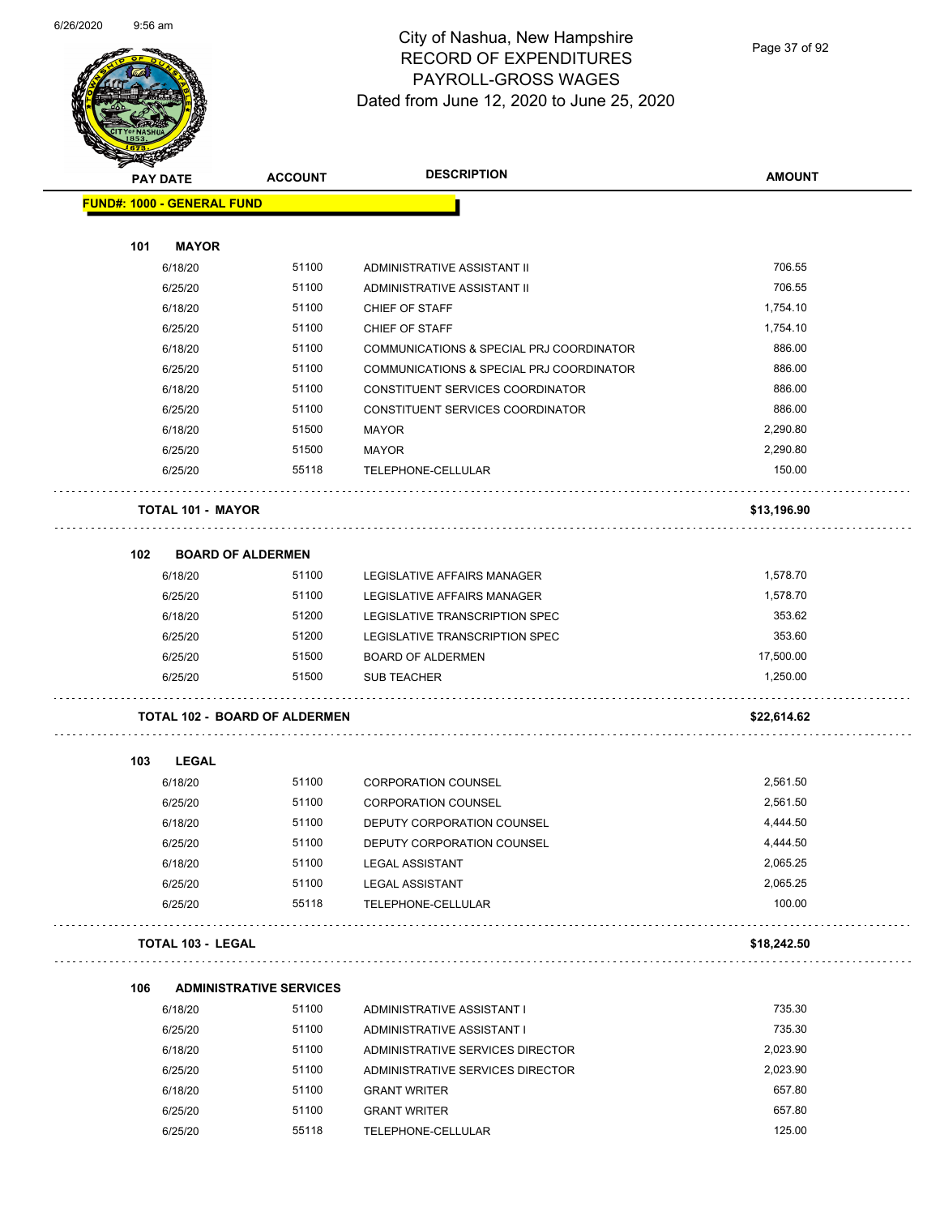# City of Nashua, New Hampshire
## RECORD OF EXPENDITURES
## PAYROLL-GROSS WAGES
### Dated from June 12, 2020 to June 25, 2020

| PAY DATE | ACCOUNT | DESCRIPTION | AMOUNT |
|---|---|---|---|
| **FUND#: 1000 - GENERAL FUND** | | | |
| **101 MAYOR** | | | |
| 6/18/20 | 51100 | ADMINISTRATIVE ASSISTANT II | 706.55 |
| 6/25/20 | 51100 | ADMINISTRATIVE ASSISTANT II | 706.55 |
| 6/18/20 | 51100 | CHIEF OF STAFF | 1,754.10 |
| 6/25/20 | 51100 | CHIEF OF STAFF | 1,754.10 |
| 6/18/20 | 51100 | COMMUNICATIONS & SPECIAL PRJ COORDINATOR | 886.00 |
| 6/25/20 | 51100 | COMMUNICATIONS & SPECIAL PRJ COORDINATOR | 886.00 |
| 6/18/20 | 51100 | CONSTITUENT SERVICES COORDINATOR | 886.00 |
| 6/25/20 | 51100 | CONSTITUENT SERVICES COORDINATOR | 886.00 |
| 6/18/20 | 51500 | MAYOR | 2,290.80 |
| 6/25/20 | 51500 | MAYOR | 2,290.80 |
| 6/25/20 | 55118 | TELEPHONE-CELLULAR | 150.00 |
| **TOTAL 101 - MAYOR** | | | **$13,196.90** |
| **102 BOARD OF ALDERMEN** | | | |
| 6/18/20 | 51100 | LEGISLATIVE AFFAIRS MANAGER | 1,578.70 |
| 6/25/20 | 51100 | LEGISLATIVE AFFAIRS MANAGER | 1,578.70 |
| 6/18/20 | 51200 | LEGISLATIVE TRANSCRIPTION SPEC | 353.62 |
| 6/25/20 | 51200 | LEGISLATIVE TRANSCRIPTION SPEC | 353.60 |
| 6/25/20 | 51500 | BOARD OF ALDERMEN | 17,500.00 |
| 6/25/20 | 51500 | SUB TEACHER | 1,250.00 |
| **TOTAL 102 - BOARD OF ALDERMEN** | | | **$22,614.62** |
| **103 LEGAL** | | | |
| 6/18/20 | 51100 | CORPORATION COUNSEL | 2,561.50 |
| 6/25/20 | 51100 | CORPORATION COUNSEL | 2,561.50 |
| 6/18/20 | 51100 | DEPUTY CORPORATION COUNSEL | 4,444.50 |
| 6/25/20 | 51100 | DEPUTY CORPORATION COUNSEL | 4,444.50 |
| 6/18/20 | 51100 | LEGAL ASSISTANT | 2,065.25 |
| 6/25/20 | 51100 | LEGAL ASSISTANT | 2,065.25 |
| 6/25/20 | 55118 | TELEPHONE-CELLULAR | 100.00 |
| **TOTAL 103 - LEGAL** | | | **$18,242.50** |
| **106 ADMINISTRATIVE SERVICES** | | | |
| 6/18/20 | 51100 | ADMINISTRATIVE ASSISTANT I | 735.30 |
| 6/25/20 | 51100 | ADMINISTRATIVE ASSISTANT I | 735.30 |
| 6/18/20 | 51100 | ADMINISTRATIVE SERVICES DIRECTOR | 2,023.90 |
| 6/25/20 | 51100 | ADMINISTRATIVE SERVICES DIRECTOR | 2,023.90 |
| 6/18/20 | 51100 | GRANT WRITER | 657.80 |
| 6/25/20 | 51100 | GRANT WRITER | 657.80 |
| 6/25/20 | 55118 | TELEPHONE-CELLULAR | 125.00 |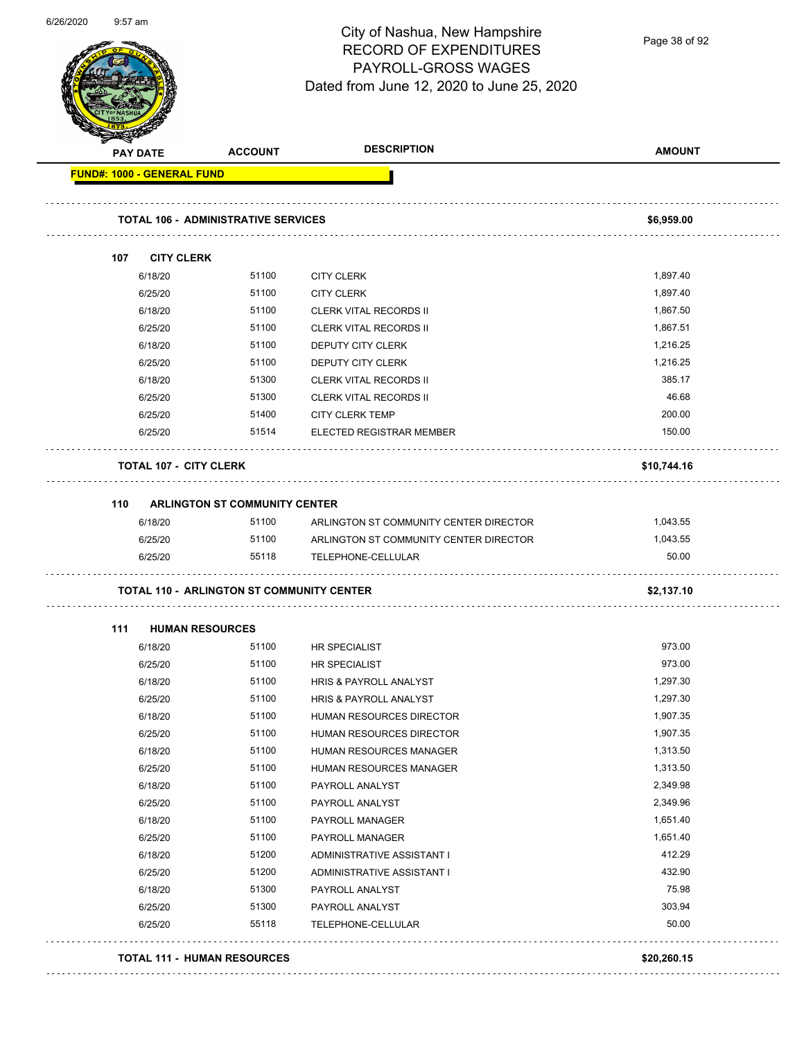# City of Nashua, New Hampshire
## RECORD OF EXPENDITURES
## PAYROLL-GROSS WAGES
### Dated from June 12, 2020 to June 25, 2020

| PAY DATE | ACCOUNT | DESCRIPTION | AMOUNT |
|---|---|---|---|
| **FUND#: 1000 - GENERAL FUND** | | | |
| **TOTAL 106 - ADMINISTRATIVE SERVICES** | | | **$6,959.00** |
| **107 CITY CLERK** | | | |
| 6/18/20 | 51100 | CITY CLERK | 1,897.40 |
| 6/25/20 | 51100 | CITY CLERK | 1,897.40 |
| 6/18/20 | 51100 | CLERK VITAL RECORDS II | 1,867.50 |
| 6/25/20 | 51100 | CLERK VITAL RECORDS II | 1,867.51 |
| 6/18/20 | 51100 | DEPUTY CITY CLERK | 1,216.25 |
| 6/25/20 | 51100 | DEPUTY CITY CLERK | 1,216.25 |
| 6/18/20 | 51300 | CLERK VITAL RECORDS II | 385.17 |
| 6/25/20 | 51300 | CLERK VITAL RECORDS II | 46.68 |
| 6/25/20 | 51400 | CITY CLERK TEMP | 200.00 |
| 6/25/20 | 51514 | ELECTED REGISTRAR MEMBER | 150.00 |
| **TOTAL 107 - CITY CLERK** | | | **$10,744.16** |
| **110 ARLINGTON ST COMMUNITY CENTER** | | | |
| 6/18/20 | 51100 | ARLINGTON ST COMMUNITY CENTER DIRECTOR | 1,043.55 |
| 6/25/20 | 51100 | ARLINGTON ST COMMUNITY CENTER DIRECTOR | 1,043.55 |
| 6/25/20 | 55118 | TELEPHONE-CELLULAR | 50.00 |
| **TOTAL 110 - ARLINGTON ST COMMUNITY CENTER** | | | **$2,137.10** |
| **111 HUMAN RESOURCES** | | | |
| 6/18/20 | 51100 | HR SPECIALIST | 973.00 |
| 6/25/20 | 51100 | HR SPECIALIST | 973.00 |
| 6/18/20 | 51100 | HRIS & PAYROLL ANALYST | 1,297.30 |
| 6/25/20 | 51100 | HRIS & PAYROLL ANALYST | 1,297.30 |
| 6/18/20 | 51100 | HUMAN RESOURCES DIRECTOR | 1,907.35 |
| 6/25/20 | 51100 | HUMAN RESOURCES DIRECTOR | 1,907.35 |
| 6/18/20 | 51100 | HUMAN RESOURCES MANAGER | 1,313.50 |
| 6/25/20 | 51100 | HUMAN RESOURCES MANAGER | 1,313.50 |
| 6/18/20 | 51100 | PAYROLL ANALYST | 2,349.98 |
| 6/25/20 | 51100 | PAYROLL ANALYST | 2,349.96 |
| 6/18/20 | 51100 | PAYROLL MANAGER | 1,651.40 |
| 6/25/20 | 51100 | PAYROLL MANAGER | 1,651.40 |
| 6/18/20 | 51200 | ADMINISTRATIVE ASSISTANT I | 412.29 |
| 6/25/20 | 51200 | ADMINISTRATIVE ASSISTANT I | 432.90 |
| 6/18/20 | 51300 | PAYROLL ANALYST | 75.98 |
| 6/25/20 | 51300 | PAYROLL ANALYST | 303.94 |
| 6/25/20 | 55118 | TELEPHONE-CELLULAR | 50.00 |
| **TOTAL 111 - HUMAN RESOURCES** | | | **$20,260.15** |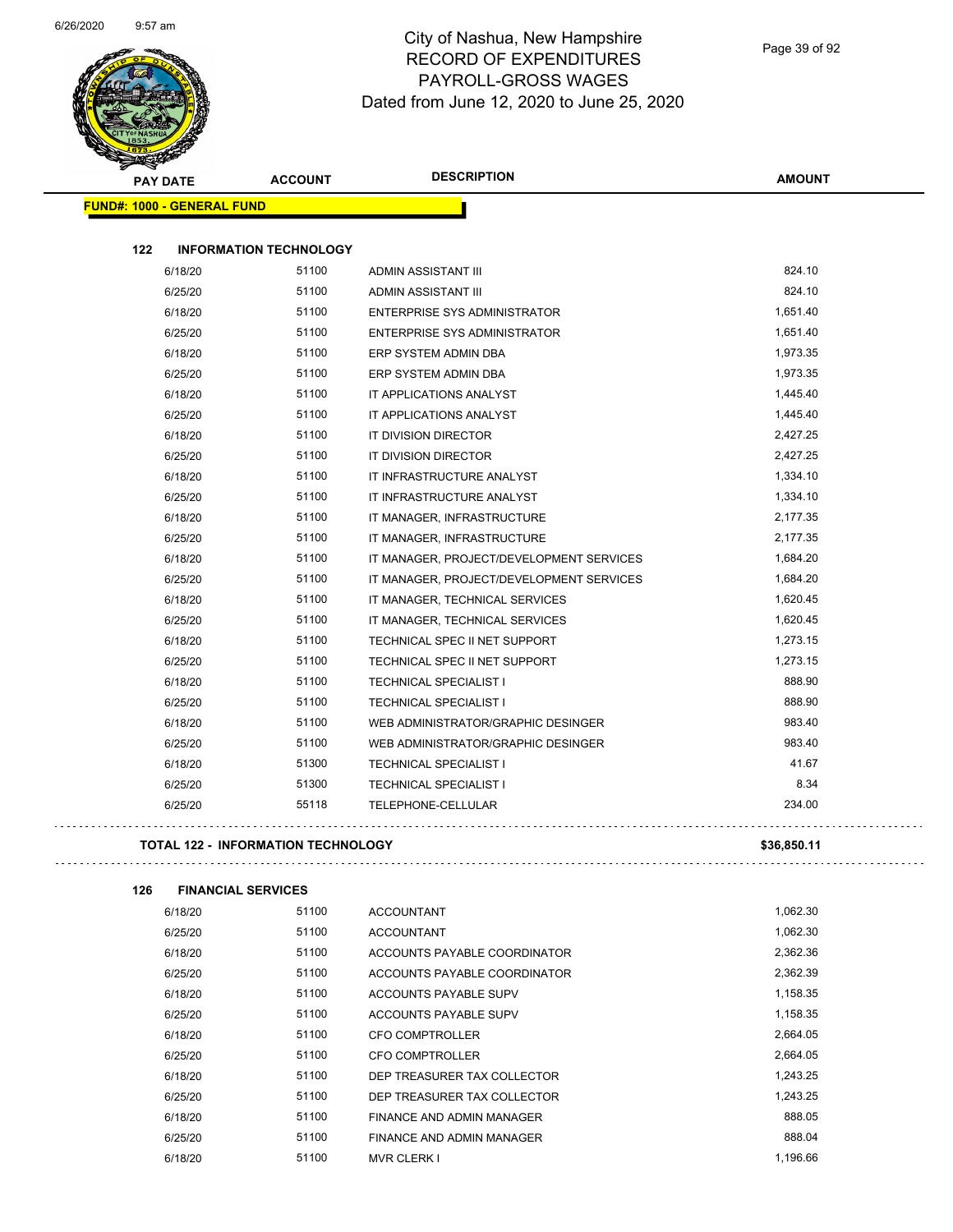# City of Nashua, New Hampshire
# RECORD OF EXPENDITURES
# PAYROLL-GROSS WAGES
# Dated from June 12, 2020 to June 25, 2020

| PAY DATE | ACCOUNT | DESCRIPTION | AMOUNT |
|---|---|---|---|
| **FUND#: 1000 - GENERAL FUND** | | | |
| **122 INFORMATION TECHNOLOGY** | | | |
| 6/18/20 | 51100 | ADMIN ASSISTANT III | 824.10 |
| 6/25/20 | 51100 | ADMIN ASSISTANT III | 824.10 |
| 6/18/20 | 51100 | ENTERPRISE SYS ADMINISTRATOR | 1,651.40 |
| 6/25/20 | 51100 | ENTERPRISE SYS ADMINISTRATOR | 1,651.40 |
| 6/18/20 | 51100 | ERP SYSTEM ADMIN DBA | 1,973.35 |
| 6/25/20 | 51100 | ERP SYSTEM ADMIN DBA | 1,973.35 |
| 6/18/20 | 51100 | IT APPLICATIONS ANALYST | 1,445.40 |
| 6/25/20 | 51100 | IT APPLICATIONS ANALYST | 1,445.40 |
| 6/18/20 | 51100 | IT DIVISION DIRECTOR | 2,427.25 |
| 6/25/20 | 51100 | IT DIVISION DIRECTOR | 2,427.25 |
| 6/18/20 | 51100 | IT INFRASTRUCTURE ANALYST | 1,334.10 |
| 6/25/20 | 51100 | IT INFRASTRUCTURE ANALYST | 1,334.10 |
| 6/18/20 | 51100 | IT MANAGER, INFRASTRUCTURE | 2,177.35 |
| 6/25/20 | 51100 | IT MANAGER, INFRASTRUCTURE | 2,177.35 |
| 6/18/20 | 51100 | IT MANAGER, PROJECT/DEVELOPMENT SERVICES | 1,684.20 |
| 6/25/20 | 51100 | IT MANAGER, PROJECT/DEVELOPMENT SERVICES | 1,684.20 |
| 6/18/20 | 51100 | IT MANAGER, TECHNICAL SERVICES | 1,620.45 |
| 6/25/20 | 51100 | IT MANAGER, TECHNICAL SERVICES | 1,620.45 |
| 6/18/20 | 51100 | TECHNICAL SPEC II NET SUPPORT | 1,273.15 |
| 6/25/20 | 51100 | TECHNICAL SPEC II NET SUPPORT | 1,273.15 |
| 6/18/20 | 51100 | TECHNICAL SPECIALIST I | 888.90 |
| 6/25/20 | 51100 | TECHNICAL SPECIALIST I | 888.90 |
| 6/18/20 | 51100 | WEB ADMINISTRATOR/GRAPHIC DESINGER | 983.40 |
| 6/25/20 | 51100 | WEB ADMINISTRATOR/GRAPHIC DESINGER | 983.40 |
| 6/18/20 | 51300 | TECHNICAL SPECIALIST I | 41.67 |
| 6/25/20 | 51300 | TECHNICAL SPECIALIST I | 8.34 |
| 6/25/20 | 55118 | TELEPHONE-CELLULAR | 234.00 |
| **TOTAL 122 - INFORMATION TECHNOLOGY** | | | **$36,850.11** |
| **126 FINANCIAL SERVICES** | | | |
| 6/18/20 | 51100 | ACCOUNTANT | 1,062.30 |
| 6/25/20 | 51100 | ACCOUNTANT | 1,062.30 |
| 6/18/20 | 51100 | ACCOUNTS PAYABLE COORDINATOR | 2,362.36 |
| 6/25/20 | 51100 | ACCOUNTS PAYABLE COORDINATOR | 2,362.39 |
| 6/18/20 | 51100 | ACCOUNTS PAYABLE SUPV | 1,158.35 |
| 6/25/20 | 51100 | ACCOUNTS PAYABLE SUPV | 1,158.35 |
| 6/18/20 | 51100 | CFO COMPTROLLER | 2,664.05 |
| 6/25/20 | 51100 | CFO COMPTROLLER | 2,664.05 |
| 6/18/20 | 51100 | DEP TREASURER TAX COLLECTOR | 1,243.25 |
| 6/25/20 | 51100 | DEP TREASURER TAX COLLECTOR | 1,243.25 |
| 6/18/20 | 51100 | FINANCE AND ADMIN MANAGER | 888.05 |
| 6/25/20 | 51100 | FINANCE AND ADMIN MANAGER | 888.04 |
| 6/18/20 | 51100 | MVR CLERK I | 1,196.66 |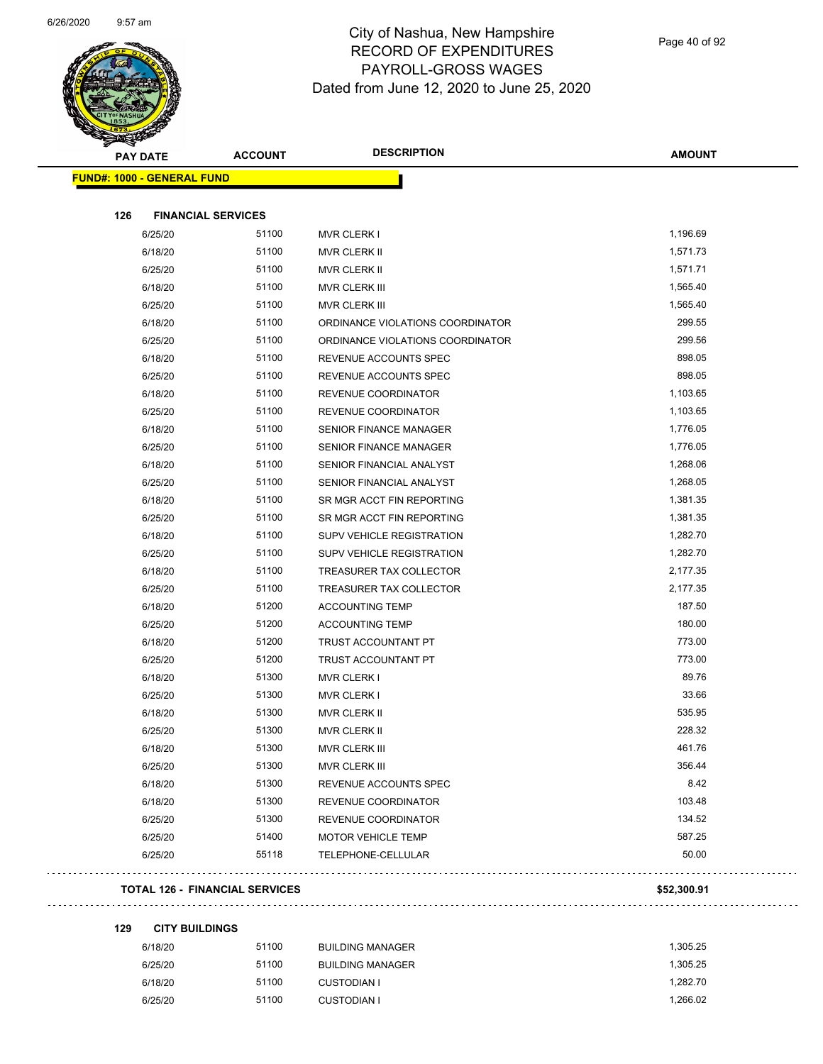# City of Nashua, New Hampshire
## RECORD OF EXPENDITURES
## PAYROLL-GROSS WAGES
Dated from June 12, 2020 to June 25, 2020

| PAY DATE | ACCOUNT | DESCRIPTION | AMOUNT |
|---|---|---|---|
| **FUND#: 1000 - GENERAL FUND** | | | |
| **126 FINANCIAL SERVICES** | | | |
| 6/25/20 | 51100 | MVR CLERK I | 1,196.69 |
| 6/18/20 | 51100 | MVR CLERK II | 1,571.73 |
| 6/25/20 | 51100 | MVR CLERK II | 1,571.71 |
| 6/18/20 | 51100 | MVR CLERK III | 1,565.40 |
| 6/25/20 | 51100 | MVR CLERK III | 1,565.40 |
| 6/18/20 | 51100 | ORDINANCE VIOLATIONS COORDINATOR | 299.55 |
| 6/25/20 | 51100 | ORDINANCE VIOLATIONS COORDINATOR | 299.56 |
| 6/18/20 | 51100 | REVENUE ACCOUNTS SPEC | 898.05 |
| 6/25/20 | 51100 | REVENUE ACCOUNTS SPEC | 898.05 |
| 6/18/20 | 51100 | REVENUE COORDINATOR | 1,103.65 |
| 6/25/20 | 51100 | REVENUE COORDINATOR | 1,103.65 |
| 6/18/20 | 51100 | SENIOR FINANCE MANAGER | 1,776.05 |
| 6/25/20 | 51100 | SENIOR FINANCE MANAGER | 1,776.05 |
| 6/18/20 | 51100 | SENIOR FINANCIAL ANALYST | 1,268.06 |
| 6/25/20 | 51100 | SENIOR FINANCIAL ANALYST | 1,268.05 |
| 6/18/20 | 51100 | SR MGR ACCT FIN REPORTING | 1,381.35 |
| 6/25/20 | 51100 | SR MGR ACCT FIN REPORTING | 1,381.35 |
| 6/18/20 | 51100 | SUPV VEHICLE REGISTRATION | 1,282.70 |
| 6/25/20 | 51100 | SUPV VEHICLE REGISTRATION | 1,282.70 |
| 6/18/20 | 51100 | TREASURER TAX COLLECTOR | 2,177.35 |
| 6/25/20 | 51100 | TREASURER TAX COLLECTOR | 2,177.35 |
| 6/18/20 | 51200 | ACCOUNTING TEMP | 187.50 |
| 6/25/20 | 51200 | ACCOUNTING TEMP | 180.00 |
| 6/18/20 | 51200 | TRUST ACCOUNTANT PT | 773.00 |
| 6/25/20 | 51200 | TRUST ACCOUNTANT PT | 773.00 |
| 6/18/20 | 51300 | MVR CLERK I | 89.76 |
| 6/25/20 | 51300 | MVR CLERK I | 33.66 |
| 6/18/20 | 51300 | MVR CLERK II | 535.95 |
| 6/25/20 | 51300 | MVR CLERK II | 228.32 |
| 6/18/20 | 51300 | MVR CLERK III | 461.76 |
| 6/25/20 | 51300 | MVR CLERK III | 356.44 |
| 6/18/20 | 51300 | REVENUE ACCOUNTS SPEC | 8.42 |
| 6/18/20 | 51300 | REVENUE COORDINATOR | 103.48 |
| 6/25/20 | 51300 | REVENUE COORDINATOR | 134.52 |
| 6/25/20 | 51400 | MOTOR VEHICLE TEMP | 587.25 |
| 6/25/20 | 55118 | TELEPHONE-CELLULAR | 50.00 |
| **TOTAL 126 - FINANCIAL SERVICES** | | | **$52,300.91** |
| **129 CITY BUILDINGS** | | | |
| 6/18/20 | 51100 | BUILDING MANAGER | 1,305.25 |
| 6/25/20 | 51100 | BUILDING MANAGER | 1,305.25 |
| 6/18/20 | 51100 | CUSTODIAN I | 1,282.70 |
| 6/25/20 | 51100 | CUSTODIAN I | 1,266.02 |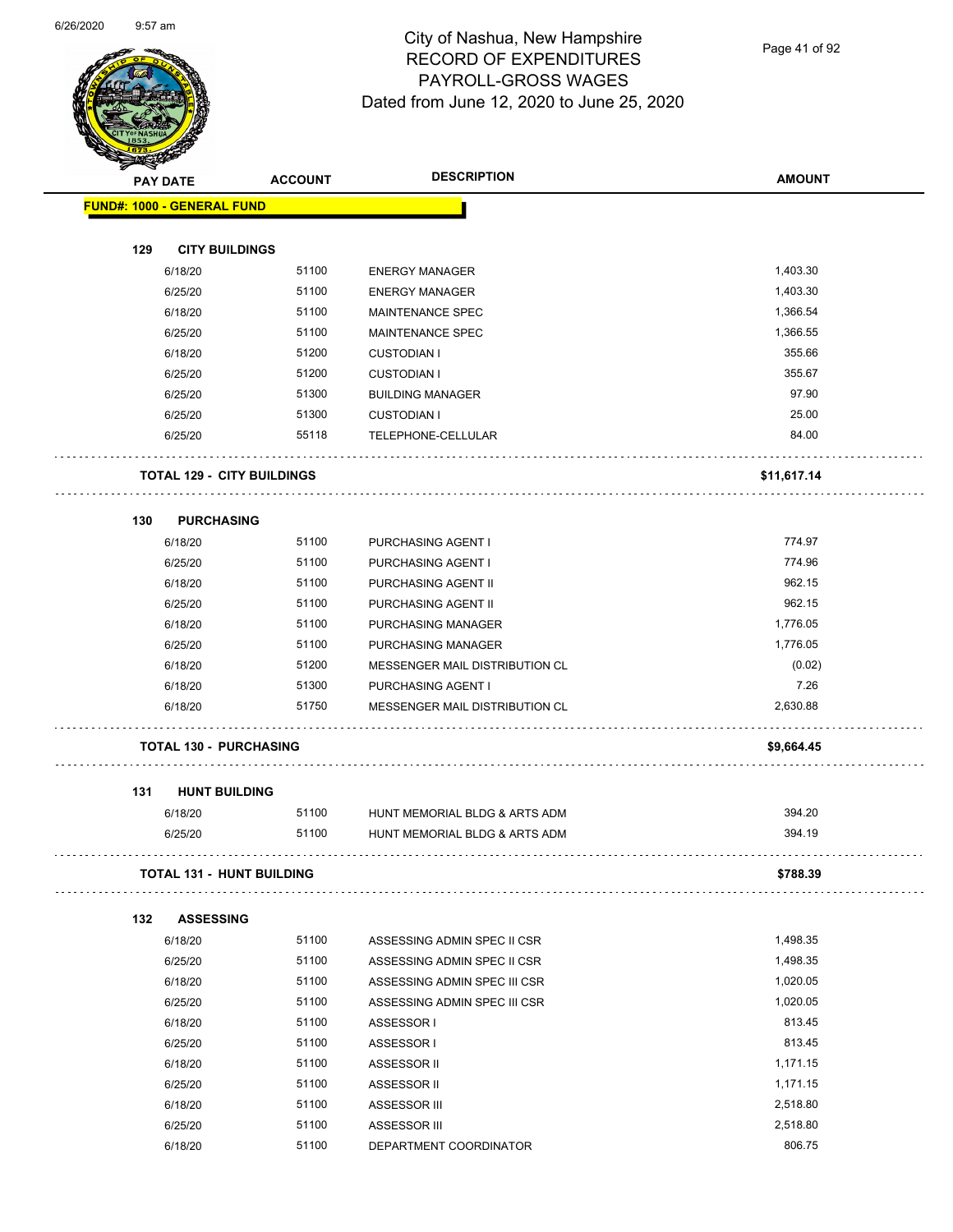# City of Nashua, New Hampshire
## RECORD OF EXPENDITURES
## PAYROLL-GROSS WAGES
### Dated from June 12, 2020 to June 25, 2020

| PAY DATE | ACCOUNT | DESCRIPTION | AMOUNT |
|---|---|---|---|
| **FUND#: 1000 - GENERAL FUND** | | | |
| **129 CITY BUILDINGS** | | | |
| 6/18/20 | 51100 | ENERGY MANAGER | 1,403.30 |
| 6/25/20 | 51100 | ENERGY MANAGER | 1,403.30 |
| 6/18/20 | 51100 | MAINTENANCE SPEC | 1,366.54 |
| 6/25/20 | 51100 | MAINTENANCE SPEC | 1,366.55 |
| 6/18/20 | 51200 | CUSTODIAN I | 355.66 |
| 6/25/20 | 51200 | CUSTODIAN I | 355.67 |
| 6/25/20 | 51300 | BUILDING MANAGER | 97.90 |
| 6/25/20 | 51300 | CUSTODIAN I | 25.00 |
| 6/25/20 | 55118 | TELEPHONE-CELLULAR | 84.00 |
| **TOTAL 129 - CITY BUILDINGS** | | | **$11,617.14** |
| **130 PURCHASING** | | | |
| 6/18/20 | 51100 | PURCHASING AGENT I | 774.97 |
| 6/25/20 | 51100 | PURCHASING AGENT I | 774.96 |
| 6/18/20 | 51100 | PURCHASING AGENT II | 962.15 |
| 6/25/20 | 51100 | PURCHASING AGENT II | 962.15 |
| 6/18/20 | 51100 | PURCHASING MANAGER | 1,776.05 |
| 6/25/20 | 51100 | PURCHASING MANAGER | 1,776.05 |
| 6/18/20 | 51200 | MESSENGER MAIL DISTRIBUTION CL | (0.02) |
| 6/18/20 | 51300 | PURCHASING AGENT I | 7.26 |
| 6/18/20 | 51750 | MESSENGER MAIL DISTRIBUTION CL | 2,630.88 |
| **TOTAL 130 - PURCHASING** | | | **$9,664.45** |
| **131 HUNT BUILDING** | | | |
| 6/18/20 | 51100 | HUNT MEMORIAL BLDG & ARTS ADM | 394.20 |
| 6/25/20 | 51100 | HUNT MEMORIAL BLDG & ARTS ADM | 394.19 |
| **TOTAL 131 - HUNT BUILDING** | | | **$788.39** |
| **132 ASSESSING** | | | |
| 6/18/20 | 51100 | ASSESSING ADMIN SPEC II CSR | 1,498.35 |
| 6/25/20 | 51100 | ASSESSING ADMIN SPEC II CSR | 1,498.35 |
| 6/18/20 | 51100 | ASSESSING ADMIN SPEC III CSR | 1,020.05 |
| 6/25/20 | 51100 | ASSESSING ADMIN SPEC III CSR | 1,020.05 |
| 6/18/20 | 51100 | ASSESSOR I | 813.45 |
| 6/25/20 | 51100 | ASSESSOR I | 813.45 |
| 6/18/20 | 51100 | ASSESSOR II | 1,171.15 |
| 6/25/20 | 51100 | ASSESSOR II | 1,171.15 |
| 6/18/20 | 51100 | ASSESSOR III | 2,518.80 |
| 6/25/20 | 51100 | ASSESSOR III | 2,518.80 |
| 6/18/20 | 51100 | DEPARTMENT COORDINATOR | 806.75 |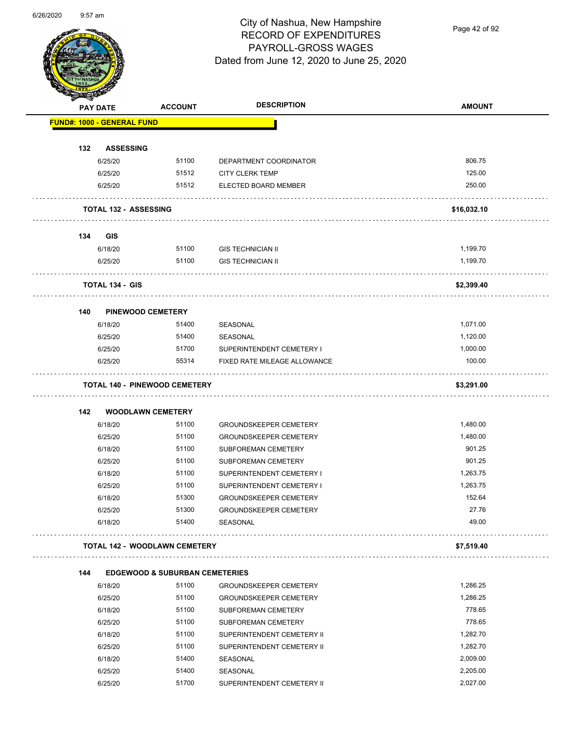# City of Nashua, New Hampshire
## RECORD OF EXPENDITURES
## PAYROLL-GROSS WAGES
## Dated from June 12, 2020 to June 25, 2020

| PAY DATE | ACCOUNT | DESCRIPTION | AMOUNT |
|---|---|---|---|
| **FUND#: 1000 - GENERAL FUND** | | | |
| **132 ASSESSING** | | | |
| 6/25/20 | 51100 | DEPARTMENT COORDINATOR | 806.75 |
| 6/25/20 | 51512 | CITY CLERK TEMP | 125.00 |
| 6/25/20 | 51512 | ELECTED BOARD MEMBER | 250.00 |
| **TOTAL 132 - ASSESSING** | | | **$16,032.10** |
| **134 GIS** | | | |
| 6/18/20 | 51100 | GIS TECHNICIAN II | 1,199.70 |
| 6/25/20 | 51100 | GIS TECHNICIAN II | 1,199.70 |
| **TOTAL 134 - GIS** | | | **$2,399.40** |
| **140 PINEWOOD CEMETERY** | | | |
| 6/18/20 | 51400 | SEASONAL | 1,071.00 |
| 6/25/20 | 51400 | SEASONAL | 1,120.00 |
| 6/25/20 | 51700 | SUPERINTENDENT CEMETERY I | 1,000.00 |
| 6/25/20 | 55314 | FIXED RATE MILEAGE ALLOWANCE | 100.00 |
| **TOTAL 140 - PINEWOOD CEMETERY** | | | **$3,291.00** |
| **142 WOODLAWN CEMETERY** | | | |
| 6/18/20 | 51100 | GROUNDSKEEPER CEMETERY | 1,480.00 |
| 6/25/20 | 51100 | GROUNDSKEEPER CEMETERY | 1,480.00 |
| 6/18/20 | 51100 | SUBFOREMAN CEMETERY | 901.25 |
| 6/25/20 | 51100 | SUBFOREMAN CEMETERY | 901.25 |
| 6/18/20 | 51100 | SUPERINTENDENT CEMETERY I | 1,263.75 |
| 6/25/20 | 51100 | SUPERINTENDENT CEMETERY I | 1,263.75 |
| 6/18/20 | 51300 | GROUNDSKEEPER CEMETERY | 152.64 |
| 6/25/20 | 51300 | GROUNDSKEEPER CEMETERY | 27.76 |
| 6/18/20 | 51400 | SEASONAL | 49.00 |
| **TOTAL 142 - WOODLAWN CEMETERY** | | | **$7,519.40** |
| **144 EDGEWOOD & SUBURBAN CEMETERIES** | | | |
| 6/18/20 | 51100 | GROUNDSKEEPER CEMETERY | 1,286.25 |
| 6/25/20 | 51100 | GROUNDSKEEPER CEMETERY | 1,286.25 |
| 6/18/20 | 51100 | SUBFOREMAN CEMETERY | 778.65 |
| 6/25/20 | 51100 | SUBFOREMAN CEMETERY | 778.65 |
| 6/18/20 | 51100 | SUPERINTENDENT CEMETERY II | 1,282.70 |
| 6/25/20 | 51100 | SUPERINTENDENT CEMETERY II | 1,282.70 |
| 6/18/20 | 51400 | SEASONAL | 2,009.00 |
| 6/25/20 | 51400 | SEASONAL | 2,205.00 |
| 6/25/20 | 51700 | SUPERINTENDENT CEMETERY II | 2,027.00 |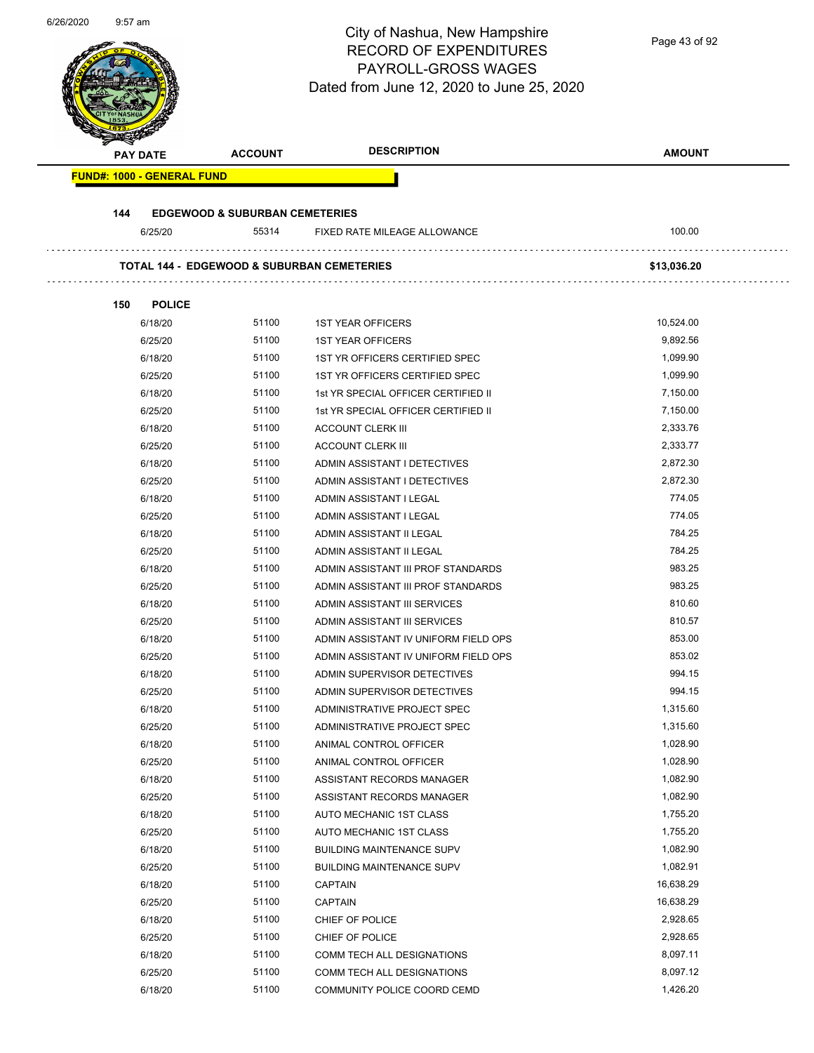City of Nashua, New Hampshire
RECORD OF EXPENDITURES
PAYROLL-GROSS WAGES
Dated from June 12, 2020 to June 25, 2020

| PAY DATE | ACCOUNT | DESCRIPTION | AMOUNT |
|---|---|---|---|
| **FUND#: 1000 - GENERAL FUND** | | | |
| **144 EDGEWOOD & SUBURBAN CEMETERIES** | | | |
| 6/25/20 | 55314 | FIXED RATE MILEAGE ALLOWANCE | 100.00 |
| **TOTAL 144 - EDGEWOOD & SUBURBAN CEMETERIES** | | | **$13,036.20** |
| **150 POLICE** | | | |
| 6/18/20 | 51100 | 1ST YEAR OFFICERS | 10,524.00 |
| 6/25/20 | 51100 | 1ST YEAR OFFICERS | 9,892.56 |
| 6/18/20 | 51100 | 1ST YR OFFICERS CERTIFIED SPEC | 1,099.90 |
| 6/25/20 | 51100 | 1ST YR OFFICERS CERTIFIED SPEC | 1,099.90 |
| 6/18/20 | 51100 | 1st YR SPECIAL OFFICER CERTIFIED II | 7,150.00 |
| 6/25/20 | 51100 | 1st YR SPECIAL OFFICER CERTIFIED II | 7,150.00 |
| 6/18/20 | 51100 | ACCOUNT CLERK III | 2,333.76 |
| 6/25/20 | 51100 | ACCOUNT CLERK III | 2,333.77 |
| 6/18/20 | 51100 | ADMIN ASSISTANT I DETECTIVES | 2,872.30 |
| 6/25/20 | 51100 | ADMIN ASSISTANT I DETECTIVES | 2,872.30 |
| 6/18/20 | 51100 | ADMIN ASSISTANT I LEGAL | 774.05 |
| 6/25/20 | 51100 | ADMIN ASSISTANT I LEGAL | 774.05 |
| 6/18/20 | 51100 | ADMIN ASSISTANT II LEGAL | 784.25 |
| 6/25/20 | 51100 | ADMIN ASSISTANT II LEGAL | 784.25 |
| 6/18/20 | 51100 | ADMIN ASSISTANT III PROF STANDARDS | 983.25 |
| 6/25/20 | 51100 | ADMIN ASSISTANT III PROF STANDARDS | 983.25 |
| 6/18/20 | 51100 | ADMIN ASSISTANT III SERVICES | 810.60 |
| 6/25/20 | 51100 | ADMIN ASSISTANT III SERVICES | 810.57 |
| 6/18/20 | 51100 | ADMIN ASSISTANT IV UNIFORM FIELD OPS | 853.00 |
| 6/25/20 | 51100 | ADMIN ASSISTANT IV UNIFORM FIELD OPS | 853.02 |
| 6/18/20 | 51100 | ADMIN SUPERVISOR DETECTIVES | 994.15 |
| 6/25/20 | 51100 | ADMIN SUPERVISOR DETECTIVES | 994.15 |
| 6/18/20 | 51100 | ADMINISTRATIVE PROJECT SPEC | 1,315.60 |
| 6/25/20 | 51100 | ADMINISTRATIVE PROJECT SPEC | 1,315.60 |
| 6/18/20 | 51100 | ANIMAL CONTROL OFFICER | 1,028.90 |
| 6/25/20 | 51100 | ANIMAL CONTROL OFFICER | 1,028.90 |
| 6/18/20 | 51100 | ASSISTANT RECORDS MANAGER | 1,082.90 |
| 6/25/20 | 51100 | ASSISTANT RECORDS MANAGER | 1,082.90 |
| 6/18/20 | 51100 | AUTO MECHANIC 1ST CLASS | 1,755.20 |
| 6/25/20 | 51100 | AUTO MECHANIC 1ST CLASS | 1,755.20 |
| 6/18/20 | 51100 | BUILDING MAINTENANCE SUPV | 1,082.90 |
| 6/25/20 | 51100 | BUILDING MAINTENANCE SUPV | 1,082.91 |
| 6/18/20 | 51100 | CAPTAIN | 16,638.29 |
| 6/25/20 | 51100 | CAPTAIN | 16,638.29 |
| 6/18/20 | 51100 | CHIEF OF POLICE | 2,928.65 |
| 6/25/20 | 51100 | CHIEF OF POLICE | 2,928.65 |
| 6/18/20 | 51100 | COMM TECH ALL DESIGNATIONS | 8,097.11 |
| 6/25/20 | 51100 | COMM TECH ALL DESIGNATIONS | 8,097.12 |
| 6/18/20 | 51100 | COMMUNITY POLICE COORD CEMD | 1,426.20 |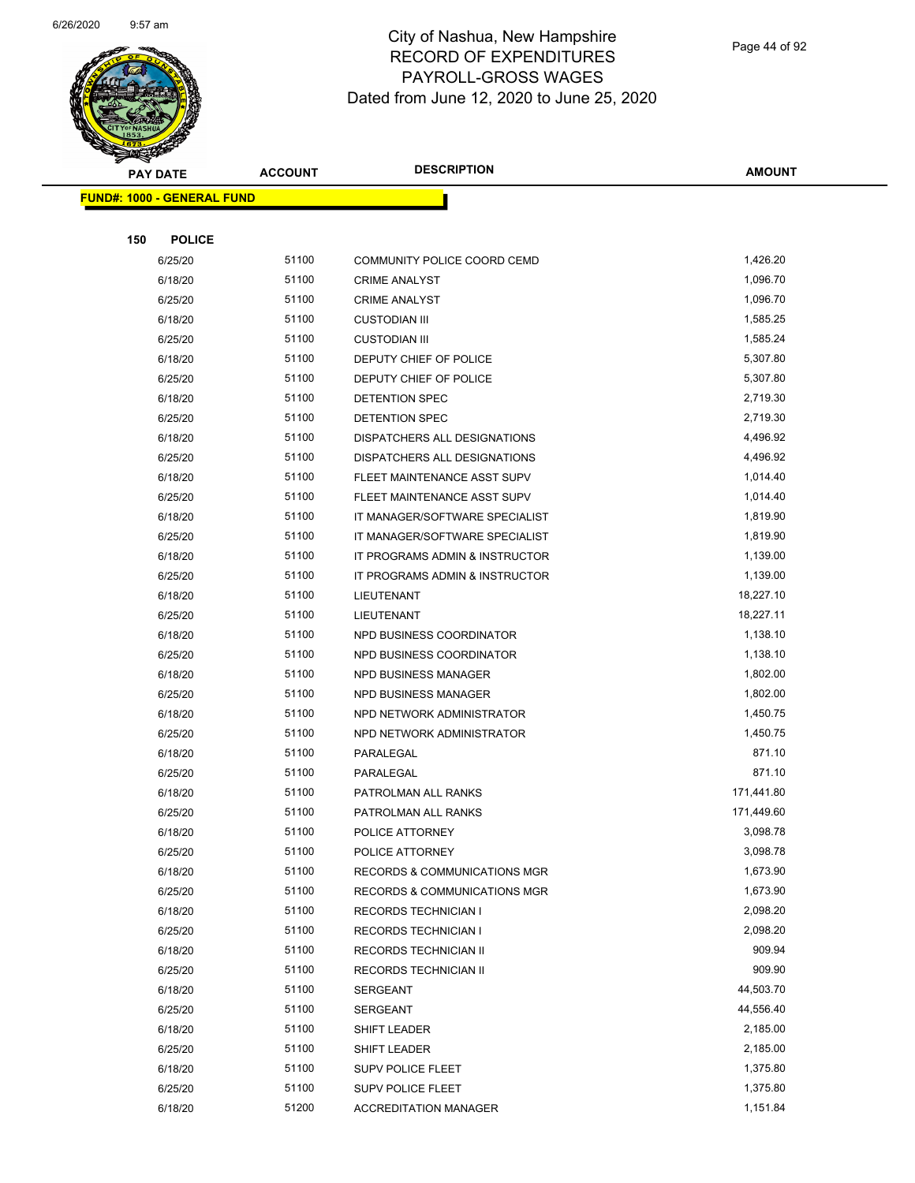# City of Nashua, New Hampshire
## RECORD OF EXPENDITURES
## PAYROLL-GROSS WAGES
### Dated from June 12, 2020 to June 25, 2020

**FUND#: 1000 - GENERAL FUND**

**150 POLICE**

| PAY DATE | ACCOUNT | DESCRIPTION | AMOUNT |
|---|---|---|---|
| 6/25/20 | 51100 | COMMUNITY POLICE COORD CEMD | 1,426.20 |
| 6/18/20 | 51100 | CRIME ANALYST | 1,096.70 |
| 6/25/20 | 51100 | CRIME ANALYST | 1,096.70 |
| 6/18/20 | 51100 | CUSTODIAN III | 1,585.25 |
| 6/25/20 | 51100 | CUSTODIAN III | 1,585.24 |
| 6/18/20 | 51100 | DEPUTY CHIEF OF POLICE | 5,307.80 |
| 6/25/20 | 51100 | DEPUTY CHIEF OF POLICE | 5,307.80 |
| 6/18/20 | 51100 | DETENTION SPEC | 2,719.30 |
| 6/25/20 | 51100 | DETENTION SPEC | 2,719.30 |
| 6/18/20 | 51100 | DISPATCHERS ALL DESIGNATIONS | 4,496.92 |
| 6/25/20 | 51100 | DISPATCHERS ALL DESIGNATIONS | 4,496.92 |
| 6/18/20 | 51100 | FLEET MAINTENANCE ASST SUPV | 1,014.40 |
| 6/25/20 | 51100 | FLEET MAINTENANCE ASST SUPV | 1,014.40 |
| 6/18/20 | 51100 | IT MANAGER/SOFTWARE SPECIALIST | 1,819.90 |
| 6/25/20 | 51100 | IT MANAGER/SOFTWARE SPECIALIST | 1,819.90 |
| 6/18/20 | 51100 | IT PROGRAMS ADMIN & INSTRUCTOR | 1,139.00 |
| 6/25/20 | 51100 | IT PROGRAMS ADMIN & INSTRUCTOR | 1,139.00 |
| 6/18/20 | 51100 | LIEUTENANT | 18,227.10 |
| 6/25/20 | 51100 | LIEUTENANT | 18,227.11 |
| 6/18/20 | 51100 | NPD BUSINESS COORDINATOR | 1,138.10 |
| 6/25/20 | 51100 | NPD BUSINESS COORDINATOR | 1,138.10 |
| 6/18/20 | 51100 | NPD BUSINESS MANAGER | 1,802.00 |
| 6/25/20 | 51100 | NPD BUSINESS MANAGER | 1,802.00 |
| 6/18/20 | 51100 | NPD NETWORK ADMINISTRATOR | 1,450.75 |
| 6/25/20 | 51100 | NPD NETWORK ADMINISTRATOR | 1,450.75 |
| 6/18/20 | 51100 | PARALEGAL | 871.10 |
| 6/25/20 | 51100 | PARALEGAL | 871.10 |
| 6/18/20 | 51100 | PATROLMAN ALL RANKS | 171,441.80 |
| 6/25/20 | 51100 | PATROLMAN ALL RANKS | 171,449.60 |
| 6/18/20 | 51100 | POLICE ATTORNEY | 3,098.78 |
| 6/25/20 | 51100 | POLICE ATTORNEY | 3,098.78 |
| 6/18/20 | 51100 | RECORDS & COMMUNICATIONS MGR | 1,673.90 |
| 6/25/20 | 51100 | RECORDS & COMMUNICATIONS MGR | 1,673.90 |
| 6/18/20 | 51100 | RECORDS TECHNICIAN I | 2,098.20 |
| 6/25/20 | 51100 | RECORDS TECHNICIAN I | 2,098.20 |
| 6/18/20 | 51100 | RECORDS TECHNICIAN II | 909.94 |
| 6/25/20 | 51100 | RECORDS TECHNICIAN II | 909.90 |
| 6/18/20 | 51100 | SERGEANT | 44,503.70 |
| 6/25/20 | 51100 | SERGEANT | 44,556.40 |
| 6/18/20 | 51100 | SHIFT LEADER | 2,185.00 |
| 6/25/20 | 51100 | SHIFT LEADER | 2,185.00 |
| 6/18/20 | 51100 | SUPV POLICE FLEET | 1,375.80 |
| 6/25/20 | 51100 | SUPV POLICE FLEET | 1,375.80 |
| 6/18/20 | 51200 | ACCREDITATION MANAGER | 1,151.84 |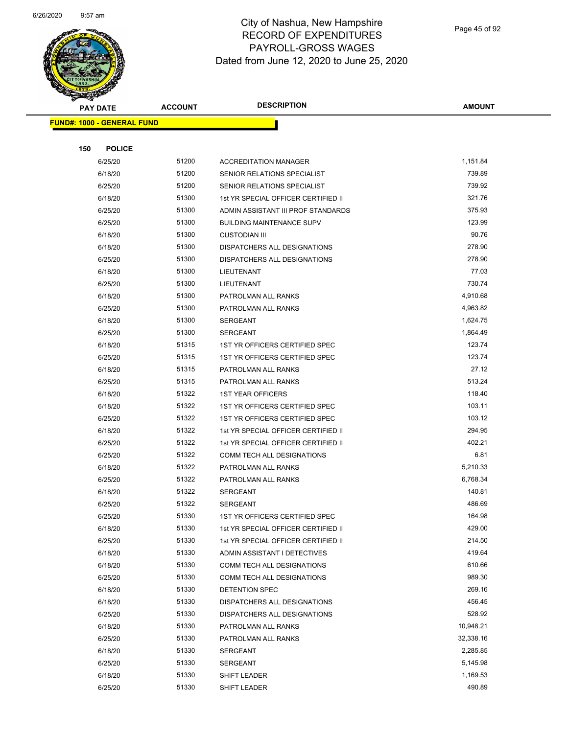# City of Nashua, New Hampshire
## RECORD OF EXPENDITURES
## PAYROLL-GROSS WAGES
## Dated from June 12, 2020 to June 25, 2020

**FUND#: 1000 - GENERAL FUND**

**150 POLICE**

| PAY DATE | ACCOUNT | DESCRIPTION | AMOUNT |
|---|---|---|---|
| 6/25/20 | 51200 | ACCREDITATION MANAGER | 1,151.84 |
| 6/18/20 | 51200 | SENIOR RELATIONS SPECIALIST | 739.89 |
| 6/25/20 | 51200 | SENIOR RELATIONS SPECIALIST | 739.92 |
| 6/18/20 | 51300 | 1st YR SPECIAL OFFICER CERTIFIED II | 321.76 |
| 6/25/20 | 51300 | ADMIN ASSISTANT III PROF STANDARDS | 375.93 |
| 6/25/20 | 51300 | BUILDING MAINTENANCE SUPV | 123.99 |
| 6/18/20 | 51300 | CUSTODIAN III | 90.76 |
| 6/18/20 | 51300 | DISPATCHERS ALL DESIGNATIONS | 278.90 |
| 6/25/20 | 51300 | DISPATCHERS ALL DESIGNATIONS | 278.90 |
| 6/18/20 | 51300 | LIEUTENANT | 77.03 |
| 6/25/20 | 51300 | LIEUTENANT | 730.74 |
| 6/18/20 | 51300 | PATROLMAN ALL RANKS | 4,910.68 |
| 6/25/20 | 51300 | PATROLMAN ALL RANKS | 4,963.82 |
| 6/18/20 | 51300 | SERGEANT | 1,624.75 |
| 6/25/20 | 51300 | SERGEANT | 1,864.49 |
| 6/18/20 | 51315 | 1ST YR OFFICERS CERTIFIED SPEC | 123.74 |
| 6/25/20 | 51315 | 1ST YR OFFICERS CERTIFIED SPEC | 123.74 |
| 6/18/20 | 51315 | PATROLMAN ALL RANKS | 27.12 |
| 6/25/20 | 51315 | PATROLMAN ALL RANKS | 513.24 |
| 6/18/20 | 51322 | 1ST YEAR OFFICERS | 118.40 |
| 6/18/20 | 51322 | 1ST YR OFFICERS CERTIFIED SPEC | 103.11 |
| 6/25/20 | 51322 | 1ST YR OFFICERS CERTIFIED SPEC | 103.12 |
| 6/18/20 | 51322 | 1st YR SPECIAL OFFICER CERTIFIED II | 294.95 |
| 6/25/20 | 51322 | 1st YR SPECIAL OFFICER CERTIFIED II | 402.21 |
| 6/25/20 | 51322 | COMM TECH ALL DESIGNATIONS | 6.81 |
| 6/18/20 | 51322 | PATROLMAN ALL RANKS | 5,210.33 |
| 6/25/20 | 51322 | PATROLMAN ALL RANKS | 6,768.34 |
| 6/18/20 | 51322 | SERGEANT | 140.81 |
| 6/25/20 | 51322 | SERGEANT | 486.69 |
| 6/25/20 | 51330 | 1ST YR OFFICERS CERTIFIED SPEC | 164.98 |
| 6/18/20 | 51330 | 1st YR SPECIAL OFFICER CERTIFIED II | 429.00 |
| 6/25/20 | 51330 | 1st YR SPECIAL OFFICER CERTIFIED II | 214.50 |
| 6/18/20 | 51330 | ADMIN ASSISTANT I DETECTIVES | 419.64 |
| 6/18/20 | 51330 | COMM TECH ALL DESIGNATIONS | 610.66 |
| 6/25/20 | 51330 | COMM TECH ALL DESIGNATIONS | 989.30 |
| 6/18/20 | 51330 | DETENTION SPEC | 269.16 |
| 6/18/20 | 51330 | DISPATCHERS ALL DESIGNATIONS | 456.45 |
| 6/25/20 | 51330 | DISPATCHERS ALL DESIGNATIONS | 528.92 |
| 6/18/20 | 51330 | PATROLMAN ALL RANKS | 10,948.21 |
| 6/25/20 | 51330 | PATROLMAN ALL RANKS | 32,338.16 |
| 6/18/20 | 51330 | SERGEANT | 2,285.85 |
| 6/25/20 | 51330 | SERGEANT | 5,145.98 |
| 6/18/20 | 51330 | SHIFT LEADER | 1,169.53 |
| 6/25/20 | 51330 | SHIFT LEADER | 490.89 |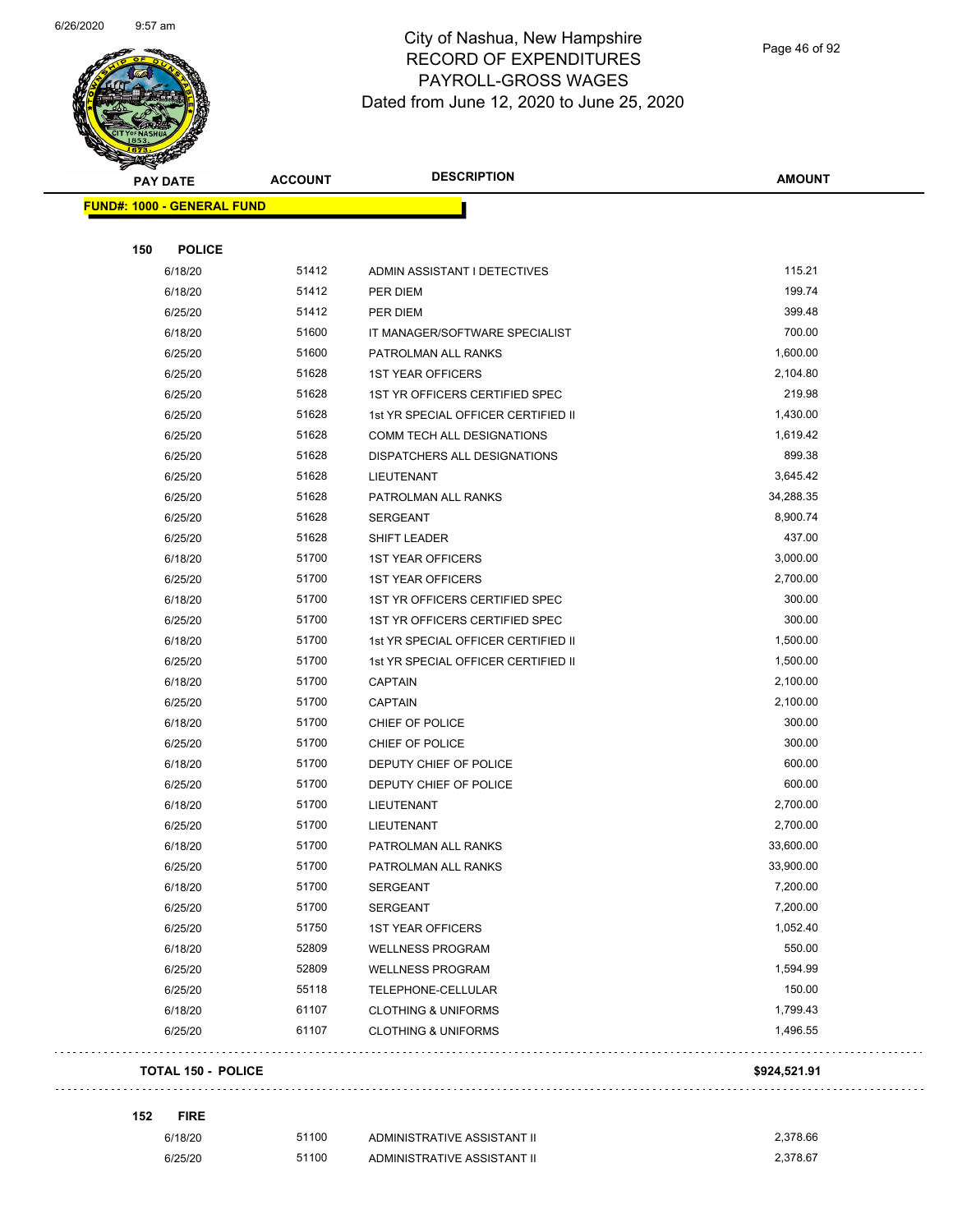# City of Nashua, New Hampshire
## RECORD OF EXPENDITURES
## PAYROLL-GROSS WAGES
## Dated from June 12, 2020 to June 25, 2020

| PAY DATE | ACCOUNT | DESCRIPTION | AMOUNT |
|---|---|---|---|
| **FUND#: 1000 - GENERAL FUND** | | | |
| **150 POLICE** | | | |
| 6/18/20 | 51412 | ADMIN ASSISTANT I DETECTIVES | 115.21 |
| 6/18/20 | 51412 | PER DIEM | 199.74 |
| 6/25/20 | 51412 | PER DIEM | 399.48 |
| 6/18/20 | 51600 | IT MANAGER/SOFTWARE SPECIALIST | 700.00 |
| 6/25/20 | 51600 | PATROLMAN ALL RANKS | 1,600.00 |
| 6/25/20 | 51628 | 1ST YEAR OFFICERS | 2,104.80 |
| 6/25/20 | 51628 | 1ST YR OFFICERS CERTIFIED SPEC | 219.98 |
| 6/25/20 | 51628 | 1st YR SPECIAL OFFICER CERTIFIED II | 1,430.00 |
| 6/25/20 | 51628 | COMM TECH ALL DESIGNATIONS | 1,619.42 |
| 6/25/20 | 51628 | DISPATCHERS ALL DESIGNATIONS | 899.38 |
| 6/25/20 | 51628 | LIEUTENANT | 3,645.42 |
| 6/25/20 | 51628 | PATROLMAN ALL RANKS | 34,288.35 |
| 6/25/20 | 51628 | SERGEANT | 8,900.74 |
| 6/25/20 | 51628 | SHIFT LEADER | 437.00 |
| 6/18/20 | 51700 | 1ST YEAR OFFICERS | 3,000.00 |
| 6/25/20 | 51700 | 1ST YEAR OFFICERS | 2,700.00 |
| 6/18/20 | 51700 | 1ST YR OFFICERS CERTIFIED SPEC | 300.00 |
| 6/25/20 | 51700 | 1ST YR OFFICERS CERTIFIED SPEC | 300.00 |
| 6/18/20 | 51700 | 1st YR SPECIAL OFFICER CERTIFIED II | 1,500.00 |
| 6/25/20 | 51700 | 1st YR SPECIAL OFFICER CERTIFIED II | 1,500.00 |
| 6/18/20 | 51700 | CAPTAIN | 2,100.00 |
| 6/25/20 | 51700 | CAPTAIN | 2,100.00 |
| 6/18/20 | 51700 | CHIEF OF POLICE | 300.00 |
| 6/25/20 | 51700 | CHIEF OF POLICE | 300.00 |
| 6/18/20 | 51700 | DEPUTY CHIEF OF POLICE | 600.00 |
| 6/25/20 | 51700 | DEPUTY CHIEF OF POLICE | 600.00 |
| 6/18/20 | 51700 | LIEUTENANT | 2,700.00 |
| 6/25/20 | 51700 | LIEUTENANT | 2,700.00 |
| 6/18/20 | 51700 | PATROLMAN ALL RANKS | 33,600.00 |
| 6/25/20 | 51700 | PATROLMAN ALL RANKS | 33,900.00 |
| 6/18/20 | 51700 | SERGEANT | 7,200.00 |
| 6/25/20 | 51700 | SERGEANT | 7,200.00 |
| 6/25/20 | 51750 | 1ST YEAR OFFICERS | 1,052.40 |
| 6/18/20 | 52809 | WELLNESS PROGRAM | 550.00 |
| 6/25/20 | 52809 | WELLNESS PROGRAM | 1,594.99 |
| 6/25/20 | 55118 | TELEPHONE-CELLULAR | 150.00 |
| 6/18/20 | 61107 | CLOTHING & UNIFORMS | 1,799.43 |
| 6/25/20 | 61107 | CLOTHING & UNIFORMS | 1,496.55 |
| **TOTAL 150 - POLICE** | | | **$924,521.91** |
| **152 FIRE** | | | |
| 6/18/20 | 51100 | ADMINISTRATIVE ASSISTANT II | 2,378.66 |
| 6/25/20 | 51100 | ADMINISTRATIVE ASSISTANT II | 2,378.67 |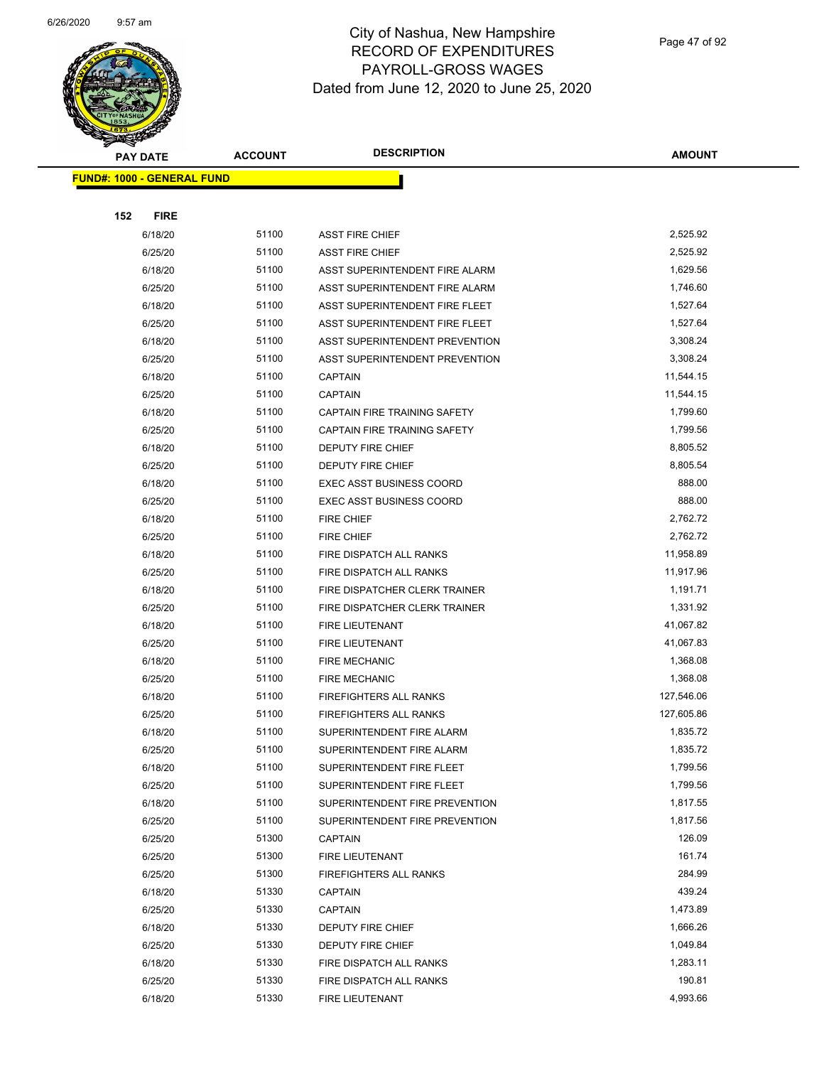# City of Nashua, New Hampshire
## RECORD OF EXPENDITURES
## PAYROLL-GROSS WAGES
### Dated from June 12, 2020 to June 25, 2020

| PAY DATE | ACCOUNT | DESCRIPTION | AMOUNT |
|---|---|---|---|

**FUND#: 1000 - GENERAL FUND**

**152 FIRE**

| PAY DATE | ACCOUNT | DESCRIPTION | AMOUNT |
|---|---|---|---|
| 6/18/20 | 51100 | ASST FIRE CHIEF | 2,525.92 |
| 6/25/20 | 51100 | ASST FIRE CHIEF | 2,525.92 |
| 6/18/20 | 51100 | ASST SUPERINTENDENT FIRE ALARM | 1,629.56 |
| 6/25/20 | 51100 | ASST SUPERINTENDENT FIRE ALARM | 1,746.60 |
| 6/18/20 | 51100 | ASST SUPERINTENDENT FIRE FLEET | 1,527.64 |
| 6/25/20 | 51100 | ASST SUPERINTENDENT FIRE FLEET | 1,527.64 |
| 6/18/20 | 51100 | ASST SUPERINTENDENT PREVENTION | 3,308.24 |
| 6/25/20 | 51100 | ASST SUPERINTENDENT PREVENTION | 3,308.24 |
| 6/18/20 | 51100 | CAPTAIN | 11,544.15 |
| 6/25/20 | 51100 | CAPTAIN | 11,544.15 |
| 6/18/20 | 51100 | CAPTAIN FIRE TRAINING SAFETY | 1,799.60 |
| 6/25/20 | 51100 | CAPTAIN FIRE TRAINING SAFETY | 1,799.56 |
| 6/18/20 | 51100 | DEPUTY FIRE CHIEF | 8,805.52 |
| 6/25/20 | 51100 | DEPUTY FIRE CHIEF | 8,805.54 |
| 6/18/20 | 51100 | EXEC ASST BUSINESS COORD | 888.00 |
| 6/25/20 | 51100 | EXEC ASST BUSINESS COORD | 888.00 |
| 6/18/20 | 51100 | FIRE CHIEF | 2,762.72 |
| 6/25/20 | 51100 | FIRE CHIEF | 2,762.72 |
| 6/18/20 | 51100 | FIRE DISPATCH ALL RANKS | 11,958.89 |
| 6/25/20 | 51100 | FIRE DISPATCH ALL RANKS | 11,917.96 |
| 6/18/20 | 51100 | FIRE DISPATCHER CLERK TRAINER | 1,191.71 |
| 6/25/20 | 51100 | FIRE DISPATCHER CLERK TRAINER | 1,331.92 |
| 6/18/20 | 51100 | FIRE LIEUTENANT | 41,067.82 |
| 6/25/20 | 51100 | FIRE LIEUTENANT | 41,067.83 |
| 6/18/20 | 51100 | FIRE MECHANIC | 1,368.08 |
| 6/25/20 | 51100 | FIRE MECHANIC | 1,368.08 |
| 6/18/20 | 51100 | FIREFIGHTERS ALL RANKS | 127,546.06 |
| 6/25/20 | 51100 | FIREFIGHTERS ALL RANKS | 127,605.86 |
| 6/18/20 | 51100 | SUPERINTENDENT FIRE ALARM | 1,835.72 |
| 6/25/20 | 51100 | SUPERINTENDENT FIRE ALARM | 1,835.72 |
| 6/18/20 | 51100 | SUPERINTENDENT FIRE FLEET | 1,799.56 |
| 6/25/20 | 51100 | SUPERINTENDENT FIRE FLEET | 1,799.56 |
| 6/18/20 | 51100 | SUPERINTENDENT FIRE PREVENTION | 1,817.55 |
| 6/25/20 | 51100 | SUPERINTENDENT FIRE PREVENTION | 1,817.56 |
| 6/25/20 | 51300 | CAPTAIN | 126.09 |
| 6/25/20 | 51300 | FIRE LIEUTENANT | 161.74 |
| 6/25/20 | 51300 | FIREFIGHTERS ALL RANKS | 284.99 |
| 6/18/20 | 51330 | CAPTAIN | 439.24 |
| 6/25/20 | 51330 | CAPTAIN | 1,473.89 |
| 6/18/20 | 51330 | DEPUTY FIRE CHIEF | 1,666.26 |
| 6/25/20 | 51330 | DEPUTY FIRE CHIEF | 1,049.84 |
| 6/18/20 | 51330 | FIRE DISPATCH ALL RANKS | 1,283.11 |
| 6/25/20 | 51330 | FIRE DISPATCH ALL RANKS | 190.81 |
| 6/18/20 | 51330 | FIRE LIEUTENANT | 4,993.66 |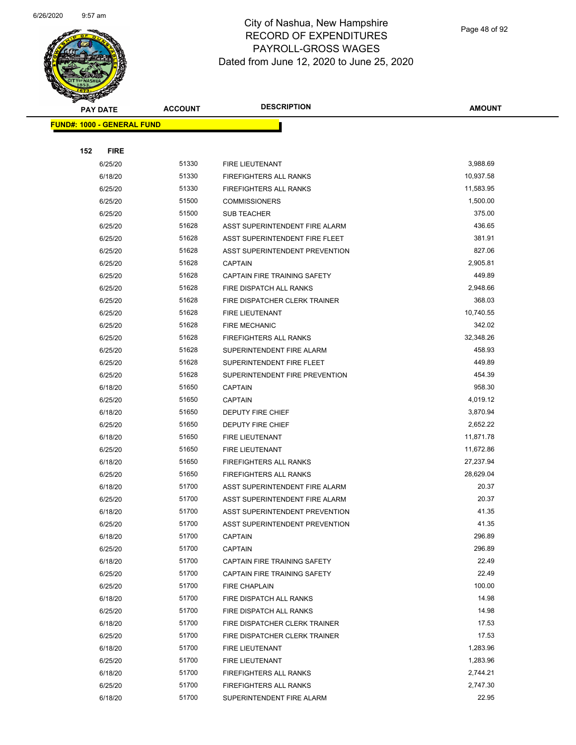# City of Nashua, New Hampshire
## RECORD OF EXPENDITURES
## PAYROLL-GROSS WAGES
## Dated from June 12, 2020 to June 25, 2020

| PAY DATE | ACCOUNT | DESCRIPTION | AMOUNT |
|---|---|---|---|
| **FUND#: 1000 - GENERAL FUND** | | | |
| **152 FIRE** | | | |
| 6/25/20 | 51330 | FIRE LIEUTENANT | 3,988.69 |
| 6/18/20 | 51330 | FIREFIGHTERS ALL RANKS | 10,937.58 |
| 6/25/20 | 51330 | FIREFIGHTERS ALL RANKS | 11,583.95 |
| 6/25/20 | 51500 | COMMISSIONERS | 1,500.00 |
| 6/25/20 | 51500 | SUB TEACHER | 375.00 |
| 6/25/20 | 51628 | ASST SUPERINTENDENT FIRE ALARM | 436.65 |
| 6/25/20 | 51628 | ASST SUPERINTENDENT FIRE FLEET | 381.91 |
| 6/25/20 | 51628 | ASST SUPERINTENDENT PREVENTION | 827.06 |
| 6/25/20 | 51628 | CAPTAIN | 2,905.81 |
| 6/25/20 | 51628 | CAPTAIN FIRE TRAINING SAFETY | 449.89 |
| 6/25/20 | 51628 | FIRE DISPATCH ALL RANKS | 2,948.66 |
| 6/25/20 | 51628 | FIRE DISPATCHER CLERK TRAINER | 368.03 |
| 6/25/20 | 51628 | FIRE LIEUTENANT | 10,740.55 |
| 6/25/20 | 51628 | FIRE MECHANIC | 342.02 |
| 6/25/20 | 51628 | FIREFIGHTERS ALL RANKS | 32,348.26 |
| 6/25/20 | 51628 | SUPERINTENDENT FIRE ALARM | 458.93 |
| 6/25/20 | 51628 | SUPERINTENDENT FIRE FLEET | 449.89 |
| 6/25/20 | 51628 | SUPERINTENDENT FIRE PREVENTION | 454.39 |
| 6/18/20 | 51650 | CAPTAIN | 958.30 |
| 6/25/20 | 51650 | CAPTAIN | 4,019.12 |
| 6/18/20 | 51650 | DEPUTY FIRE CHIEF | 3,870.94 |
| 6/25/20 | 51650 | DEPUTY FIRE CHIEF | 2,652.22 |
| 6/18/20 | 51650 | FIRE LIEUTENANT | 11,871.78 |
| 6/25/20 | 51650 | FIRE LIEUTENANT | 11,672.86 |
| 6/18/20 | 51650 | FIREFIGHTERS ALL RANKS | 27,237.94 |
| 6/25/20 | 51650 | FIREFIGHTERS ALL RANKS | 28,629.04 |
| 6/18/20 | 51700 | ASST SUPERINTENDENT FIRE ALARM | 20.37 |
| 6/25/20 | 51700 | ASST SUPERINTENDENT FIRE ALARM | 20.37 |
| 6/18/20 | 51700 | ASST SUPERINTENDENT PREVENTION | 41.35 |
| 6/25/20 | 51700 | ASST SUPERINTENDENT PREVENTION | 41.35 |
| 6/18/20 | 51700 | CAPTAIN | 296.89 |
| 6/25/20 | 51700 | CAPTAIN | 296.89 |
| 6/18/20 | 51700 | CAPTAIN FIRE TRAINING SAFETY | 22.49 |
| 6/25/20 | 51700 | CAPTAIN FIRE TRAINING SAFETY | 22.49 |
| 6/25/20 | 51700 | FIRE CHAPLAIN | 100.00 |
| 6/18/20 | 51700 | FIRE DISPATCH ALL RANKS | 14.98 |
| 6/25/20 | 51700 | FIRE DISPATCH ALL RANKS | 14.98 |
| 6/18/20 | 51700 | FIRE DISPATCHER CLERK TRAINER | 17.53 |
| 6/25/20 | 51700 | FIRE DISPATCHER CLERK TRAINER | 17.53 |
| 6/18/20 | 51700 | FIRE LIEUTENANT | 1,283.96 |
| 6/25/20 | 51700 | FIRE LIEUTENANT | 1,283.96 |
| 6/18/20 | 51700 | FIREFIGHTERS ALL RANKS | 2,744.21 |
| 6/25/20 | 51700 | FIREFIGHTERS ALL RANKS | 2,747.30 |
| 6/18/20 | 51700 | SUPERINTENDENT FIRE ALARM | 22.95 |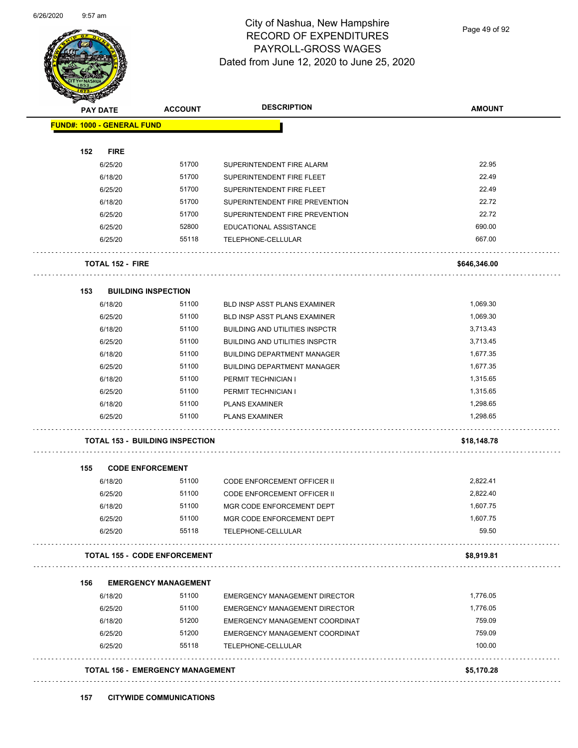# City of Nashua, New Hampshire
## RECORD OF EXPENDITURES
## PAYROLL-GROSS WAGES
## Dated from June 12, 2020 to June 25, 2020

| PAY DATE | ACCOUNT | DESCRIPTION | AMOUNT |
|---|---|---|---|
| **FUND#: 1000 - GENERAL FUND** | | | |
| **152 FIRE** | | | |
| 6/25/20 | 51700 | SUPERINTENDENT FIRE ALARM | 22.95 |
| 6/18/20 | 51700 | SUPERINTENDENT FIRE FLEET | 22.49 |
| 6/25/20 | 51700 | SUPERINTENDENT FIRE FLEET | 22.49 |
| 6/18/20 | 51700 | SUPERINTENDENT FIRE PREVENTION | 22.72 |
| 6/25/20 | 51700 | SUPERINTENDENT FIRE PREVENTION | 22.72 |
| 6/25/20 | 52800 | EDUCATIONAL ASSISTANCE | 690.00 |
| 6/25/20 | 55118 | TELEPHONE-CELLULAR | 667.00 |
| **TOTAL 152 - FIRE** | | | **$646,346.00** |
| **153 BUILDING INSPECTION** | | | |
| 6/18/20 | 51100 | BLD INSP ASST PLANS EXAMINER | 1,069.30 |
| 6/25/20 | 51100 | BLD INSP ASST PLANS EXAMINER | 1,069.30 |
| 6/18/20 | 51100 | BUILDING AND UTILITIES INSPCTR | 3,713.43 |
| 6/25/20 | 51100 | BUILDING AND UTILITIES INSPCTR | 3,713.45 |
| 6/18/20 | 51100 | BUILDING DEPARTMENT MANAGER | 1,677.35 |
| 6/25/20 | 51100 | BUILDING DEPARTMENT MANAGER | 1,677.35 |
| 6/18/20 | 51100 | PERMIT TECHNICIAN I | 1,315.65 |
| 6/25/20 | 51100 | PERMIT TECHNICIAN I | 1,315.65 |
| 6/18/20 | 51100 | PLANS EXAMINER | 1,298.65 |
| 6/25/20 | 51100 | PLANS EXAMINER | 1,298.65 |
| **TOTAL 153 - BUILDING INSPECTION** | | | **$18,148.78** |
| **155 CODE ENFORCEMENT** | | | |
| 6/18/20 | 51100 | CODE ENFORCEMENT OFFICER II | 2,822.41 |
| 6/25/20 | 51100 | CODE ENFORCEMENT OFFICER II | 2,822.40 |
| 6/18/20 | 51100 | MGR CODE ENFORCEMENT DEPT | 1,607.75 |
| 6/25/20 | 51100 | MGR CODE ENFORCEMENT DEPT | 1,607.75 |
| 6/25/20 | 55118 | TELEPHONE-CELLULAR | 59.50 |
| **TOTAL 155 - CODE ENFORCEMENT** | | | **$8,919.81** |
| **156 EMERGENCY MANAGEMENT** | | | |
| 6/18/20 | 51100 | EMERGENCY MANAGEMENT DIRECTOR | 1,776.05 |
| 6/25/20 | 51100 | EMERGENCY MANAGEMENT DIRECTOR | 1,776.05 |
| 6/18/20 | 51200 | EMERGENCY MANAGEMENT COORDINAT | 759.09 |
| 6/25/20 | 51200 | EMERGENCY MANAGEMENT COORDINAT | 759.09 |
| 6/25/20 | 55118 | TELEPHONE-CELLULAR | 100.00 |
| **TOTAL 156 - EMERGENCY MANAGEMENT** | | | **$5,170.28** |
| **157 CITYWIDE COMMUNICATIONS** | | | |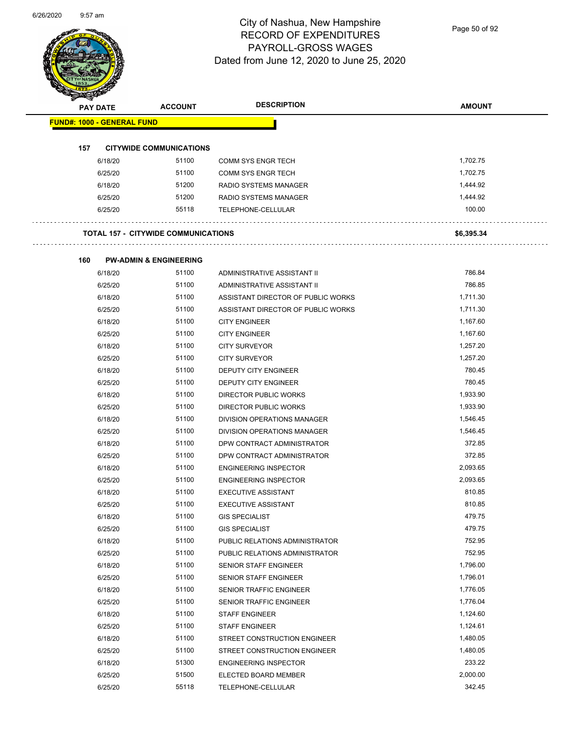# City of Nashua, New Hampshire
# RECORD OF EXPENDITURES
# PAYROLL-GROSS WAGES
# Dated from June 12, 2020 to June 25, 2020

| PAY DATE | ACCOUNT | DESCRIPTION | AMOUNT |
|---|---|---|---|
| **FUND#: 1000 - GENERAL FUND** | | | |
| **157 CITYWIDE COMMUNICATIONS** | | | |
| 6/18/20 | 51100 | COMM SYS ENGR TECH | 1,702.75 |
| 6/25/20 | 51100 | COMM SYS ENGR TECH | 1,702.75 |
| 6/18/20 | 51200 | RADIO SYSTEMS MANAGER | 1,444.92 |
| 6/25/20 | 51200 | RADIO SYSTEMS MANAGER | 1,444.92 |
| 6/25/20 | 55118 | TELEPHONE-CELLULAR | 100.00 |
| **TOTAL 157 - CITYWIDE COMMUNICATIONS** | | | **$6,395.34** |
| **160 PW-ADMIN & ENGINEERING** | | | |
| 6/18/20 | 51100 | ADMINISTRATIVE ASSISTANT II | 786.84 |
| 6/25/20 | 51100 | ADMINISTRATIVE ASSISTANT II | 786.85 |
| 6/18/20 | 51100 | ASSISTANT DIRECTOR OF PUBLIC WORKS | 1,711.30 |
| 6/25/20 | 51100 | ASSISTANT DIRECTOR OF PUBLIC WORKS | 1,711.30 |
| 6/18/20 | 51100 | CITY ENGINEER | 1,167.60 |
| 6/25/20 | 51100 | CITY ENGINEER | 1,167.60 |
| 6/18/20 | 51100 | CITY SURVEYOR | 1,257.20 |
| 6/25/20 | 51100 | CITY SURVEYOR | 1,257.20 |
| 6/18/20 | 51100 | DEPUTY CITY ENGINEER | 780.45 |
| 6/25/20 | 51100 | DEPUTY CITY ENGINEER | 780.45 |
| 6/18/20 | 51100 | DIRECTOR PUBLIC WORKS | 1,933.90 |
| 6/25/20 | 51100 | DIRECTOR PUBLIC WORKS | 1,933.90 |
| 6/18/20 | 51100 | DIVISION OPERATIONS MANAGER | 1,546.45 |
| 6/25/20 | 51100 | DIVISION OPERATIONS MANAGER | 1,546.45 |
| 6/18/20 | 51100 | DPW CONTRACT ADMINISTRATOR | 372.85 |
| 6/25/20 | 51100 | DPW CONTRACT ADMINISTRATOR | 372.85 |
| 6/18/20 | 51100 | ENGINEERING INSPECTOR | 2,093.65 |
| 6/25/20 | 51100 | ENGINEERING INSPECTOR | 2,093.65 |
| 6/18/20 | 51100 | EXECUTIVE ASSISTANT | 810.85 |
| 6/25/20 | 51100 | EXECUTIVE ASSISTANT | 810.85 |
| 6/18/20 | 51100 | GIS SPECIALIST | 479.75 |
| 6/25/20 | 51100 | GIS SPECIALIST | 479.75 |
| 6/18/20 | 51100 | PUBLIC RELATIONS ADMINISTRATOR | 752.95 |
| 6/25/20 | 51100 | PUBLIC RELATIONS ADMINISTRATOR | 752.95 |
| 6/18/20 | 51100 | SENIOR STAFF ENGINEER | 1,796.00 |
| 6/25/20 | 51100 | SENIOR STAFF ENGINEER | 1,796.01 |
| 6/18/20 | 51100 | SENIOR TRAFFIC ENGINEER | 1,776.05 |
| 6/25/20 | 51100 | SENIOR TRAFFIC ENGINEER | 1,776.04 |
| 6/18/20 | 51100 | STAFF ENGINEER | 1,124.60 |
| 6/25/20 | 51100 | STAFF ENGINEER | 1,124.61 |
| 6/18/20 | 51100 | STREET CONSTRUCTION ENGINEER | 1,480.05 |
| 6/25/20 | 51100 | STREET CONSTRUCTION ENGINEER | 1,480.05 |
| 6/18/20 | 51300 | ENGINEERING INSPECTOR | 233.22 |
| 6/25/20 | 51500 | ELECTED BOARD MEMBER | 2,000.00 |
| 6/25/20 | 55118 | TELEPHONE-CELLULAR | 342.45 |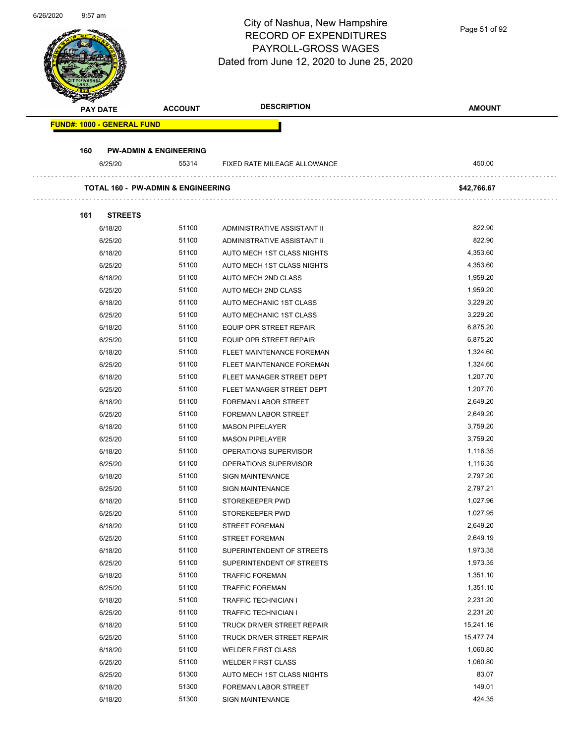# City of Nashua, New Hampshire
## RECORD OF EXPENDITURES
## PAYROLL-GROSS WAGES
### Dated from June 12, 2020 to June 25, 2020

| PAY DATE | ACCOUNT | DESCRIPTION | AMOUNT |
|---|---|---|---|
| **FUND#: 1000 - GENERAL FUND** | | | |
| **160 PW-ADMIN & ENGINEERING** | | | |
| 6/25/20 | 55314 | FIXED RATE MILEAGE ALLOWANCE | 450.00 |
| **TOTAL 160 - PW-ADMIN & ENGINEERING** | | | **$42,766.67** |
| **161 STREETS** | | | |
| 6/18/20 | 51100 | ADMINISTRATIVE ASSISTANT II | 822.90 |
| 6/25/20 | 51100 | ADMINISTRATIVE ASSISTANT II | 822.90 |
| 6/18/20 | 51100 | AUTO MECH 1ST CLASS NIGHTS | 4,353.60 |
| 6/25/20 | 51100 | AUTO MECH 1ST CLASS NIGHTS | 4,353.60 |
| 6/18/20 | 51100 | AUTO MECH 2ND CLASS | 1,959.20 |
| 6/25/20 | 51100 | AUTO MECH 2ND CLASS | 1,959.20 |
| 6/18/20 | 51100 | AUTO MECHANIC 1ST CLASS | 3,229.20 |
| 6/25/20 | 51100 | AUTO MECHANIC 1ST CLASS | 3,229.20 |
| 6/18/20 | 51100 | EQUIP OPR STREET REPAIR | 6,875.20 |
| 6/25/20 | 51100 | EQUIP OPR STREET REPAIR | 6,875.20 |
| 6/18/20 | 51100 | FLEET MAINTENANCE FOREMAN | 1,324.60 |
| 6/25/20 | 51100 | FLEET MAINTENANCE FOREMAN | 1,324.60 |
| 6/18/20 | 51100 | FLEET MANAGER STREET DEPT | 1,207.70 |
| 6/25/20 | 51100 | FLEET MANAGER STREET DEPT | 1,207.70 |
| 6/18/20 | 51100 | FOREMAN LABOR STREET | 2,649.20 |
| 6/25/20 | 51100 | FOREMAN LABOR STREET | 2,649.20 |
| 6/18/20 | 51100 | MASON PIPELAYER | 3,759.20 |
| 6/25/20 | 51100 | MASON PIPELAYER | 3,759.20 |
| 6/18/20 | 51100 | OPERATIONS SUPERVISOR | 1,116.35 |
| 6/25/20 | 51100 | OPERATIONS SUPERVISOR | 1,116.35 |
| 6/18/20 | 51100 | SIGN MAINTENANCE | 2,797.20 |
| 6/25/20 | 51100 | SIGN MAINTENANCE | 2,797.21 |
| 6/18/20 | 51100 | STOREKEEPER PWD | 1,027.96 |
| 6/25/20 | 51100 | STOREKEEPER PWD | 1,027.95 |
| 6/18/20 | 51100 | STREET FOREMAN | 2,649.20 |
| 6/25/20 | 51100 | STREET FOREMAN | 2,649.19 |
| 6/18/20 | 51100 | SUPERINTENDENT OF STREETS | 1,973.35 |
| 6/25/20 | 51100 | SUPERINTENDENT OF STREETS | 1,973.35 |
| 6/18/20 | 51100 | TRAFFIC FOREMAN | 1,351.10 |
| 6/25/20 | 51100 | TRAFFIC FOREMAN | 1,351.10 |
| 6/18/20 | 51100 | TRAFFIC TECHNICIAN I | 2,231.20 |
| 6/25/20 | 51100 | TRAFFIC TECHNICIAN I | 2,231.20 |
| 6/18/20 | 51100 | TRUCK DRIVER STREET REPAIR | 15,241.16 |
| 6/25/20 | 51100 | TRUCK DRIVER STREET REPAIR | 15,477.74 |
| 6/18/20 | 51100 | WELDER FIRST CLASS | 1,060.80 |
| 6/25/20 | 51100 | WELDER FIRST CLASS | 1,060.80 |
| 6/25/20 | 51300 | AUTO MECH 1ST CLASS NIGHTS | 83.07 |
| 6/18/20 | 51300 | FOREMAN LABOR STREET | 149.01 |
| 6/18/20 | 51300 | SIGN MAINTENANCE | 424.35 |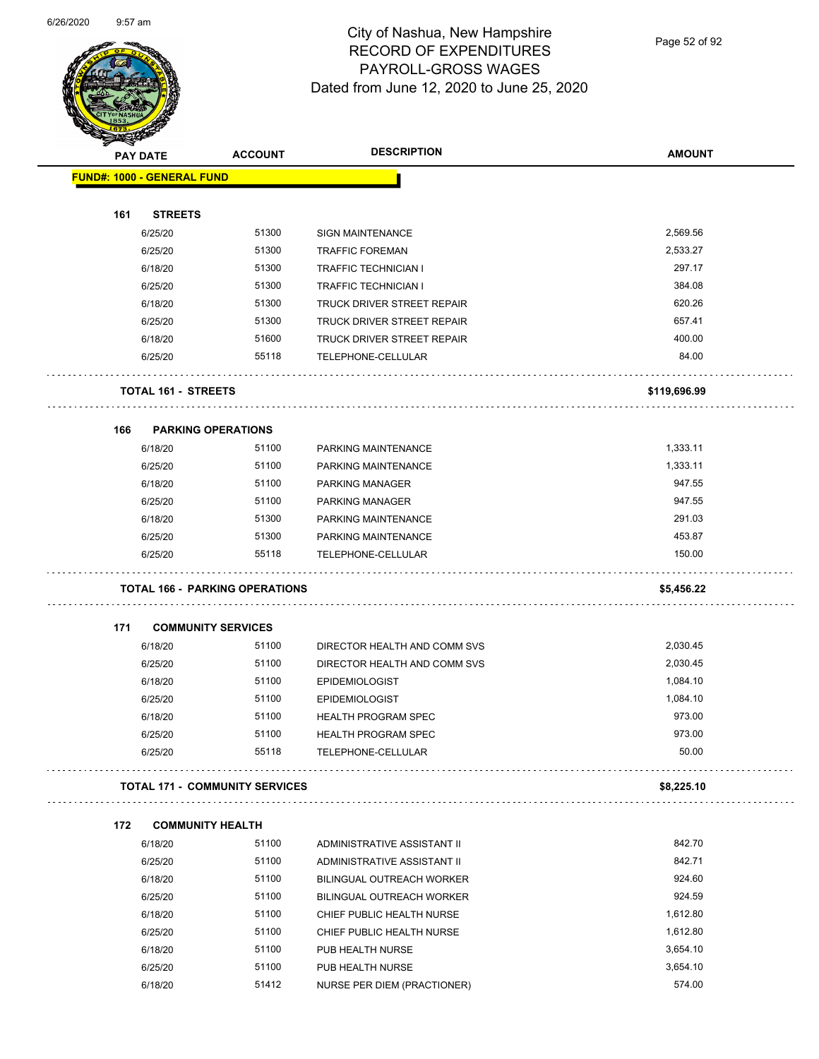# City of Nashua, New Hampshire
## RECORD OF EXPENDITURES
## PAYROLL-GROSS WAGES
## Dated from June 12, 2020 to June 25, 2020

| PAY DATE | ACCOUNT | DESCRIPTION | AMOUNT |
|---|---|---|---|
| **FUND#: 1000 - GENERAL FUND** | | | |
| **161 STREETS** | | | |
| 6/25/20 | 51300 | SIGN MAINTENANCE | 2,569.56 |
| 6/25/20 | 51300 | TRAFFIC FOREMAN | 2,533.27 |
| 6/18/20 | 51300 | TRAFFIC TECHNICIAN I | 297.17 |
| 6/25/20 | 51300 | TRAFFIC TECHNICIAN I | 384.08 |
| 6/18/20 | 51300 | TRUCK DRIVER STREET REPAIR | 620.26 |
| 6/25/20 | 51300 | TRUCK DRIVER STREET REPAIR | 657.41 |
| 6/18/20 | 51600 | TRUCK DRIVER STREET REPAIR | 400.00 |
| 6/25/20 | 55118 | TELEPHONE-CELLULAR | 84.00 |
| **TOTAL 161 - STREETS** | | | **$119,696.99** |
| **166 PARKING OPERATIONS** | | | |
| 6/18/20 | 51100 | PARKING MAINTENANCE | 1,333.11 |
| 6/25/20 | 51100 | PARKING MAINTENANCE | 1,333.11 |
| 6/18/20 | 51100 | PARKING MANAGER | 947.55 |
| 6/25/20 | 51100 | PARKING MANAGER | 947.55 |
| 6/18/20 | 51300 | PARKING MAINTENANCE | 291.03 |
| 6/25/20 | 51300 | PARKING MAINTENANCE | 453.87 |
| 6/25/20 | 55118 | TELEPHONE-CELLULAR | 150.00 |
| **TOTAL 166 - PARKING OPERATIONS** | | | **$5,456.22** |
| **171 COMMUNITY SERVICES** | | | |
| 6/18/20 | 51100 | DIRECTOR HEALTH AND COMM SVS | 2,030.45 |
| 6/25/20 | 51100 | DIRECTOR HEALTH AND COMM SVS | 2,030.45 |
| 6/18/20 | 51100 | EPIDEMIOLOGIST | 1,084.10 |
| 6/25/20 | 51100 | EPIDEMIOLOGIST | 1,084.10 |
| 6/18/20 | 51100 | HEALTH PROGRAM SPEC | 973.00 |
| 6/25/20 | 51100 | HEALTH PROGRAM SPEC | 973.00 |
| 6/25/20 | 55118 | TELEPHONE-CELLULAR | 50.00 |
| **TOTAL 171 - COMMUNITY SERVICES** | | | **$8,225.10** |
| **172 COMMUNITY HEALTH** | | | |
| 6/18/20 | 51100 | ADMINISTRATIVE ASSISTANT II | 842.70 |
| 6/25/20 | 51100 | ADMINISTRATIVE ASSISTANT II | 842.71 |
| 6/18/20 | 51100 | BILINGUAL OUTREACH WORKER | 924.60 |
| 6/25/20 | 51100 | BILINGUAL OUTREACH WORKER | 924.59 |
| 6/18/20 | 51100 | CHIEF PUBLIC HEALTH NURSE | 1,612.80 |
| 6/25/20 | 51100 | CHIEF PUBLIC HEALTH NURSE | 1,612.80 |
| 6/18/20 | 51100 | PUB HEALTH NURSE | 3,654.10 |
| 6/25/20 | 51100 | PUB HEALTH NURSE | 3,654.10 |
| 6/18/20 | 51412 | NURSE PER DIEM (PRACTIONER) | 574.00 |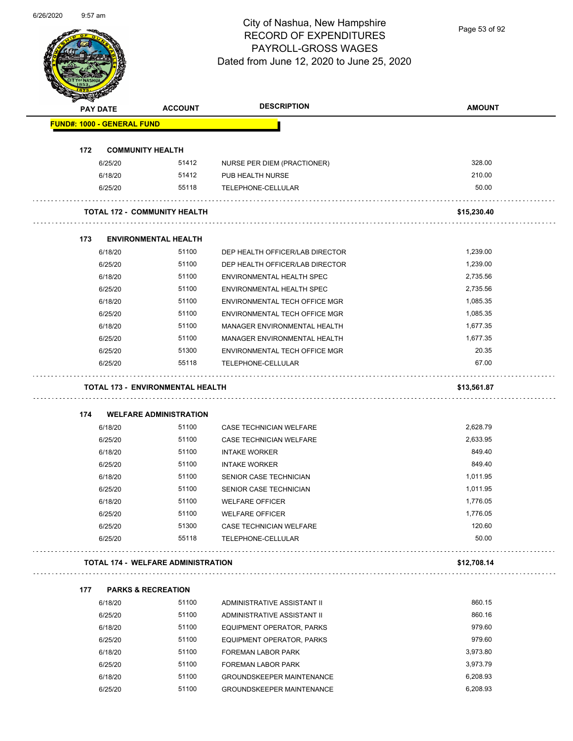# City of Nashua, New Hampshire
## RECORD OF EXPENDITURES
## PAYROLL-GROSS WAGES
## Dated from June 12, 2020 to June 25, 2020

| PAY DATE | ACCOUNT | DESCRIPTION | AMOUNT |
|---|---|---|---|
| **FUND#: 1000 - GENERAL FUND** | | | |
| **172 COMMUNITY HEALTH** | | | |
| 6/25/20 | 51412 | NURSE PER DIEM (PRACTIONER) | 328.00 |
| 6/18/20 | 51412 | PUB HEALTH NURSE | 210.00 |
| 6/25/20 | 55118 | TELEPHONE-CELLULAR | 50.00 |
| **TOTAL 172 - COMMUNITY HEALTH** | | | **$15,230.40** |
| **173 ENVIRONMENTAL HEALTH** | | | |
| 6/18/20 | 51100 | DEP HEALTH OFFICER/LAB DIRECTOR | 1,239.00 |
| 6/25/20 | 51100 | DEP HEALTH OFFICER/LAB DIRECTOR | 1,239.00 |
| 6/18/20 | 51100 | ENVIRONMENTAL HEALTH SPEC | 2,735.56 |
| 6/25/20 | 51100 | ENVIRONMENTAL HEALTH SPEC | 2,735.56 |
| 6/18/20 | 51100 | ENVIRONMENTAL TECH OFFICE MGR | 1,085.35 |
| 6/25/20 | 51100 | ENVIRONMENTAL TECH OFFICE MGR | 1,085.35 |
| 6/18/20 | 51100 | MANAGER ENVIRONMENTAL HEALTH | 1,677.35 |
| 6/25/20 | 51100 | MANAGER ENVIRONMENTAL HEALTH | 1,677.35 |
| 6/25/20 | 51300 | ENVIRONMENTAL TECH OFFICE MGR | 20.35 |
| 6/25/20 | 55118 | TELEPHONE-CELLULAR | 67.00 |
| **TOTAL 173 - ENVIRONMENTAL HEALTH** | | | **$13,561.87** |
| **174 WELFARE ADMINISTRATION** | | | |
| 6/18/20 | 51100 | CASE TECHNICIAN WELFARE | 2,628.79 |
| 6/25/20 | 51100 | CASE TECHNICIAN WELFARE | 2,633.95 |
| 6/18/20 | 51100 | INTAKE WORKER | 849.40 |
| 6/25/20 | 51100 | INTAKE WORKER | 849.40 |
| 6/18/20 | 51100 | SENIOR CASE TECHNICIAN | 1,011.95 |
| 6/25/20 | 51100 | SENIOR CASE TECHNICIAN | 1,011.95 |
| 6/18/20 | 51100 | WELFARE OFFICER | 1,776.05 |
| 6/25/20 | 51100 | WELFARE OFFICER | 1,776.05 |
| 6/25/20 | 51300 | CASE TECHNICIAN WELFARE | 120.60 |
| 6/25/20 | 55118 | TELEPHONE-CELLULAR | 50.00 |
| **TOTAL 174 - WELFARE ADMINISTRATION** | | | **$12,708.14** |
| **177 PARKS & RECREATION** | | | |
| 6/18/20 | 51100 | ADMINISTRATIVE ASSISTANT II | 860.15 |
| 6/25/20 | 51100 | ADMINISTRATIVE ASSISTANT II | 860.16 |
| 6/18/20 | 51100 | EQUIPMENT OPERATOR, PARKS | 979.60 |
| 6/25/20 | 51100 | EQUIPMENT OPERATOR, PARKS | 979.60 |
| 6/18/20 | 51100 | FOREMAN LABOR PARK | 3,973.80 |
| 6/25/20 | 51100 | FOREMAN LABOR PARK | 3,973.79 |
| 6/18/20 | 51100 | GROUNDSKEEPER MAINTENANCE | 6,208.93 |
| 6/25/20 | 51100 | GROUNDSKEEPER MAINTENANCE | 6,208.93 |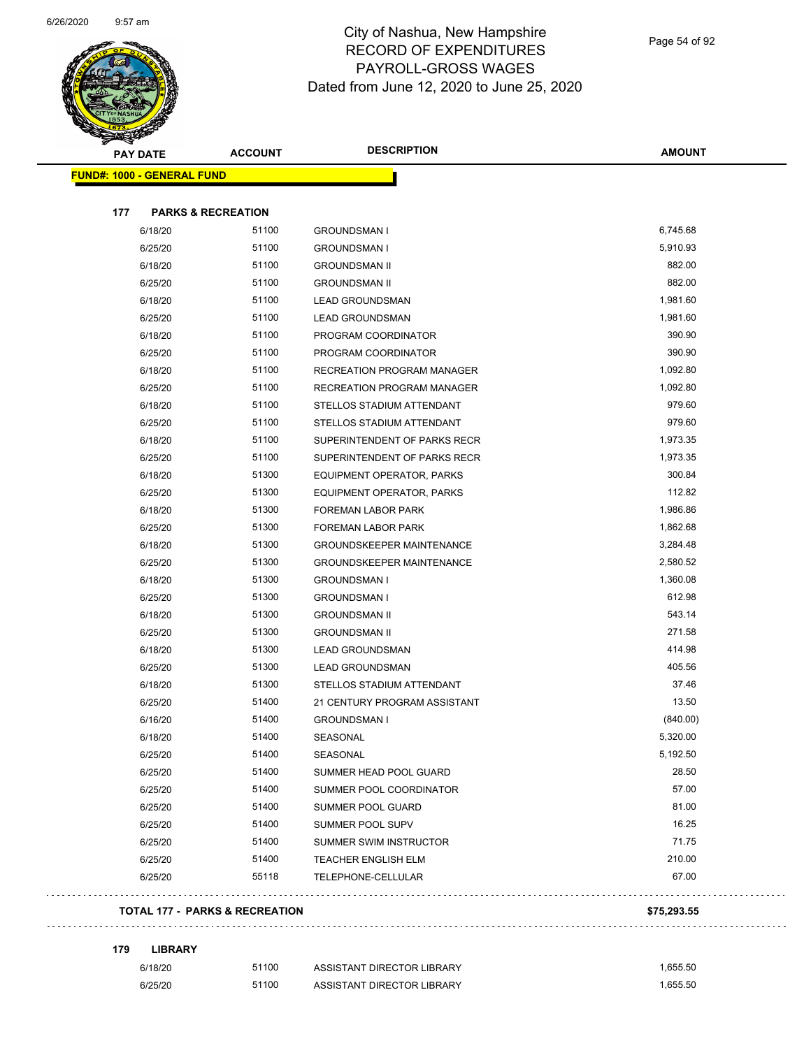# City of Nashua, New Hampshire
## RECORD OF EXPENDITURES
## PAYROLL-GROSS WAGES
## Dated from June 12, 2020 to June 25, 2020

| PAY DATE | ACCOUNT | DESCRIPTION | AMOUNT |
|---|---|---|---|
| **FUND#: 1000 - GENERAL FUND** | | | |
| **177 PARKS & RECREATION** | | | |
| 6/18/20 | 51100 | GROUNDSMAN I | 6,745.68 |
| 6/25/20 | 51100 | GROUNDSMAN I | 5,910.93 |
| 6/18/20 | 51100 | GROUNDSMAN II | 882.00 |
| 6/25/20 | 51100 | GROUNDSMAN II | 882.00 |
| 6/18/20 | 51100 | LEAD GROUNDSMAN | 1,981.60 |
| 6/25/20 | 51100 | LEAD GROUNDSMAN | 1,981.60 |
| 6/18/20 | 51100 | PROGRAM COORDINATOR | 390.90 |
| 6/25/20 | 51100 | PROGRAM COORDINATOR | 390.90 |
| 6/18/20 | 51100 | RECREATION PROGRAM MANAGER | 1,092.80 |
| 6/25/20 | 51100 | RECREATION PROGRAM MANAGER | 1,092.80 |
| 6/18/20 | 51100 | STELLOS STADIUM ATTENDANT | 979.60 |
| 6/25/20 | 51100 | STELLOS STADIUM ATTENDANT | 979.60 |
| 6/18/20 | 51100 | SUPERINTENDENT OF PARKS RECR | 1,973.35 |
| 6/25/20 | 51100 | SUPERINTENDENT OF PARKS RECR | 1,973.35 |
| 6/18/20 | 51300 | EQUIPMENT OPERATOR, PARKS | 300.84 |
| 6/25/20 | 51300 | EQUIPMENT OPERATOR, PARKS | 112.82 |
| 6/18/20 | 51300 | FOREMAN LABOR PARK | 1,986.86 |
| 6/25/20 | 51300 | FOREMAN LABOR PARK | 1,862.68 |
| 6/18/20 | 51300 | GROUNDSKEEPER MAINTENANCE | 3,284.48 |
| 6/25/20 | 51300 | GROUNDSKEEPER MAINTENANCE | 2,580.52 |
| 6/18/20 | 51300 | GROUNDSMAN I | 1,360.08 |
| 6/25/20 | 51300 | GROUNDSMAN I | 612.98 |
| 6/18/20 | 51300 | GROUNDSMAN II | 543.14 |
| 6/25/20 | 51300 | GROUNDSMAN II | 271.58 |
| 6/18/20 | 51300 | LEAD GROUNDSMAN | 414.98 |
| 6/25/20 | 51300 | LEAD GROUNDSMAN | 405.56 |
| 6/18/20 | 51300 | STELLOS STADIUM ATTENDANT | 37.46 |
| 6/25/20 | 51400 | 21 CENTURY PROGRAM ASSISTANT | 13.50 |
| 6/16/20 | 51400 | GROUNDSMAN I | (840.00) |
| 6/18/20 | 51400 | SEASONAL | 5,320.00 |
| 6/25/20 | 51400 | SEASONAL | 5,192.50 |
| 6/25/20 | 51400 | SUMMER HEAD POOL GUARD | 28.50 |
| 6/25/20 | 51400 | SUMMER POOL COORDINATOR | 57.00 |
| 6/25/20 | 51400 | SUMMER POOL GUARD | 81.00 |
| 6/25/20 | 51400 | SUMMER POOL SUPV | 16.25 |
| 6/25/20 | 51400 | SUMMER SWIM INSTRUCTOR | 71.75 |
| 6/25/20 | 51400 | TEACHER ENGLISH ELM | 210.00 |
| 6/25/20 | 55118 | TELEPHONE-CELLULAR | 67.00 |
| **TOTAL 177 - PARKS & RECREATION** | | | **$75,293.55** |
| **179 LIBRARY** | | | |
| 6/18/20 | 51100 | ASSISTANT DIRECTOR LIBRARY | 1,655.50 |
| 6/25/20 | 51100 | ASSISTANT DIRECTOR LIBRARY | 1,655.50 |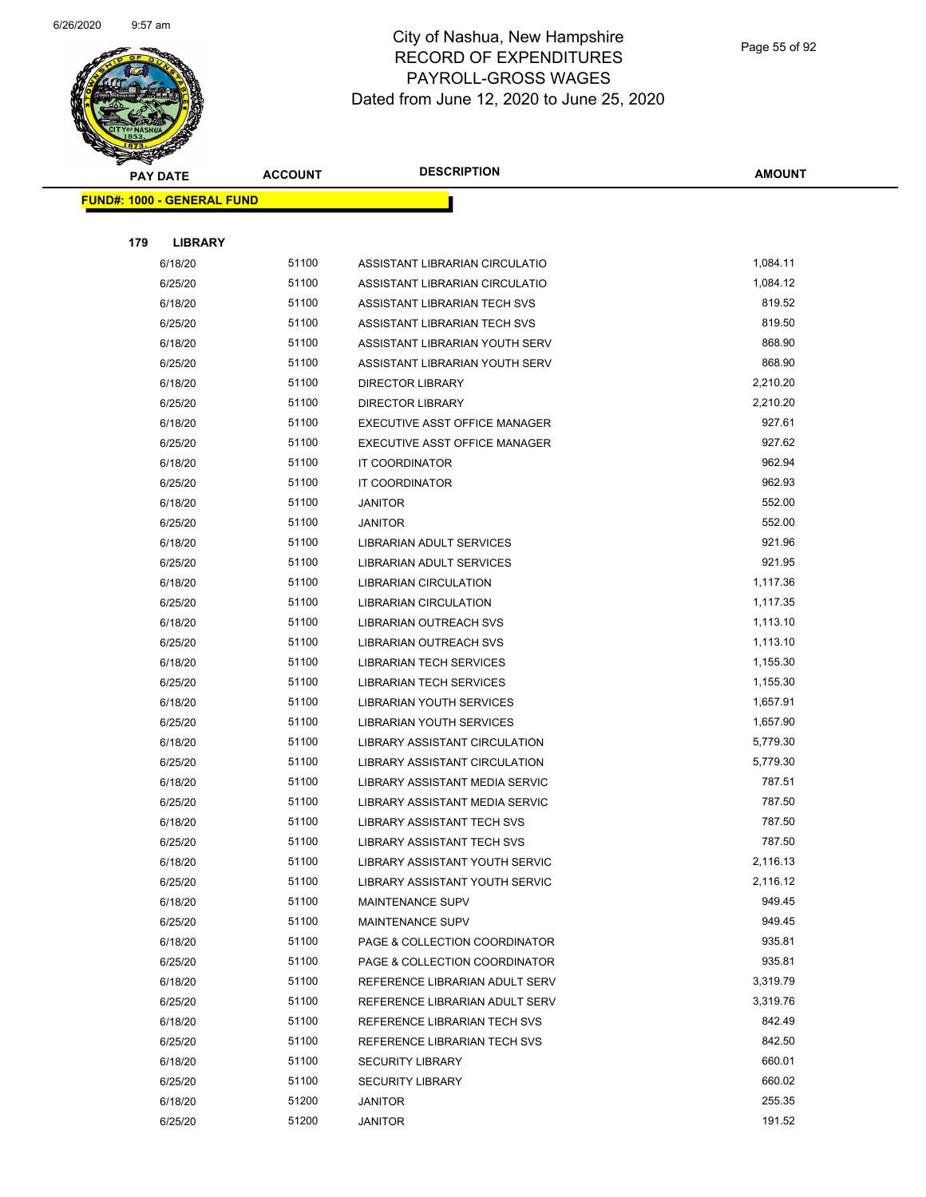# City of Nashua, New Hampshire
## RECORD OF EXPENDITURES
## PAYROLL-GROSS WAGES
## Dated from June 12, 2020 to June 25, 2020

**FUND#: 1000 - GENERAL FUND**

**179 LIBRARY**

| PAY DATE | ACCOUNT | DESCRIPTION | AMOUNT |
|---|---|---|---|
| 6/18/20 | 51100 | ASSISTANT LIBRARIAN CIRCULATIO | 1,084.11 |
| 6/25/20 | 51100 | ASSISTANT LIBRARIAN CIRCULATIO | 1,084.12 |
| 6/18/20 | 51100 | ASSISTANT LIBRARIAN TECH SVS | 819.52 |
| 6/25/20 | 51100 | ASSISTANT LIBRARIAN TECH SVS | 819.50 |
| 6/18/20 | 51100 | ASSISTANT LIBRARIAN YOUTH SERV | 868.90 |
| 6/25/20 | 51100 | ASSISTANT LIBRARIAN YOUTH SERV | 868.90 |
| 6/18/20 | 51100 | DIRECTOR LIBRARY | 2,210.20 |
| 6/25/20 | 51100 | DIRECTOR LIBRARY | 2,210.20 |
| 6/18/20 | 51100 | EXECUTIVE ASST OFFICE MANAGER | 927.61 |
| 6/25/20 | 51100 | EXECUTIVE ASST OFFICE MANAGER | 927.62 |
| 6/18/20 | 51100 | IT COORDINATOR | 962.94 |
| 6/25/20 | 51100 | IT COORDINATOR | 962.93 |
| 6/18/20 | 51100 | JANITOR | 552.00 |
| 6/25/20 | 51100 | JANITOR | 552.00 |
| 6/18/20 | 51100 | LIBRARIAN ADULT SERVICES | 921.96 |
| 6/25/20 | 51100 | LIBRARIAN ADULT SERVICES | 921.95 |
| 6/18/20 | 51100 | LIBRARIAN CIRCULATION | 1,117.36 |
| 6/25/20 | 51100 | LIBRARIAN CIRCULATION | 1,117.35 |
| 6/18/20 | 51100 | LIBRARIAN OUTREACH SVS | 1,113.10 |
| 6/25/20 | 51100 | LIBRARIAN OUTREACH SVS | 1,113.10 |
| 6/18/20 | 51100 | LIBRARIAN TECH SERVICES | 1,155.30 |
| 6/25/20 | 51100 | LIBRARIAN TECH SERVICES | 1,155.30 |
| 6/18/20 | 51100 | LIBRARIAN YOUTH SERVICES | 1,657.91 |
| 6/25/20 | 51100 | LIBRARIAN YOUTH SERVICES | 1,657.90 |
| 6/18/20 | 51100 | LIBRARY ASSISTANT CIRCULATION | 5,779.30 |
| 6/25/20 | 51100 | LIBRARY ASSISTANT CIRCULATION | 5,779.30 |
| 6/18/20 | 51100 | LIBRARY ASSISTANT MEDIA SERVIC | 787.51 |
| 6/25/20 | 51100 | LIBRARY ASSISTANT MEDIA SERVIC | 787.50 |
| 6/18/20 | 51100 | LIBRARY ASSISTANT TECH SVS | 787.50 |
| 6/25/20 | 51100 | LIBRARY ASSISTANT TECH SVS | 787.50 |
| 6/18/20 | 51100 | LIBRARY ASSISTANT YOUTH SERVIC | 2,116.13 |
| 6/25/20 | 51100 | LIBRARY ASSISTANT YOUTH SERVIC | 2,116.12 |
| 6/18/20 | 51100 | MAINTENANCE SUPV | 949.45 |
| 6/25/20 | 51100 | MAINTENANCE SUPV | 949.45 |
| 6/18/20 | 51100 | PAGE & COLLECTION COORDINATOR | 935.81 |
| 6/25/20 | 51100 | PAGE & COLLECTION COORDINATOR | 935.81 |
| 6/18/20 | 51100 | REFERENCE LIBRARIAN ADULT SERV | 3,319.79 |
| 6/25/20 | 51100 | REFERENCE LIBRARIAN ADULT SERV | 3,319.76 |
| 6/18/20 | 51100 | REFERENCE LIBRARIAN TECH SVS | 842.49 |
| 6/25/20 | 51100 | REFERENCE LIBRARIAN TECH SVS | 842.50 |
| 6/18/20 | 51100 | SECURITY LIBRARY | 660.01 |
| 6/25/20 | 51100 | SECURITY LIBRARY | 660.02 |
| 6/18/20 | 51200 | JANITOR | 255.35 |
| 6/25/20 | 51200 | JANITOR | 191.52 |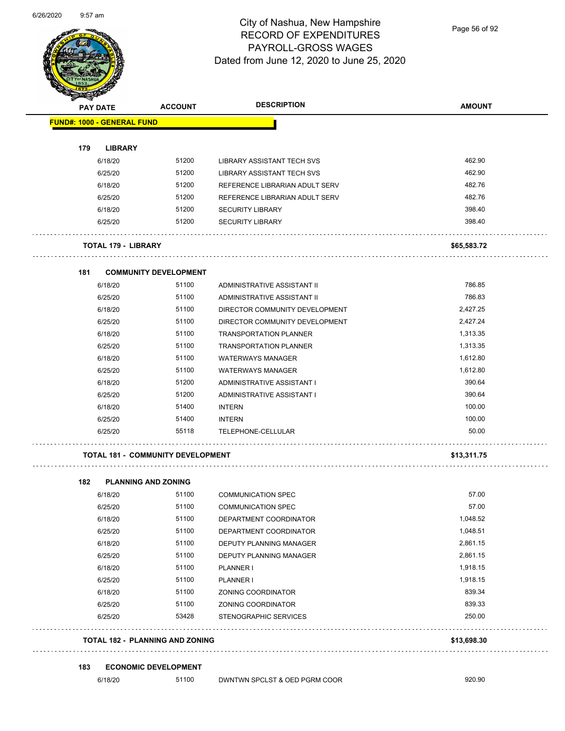# City of Nashua, New Hampshire
## RECORD OF EXPENDITURES
## PAYROLL-GROSS WAGES
Dated from June 12, 2020 to June 25, 2020

| PAY DATE | ACCOUNT | DESCRIPTION | AMOUNT |
|---|---|---|---|
| **FUND#: 1000 - GENERAL FUND** | | | |
| **179 LIBRARY** | | | |
| 6/18/20 | 51200 | LIBRARY ASSISTANT TECH SVS | 462.90 |
| 6/25/20 | 51200 | LIBRARY ASSISTANT TECH SVS | 462.90 |
| 6/18/20 | 51200 | REFERENCE LIBRARIAN ADULT SERV | 482.76 |
| 6/25/20 | 51200 | REFERENCE LIBRARIAN ADULT SERV | 482.76 |
| 6/18/20 | 51200 | SECURITY LIBRARY | 398.40 |
| 6/25/20 | 51200 | SECURITY LIBRARY | 398.40 |
| **TOTAL 179 - LIBRARY** | | | **$65,583.72** |
| **181 COMMUNITY DEVELOPMENT** | | | |
| 6/18/20 | 51100 | ADMINISTRATIVE ASSISTANT II | 786.85 |
| 6/25/20 | 51100 | ADMINISTRATIVE ASSISTANT II | 786.83 |
| 6/18/20 | 51100 | DIRECTOR COMMUNITY DEVELOPMENT | 2,427.25 |
| 6/25/20 | 51100 | DIRECTOR COMMUNITY DEVELOPMENT | 2,427.24 |
| 6/18/20 | 51100 | TRANSPORTATION PLANNER | 1,313.35 |
| 6/25/20 | 51100 | TRANSPORTATION PLANNER | 1,313.35 |
| 6/18/20 | 51100 | WATERWAYS MANAGER | 1,612.80 |
| 6/25/20 | 51100 | WATERWAYS MANAGER | 1,612.80 |
| 6/18/20 | 51200 | ADMINISTRATIVE ASSISTANT I | 390.64 |
| 6/25/20 | 51200 | ADMINISTRATIVE ASSISTANT I | 390.64 |
| 6/18/20 | 51400 | INTERN | 100.00 |
| 6/25/20 | 51400 | INTERN | 100.00 |
| 6/25/20 | 55118 | TELEPHONE-CELLULAR | 50.00 |
| **TOTAL 181 - COMMUNITY DEVELOPMENT** | | | **$13,311.75** |
| **182 PLANNING AND ZONING** | | | |
| 6/18/20 | 51100 | COMMUNICATION SPEC | 57.00 |
| 6/25/20 | 51100 | COMMUNICATION SPEC | 57.00 |
| 6/18/20 | 51100 | DEPARTMENT COORDINATOR | 1,048.52 |
| 6/25/20 | 51100 | DEPARTMENT COORDINATOR | 1,048.51 |
| 6/18/20 | 51100 | DEPUTY PLANNING MANAGER | 2,861.15 |
| 6/25/20 | 51100 | DEPUTY PLANNING MANAGER | 2,861.15 |
| 6/18/20 | 51100 | PLANNER I | 1,918.15 |
| 6/25/20 | 51100 | PLANNER I | 1,918.15 |
| 6/18/20 | 51100 | ZONING COORDINATOR | 839.34 |
| 6/25/20 | 51100 | ZONING COORDINATOR | 839.33 |
| 6/25/20 | 53428 | STENOGRAPHIC SERVICES | 250.00 |
| **TOTAL 182 - PLANNING AND ZONING** | | | **$13,698.30** |
| **183 ECONOMIC DEVELOPMENT** | | | |
| 6/18/20 | 51100 | DWNTWN SPCLST & OED PGRM COOR | 920.90 |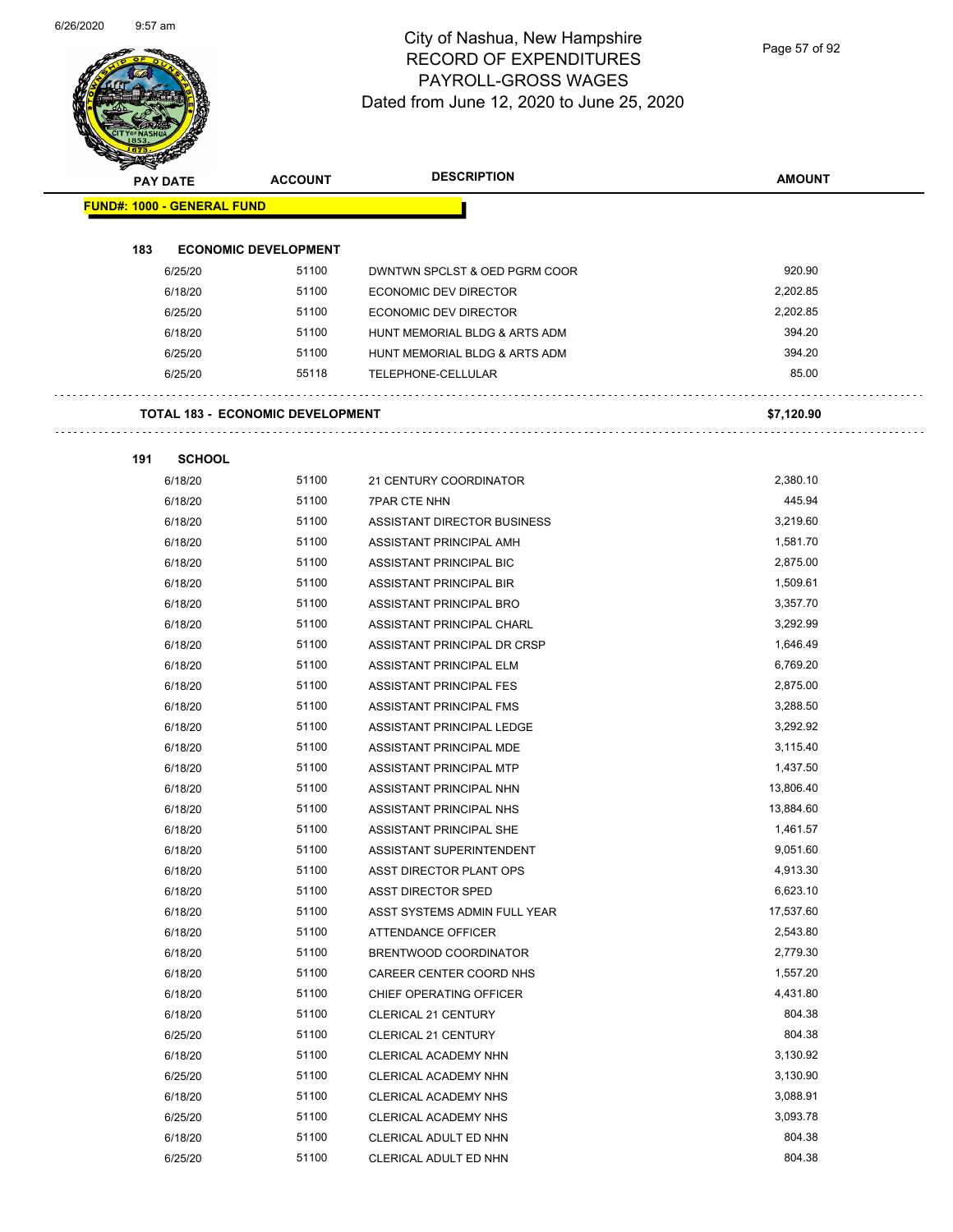# City of Nashua, New Hampshire
## RECORD OF EXPENDITURES
## PAYROLL-GROSS WAGES
## Dated from June 12, 2020 to June 25, 2020

| PAY DATE | ACCOUNT | DESCRIPTION | AMOUNT |
|---|---|---|---|
| **FUND#: 1000 - GENERAL FUND** | | | |
| **183 ECONOMIC DEVELOPMENT** | | | |
| 6/25/20 | 51100 | DWNTWN SPCLST & OED PGRM COOR | 920.90 |
| 6/18/20 | 51100 | ECONOMIC DEV DIRECTOR | 2,202.85 |
| 6/25/20 | 51100 | ECONOMIC DEV DIRECTOR | 2,202.85 |
| 6/18/20 | 51100 | HUNT MEMORIAL BLDG & ARTS ADM | 394.20 |
| 6/25/20 | 51100 | HUNT MEMORIAL BLDG & ARTS ADM | 394.20 |
| 6/25/20 | 55118 | TELEPHONE-CELLULAR | 85.00 |
| **TOTAL 183 - ECONOMIC DEVELOPMENT** | | | **$7,120.90** |
| **191 SCHOOL** | | | |
| 6/18/20 | 51100 | 21 CENTURY COORDINATOR | 2,380.10 |
| 6/18/20 | 51100 | 7PAR CTE NHN | 445.94 |
| 6/18/20 | 51100 | ASSISTANT DIRECTOR BUSINESS | 3,219.60 |
| 6/18/20 | 51100 | ASSISTANT PRINCIPAL AMH | 1,581.70 |
| 6/18/20 | 51100 | ASSISTANT PRINCIPAL BIC | 2,875.00 |
| 6/18/20 | 51100 | ASSISTANT PRINCIPAL BIR | 1,509.61 |
| 6/18/20 | 51100 | ASSISTANT PRINCIPAL BRO | 3,357.70 |
| 6/18/20 | 51100 | ASSISTANT PRINCIPAL CHARL | 3,292.99 |
| 6/18/20 | 51100 | ASSISTANT PRINCIPAL DR CRSP | 1,646.49 |
| 6/18/20 | 51100 | ASSISTANT PRINCIPAL ELM | 6,769.20 |
| 6/18/20 | 51100 | ASSISTANT PRINCIPAL FES | 2,875.00 |
| 6/18/20 | 51100 | ASSISTANT PRINCIPAL FMS | 3,288.50 |
| 6/18/20 | 51100 | ASSISTANT PRINCIPAL LEDGE | 3,292.92 |
| 6/18/20 | 51100 | ASSISTANT PRINCIPAL MDE | 3,115.40 |
| 6/18/20 | 51100 | ASSISTANT PRINCIPAL MTP | 1,437.50 |
| 6/18/20 | 51100 | ASSISTANT PRINCIPAL NHN | 13,806.40 |
| 6/18/20 | 51100 | ASSISTANT PRINCIPAL NHS | 13,884.60 |
| 6/18/20 | 51100 | ASSISTANT PRINCIPAL SHE | 1,461.57 |
| 6/18/20 | 51100 | ASSISTANT SUPERINTENDENT | 9,051.60 |
| 6/18/20 | 51100 | ASST DIRECTOR PLANT OPS | 4,913.30 |
| 6/18/20 | 51100 | ASST DIRECTOR SPED | 6,623.10 |
| 6/18/20 | 51100 | ASST SYSTEMS ADMIN FULL YEAR | 17,537.60 |
| 6/18/20 | 51100 | ATTENDANCE OFFICER | 2,543.80 |
| 6/18/20 | 51100 | BRENTWOOD COORDINATOR | 2,779.30 |
| 6/18/20 | 51100 | CAREER CENTER COORD NHS | 1,557.20 |
| 6/18/20 | 51100 | CHIEF OPERATING OFFICER | 4,431.80 |
| 6/18/20 | 51100 | CLERICAL 21 CENTURY | 804.38 |
| 6/25/20 | 51100 | CLERICAL 21 CENTURY | 804.38 |
| 6/18/20 | 51100 | CLERICAL ACADEMY NHN | 3,130.92 |
| 6/25/20 | 51100 | CLERICAL ACADEMY NHN | 3,130.90 |
| 6/18/20 | 51100 | CLERICAL ACADEMY NHS | 3,088.91 |
| 6/25/20 | 51100 | CLERICAL ACADEMY NHS | 3,093.78 |
| 6/18/20 | 51100 | CLERICAL ADULT ED NHN | 804.38 |
| 6/25/20 | 51100 | CLERICAL ADULT ED NHN | 804.38 |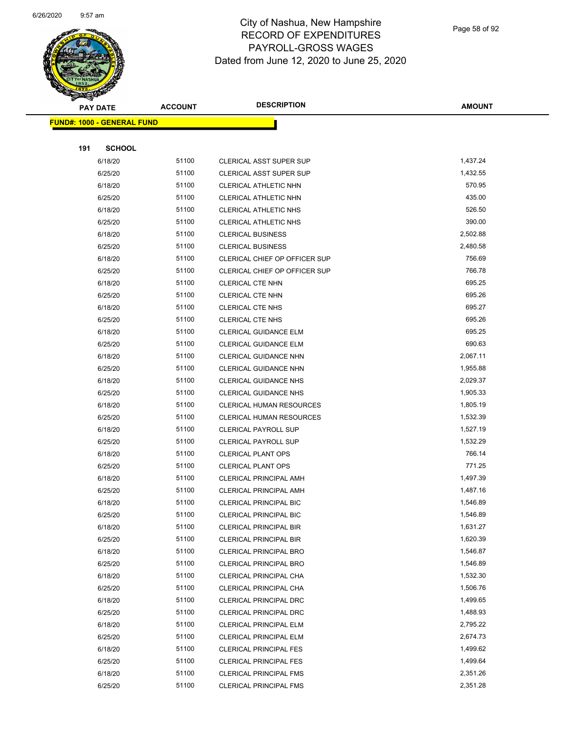# City of Nashua, New Hampshire
## RECORD OF EXPENDITURES
## PAYROLL-GROSS WAGES
## Dated from June 12, 2020 to June 25, 2020

| PAY DATE | ACCOUNT | DESCRIPTION | AMOUNT |
|---|---|---|---|
| **FUND#: 1000 - GENERAL FUND** | | | |
| **191 SCHOOL** | | | |
| 6/18/20 | 51100 | CLERICAL ASST SUPER SUP | 1,437.24 |
| 6/25/20 | 51100 | CLERICAL ASST SUPER SUP | 1,432.55 |
| 6/18/20 | 51100 | CLERICAL ATHLETIC NHN | 570.95 |
| 6/25/20 | 51100 | CLERICAL ATHLETIC NHN | 435.00 |
| 6/18/20 | 51100 | CLERICAL ATHLETIC NHS | 526.50 |
| 6/25/20 | 51100 | CLERICAL ATHLETIC NHS | 390.00 |
| 6/18/20 | 51100 | CLERICAL BUSINESS | 2,502.88 |
| 6/25/20 | 51100 | CLERICAL BUSINESS | 2,480.58 |
| 6/18/20 | 51100 | CLERICAL CHIEF OP OFFICER SUP | 756.69 |
| 6/25/20 | 51100 | CLERICAL CHIEF OP OFFICER SUP | 766.78 |
| 6/18/20 | 51100 | CLERICAL CTE NHN | 695.25 |
| 6/25/20 | 51100 | CLERICAL CTE NHN | 695.26 |
| 6/18/20 | 51100 | CLERICAL CTE NHS | 695.27 |
| 6/25/20 | 51100 | CLERICAL CTE NHS | 695.26 |
| 6/18/20 | 51100 | CLERICAL GUIDANCE ELM | 695.25 |
| 6/25/20 | 51100 | CLERICAL GUIDANCE ELM | 690.63 |
| 6/18/20 | 51100 | CLERICAL GUIDANCE NHN | 2,067.11 |
| 6/25/20 | 51100 | CLERICAL GUIDANCE NHN | 1,955.88 |
| 6/18/20 | 51100 | CLERICAL GUIDANCE NHS | 2,029.37 |
| 6/25/20 | 51100 | CLERICAL GUIDANCE NHS | 1,905.33 |
| 6/18/20 | 51100 | CLERICAL HUMAN RESOURCES | 1,805.19 |
| 6/25/20 | 51100 | CLERICAL HUMAN RESOURCES | 1,532.39 |
| 6/18/20 | 51100 | CLERICAL PAYROLL SUP | 1,527.19 |
| 6/25/20 | 51100 | CLERICAL PAYROLL SUP | 1,532.29 |
| 6/18/20 | 51100 | CLERICAL PLANT OPS | 766.14 |
| 6/25/20 | 51100 | CLERICAL PLANT OPS | 771.25 |
| 6/18/20 | 51100 | CLERICAL PRINCIPAL AMH | 1,497.39 |
| 6/25/20 | 51100 | CLERICAL PRINCIPAL AMH | 1,487.16 |
| 6/18/20 | 51100 | CLERICAL PRINCIPAL BIC | 1,546.89 |
| 6/25/20 | 51100 | CLERICAL PRINCIPAL BIC | 1,546.89 |
| 6/18/20 | 51100 | CLERICAL PRINCIPAL BIR | 1,631.27 |
| 6/25/20 | 51100 | CLERICAL PRINCIPAL BIR | 1,620.39 |
| 6/18/20 | 51100 | CLERICAL PRINCIPAL BRO | 1,546.87 |
| 6/25/20 | 51100 | CLERICAL PRINCIPAL BRO | 1,546.89 |
| 6/18/20 | 51100 | CLERICAL PRINCIPAL CHA | 1,532.30 |
| 6/25/20 | 51100 | CLERICAL PRINCIPAL CHA | 1,506.76 |
| 6/18/20 | 51100 | CLERICAL PRINCIPAL DRC | 1,499.65 |
| 6/25/20 | 51100 | CLERICAL PRINCIPAL DRC | 1,488.93 |
| 6/18/20 | 51100 | CLERICAL PRINCIPAL ELM | 2,795.22 |
| 6/25/20 | 51100 | CLERICAL PRINCIPAL ELM | 2,674.73 |
| 6/18/20 | 51100 | CLERICAL PRINCIPAL FES | 1,499.62 |
| 6/25/20 | 51100 | CLERICAL PRINCIPAL FES | 1,499.64 |
| 6/18/20 | 51100 | CLERICAL PRINCIPAL FMS | 2,351.26 |
| 6/25/20 | 51100 | CLERICAL PRINCIPAL FMS | 2,351.28 |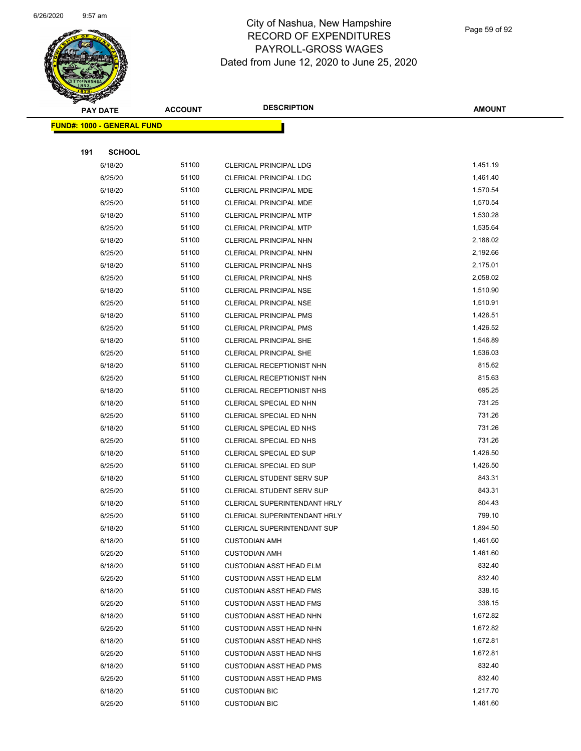# City of Nashua, New Hampshire
## RECORD OF EXPENDITURES
## PAYROLL-GROSS WAGES
## Dated from June 12, 2020 to June 25, 2020

**FUND#: 1000 - GENERAL FUND**

**191 SCHOOL**

| PAY DATE | ACCOUNT | DESCRIPTION | AMOUNT |
|---|---|---|---|
| 6/18/20 | 51100 | CLERICAL PRINCIPAL LDG | 1,451.19 |
| 6/25/20 | 51100 | CLERICAL PRINCIPAL LDG | 1,461.40 |
| 6/18/20 | 51100 | CLERICAL PRINCIPAL MDE | 1,570.54 |
| 6/25/20 | 51100 | CLERICAL PRINCIPAL MDE | 1,570.54 |
| 6/18/20 | 51100 | CLERICAL PRINCIPAL MTP | 1,530.28 |
| 6/25/20 | 51100 | CLERICAL PRINCIPAL MTP | 1,535.64 |
| 6/18/20 | 51100 | CLERICAL PRINCIPAL NHN | 2,188.02 |
| 6/25/20 | 51100 | CLERICAL PRINCIPAL NHN | 2,192.66 |
| 6/18/20 | 51100 | CLERICAL PRINCIPAL NHS | 2,175.01 |
| 6/25/20 | 51100 | CLERICAL PRINCIPAL NHS | 2,058.02 |
| 6/18/20 | 51100 | CLERICAL PRINCIPAL NSE | 1,510.90 |
| 6/25/20 | 51100 | CLERICAL PRINCIPAL NSE | 1,510.91 |
| 6/18/20 | 51100 | CLERICAL PRINCIPAL PMS | 1,426.51 |
| 6/25/20 | 51100 | CLERICAL PRINCIPAL PMS | 1,426.52 |
| 6/18/20 | 51100 | CLERICAL PRINCIPAL SHE | 1,546.89 |
| 6/25/20 | 51100 | CLERICAL PRINCIPAL SHE | 1,536.03 |
| 6/18/20 | 51100 | CLERICAL RECEPTIONIST NHN | 815.62 |
| 6/25/20 | 51100 | CLERICAL RECEPTIONIST NHN | 815.63 |
| 6/18/20 | 51100 | CLERICAL RECEPTIONIST NHS | 695.25 |
| 6/18/20 | 51100 | CLERICAL SPECIAL ED NHN | 731.25 |
| 6/25/20 | 51100 | CLERICAL SPECIAL ED NHN | 731.26 |
| 6/18/20 | 51100 | CLERICAL SPECIAL ED NHS | 731.26 |
| 6/25/20 | 51100 | CLERICAL SPECIAL ED NHS | 731.26 |
| 6/18/20 | 51100 | CLERICAL SPECIAL ED SUP | 1,426.50 |
| 6/25/20 | 51100 | CLERICAL SPECIAL ED SUP | 1,426.50 |
| 6/18/20 | 51100 | CLERICAL STUDENT SERV SUP | 843.31 |
| 6/25/20 | 51100 | CLERICAL STUDENT SERV SUP | 843.31 |
| 6/18/20 | 51100 | CLERICAL SUPERINTENDANT HRLY | 804.43 |
| 6/25/20 | 51100 | CLERICAL SUPERINTENDANT HRLY | 799.10 |
| 6/18/20 | 51100 | CLERICAL SUPERINTENDANT SUP | 1,894.50 |
| 6/18/20 | 51100 | CUSTODIAN AMH | 1,461.60 |
| 6/25/20 | 51100 | CUSTODIAN AMH | 1,461.60 |
| 6/18/20 | 51100 | CUSTODIAN ASST HEAD ELM | 832.40 |
| 6/25/20 | 51100 | CUSTODIAN ASST HEAD ELM | 832.40 |
| 6/18/20 | 51100 | CUSTODIAN ASST HEAD FMS | 338.15 |
| 6/25/20 | 51100 | CUSTODIAN ASST HEAD FMS | 338.15 |
| 6/18/20 | 51100 | CUSTODIAN ASST HEAD NHN | 1,672.82 |
| 6/25/20 | 51100 | CUSTODIAN ASST HEAD NHN | 1,672.82 |
| 6/18/20 | 51100 | CUSTODIAN ASST HEAD NHS | 1,672.81 |
| 6/25/20 | 51100 | CUSTODIAN ASST HEAD NHS | 1,672.81 |
| 6/18/20 | 51100 | CUSTODIAN ASST HEAD PMS | 832.40 |
| 6/25/20 | 51100 | CUSTODIAN ASST HEAD PMS | 832.40 |
| 6/18/20 | 51100 | CUSTODIAN BIC | 1,217.70 |
| 6/25/20 | 51100 | CUSTODIAN BIC | 1,461.60 |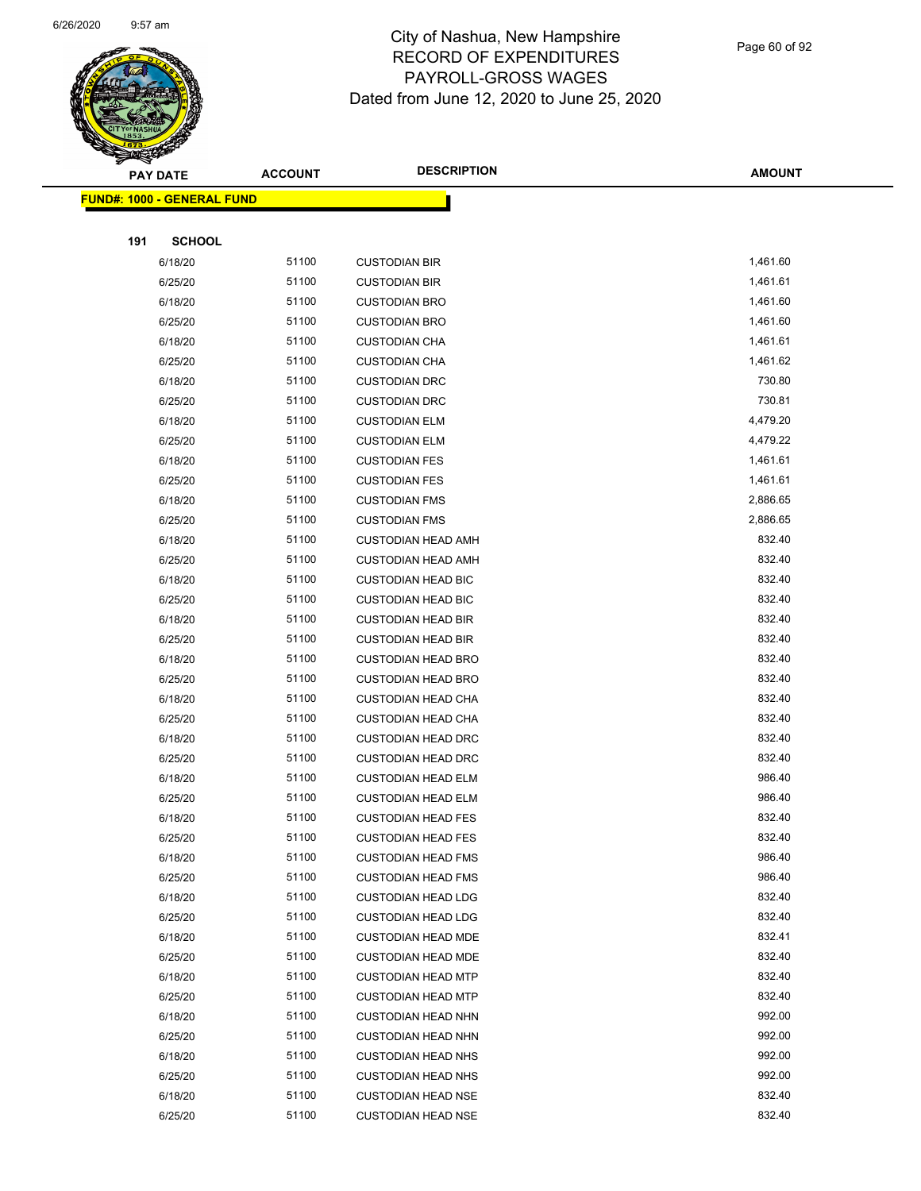# City of Nashua, New Hampshire
## RECORD OF EXPENDITURES
## PAYROLL-GROSS WAGES
## Dated from June 12, 2020 to June 25, 2020

| PAY DATE | ACCOUNT | DESCRIPTION | AMOUNT |
|---|---|---|---|

**FUND#: 1000 - GENERAL FUND**

**191 SCHOOL**

| PAY DATE | ACCOUNT | DESCRIPTION | AMOUNT |
|---|---|---|---|
| 6/18/20 | 51100 | CUSTODIAN BIR | 1,461.60 |
| 6/25/20 | 51100 | CUSTODIAN BIR | 1,461.61 |
| 6/18/20 | 51100 | CUSTODIAN BRO | 1,461.60 |
| 6/25/20 | 51100 | CUSTODIAN BRO | 1,461.60 |
| 6/18/20 | 51100 | CUSTODIAN CHA | 1,461.61 |
| 6/25/20 | 51100 | CUSTODIAN CHA | 1,461.62 |
| 6/18/20 | 51100 | CUSTODIAN DRC | 730.80 |
| 6/25/20 | 51100 | CUSTODIAN DRC | 730.81 |
| 6/18/20 | 51100 | CUSTODIAN ELM | 4,479.20 |
| 6/25/20 | 51100 | CUSTODIAN ELM | 4,479.22 |
| 6/18/20 | 51100 | CUSTODIAN FES | 1,461.61 |
| 6/25/20 | 51100 | CUSTODIAN FES | 1,461.61 |
| 6/18/20 | 51100 | CUSTODIAN FMS | 2,886.65 |
| 6/25/20 | 51100 | CUSTODIAN FMS | 2,886.65 |
| 6/18/20 | 51100 | CUSTODIAN HEAD AMH | 832.40 |
| 6/25/20 | 51100 | CUSTODIAN HEAD AMH | 832.40 |
| 6/18/20 | 51100 | CUSTODIAN HEAD BIC | 832.40 |
| 6/25/20 | 51100 | CUSTODIAN HEAD BIC | 832.40 |
| 6/18/20 | 51100 | CUSTODIAN HEAD BIR | 832.40 |
| 6/25/20 | 51100 | CUSTODIAN HEAD BIR | 832.40 |
| 6/18/20 | 51100 | CUSTODIAN HEAD BRO | 832.40 |
| 6/25/20 | 51100 | CUSTODIAN HEAD BRO | 832.40 |
| 6/18/20 | 51100 | CUSTODIAN HEAD CHA | 832.40 |
| 6/25/20 | 51100 | CUSTODIAN HEAD CHA | 832.40 |
| 6/18/20 | 51100 | CUSTODIAN HEAD DRC | 832.40 |
| 6/25/20 | 51100 | CUSTODIAN HEAD DRC | 832.40 |
| 6/18/20 | 51100 | CUSTODIAN HEAD ELM | 986.40 |
| 6/25/20 | 51100 | CUSTODIAN HEAD ELM | 986.40 |
| 6/18/20 | 51100 | CUSTODIAN HEAD FES | 832.40 |
| 6/25/20 | 51100 | CUSTODIAN HEAD FES | 832.40 |
| 6/18/20 | 51100 | CUSTODIAN HEAD FMS | 986.40 |
| 6/25/20 | 51100 | CUSTODIAN HEAD FMS | 986.40 |
| 6/18/20 | 51100 | CUSTODIAN HEAD LDG | 832.40 |
| 6/25/20 | 51100 | CUSTODIAN HEAD LDG | 832.40 |
| 6/18/20 | 51100 | CUSTODIAN HEAD MDE | 832.41 |
| 6/25/20 | 51100 | CUSTODIAN HEAD MDE | 832.40 |
| 6/18/20 | 51100 | CUSTODIAN HEAD MTP | 832.40 |
| 6/25/20 | 51100 | CUSTODIAN HEAD MTP | 832.40 |
| 6/18/20 | 51100 | CUSTODIAN HEAD NHN | 992.00 |
| 6/25/20 | 51100 | CUSTODIAN HEAD NHN | 992.00 |
| 6/18/20 | 51100 | CUSTODIAN HEAD NHS | 992.00 |
| 6/25/20 | 51100 | CUSTODIAN HEAD NHS | 992.00 |
| 6/18/20 | 51100 | CUSTODIAN HEAD NSE | 832.40 |
| 6/25/20 | 51100 | CUSTODIAN HEAD NSE | 832.40 |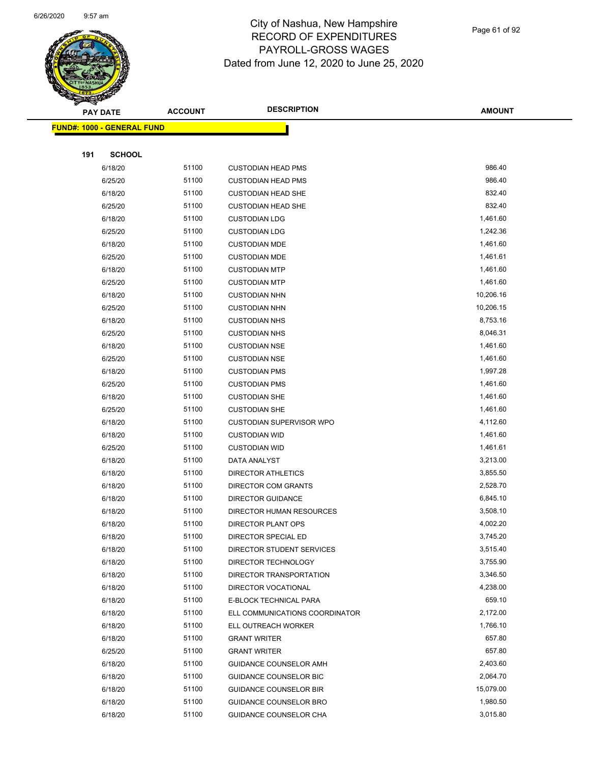# City of Nashua, New Hampshire
## RECORD OF EXPENDITURES
## PAYROLL-GROSS WAGES
## Dated from June 12, 2020 to June 25, 2020

**FUND#: 1000 - GENERAL FUND**

**191 SCHOOL**

| PAY DATE | ACCOUNT | DESCRIPTION | AMOUNT |
|---|---|---|---|
| 6/18/20 | 51100 | CUSTODIAN HEAD PMS | 986.40 |
| 6/25/20 | 51100 | CUSTODIAN HEAD PMS | 986.40 |
| 6/18/20 | 51100 | CUSTODIAN HEAD SHE | 832.40 |
| 6/25/20 | 51100 | CUSTODIAN HEAD SHE | 832.40 |
| 6/18/20 | 51100 | CUSTODIAN LDG | 1,461.60 |
| 6/25/20 | 51100 | CUSTODIAN LDG | 1,242.36 |
| 6/18/20 | 51100 | CUSTODIAN MDE | 1,461.60 |
| 6/25/20 | 51100 | CUSTODIAN MDE | 1,461.61 |
| 6/18/20 | 51100 | CUSTODIAN MTP | 1,461.60 |
| 6/25/20 | 51100 | CUSTODIAN MTP | 1,461.60 |
| 6/18/20 | 51100 | CUSTODIAN NHN | 10,206.16 |
| 6/25/20 | 51100 | CUSTODIAN NHN | 10,206.15 |
| 6/18/20 | 51100 | CUSTODIAN NHS | 8,753.16 |
| 6/25/20 | 51100 | CUSTODIAN NHS | 8,046.31 |
| 6/18/20 | 51100 | CUSTODIAN NSE | 1,461.60 |
| 6/25/20 | 51100 | CUSTODIAN NSE | 1,461.60 |
| 6/18/20 | 51100 | CUSTODIAN PMS | 1,997.28 |
| 6/25/20 | 51100 | CUSTODIAN PMS | 1,461.60 |
| 6/18/20 | 51100 | CUSTODIAN SHE | 1,461.60 |
| 6/25/20 | 51100 | CUSTODIAN SHE | 1,461.60 |
| 6/18/20 | 51100 | CUSTODIAN SUPERVISOR WPO | 4,112.60 |
| 6/18/20 | 51100 | CUSTODIAN WID | 1,461.60 |
| 6/25/20 | 51100 | CUSTODIAN WID | 1,461.61 |
| 6/18/20 | 51100 | DATA ANALYST | 3,213.00 |
| 6/18/20 | 51100 | DIRECTOR ATHLETICS | 3,855.50 |
| 6/18/20 | 51100 | DIRECTOR COM GRANTS | 2,528.70 |
| 6/18/20 | 51100 | DIRECTOR GUIDANCE | 6,845.10 |
| 6/18/20 | 51100 | DIRECTOR HUMAN RESOURCES | 3,508.10 |
| 6/18/20 | 51100 | DIRECTOR PLANT OPS | 4,002.20 |
| 6/18/20 | 51100 | DIRECTOR SPECIAL ED | 3,745.20 |
| 6/18/20 | 51100 | DIRECTOR STUDENT SERVICES | 3,515.40 |
| 6/18/20 | 51100 | DIRECTOR TECHNOLOGY | 3,755.90 |
| 6/18/20 | 51100 | DIRECTOR TRANSPORTATION | 3,346.50 |
| 6/18/20 | 51100 | DIRECTOR VOCATIONAL | 4,238.00 |
| 6/18/20 | 51100 | E-BLOCK TECHNICAL PARA | 659.10 |
| 6/18/20 | 51100 | ELL COMMUNICATIONS COORDINATOR | 2,172.00 |
| 6/18/20 | 51100 | ELL OUTREACH WORKER | 1,766.10 |
| 6/18/20 | 51100 | GRANT WRITER | 657.80 |
| 6/25/20 | 51100 | GRANT WRITER | 657.80 |
| 6/18/20 | 51100 | GUIDANCE COUNSELOR AMH | 2,403.60 |
| 6/18/20 | 51100 | GUIDANCE COUNSELOR BIC | 2,064.70 |
| 6/18/20 | 51100 | GUIDANCE COUNSELOR BIR | 15,079.00 |
| 6/18/20 | 51100 | GUIDANCE COUNSELOR BRO | 1,980.50 |
| 6/18/20 | 51100 | GUIDANCE COUNSELOR CHA | 3,015.80 |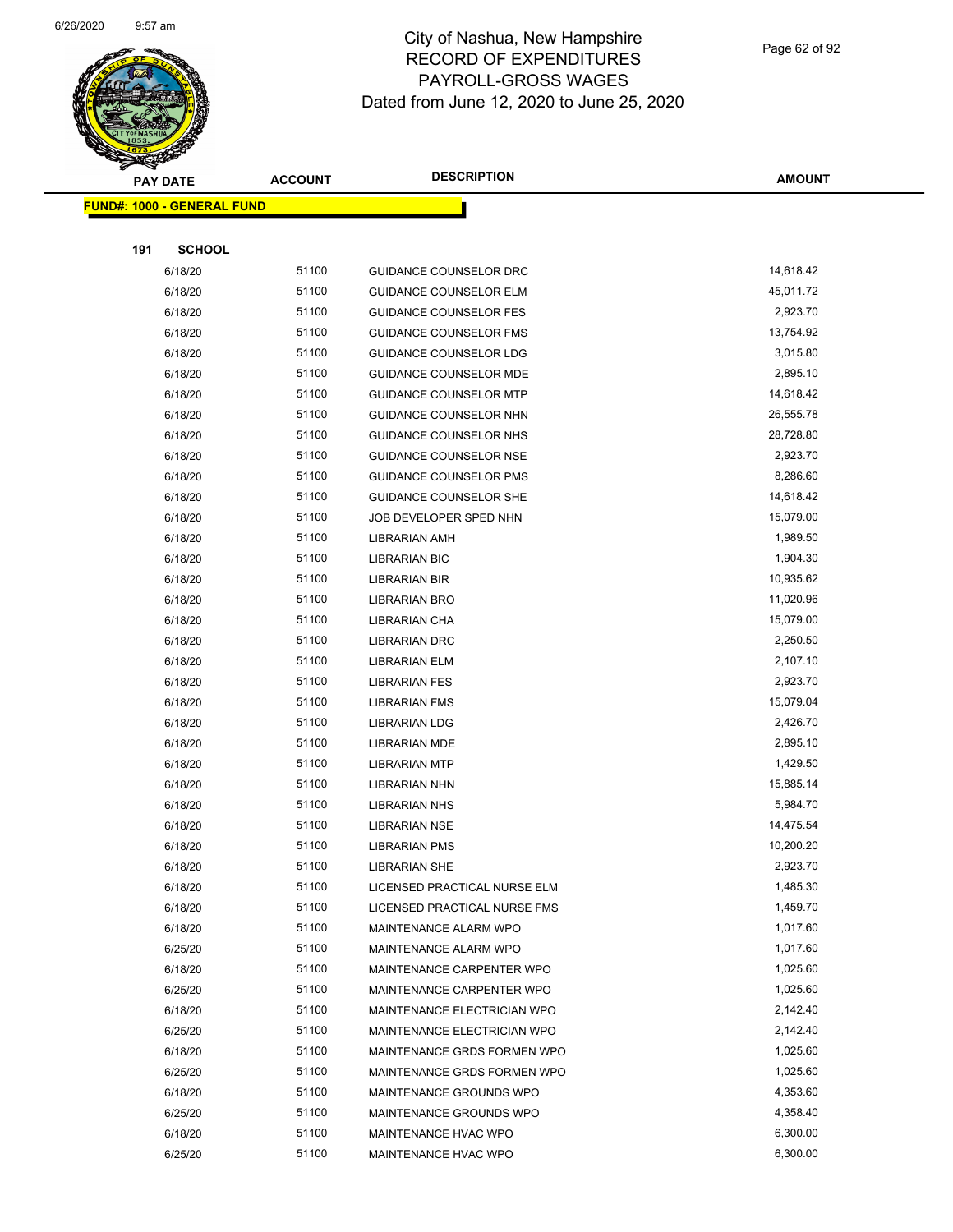# City of Nashua, New Hampshire
## RECORD OF EXPENDITURES
## PAYROLL-GROSS WAGES
## Dated from June 12, 2020 to June 25, 2020

**FUND#: 1000 - GENERAL FUND**

**191 SCHOOL**

| PAY DATE | ACCOUNT | DESCRIPTION | AMOUNT |
|---|---|---|---|
| 6/18/20 | 51100 | GUIDANCE COUNSELOR DRC | 14,618.42 |
| 6/18/20 | 51100 | GUIDANCE COUNSELOR ELM | 45,011.72 |
| 6/18/20 | 51100 | GUIDANCE COUNSELOR FES | 2,923.70 |
| 6/18/20 | 51100 | GUIDANCE COUNSELOR FMS | 13,754.92 |
| 6/18/20 | 51100 | GUIDANCE COUNSELOR LDG | 3,015.80 |
| 6/18/20 | 51100 | GUIDANCE COUNSELOR MDE | 2,895.10 |
| 6/18/20 | 51100 | GUIDANCE COUNSELOR MTP | 14,618.42 |
| 6/18/20 | 51100 | GUIDANCE COUNSELOR NHN | 26,555.78 |
| 6/18/20 | 51100 | GUIDANCE COUNSELOR NHS | 28,728.80 |
| 6/18/20 | 51100 | GUIDANCE COUNSELOR NSE | 2,923.70 |
| 6/18/20 | 51100 | GUIDANCE COUNSELOR PMS | 8,286.60 |
| 6/18/20 | 51100 | GUIDANCE COUNSELOR SHE | 14,618.42 |
| 6/18/20 | 51100 | JOB DEVELOPER SPED NHN | 15,079.00 |
| 6/18/20 | 51100 | LIBRARIAN AMH | 1,989.50 |
| 6/18/20 | 51100 | LIBRARIAN BIC | 1,904.30 |
| 6/18/20 | 51100 | LIBRARIAN BIR | 10,935.62 |
| 6/18/20 | 51100 | LIBRARIAN BRO | 11,020.96 |
| 6/18/20 | 51100 | LIBRARIAN CHA | 15,079.00 |
| 6/18/20 | 51100 | LIBRARIAN DRC | 2,250.50 |
| 6/18/20 | 51100 | LIBRARIAN ELM | 2,107.10 |
| 6/18/20 | 51100 | LIBRARIAN FES | 2,923.70 |
| 6/18/20 | 51100 | LIBRARIAN FMS | 15,079.04 |
| 6/18/20 | 51100 | LIBRARIAN LDG | 2,426.70 |
| 6/18/20 | 51100 | LIBRARIAN MDE | 2,895.10 |
| 6/18/20 | 51100 | LIBRARIAN MTP | 1,429.50 |
| 6/18/20 | 51100 | LIBRARIAN NHN | 15,885.14 |
| 6/18/20 | 51100 | LIBRARIAN NHS | 5,984.70 |
| 6/18/20 | 51100 | LIBRARIAN NSE | 14,475.54 |
| 6/18/20 | 51100 | LIBRARIAN PMS | 10,200.20 |
| 6/18/20 | 51100 | LIBRARIAN SHE | 2,923.70 |
| 6/18/20 | 51100 | LICENSED PRACTICAL NURSE ELM | 1,485.30 |
| 6/18/20 | 51100 | LICENSED PRACTICAL NURSE FMS | 1,459.70 |
| 6/18/20 | 51100 | MAINTENANCE ALARM WPO | 1,017.60 |
| 6/25/20 | 51100 | MAINTENANCE ALARM WPO | 1,017.60 |
| 6/18/20 | 51100 | MAINTENANCE CARPENTER WPO | 1,025.60 |
| 6/25/20 | 51100 | MAINTENANCE CARPENTER WPO | 1,025.60 |
| 6/18/20 | 51100 | MAINTENANCE ELECTRICIAN WPO | 2,142.40 |
| 6/25/20 | 51100 | MAINTENANCE ELECTRICIAN WPO | 2,142.40 |
| 6/18/20 | 51100 | MAINTENANCE GRDS FORMEN WPO | 1,025.60 |
| 6/25/20 | 51100 | MAINTENANCE GRDS FORMEN WPO | 1,025.60 |
| 6/18/20 | 51100 | MAINTENANCE GROUNDS WPO | 4,353.60 |
| 6/25/20 | 51100 | MAINTENANCE GROUNDS WPO | 4,358.40 |
| 6/18/20 | 51100 | MAINTENANCE HVAC WPO | 6,300.00 |
| 6/25/20 | 51100 | MAINTENANCE HVAC WPO | 6,300.00 |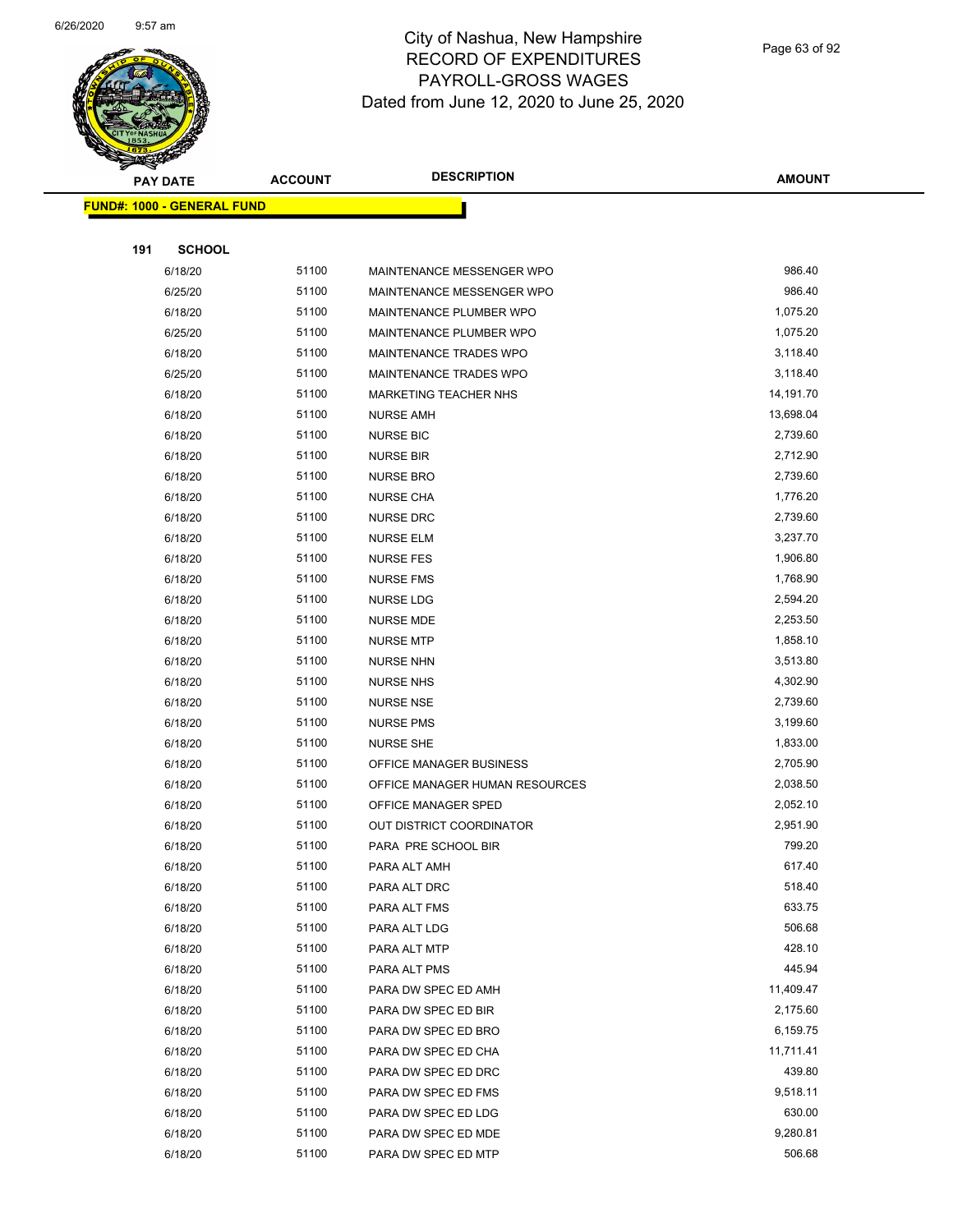# City of Nashua, New Hampshire
# RECORD OF EXPENDITURES
# PAYROLL-GROSS WAGES
# Dated from June 12, 2020 to June 25, 2020

| PAY DATE | ACCOUNT | DESCRIPTION | AMOUNT |
|---|---|---|---|

**FUND#: 1000 - GENERAL FUND**

**191 SCHOOL**

| PAY DATE | ACCOUNT | DESCRIPTION | AMOUNT |
|---|---|---|---|
| 6/18/20 | 51100 | MAINTENANCE MESSENGER WPO | 986.40 |
| 6/25/20 | 51100 | MAINTENANCE MESSENGER WPO | 986.40 |
| 6/18/20 | 51100 | MAINTENANCE PLUMBER WPO | 1,075.20 |
| 6/25/20 | 51100 | MAINTENANCE PLUMBER WPO | 1,075.20 |
| 6/18/20 | 51100 | MAINTENANCE TRADES WPO | 3,118.40 |
| 6/25/20 | 51100 | MAINTENANCE TRADES WPO | 3,118.40 |
| 6/18/20 | 51100 | MARKETING TEACHER NHS | 14,191.70 |
| 6/18/20 | 51100 | NURSE AMH | 13,698.04 |
| 6/18/20 | 51100 | NURSE BIC | 2,739.60 |
| 6/18/20 | 51100 | NURSE BIR | 2,712.90 |
| 6/18/20 | 51100 | NURSE BRO | 2,739.60 |
| 6/18/20 | 51100 | NURSE CHA | 1,776.20 |
| 6/18/20 | 51100 | NURSE DRC | 2,739.60 |
| 6/18/20 | 51100 | NURSE ELM | 3,237.70 |
| 6/18/20 | 51100 | NURSE FES | 1,906.80 |
| 6/18/20 | 51100 | NURSE FMS | 1,768.90 |
| 6/18/20 | 51100 | NURSE LDG | 2,594.20 |
| 6/18/20 | 51100 | NURSE MDE | 2,253.50 |
| 6/18/20 | 51100 | NURSE MTP | 1,858.10 |
| 6/18/20 | 51100 | NURSE NHN | 3,513.80 |
| 6/18/20 | 51100 | NURSE NHS | 4,302.90 |
| 6/18/20 | 51100 | NURSE NSE | 2,739.60 |
| 6/18/20 | 51100 | NURSE PMS | 3,199.60 |
| 6/18/20 | 51100 | NURSE SHE | 1,833.00 |
| 6/18/20 | 51100 | OFFICE MANAGER BUSINESS | 2,705.90 |
| 6/18/20 | 51100 | OFFICE MANAGER HUMAN RESOURCES | 2,038.50 |
| 6/18/20 | 51100 | OFFICE MANAGER SPED | 2,052.10 |
| 6/18/20 | 51100 | OUT DISTRICT COORDINATOR | 2,951.90 |
| 6/18/20 | 51100 | PARA PRE SCHOOL BIR | 799.20 |
| 6/18/20 | 51100 | PARA ALT AMH | 617.40 |
| 6/18/20 | 51100 | PARA ALT DRC | 518.40 |
| 6/18/20 | 51100 | PARA ALT FMS | 633.75 |
| 6/18/20 | 51100 | PARA ALT LDG | 506.68 |
| 6/18/20 | 51100 | PARA ALT MTP | 428.10 |
| 6/18/20 | 51100 | PARA ALT PMS | 445.94 |
| 6/18/20 | 51100 | PARA DW SPEC ED AMH | 11,409.47 |
| 6/18/20 | 51100 | PARA DW SPEC ED BIR | 2,175.60 |
| 6/18/20 | 51100 | PARA DW SPEC ED BRO | 6,159.75 |
| 6/18/20 | 51100 | PARA DW SPEC ED CHA | 11,711.41 |
| 6/18/20 | 51100 | PARA DW SPEC ED DRC | 439.80 |
| 6/18/20 | 51100 | PARA DW SPEC ED FMS | 9,518.11 |
| 6/18/20 | 51100 | PARA DW SPEC ED LDG | 630.00 |
| 6/18/20 | 51100 | PARA DW SPEC ED MDE | 9,280.81 |
| 6/18/20 | 51100 | PARA DW SPEC ED MTP | 506.68 |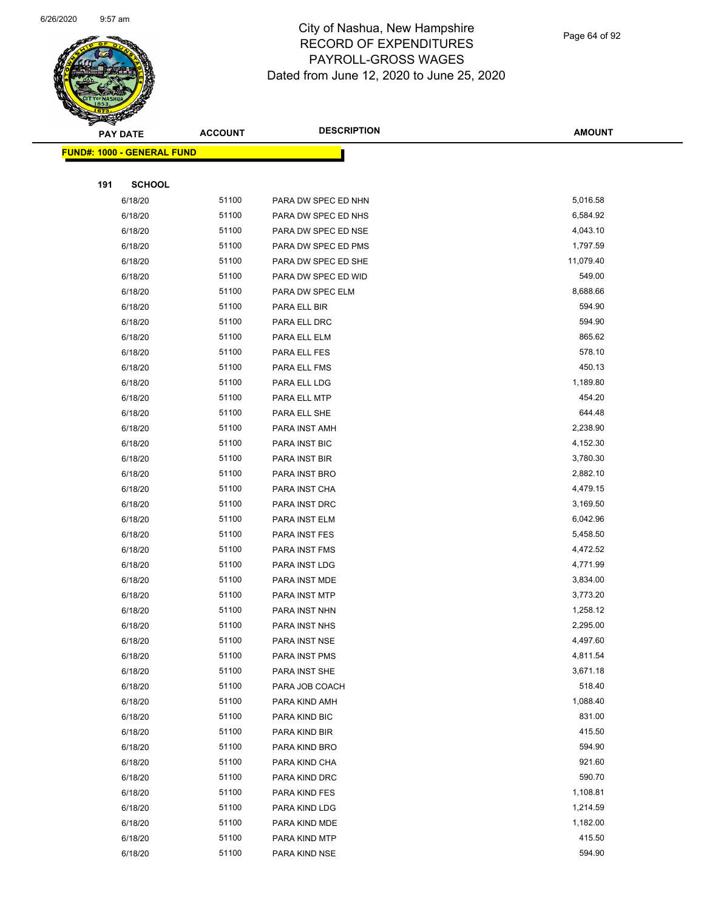# City of Nashua, New Hampshire
## RECORD OF EXPENDITURES
## PAYROLL-GROSS WAGES
## Dated from June 12, 2020 to June 25, 2020

| PAY DATE | ACCOUNT | DESCRIPTION | AMOUNT |
|---|---|---|---|
| **FUND#: 1000 - GENERAL FUND** | | | |
| **191 SCHOOL** | | | |
| 6/18/20 | 51100 | PARA DW SPEC ED NHN | 5,016.58 |
| 6/18/20 | 51100 | PARA DW SPEC ED NHS | 6,584.92 |
| 6/18/20 | 51100 | PARA DW SPEC ED NSE | 4,043.10 |
| 6/18/20 | 51100 | PARA DW SPEC ED PMS | 1,797.59 |
| 6/18/20 | 51100 | PARA DW SPEC ED SHE | 11,079.40 |
| 6/18/20 | 51100 | PARA DW SPEC ED WID | 549.00 |
| 6/18/20 | 51100 | PARA DW SPEC ELM | 8,688.66 |
| 6/18/20 | 51100 | PARA ELL BIR | 594.90 |
| 6/18/20 | 51100 | PARA ELL DRC | 594.90 |
| 6/18/20 | 51100 | PARA ELL ELM | 865.62 |
| 6/18/20 | 51100 | PARA ELL FES | 578.10 |
| 6/18/20 | 51100 | PARA ELL FMS | 450.13 |
| 6/18/20 | 51100 | PARA ELL LDG | 1,189.80 |
| 6/18/20 | 51100 | PARA ELL MTP | 454.20 |
| 6/18/20 | 51100 | PARA ELL SHE | 644.48 |
| 6/18/20 | 51100 | PARA INST AMH | 2,238.90 |
| 6/18/20 | 51100 | PARA INST BIC | 4,152.30 |
| 6/18/20 | 51100 | PARA INST BIR | 3,780.30 |
| 6/18/20 | 51100 | PARA INST BRO | 2,882.10 |
| 6/18/20 | 51100 | PARA INST CHA | 4,479.15 |
| 6/18/20 | 51100 | PARA INST DRC | 3,169.50 |
| 6/18/20 | 51100 | PARA INST ELM | 6,042.96 |
| 6/18/20 | 51100 | PARA INST FES | 5,458.50 |
| 6/18/20 | 51100 | PARA INST FMS | 4,472.52 |
| 6/18/20 | 51100 | PARA INST LDG | 4,771.99 |
| 6/18/20 | 51100 | PARA INST MDE | 3,834.00 |
| 6/18/20 | 51100 | PARA INST MTP | 3,773.20 |
| 6/18/20 | 51100 | PARA INST NHN | 1,258.12 |
| 6/18/20 | 51100 | PARA INST NHS | 2,295.00 |
| 6/18/20 | 51100 | PARA INST NSE | 4,497.60 |
| 6/18/20 | 51100 | PARA INST PMS | 4,811.54 |
| 6/18/20 | 51100 | PARA INST SHE | 3,671.18 |
| 6/18/20 | 51100 | PARA JOB COACH | 518.40 |
| 6/18/20 | 51100 | PARA KIND AMH | 1,088.40 |
| 6/18/20 | 51100 | PARA KIND BIC | 831.00 |
| 6/18/20 | 51100 | PARA KIND BIR | 415.50 |
| 6/18/20 | 51100 | PARA KIND BRO | 594.90 |
| 6/18/20 | 51100 | PARA KIND CHA | 921.60 |
| 6/18/20 | 51100 | PARA KIND DRC | 590.70 |
| 6/18/20 | 51100 | PARA KIND FES | 1,108.81 |
| 6/18/20 | 51100 | PARA KIND LDG | 1,214.59 |
| 6/18/20 | 51100 | PARA KIND MDE | 1,182.00 |
| 6/18/20 | 51100 | PARA KIND MTP | 415.50 |
| 6/18/20 | 51100 | PARA KIND NSE | 594.90 |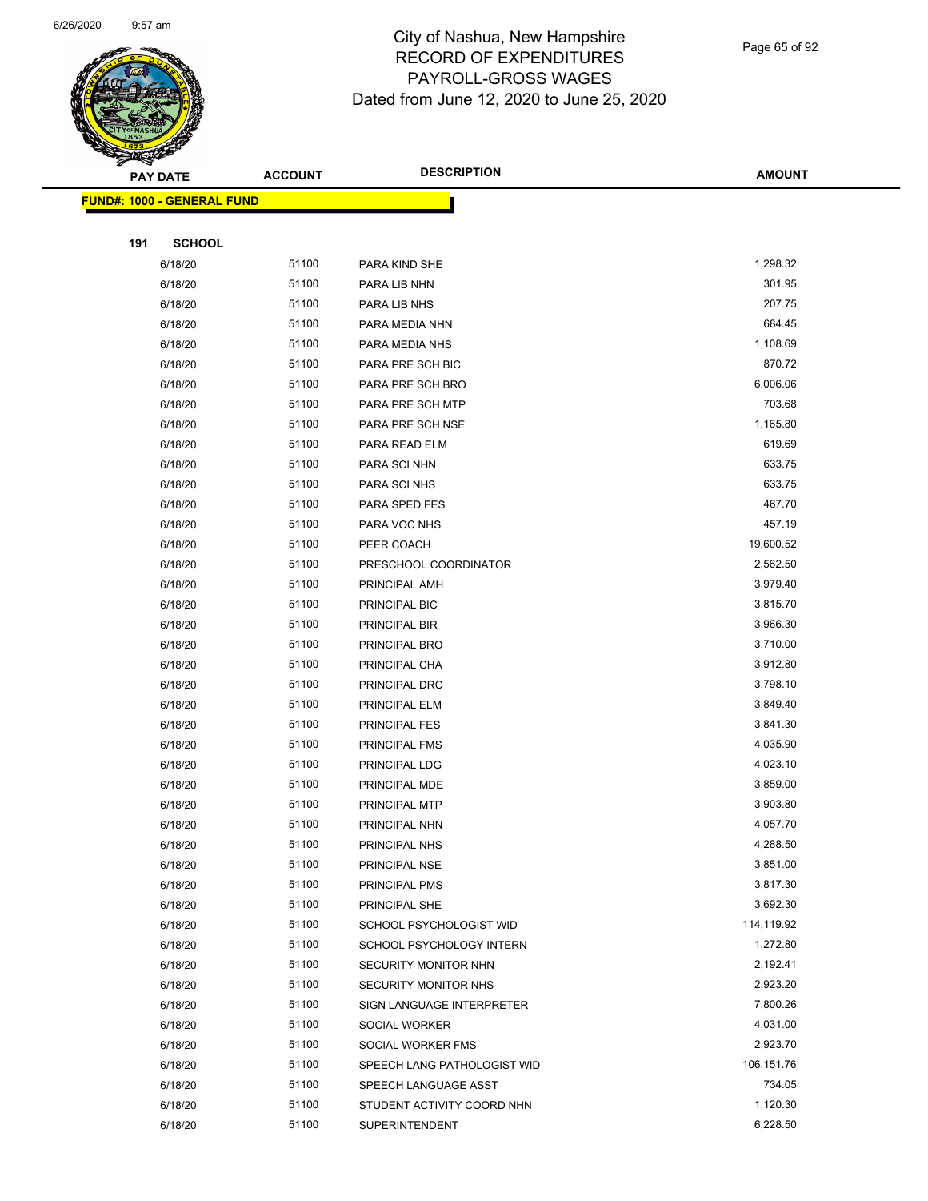# City of Nashua, New Hampshire
## RECORD OF EXPENDITURES
## PAYROLL-GROSS WAGES
### Dated from June 12, 2020 to June 25, 2020

**FUND#: 1000 - GENERAL FUND**

**191 SCHOOL**

| PAY DATE | ACCOUNT | DESCRIPTION | AMOUNT |
|---|---|---|---|
| 6/18/20 | 51100 | PARA KIND SHE | 1,298.32 |
| 6/18/20 | 51100 | PARA LIB NHN | 301.95 |
| 6/18/20 | 51100 | PARA LIB NHS | 207.75 |
| 6/18/20 | 51100 | PARA MEDIA NHN | 684.45 |
| 6/18/20 | 51100 | PARA MEDIA NHS | 1,108.69 |
| 6/18/20 | 51100 | PARA PRE SCH BIC | 870.72 |
| 6/18/20 | 51100 | PARA PRE SCH BRO | 6,006.06 |
| 6/18/20 | 51100 | PARA PRE SCH MTP | 703.68 |
| 6/18/20 | 51100 | PARA PRE SCH NSE | 1,165.80 |
| 6/18/20 | 51100 | PARA READ ELM | 619.69 |
| 6/18/20 | 51100 | PARA SCI NHN | 633.75 |
| 6/18/20 | 51100 | PARA SCI NHS | 633.75 |
| 6/18/20 | 51100 | PARA SPED FES | 467.70 |
| 6/18/20 | 51100 | PARA VOC NHS | 457.19 |
| 6/18/20 | 51100 | PEER COACH | 19,600.52 |
| 6/18/20 | 51100 | PRESCHOOL COORDINATOR | 2,562.50 |
| 6/18/20 | 51100 | PRINCIPAL AMH | 3,979.40 |
| 6/18/20 | 51100 | PRINCIPAL BIC | 3,815.70 |
| 6/18/20 | 51100 | PRINCIPAL BIR | 3,966.30 |
| 6/18/20 | 51100 | PRINCIPAL BRO | 3,710.00 |
| 6/18/20 | 51100 | PRINCIPAL CHA | 3,912.80 |
| 6/18/20 | 51100 | PRINCIPAL DRC | 3,798.10 |
| 6/18/20 | 51100 | PRINCIPAL ELM | 3,849.40 |
| 6/18/20 | 51100 | PRINCIPAL FES | 3,841.30 |
| 6/18/20 | 51100 | PRINCIPAL FMS | 4,035.90 |
| 6/18/20 | 51100 | PRINCIPAL LDG | 4,023.10 |
| 6/18/20 | 51100 | PRINCIPAL MDE | 3,859.00 |
| 6/18/20 | 51100 | PRINCIPAL MTP | 3,903.80 |
| 6/18/20 | 51100 | PRINCIPAL NHN | 4,057.70 |
| 6/18/20 | 51100 | PRINCIPAL NHS | 4,288.50 |
| 6/18/20 | 51100 | PRINCIPAL NSE | 3,851.00 |
| 6/18/20 | 51100 | PRINCIPAL PMS | 3,817.30 |
| 6/18/20 | 51100 | PRINCIPAL SHE | 3,692.30 |
| 6/18/20 | 51100 | SCHOOL PSYCHOLOGIST WID | 114,119.92 |
| 6/18/20 | 51100 | SCHOOL PSYCHOLOGY INTERN | 1,272.80 |
| 6/18/20 | 51100 | SECURITY MONITOR NHN | 2,192.41 |
| 6/18/20 | 51100 | SECURITY MONITOR NHS | 2,923.20 |
| 6/18/20 | 51100 | SIGN LANGUAGE INTERPRETER | 7,800.26 |
| 6/18/20 | 51100 | SOCIAL WORKER | 4,031.00 |
| 6/18/20 | 51100 | SOCIAL WORKER FMS | 2,923.70 |
| 6/18/20 | 51100 | SPEECH LANG PATHOLOGIST WID | 106,151.76 |
| 6/18/20 | 51100 | SPEECH LANGUAGE ASST | 734.05 |
| 6/18/20 | 51100 | STUDENT ACTIVITY COORD NHN | 1,120.30 |
| 6/18/20 | 51100 | SUPERINTENDENT | 6,228.50 |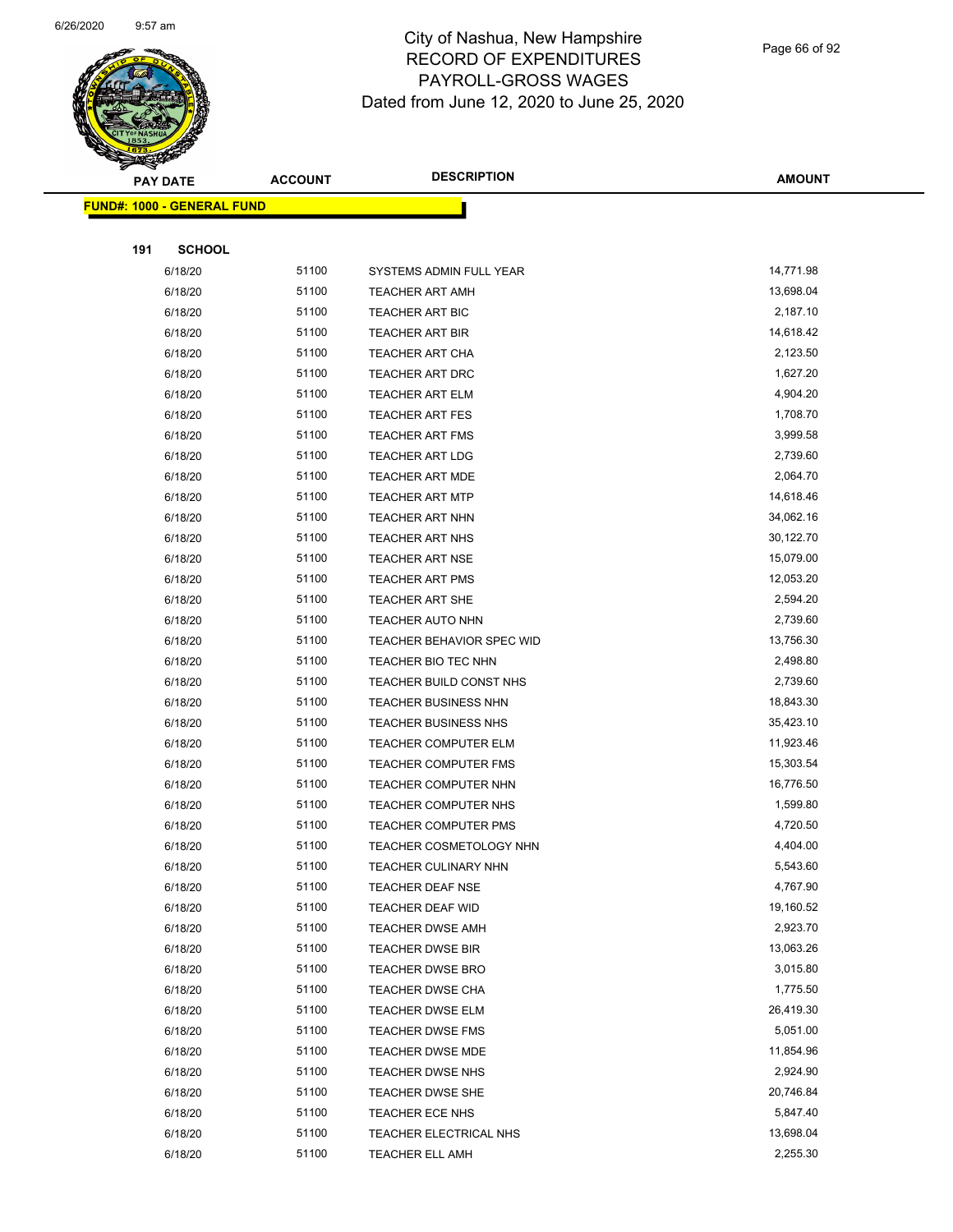# City of Nashua, New Hampshire
## RECORD OF EXPENDITURES
## PAYROLL-GROSS WAGES
## Dated from June 12, 2020 to June 25, 2020

| PAY DATE | ACCOUNT | DESCRIPTION | AMOUNT |
|---|---|---|---|
| **FUND#: 1000 - GENERAL FUND** | | | |
| **191 SCHOOL** | | | |
| 6/18/20 | 51100 | SYSTEMS ADMIN FULL YEAR | 14,771.98 |
| 6/18/20 | 51100 | TEACHER ART AMH | 13,698.04 |
| 6/18/20 | 51100 | TEACHER ART BIC | 2,187.10 |
| 6/18/20 | 51100 | TEACHER ART BIR | 14,618.42 |
| 6/18/20 | 51100 | TEACHER ART CHA | 2,123.50 |
| 6/18/20 | 51100 | TEACHER ART DRC | 1,627.20 |
| 6/18/20 | 51100 | TEACHER ART ELM | 4,904.20 |
| 6/18/20 | 51100 | TEACHER ART FES | 1,708.70 |
| 6/18/20 | 51100 | TEACHER ART FMS | 3,999.58 |
| 6/18/20 | 51100 | TEACHER ART LDG | 2,739.60 |
| 6/18/20 | 51100 | TEACHER ART MDE | 2,064.70 |
| 6/18/20 | 51100 | TEACHER ART MTP | 14,618.46 |
| 6/18/20 | 51100 | TEACHER ART NHN | 34,062.16 |
| 6/18/20 | 51100 | TEACHER ART NHS | 30,122.70 |
| 6/18/20 | 51100 | TEACHER ART NSE | 15,079.00 |
| 6/18/20 | 51100 | TEACHER ART PMS | 12,053.20 |
| 6/18/20 | 51100 | TEACHER ART SHE | 2,594.20 |
| 6/18/20 | 51100 | TEACHER AUTO NHN | 2,739.60 |
| 6/18/20 | 51100 | TEACHER BEHAVIOR SPEC WID | 13,756.30 |
| 6/18/20 | 51100 | TEACHER BIO TEC NHN | 2,498.80 |
| 6/18/20 | 51100 | TEACHER BUILD CONST NHS | 2,739.60 |
| 6/18/20 | 51100 | TEACHER BUSINESS NHN | 18,843.30 |
| 6/18/20 | 51100 | TEACHER BUSINESS NHS | 35,423.10 |
| 6/18/20 | 51100 | TEACHER COMPUTER ELM | 11,923.46 |
| 6/18/20 | 51100 | TEACHER COMPUTER FMS | 15,303.54 |
| 6/18/20 | 51100 | TEACHER COMPUTER NHN | 16,776.50 |
| 6/18/20 | 51100 | TEACHER COMPUTER NHS | 1,599.80 |
| 6/18/20 | 51100 | TEACHER COMPUTER PMS | 4,720.50 |
| 6/18/20 | 51100 | TEACHER COSMETOLOGY NHN | 4,404.00 |
| 6/18/20 | 51100 | TEACHER CULINARY NHN | 5,543.60 |
| 6/18/20 | 51100 | TEACHER DEAF NSE | 4,767.90 |
| 6/18/20 | 51100 | TEACHER DEAF WID | 19,160.52 |
| 6/18/20 | 51100 | TEACHER DWSE AMH | 2,923.70 |
| 6/18/20 | 51100 | TEACHER DWSE BIR | 13,063.26 |
| 6/18/20 | 51100 | TEACHER DWSE BRO | 3,015.80 |
| 6/18/20 | 51100 | TEACHER DWSE CHA | 1,775.50 |
| 6/18/20 | 51100 | TEACHER DWSE ELM | 26,419.30 |
| 6/18/20 | 51100 | TEACHER DWSE FMS | 5,051.00 |
| 6/18/20 | 51100 | TEACHER DWSE MDE | 11,854.96 |
| 6/18/20 | 51100 | TEACHER DWSE NHS | 2,924.90 |
| 6/18/20 | 51100 | TEACHER DWSE SHE | 20,746.84 |
| 6/18/20 | 51100 | TEACHER ECE NHS | 5,847.40 |
| 6/18/20 | 51100 | TEACHER ELECTRICAL NHS | 13,698.04 |
| 6/18/20 | 51100 | TEACHER ELL AMH | 2,255.30 |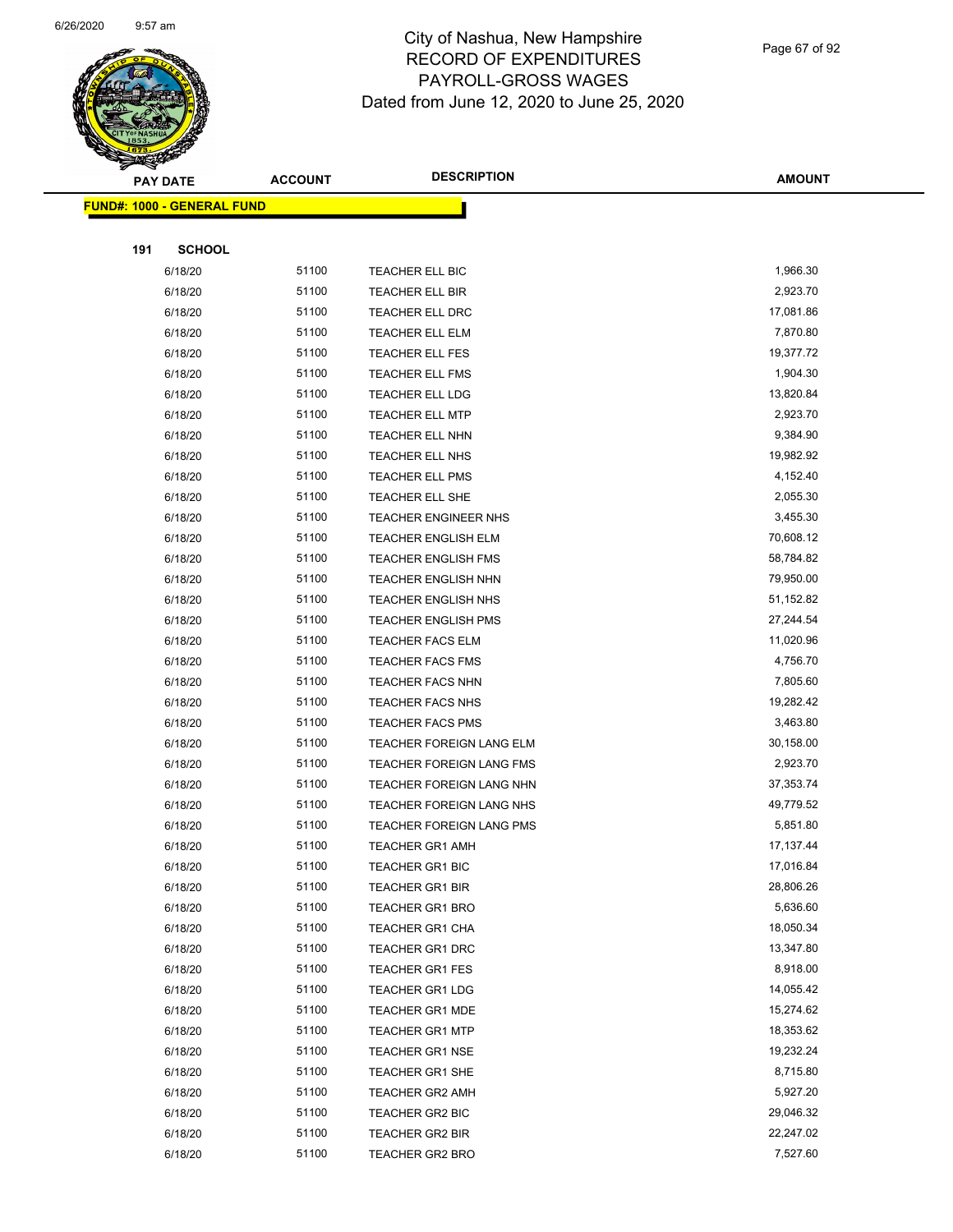# City of Nashua, New Hampshire
## RECORD OF EXPENDITURES
## PAYROLL-GROSS WAGES
### Dated from June 12, 2020 to June 25, 2020

| PAY DATE | ACCOUNT | DESCRIPTION | AMOUNT |
|---|---|---|---|
| **FUND#: 1000 - GENERAL FUND** | | | |
| **191 SCHOOL** | | | |
| 6/18/20 | 51100 | TEACHER ELL BIC | 1,966.30 |
| 6/18/20 | 51100 | TEACHER ELL BIR | 2,923.70 |
| 6/18/20 | 51100 | TEACHER ELL DRC | 17,081.86 |
| 6/18/20 | 51100 | TEACHER ELL ELM | 7,870.80 |
| 6/18/20 | 51100 | TEACHER ELL FES | 19,377.72 |
| 6/18/20 | 51100 | TEACHER ELL FMS | 1,904.30 |
| 6/18/20 | 51100 | TEACHER ELL LDG | 13,820.84 |
| 6/18/20 | 51100 | TEACHER ELL MTP | 2,923.70 |
| 6/18/20 | 51100 | TEACHER ELL NHN | 9,384.90 |
| 6/18/20 | 51100 | TEACHER ELL NHS | 19,982.92 |
| 6/18/20 | 51100 | TEACHER ELL PMS | 4,152.40 |
| 6/18/20 | 51100 | TEACHER ELL SHE | 2,055.30 |
| 6/18/20 | 51100 | TEACHER ENGINEER NHS | 3,455.30 |
| 6/18/20 | 51100 | TEACHER ENGLISH ELM | 70,608.12 |
| 6/18/20 | 51100 | TEACHER ENGLISH FMS | 58,784.82 |
| 6/18/20 | 51100 | TEACHER ENGLISH NHN | 79,950.00 |
| 6/18/20 | 51100 | TEACHER ENGLISH NHS | 51,152.82 |
| 6/18/20 | 51100 | TEACHER ENGLISH PMS | 27,244.54 |
| 6/18/20 | 51100 | TEACHER FACS ELM | 11,020.96 |
| 6/18/20 | 51100 | TEACHER FACS FMS | 4,756.70 |
| 6/18/20 | 51100 | TEACHER FACS NHN | 7,805.60 |
| 6/18/20 | 51100 | TEACHER FACS NHS | 19,282.42 |
| 6/18/20 | 51100 | TEACHER FACS PMS | 3,463.80 |
| 6/18/20 | 51100 | TEACHER FOREIGN LANG ELM | 30,158.00 |
| 6/18/20 | 51100 | TEACHER FOREIGN LANG FMS | 2,923.70 |
| 6/18/20 | 51100 | TEACHER FOREIGN LANG NHN | 37,353.74 |
| 6/18/20 | 51100 | TEACHER FOREIGN LANG NHS | 49,779.52 |
| 6/18/20 | 51100 | TEACHER FOREIGN LANG PMS | 5,851.80 |
| 6/18/20 | 51100 | TEACHER GR1 AMH | 17,137.44 |
| 6/18/20 | 51100 | TEACHER GR1 BIC | 17,016.84 |
| 6/18/20 | 51100 | TEACHER GR1 BIR | 28,806.26 |
| 6/18/20 | 51100 | TEACHER GR1 BRO | 5,636.60 |
| 6/18/20 | 51100 | TEACHER GR1 CHA | 18,050.34 |
| 6/18/20 | 51100 | TEACHER GR1 DRC | 13,347.80 |
| 6/18/20 | 51100 | TEACHER GR1 FES | 8,918.00 |
| 6/18/20 | 51100 | TEACHER GR1 LDG | 14,055.42 |
| 6/18/20 | 51100 | TEACHER GR1 MDE | 15,274.62 |
| 6/18/20 | 51100 | TEACHER GR1 MTP | 18,353.62 |
| 6/18/20 | 51100 | TEACHER GR1 NSE | 19,232.24 |
| 6/18/20 | 51100 | TEACHER GR1 SHE | 8,715.80 |
| 6/18/20 | 51100 | TEACHER GR2 AMH | 5,927.20 |
| 6/18/20 | 51100 | TEACHER GR2 BIC | 29,046.32 |
| 6/18/20 | 51100 | TEACHER GR2 BIR | 22,247.02 |
| 6/18/20 | 51100 | TEACHER GR2 BRO | 7,527.60 |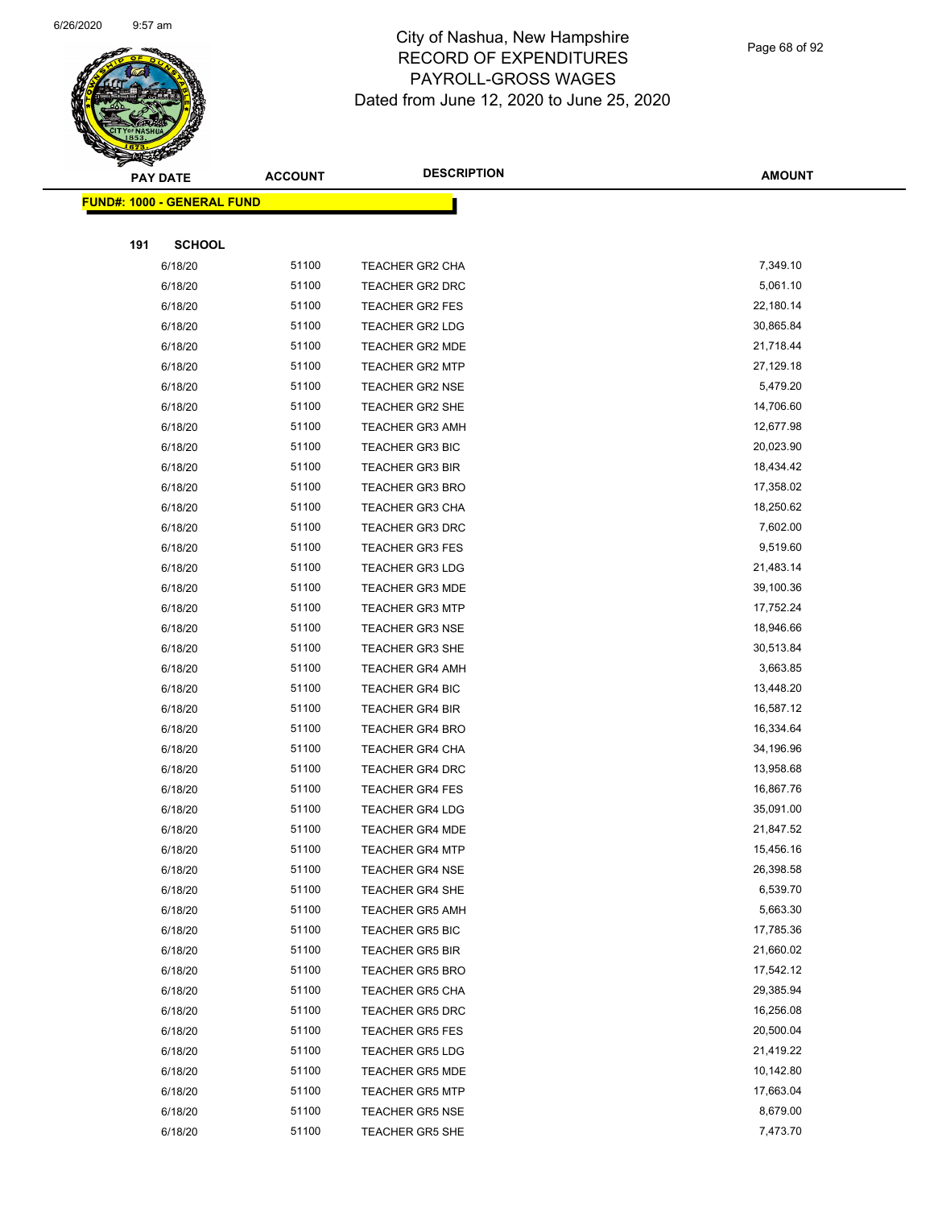# City of Nashua, New Hampshire
## RECORD OF EXPENDITURES
## PAYROLL-GROSS WAGES
### Dated from June 12, 2020 to June 25, 2020

| PAY DATE | ACCOUNT | DESCRIPTION | AMOUNT |
|---|---|---|---|

**FUND#: 1000 - GENERAL FUND**

**191 SCHOOL**

| PAY DATE | ACCOUNT | DESCRIPTION | AMOUNT |
|---|---|---|---|
| 6/18/20 | 51100 | TEACHER GR2 CHA | 7,349.10 |
| 6/18/20 | 51100 | TEACHER GR2 DRC | 5,061.10 |
| 6/18/20 | 51100 | TEACHER GR2 FES | 22,180.14 |
| 6/18/20 | 51100 | TEACHER GR2 LDG | 30,865.84 |
| 6/18/20 | 51100 | TEACHER GR2 MDE | 21,718.44 |
| 6/18/20 | 51100 | TEACHER GR2 MTP | 27,129.18 |
| 6/18/20 | 51100 | TEACHER GR2 NSE | 5,479.20 |
| 6/18/20 | 51100 | TEACHER GR2 SHE | 14,706.60 |
| 6/18/20 | 51100 | TEACHER GR3 AMH | 12,677.98 |
| 6/18/20 | 51100 | TEACHER GR3 BIC | 20,023.90 |
| 6/18/20 | 51100 | TEACHER GR3 BIR | 18,434.42 |
| 6/18/20 | 51100 | TEACHER GR3 BRO | 17,358.02 |
| 6/18/20 | 51100 | TEACHER GR3 CHA | 18,250.62 |
| 6/18/20 | 51100 | TEACHER GR3 DRC | 7,602.00 |
| 6/18/20 | 51100 | TEACHER GR3 FES | 9,519.60 |
| 6/18/20 | 51100 | TEACHER GR3 LDG | 21,483.14 |
| 6/18/20 | 51100 | TEACHER GR3 MDE | 39,100.36 |
| 6/18/20 | 51100 | TEACHER GR3 MTP | 17,752.24 |
| 6/18/20 | 51100 | TEACHER GR3 NSE | 18,946.66 |
| 6/18/20 | 51100 | TEACHER GR3 SHE | 30,513.84 |
| 6/18/20 | 51100 | TEACHER GR4 AMH | 3,663.85 |
| 6/18/20 | 51100 | TEACHER GR4 BIC | 13,448.20 |
| 6/18/20 | 51100 | TEACHER GR4 BIR | 16,587.12 |
| 6/18/20 | 51100 | TEACHER GR4 BRO | 16,334.64 |
| 6/18/20 | 51100 | TEACHER GR4 CHA | 34,196.96 |
| 6/18/20 | 51100 | TEACHER GR4 DRC | 13,958.68 |
| 6/18/20 | 51100 | TEACHER GR4 FES | 16,867.76 |
| 6/18/20 | 51100 | TEACHER GR4 LDG | 35,091.00 |
| 6/18/20 | 51100 | TEACHER GR4 MDE | 21,847.52 |
| 6/18/20 | 51100 | TEACHER GR4 MTP | 15,456.16 |
| 6/18/20 | 51100 | TEACHER GR4 NSE | 26,398.58 |
| 6/18/20 | 51100 | TEACHER GR4 SHE | 6,539.70 |
| 6/18/20 | 51100 | TEACHER GR5 AMH | 5,663.30 |
| 6/18/20 | 51100 | TEACHER GR5 BIC | 17,785.36 |
| 6/18/20 | 51100 | TEACHER GR5 BIR | 21,660.02 |
| 6/18/20 | 51100 | TEACHER GR5 BRO | 17,542.12 |
| 6/18/20 | 51100 | TEACHER GR5 CHA | 29,385.94 |
| 6/18/20 | 51100 | TEACHER GR5 DRC | 16,256.08 |
| 6/18/20 | 51100 | TEACHER GR5 FES | 20,500.04 |
| 6/18/20 | 51100 | TEACHER GR5 LDG | 21,419.22 |
| 6/18/20 | 51100 | TEACHER GR5 MDE | 10,142.80 |
| 6/18/20 | 51100 | TEACHER GR5 MTP | 17,663.04 |
| 6/18/20 | 51100 | TEACHER GR5 NSE | 8,679.00 |
| 6/18/20 | 51100 | TEACHER GR5 SHE | 7,473.70 |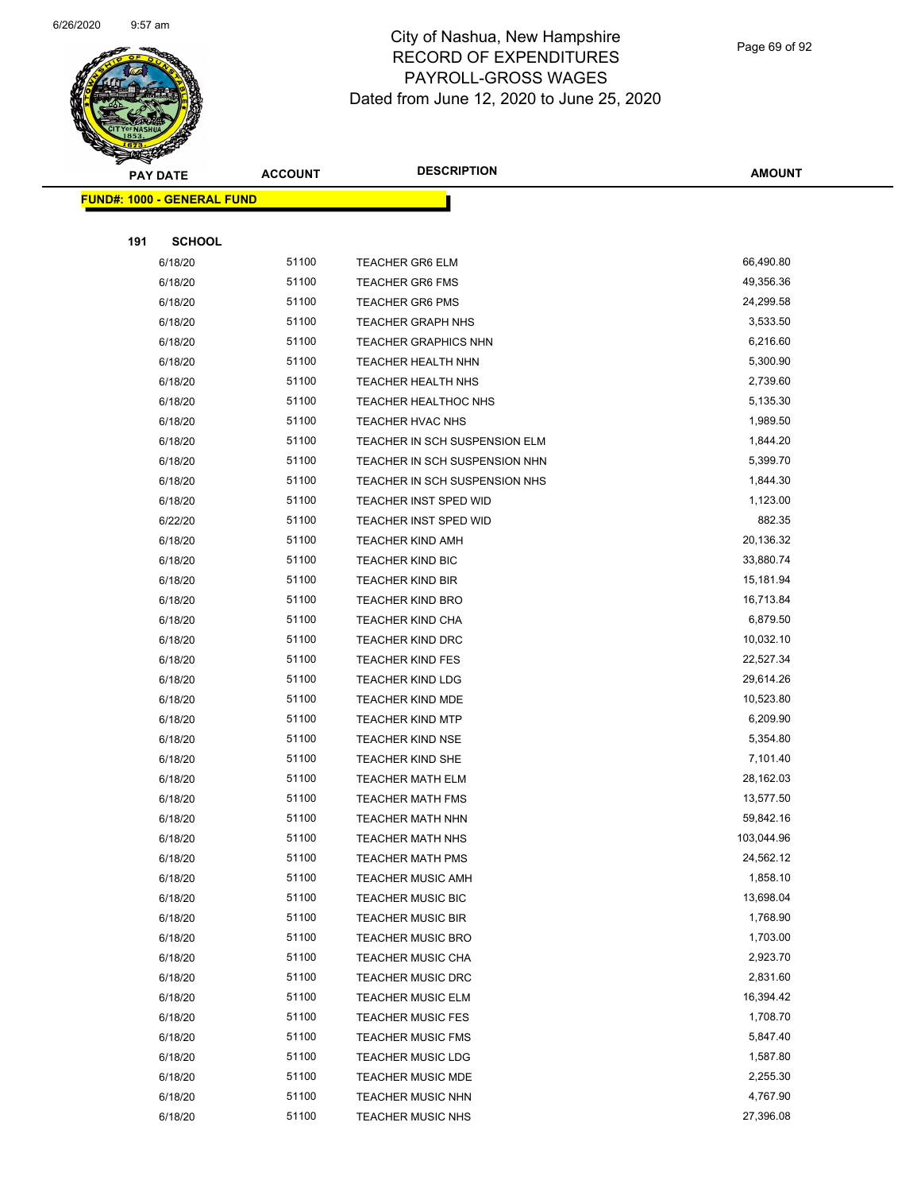# City of Nashua, New Hampshire
## RECORD OF EXPENDITURES
## PAYROLL-GROSS WAGES
## Dated from June 12, 2020 to June 25, 2020

| PAY DATE | ACCOUNT | DESCRIPTION | AMOUNT |
|---|---|---|---|
| **FUND#: 1000 - GENERAL FUND** | | | |
| **191 SCHOOL** | | | |
| 6/18/20 | 51100 | TEACHER GR6 ELM | 66,490.80 |
| 6/18/20 | 51100 | TEACHER GR6 FMS | 49,356.36 |
| 6/18/20 | 51100 | TEACHER GR6 PMS | 24,299.58 |
| 6/18/20 | 51100 | TEACHER GRAPH NHS | 3,533.50 |
| 6/18/20 | 51100 | TEACHER GRAPHICS NHN | 6,216.60 |
| 6/18/20 | 51100 | TEACHER HEALTH NHN | 5,300.90 |
| 6/18/20 | 51100 | TEACHER HEALTH NHS | 2,739.60 |
| 6/18/20 | 51100 | TEACHER HEALTHOC NHS | 5,135.30 |
| 6/18/20 | 51100 | TEACHER HVAC NHS | 1,989.50 |
| 6/18/20 | 51100 | TEACHER IN SCH SUSPENSION ELM | 1,844.20 |
| 6/18/20 | 51100 | TEACHER IN SCH SUSPENSION NHN | 5,399.70 |
| 6/18/20 | 51100 | TEACHER IN SCH SUSPENSION NHS | 1,844.30 |
| 6/18/20 | 51100 | TEACHER INST SPED WID | 1,123.00 |
| 6/22/20 | 51100 | TEACHER INST SPED WID | 882.35 |
| 6/18/20 | 51100 | TEACHER KIND AMH | 20,136.32 |
| 6/18/20 | 51100 | TEACHER KIND BIC | 33,880.74 |
| 6/18/20 | 51100 | TEACHER KIND BIR | 15,181.94 |
| 6/18/20 | 51100 | TEACHER KIND BRO | 16,713.84 |
| 6/18/20 | 51100 | TEACHER KIND CHA | 6,879.50 |
| 6/18/20 | 51100 | TEACHER KIND DRC | 10,032.10 |
| 6/18/20 | 51100 | TEACHER KIND FES | 22,527.34 |
| 6/18/20 | 51100 | TEACHER KIND LDG | 29,614.26 |
| 6/18/20 | 51100 | TEACHER KIND MDE | 10,523.80 |
| 6/18/20 | 51100 | TEACHER KIND MTP | 6,209.90 |
| 6/18/20 | 51100 | TEACHER KIND NSE | 5,354.80 |
| 6/18/20 | 51100 | TEACHER KIND SHE | 7,101.40 |
| 6/18/20 | 51100 | TEACHER MATH ELM | 28,162.03 |
| 6/18/20 | 51100 | TEACHER MATH FMS | 13,577.50 |
| 6/18/20 | 51100 | TEACHER MATH NHN | 59,842.16 |
| 6/18/20 | 51100 | TEACHER MATH NHS | 103,044.96 |
| 6/18/20 | 51100 | TEACHER MATH PMS | 24,562.12 |
| 6/18/20 | 51100 | TEACHER MUSIC AMH | 1,858.10 |
| 6/18/20 | 51100 | TEACHER MUSIC BIC | 13,698.04 |
| 6/18/20 | 51100 | TEACHER MUSIC BIR | 1,768.90 |
| 6/18/20 | 51100 | TEACHER MUSIC BRO | 1,703.00 |
| 6/18/20 | 51100 | TEACHER MUSIC CHA | 2,923.70 |
| 6/18/20 | 51100 | TEACHER MUSIC DRC | 2,831.60 |
| 6/18/20 | 51100 | TEACHER MUSIC ELM | 16,394.42 |
| 6/18/20 | 51100 | TEACHER MUSIC FES | 1,708.70 |
| 6/18/20 | 51100 | TEACHER MUSIC FMS | 5,847.40 |
| 6/18/20 | 51100 | TEACHER MUSIC LDG | 1,587.80 |
| 6/18/20 | 51100 | TEACHER MUSIC MDE | 2,255.30 |
| 6/18/20 | 51100 | TEACHER MUSIC NHN | 4,767.90 |
| 6/18/20 | 51100 | TEACHER MUSIC NHS | 27,396.08 |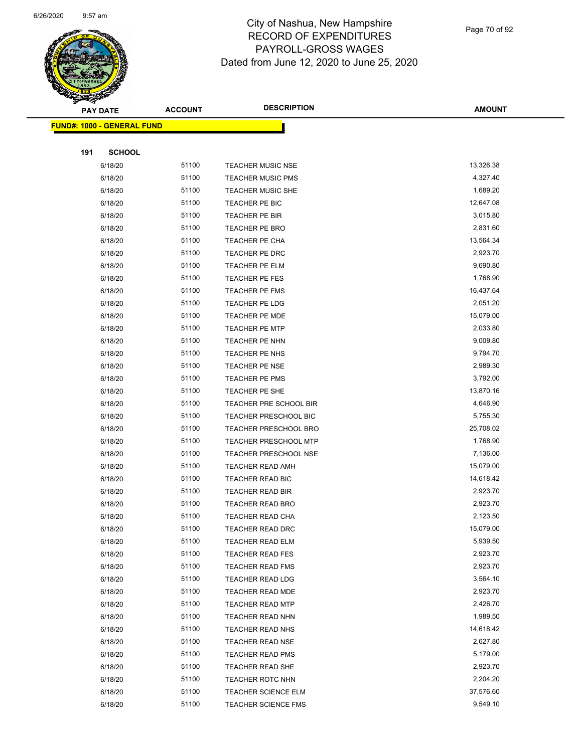# City of Nashua, New Hampshire
## RECORD OF EXPENDITURES
## PAYROLL-GROSS WAGES
### Dated from June 12, 2020 to June 25, 2020

| PAY DATE | ACCOUNT | DESCRIPTION | AMOUNT |
|---|---|---|---|
| **FUND#: 1000 - GENERAL FUND** | | | |
| **191 SCHOOL** | | | |
| 6/18/20 | 51100 | TEACHER MUSIC NSE | 13,326.38 |
| 6/18/20 | 51100 | TEACHER MUSIC PMS | 4,327.40 |
| 6/18/20 | 51100 | TEACHER MUSIC SHE | 1,689.20 |
| 6/18/20 | 51100 | TEACHER PE BIC | 12,647.08 |
| 6/18/20 | 51100 | TEACHER PE BIR | 3,015.80 |
| 6/18/20 | 51100 | TEACHER PE BRO | 2,831.60 |
| 6/18/20 | 51100 | TEACHER PE CHA | 13,564.34 |
| 6/18/20 | 51100 | TEACHER PE DRC | 2,923.70 |
| 6/18/20 | 51100 | TEACHER PE ELM | 9,690.80 |
| 6/18/20 | 51100 | TEACHER PE FES | 1,768.90 |
| 6/18/20 | 51100 | TEACHER PE FMS | 16,437.64 |
| 6/18/20 | 51100 | TEACHER PE LDG | 2,051.20 |
| 6/18/20 | 51100 | TEACHER PE MDE | 15,079.00 |
| 6/18/20 | 51100 | TEACHER PE MTP | 2,033.80 |
| 6/18/20 | 51100 | TEACHER PE NHN | 9,009.80 |
| 6/18/20 | 51100 | TEACHER PE NHS | 9,794.70 |
| 6/18/20 | 51100 | TEACHER PE NSE | 2,989.30 |
| 6/18/20 | 51100 | TEACHER PE PMS | 3,792.00 |
| 6/18/20 | 51100 | TEACHER PE SHE | 13,870.16 |
| 6/18/20 | 51100 | TEACHER PRE SCHOOL BIR | 4,646.90 |
| 6/18/20 | 51100 | TEACHER PRESCHOOL BIC | 5,755.30 |
| 6/18/20 | 51100 | TEACHER PRESCHOOL BRO | 25,708.02 |
| 6/18/20 | 51100 | TEACHER PRESCHOOL MTP | 1,768.90 |
| 6/18/20 | 51100 | TEACHER PRESCHOOL NSE | 7,136.00 |
| 6/18/20 | 51100 | TEACHER READ AMH | 15,079.00 |
| 6/18/20 | 51100 | TEACHER READ BIC | 14,618.42 |
| 6/18/20 | 51100 | TEACHER READ BIR | 2,923.70 |
| 6/18/20 | 51100 | TEACHER READ BRO | 2,923.70 |
| 6/18/20 | 51100 | TEACHER READ CHA | 2,123.50 |
| 6/18/20 | 51100 | TEACHER READ DRC | 15,079.00 |
| 6/18/20 | 51100 | TEACHER READ ELM | 5,939.50 |
| 6/18/20 | 51100 | TEACHER READ FES | 2,923.70 |
| 6/18/20 | 51100 | TEACHER READ FMS | 2,923.70 |
| 6/18/20 | 51100 | TEACHER READ LDG | 3,564.10 |
| 6/18/20 | 51100 | TEACHER READ MDE | 2,923.70 |
| 6/18/20 | 51100 | TEACHER READ MTP | 2,426.70 |
| 6/18/20 | 51100 | TEACHER READ NHN | 1,989.50 |
| 6/18/20 | 51100 | TEACHER READ NHS | 14,618.42 |
| 6/18/20 | 51100 | TEACHER READ NSE | 2,627.80 |
| 6/18/20 | 51100 | TEACHER READ PMS | 5,179.00 |
| 6/18/20 | 51100 | TEACHER READ SHE | 2,923.70 |
| 6/18/20 | 51100 | TEACHER ROTC NHN | 2,204.20 |
| 6/18/20 | 51100 | TEACHER SCIENCE ELM | 37,576.60 |
| 6/18/20 | 51100 | TEACHER SCIENCE FMS | 9,549.10 |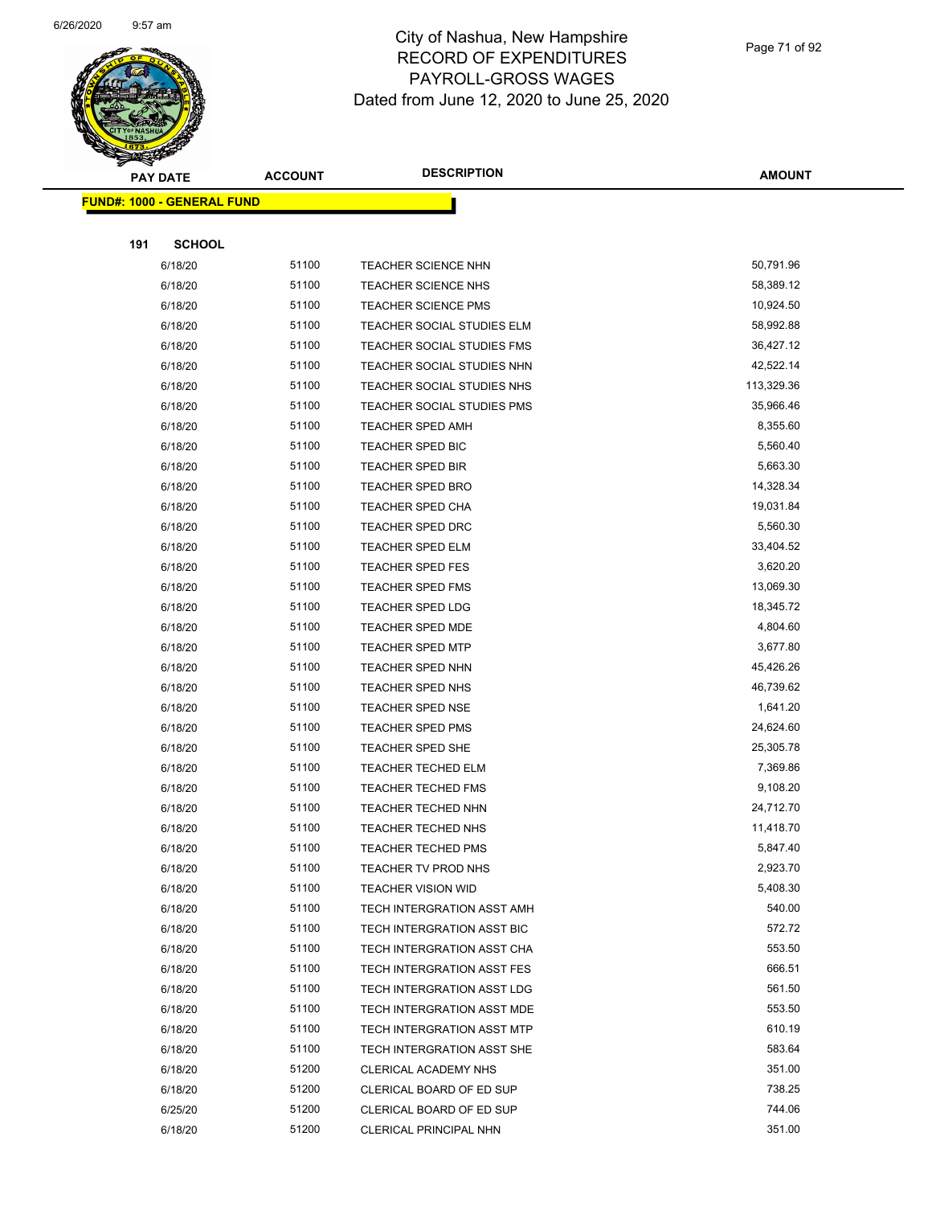# City of Nashua, New Hampshire
## RECORD OF EXPENDITURES
## PAYROLL-GROSS WAGES
## Dated from June 12, 2020 to June 25, 2020

| PAY DATE | ACCOUNT | DESCRIPTION | AMOUNT |
|---|---|---|---|
| **FUND#: 1000 - GENERAL FUND** | | | |
| **191 SCHOOL** | | | |
| 6/18/20 | 51100 | TEACHER SCIENCE NHN | 50,791.96 |
| 6/18/20 | 51100 | TEACHER SCIENCE NHS | 58,389.12 |
| 6/18/20 | 51100 | TEACHER SCIENCE PMS | 10,924.50 |
| 6/18/20 | 51100 | TEACHER SOCIAL STUDIES ELM | 58,992.88 |
| 6/18/20 | 51100 | TEACHER SOCIAL STUDIES FMS | 36,427.12 |
| 6/18/20 | 51100 | TEACHER SOCIAL STUDIES NHN | 42,522.14 |
| 6/18/20 | 51100 | TEACHER SOCIAL STUDIES NHS | 113,329.36 |
| 6/18/20 | 51100 | TEACHER SOCIAL STUDIES PMS | 35,966.46 |
| 6/18/20 | 51100 | TEACHER SPED AMH | 8,355.60 |
| 6/18/20 | 51100 | TEACHER SPED BIC | 5,560.40 |
| 6/18/20 | 51100 | TEACHER SPED BIR | 5,663.30 |
| 6/18/20 | 51100 | TEACHER SPED BRO | 14,328.34 |
| 6/18/20 | 51100 | TEACHER SPED CHA | 19,031.84 |
| 6/18/20 | 51100 | TEACHER SPED DRC | 5,560.30 |
| 6/18/20 | 51100 | TEACHER SPED ELM | 33,404.52 |
| 6/18/20 | 51100 | TEACHER SPED FES | 3,620.20 |
| 6/18/20 | 51100 | TEACHER SPED FMS | 13,069.30 |
| 6/18/20 | 51100 | TEACHER SPED LDG | 18,345.72 |
| 6/18/20 | 51100 | TEACHER SPED MDE | 4,804.60 |
| 6/18/20 | 51100 | TEACHER SPED MTP | 3,677.80 |
| 6/18/20 | 51100 | TEACHER SPED NHN | 45,426.26 |
| 6/18/20 | 51100 | TEACHER SPED NHS | 46,739.62 |
| 6/18/20 | 51100 | TEACHER SPED NSE | 1,641.20 |
| 6/18/20 | 51100 | TEACHER SPED PMS | 24,624.60 |
| 6/18/20 | 51100 | TEACHER SPED SHE | 25,305.78 |
| 6/18/20 | 51100 | TEACHER TECHED ELM | 7,369.86 |
| 6/18/20 | 51100 | TEACHER TECHED FMS | 9,108.20 |
| 6/18/20 | 51100 | TEACHER TECHED NHN | 24,712.70 |
| 6/18/20 | 51100 | TEACHER TECHED NHS | 11,418.70 |
| 6/18/20 | 51100 | TEACHER TECHED PMS | 5,847.40 |
| 6/18/20 | 51100 | TEACHER TV PROD NHS | 2,923.70 |
| 6/18/20 | 51100 | TEACHER VISION WID | 5,408.30 |
| 6/18/20 | 51100 | TECH INTERGRATION ASST AMH | 540.00 |
| 6/18/20 | 51100 | TECH INTERGRATION ASST BIC | 572.72 |
| 6/18/20 | 51100 | TECH INTERGRATION ASST CHA | 553.50 |
| 6/18/20 | 51100 | TECH INTERGRATION ASST FES | 666.51 |
| 6/18/20 | 51100 | TECH INTERGRATION ASST LDG | 561.50 |
| 6/18/20 | 51100 | TECH INTERGRATION ASST MDE | 553.50 |
| 6/18/20 | 51100 | TECH INTERGRATION ASST MTP | 610.19 |
| 6/18/20 | 51100 | TECH INTERGRATION ASST SHE | 583.64 |
| 6/18/20 | 51200 | CLERICAL ACADEMY NHS | 351.00 |
| 6/18/20 | 51200 | CLERICAL BOARD OF ED SUP | 738.25 |
| 6/25/20 | 51200 | CLERICAL BOARD OF ED SUP | 744.06 |
| 6/18/20 | 51200 | CLERICAL PRINCIPAL NHN | 351.00 |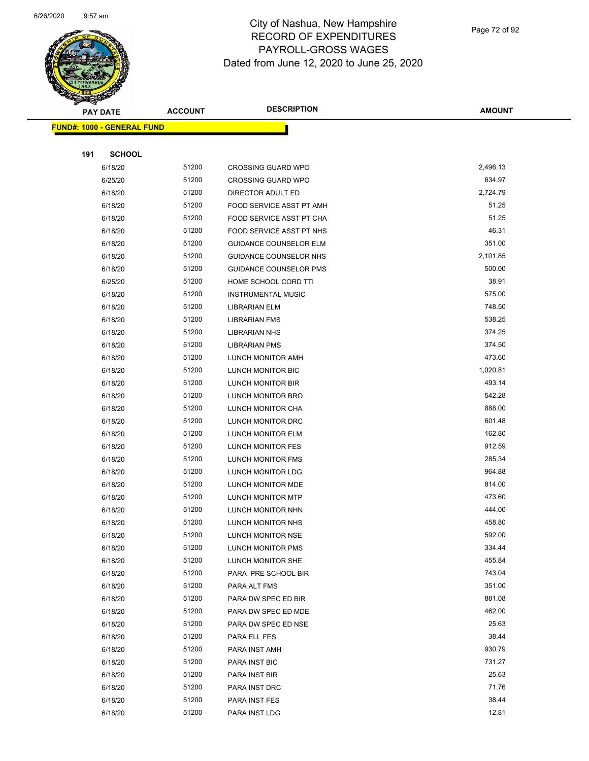# City of Nashua, New Hampshire
## RECORD OF EXPENDITURES
## PAYROLL-GROSS WAGES
## Dated from June 12, 2020 to June 25, 2020

**FUND#: 1000 - GENERAL FUND**

**191 SCHOOL**

| PAY DATE | ACCOUNT | DESCRIPTION | AMOUNT |
|---|---|---|---|
| 6/18/20 | 51200 | CROSSING GUARD WPO | 2,496.13 |
| 6/25/20 | 51200 | CROSSING GUARD WPO | 634.97 |
| 6/18/20 | 51200 | DIRECTOR ADULT ED | 2,724.79 |
| 6/18/20 | 51200 | FOOD SERVICE ASST PT AMH | 51.25 |
| 6/18/20 | 51200 | FOOD SERVICE ASST PT CHA | 51.25 |
| 6/18/20 | 51200 | FOOD SERVICE ASST PT NHS | 46.31 |
| 6/18/20 | 51200 | GUIDANCE COUNSELOR ELM | 351.00 |
| 6/18/20 | 51200 | GUIDANCE COUNSELOR NHS | 2,101.85 |
| 6/18/20 | 51200 | GUIDANCE COUNSELOR PMS | 500.00 |
| 6/25/20 | 51200 | HOME SCHOOL CORD TTI | 38.91 |
| 6/18/20 | 51200 | INSTRUMENTAL MUSIC | 575.00 |
| 6/18/20 | 51200 | LIBRARIAN ELM | 748.50 |
| 6/18/20 | 51200 | LIBRARIAN FMS | 538.25 |
| 6/18/20 | 51200 | LIBRARIAN NHS | 374.25 |
| 6/18/20 | 51200 | LIBRARIAN PMS | 374.50 |
| 6/18/20 | 51200 | LUNCH MONITOR AMH | 473.60 |
| 6/18/20 | 51200 | LUNCH MONITOR BIC | 1,020.81 |
| 6/18/20 | 51200 | LUNCH MONITOR BIR | 493.14 |
| 6/18/20 | 51200 | LUNCH MONITOR BRO | 542.28 |
| 6/18/20 | 51200 | LUNCH MONITOR CHA | 888.00 |
| 6/18/20 | 51200 | LUNCH MONITOR DRC | 601.48 |
| 6/18/20 | 51200 | LUNCH MONITOR ELM | 162.80 |
| 6/18/20 | 51200 | LUNCH MONITOR FES | 912.59 |
| 6/18/20 | 51200 | LUNCH MONITOR FMS | 285.34 |
| 6/18/20 | 51200 | LUNCH MONITOR LDG | 964.88 |
| 6/18/20 | 51200 | LUNCH MONITOR MDE | 814.00 |
| 6/18/20 | 51200 | LUNCH MONITOR MTP | 473.60 |
| 6/18/20 | 51200 | LUNCH MONITOR NHN | 444.00 |
| 6/18/20 | 51200 | LUNCH MONITOR NHS | 458.80 |
| 6/18/20 | 51200 | LUNCH MONITOR NSE | 592.00 |
| 6/18/20 | 51200 | LUNCH MONITOR PMS | 334.44 |
| 6/18/20 | 51200 | LUNCH MONITOR SHE | 455.84 |
| 6/18/20 | 51200 | PARA PRE SCHOOL BIR | 743.04 |
| 6/18/20 | 51200 | PARA ALT FMS | 351.00 |
| 6/18/20 | 51200 | PARA DW SPEC ED BIR | 881.08 |
| 6/18/20 | 51200 | PARA DW SPEC ED MDE | 462.00 |
| 6/18/20 | 51200 | PARA DW SPEC ED NSE | 25.63 |
| 6/18/20 | 51200 | PARA ELL FES | 38.44 |
| 6/18/20 | 51200 | PARA INST AMH | 930.79 |
| 6/18/20 | 51200 | PARA INST BIC | 731.27 |
| 6/18/20 | 51200 | PARA INST BIR | 25.63 |
| 6/18/20 | 51200 | PARA INST DRC | 71.76 |
| 6/18/20 | 51200 | PARA INST FES | 38.44 |
| 6/18/20 | 51200 | PARA INST LDG | 12.81 |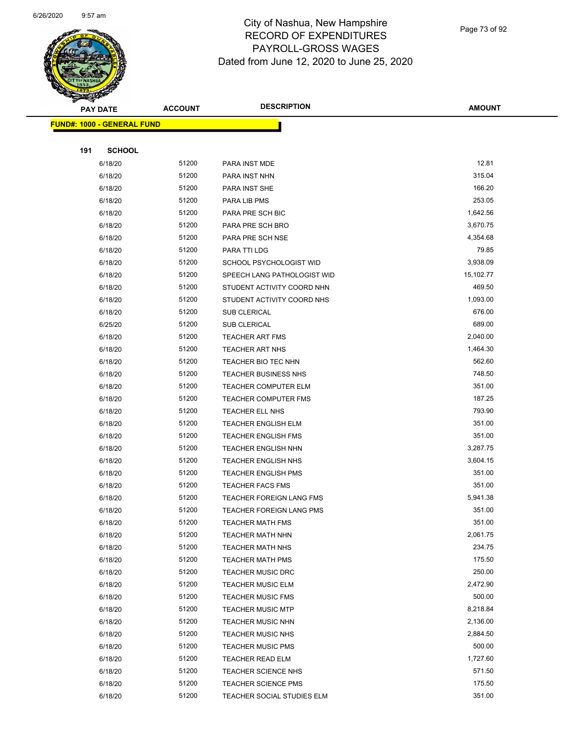# City of Nashua, New Hampshire
## RECORD OF EXPENDITURES
## PAYROLL-GROSS WAGES
## Dated from June 12, 2020 to June 25, 2020

**FUND#: 1000 - GENERAL FUND**

**191 SCHOOL**

| PAY DATE | ACCOUNT | DESCRIPTION | AMOUNT |
|---|---|---|---|
| 6/18/20 | 51200 | PARA INST MDE | 12.81 |
| 6/18/20 | 51200 | PARA INST NHN | 315.04 |
| 6/18/20 | 51200 | PARA INST SHE | 166.20 |
| 6/18/20 | 51200 | PARA LIB PMS | 253.05 |
| 6/18/20 | 51200 | PARA PRE SCH BIC | 1,642.56 |
| 6/18/20 | 51200 | PARA PRE SCH BRO | 3,670.75 |
| 6/18/20 | 51200 | PARA PRE SCH NSE | 4,354.68 |
| 6/18/20 | 51200 | PARA TTI LDG | 79.85 |
| 6/18/20 | 51200 | SCHOOL PSYCHOLOGIST WID | 3,938.09 |
| 6/18/20 | 51200 | SPEECH LANG PATHOLOGIST WID | 15,102.77 |
| 6/18/20 | 51200 | STUDENT ACTIVITY COORD NHN | 469.50 |
| 6/18/20 | 51200 | STUDENT ACTIVITY COORD NHS | 1,093.00 |
| 6/18/20 | 51200 | SUB CLERICAL | 676.00 |
| 6/25/20 | 51200 | SUB CLERICAL | 689.00 |
| 6/18/20 | 51200 | TEACHER ART FMS | 2,040.00 |
| 6/18/20 | 51200 | TEACHER ART NHS | 1,464.30 |
| 6/18/20 | 51200 | TEACHER BIO TEC NHN | 562.60 |
| 6/18/20 | 51200 | TEACHER BUSINESS NHS | 748.50 |
| 6/18/20 | 51200 | TEACHER COMPUTER ELM | 351.00 |
| 6/18/20 | 51200 | TEACHER COMPUTER FMS | 187.25 |
| 6/18/20 | 51200 | TEACHER ELL NHS | 793.90 |
| 6/18/20 | 51200 | TEACHER ENGLISH ELM | 351.00 |
| 6/18/20 | 51200 | TEACHER ENGLISH FMS | 351.00 |
| 6/18/20 | 51200 | TEACHER ENGLISH NHN | 3,287.75 |
| 6/18/20 | 51200 | TEACHER ENGLISH NHS | 3,604.15 |
| 6/18/20 | 51200 | TEACHER ENGLISH PMS | 351.00 |
| 6/18/20 | 51200 | TEACHER FACS FMS | 351.00 |
| 6/18/20 | 51200 | TEACHER FOREIGN LANG FMS | 5,941.38 |
| 6/18/20 | 51200 | TEACHER FOREIGN LANG PMS | 351.00 |
| 6/18/20 | 51200 | TEACHER MATH FMS | 351.00 |
| 6/18/20 | 51200 | TEACHER MATH NHN | 2,061.75 |
| 6/18/20 | 51200 | TEACHER MATH NHS | 234.75 |
| 6/18/20 | 51200 | TEACHER MATH PMS | 175.50 |
| 6/18/20 | 51200 | TEACHER MUSIC DRC | 250.00 |
| 6/18/20 | 51200 | TEACHER MUSIC ELM | 2,472.90 |
| 6/18/20 | 51200 | TEACHER MUSIC FMS | 500.00 |
| 6/18/20 | 51200 | TEACHER MUSIC MTP | 8,218.84 |
| 6/18/20 | 51200 | TEACHER MUSIC NHN | 2,136.00 |
| 6/18/20 | 51200 | TEACHER MUSIC NHS | 2,884.50 |
| 6/18/20 | 51200 | TEACHER MUSIC PMS | 500.00 |
| 6/18/20 | 51200 | TEACHER READ ELM | 1,727.60 |
| 6/18/20 | 51200 | TEACHER SCIENCE NHS | 571.50 |
| 6/18/20 | 51200 | TEACHER SCIENCE PMS | 175.50 |
| 6/18/20 | 51200 | TEACHER SOCIAL STUDIES ELM | 351.00 |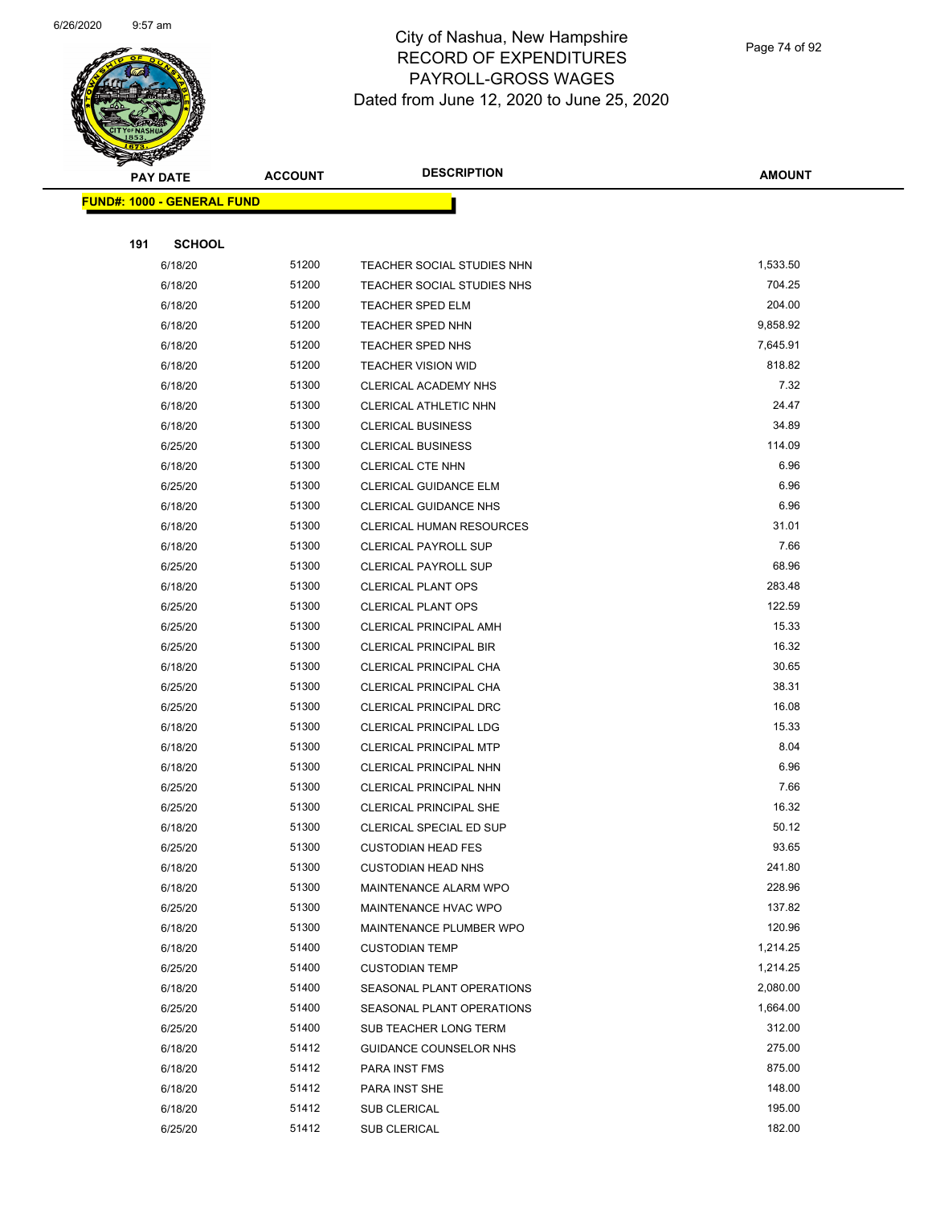# City of Nashua, New Hampshire
## RECORD OF EXPENDITURES
## PAYROLL-GROSS WAGES
### Dated from June 12, 2020 to June 25, 2020

| PAY DATE | ACCOUNT | DESCRIPTION | AMOUNT |
|---|---|---|---|
| **FUND#: 1000 - GENERAL FUND** | | | |
| **191 SCHOOL** | | | |
| 6/18/20 | 51200 | TEACHER SOCIAL STUDIES NHN | 1,533.50 |
| 6/18/20 | 51200 | TEACHER SOCIAL STUDIES NHS | 704.25 |
| 6/18/20 | 51200 | TEACHER SPED ELM | 204.00 |
| 6/18/20 | 51200 | TEACHER SPED NHN | 9,858.92 |
| 6/18/20 | 51200 | TEACHER SPED NHS | 7,645.91 |
| 6/18/20 | 51200 | TEACHER VISION WID | 818.82 |
| 6/18/20 | 51300 | CLERICAL ACADEMY NHS | 7.32 |
| 6/18/20 | 51300 | CLERICAL ATHLETIC NHN | 24.47 |
| 6/18/20 | 51300 | CLERICAL BUSINESS | 34.89 |
| 6/25/20 | 51300 | CLERICAL BUSINESS | 114.09 |
| 6/18/20 | 51300 | CLERICAL CTE NHN | 6.96 |
| 6/25/20 | 51300 | CLERICAL GUIDANCE ELM | 6.96 |
| 6/18/20 | 51300 | CLERICAL GUIDANCE NHS | 6.96 |
| 6/18/20 | 51300 | CLERICAL HUMAN RESOURCES | 31.01 |
| 6/18/20 | 51300 | CLERICAL PAYROLL SUP | 7.66 |
| 6/25/20 | 51300 | CLERICAL PAYROLL SUP | 68.96 |
| 6/18/20 | 51300 | CLERICAL PLANT OPS | 283.48 |
| 6/25/20 | 51300 | CLERICAL PLANT OPS | 122.59 |
| 6/25/20 | 51300 | CLERICAL PRINCIPAL AMH | 15.33 |
| 6/25/20 | 51300 | CLERICAL PRINCIPAL BIR | 16.32 |
| 6/18/20 | 51300 | CLERICAL PRINCIPAL CHA | 30.65 |
| 6/25/20 | 51300 | CLERICAL PRINCIPAL CHA | 38.31 |
| 6/25/20 | 51300 | CLERICAL PRINCIPAL DRC | 16.08 |
| 6/18/20 | 51300 | CLERICAL PRINCIPAL LDG | 15.33 |
| 6/18/20 | 51300 | CLERICAL PRINCIPAL MTP | 8.04 |
| 6/18/20 | 51300 | CLERICAL PRINCIPAL NHN | 6.96 |
| 6/25/20 | 51300 | CLERICAL PRINCIPAL NHN | 7.66 |
| 6/25/20 | 51300 | CLERICAL PRINCIPAL SHE | 16.32 |
| 6/18/20 | 51300 | CLERICAL SPECIAL ED SUP | 50.12 |
| 6/25/20 | 51300 | CUSTODIAN HEAD FES | 93.65 |
| 6/18/20 | 51300 | CUSTODIAN HEAD NHS | 241.80 |
| 6/18/20 | 51300 | MAINTENANCE ALARM WPO | 228.96 |
| 6/25/20 | 51300 | MAINTENANCE HVAC WPO | 137.82 |
| 6/18/20 | 51300 | MAINTENANCE PLUMBER WPO | 120.96 |
| 6/18/20 | 51400 | CUSTODIAN TEMP | 1,214.25 |
| 6/25/20 | 51400 | CUSTODIAN TEMP | 1,214.25 |
| 6/18/20 | 51400 | SEASONAL PLANT OPERATIONS | 2,080.00 |
| 6/25/20 | 51400 | SEASONAL PLANT OPERATIONS | 1,664.00 |
| 6/25/20 | 51400 | SUB TEACHER LONG TERM | 312.00 |
| 6/18/20 | 51412 | GUIDANCE COUNSELOR NHS | 275.00 |
| 6/18/20 | 51412 | PARA INST FMS | 875.00 |
| 6/18/20 | 51412 | PARA INST SHE | 148.00 |
| 6/18/20 | 51412 | SUB CLERICAL | 195.00 |
| 6/25/20 | 51412 | SUB CLERICAL | 182.00 |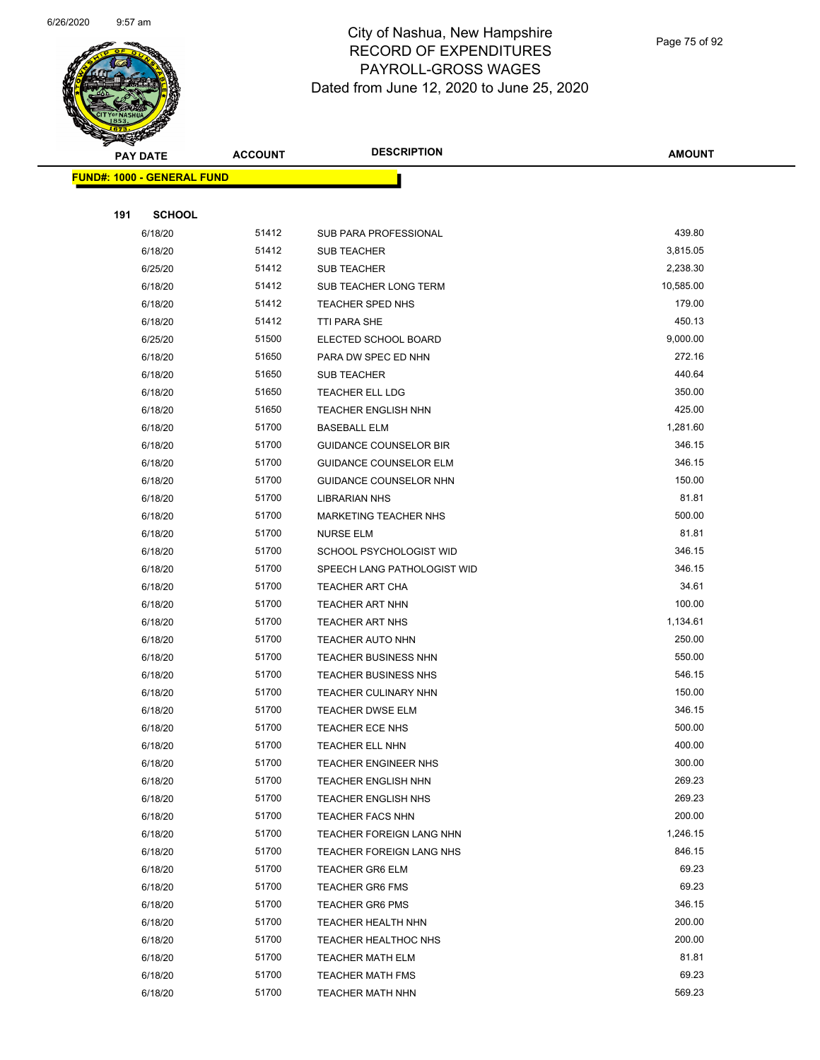# City of Nashua, New Hampshire
## RECORD OF EXPENDITURES
## PAYROLL-GROSS WAGES
### Dated from June 12, 2020 to June 25, 2020

**FUND#: 1000 - GENERAL FUND**

**191 SCHOOL**

| PAY DATE | ACCOUNT | DESCRIPTION | AMOUNT |
|---|---|---|---|
| 6/18/20 | 51412 | SUB PARA PROFESSIONAL | 439.80 |
| 6/18/20 | 51412 | SUB TEACHER | 3,815.05 |
| 6/25/20 | 51412 | SUB TEACHER | 2,238.30 |
| 6/18/20 | 51412 | SUB TEACHER LONG TERM | 10,585.00 |
| 6/18/20 | 51412 | TEACHER SPED NHS | 179.00 |
| 6/18/20 | 51412 | TTI PARA SHE | 450.13 |
| 6/25/20 | 51500 | ELECTED SCHOOL BOARD | 9,000.00 |
| 6/18/20 | 51650 | PARA DW SPEC ED NHN | 272.16 |
| 6/18/20 | 51650 | SUB TEACHER | 440.64 |
| 6/18/20 | 51650 | TEACHER ELL LDG | 350.00 |
| 6/18/20 | 51650 | TEACHER ENGLISH NHN | 425.00 |
| 6/18/20 | 51700 | BASEBALL ELM | 1,281.60 |
| 6/18/20 | 51700 | GUIDANCE COUNSELOR BIR | 346.15 |
| 6/18/20 | 51700 | GUIDANCE COUNSELOR ELM | 346.15 |
| 6/18/20 | 51700 | GUIDANCE COUNSELOR NHN | 150.00 |
| 6/18/20 | 51700 | LIBRARIAN NHS | 81.81 |
| 6/18/20 | 51700 | MARKETING TEACHER NHS | 500.00 |
| 6/18/20 | 51700 | NURSE ELM | 81.81 |
| 6/18/20 | 51700 | SCHOOL PSYCHOLOGIST WID | 346.15 |
| 6/18/20 | 51700 | SPEECH LANG PATHOLOGIST WID | 346.15 |
| 6/18/20 | 51700 | TEACHER ART CHA | 34.61 |
| 6/18/20 | 51700 | TEACHER ART NHN | 100.00 |
| 6/18/20 | 51700 | TEACHER ART NHS | 1,134.61 |
| 6/18/20 | 51700 | TEACHER AUTO NHN | 250.00 |
| 6/18/20 | 51700 | TEACHER BUSINESS NHN | 550.00 |
| 6/18/20 | 51700 | TEACHER BUSINESS NHS | 546.15 |
| 6/18/20 | 51700 | TEACHER CULINARY NHN | 150.00 |
| 6/18/20 | 51700 | TEACHER DWSE ELM | 346.15 |
| 6/18/20 | 51700 | TEACHER ECE NHS | 500.00 |
| 6/18/20 | 51700 | TEACHER ELL NHN | 400.00 |
| 6/18/20 | 51700 | TEACHER ENGINEER NHS | 300.00 |
| 6/18/20 | 51700 | TEACHER ENGLISH NHN | 269.23 |
| 6/18/20 | 51700 | TEACHER ENGLISH NHS | 269.23 |
| 6/18/20 | 51700 | TEACHER FACS NHN | 200.00 |
| 6/18/20 | 51700 | TEACHER FOREIGN LANG NHN | 1,246.15 |
| 6/18/20 | 51700 | TEACHER FOREIGN LANG NHS | 846.15 |
| 6/18/20 | 51700 | TEACHER GR6 ELM | 69.23 |
| 6/18/20 | 51700 | TEACHER GR6 FMS | 69.23 |
| 6/18/20 | 51700 | TEACHER GR6 PMS | 346.15 |
| 6/18/20 | 51700 | TEACHER HEALTH NHN | 200.00 |
| 6/18/20 | 51700 | TEACHER HEALTHOC NHS | 200.00 |
| 6/18/20 | 51700 | TEACHER MATH ELM | 81.81 |
| 6/18/20 | 51700 | TEACHER MATH FMS | 69.23 |
| 6/18/20 | 51700 | TEACHER MATH NHN | 569.23 |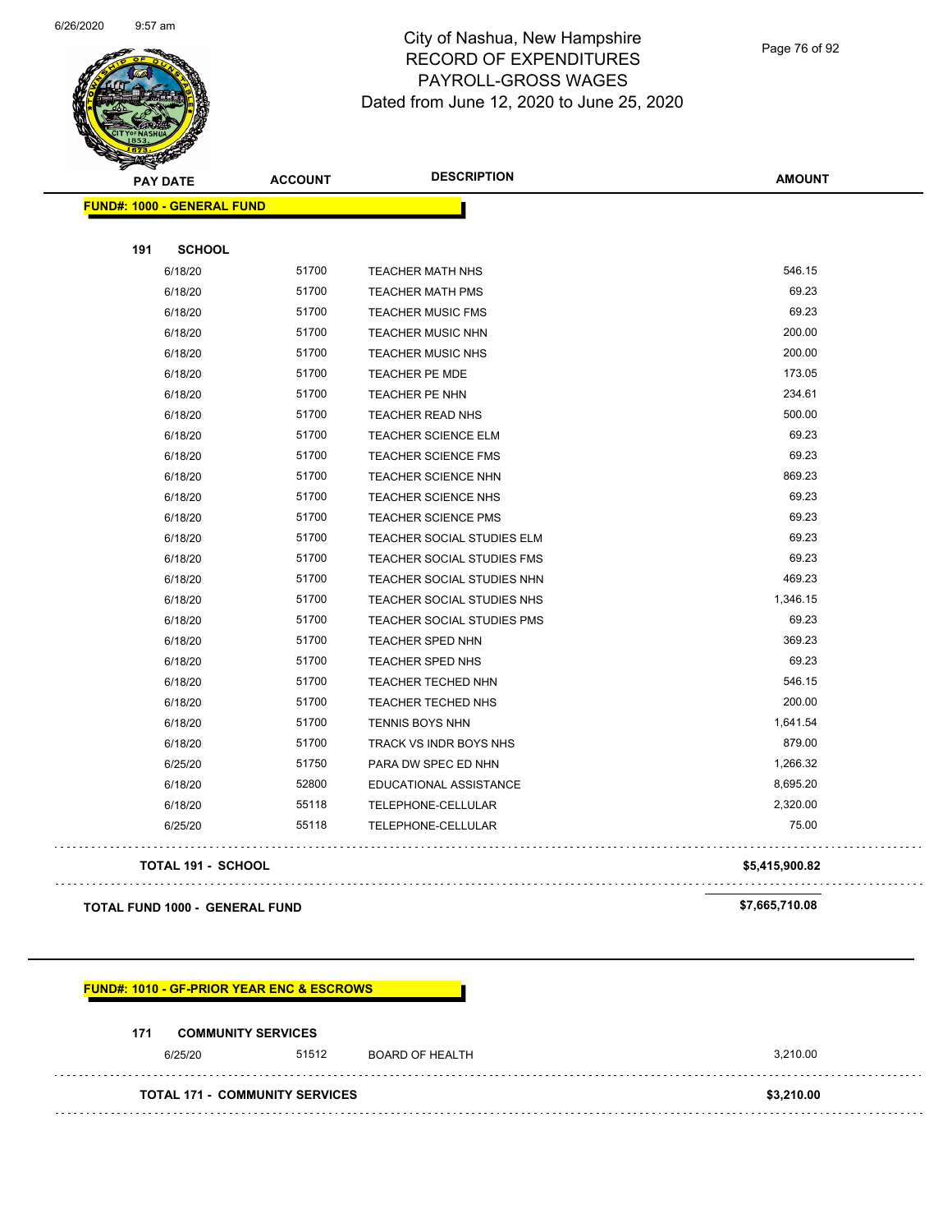# City of Nashua, New Hampshire
## RECORD OF EXPENDITURES
## PAYROLL-GROSS WAGES
### Dated from June 12, 2020 to June 25, 2020

| PAY DATE | ACCOUNT | DESCRIPTION | AMOUNT |
|---|---|---|---|
| **FUND#: 1000 - GENERAL FUND** | | | |
| **191 SCHOOL** | | | |
| 6/18/20 | 51700 | TEACHER MATH NHS | 546.15 |
| 6/18/20 | 51700 | TEACHER MATH PMS | 69.23 |
| 6/18/20 | 51700 | TEACHER MUSIC FMS | 69.23 |
| 6/18/20 | 51700 | TEACHER MUSIC NHN | 200.00 |
| 6/18/20 | 51700 | TEACHER MUSIC NHS | 200.00 |
| 6/18/20 | 51700 | TEACHER PE MDE | 173.05 |
| 6/18/20 | 51700 | TEACHER PE NHN | 234.61 |
| 6/18/20 | 51700 | TEACHER READ NHS | 500.00 |
| 6/18/20 | 51700 | TEACHER SCIENCE ELM | 69.23 |
| 6/18/20 | 51700 | TEACHER SCIENCE FMS | 69.23 |
| 6/18/20 | 51700 | TEACHER SCIENCE NHN | 869.23 |
| 6/18/20 | 51700 | TEACHER SCIENCE NHS | 69.23 |
| 6/18/20 | 51700 | TEACHER SCIENCE PMS | 69.23 |
| 6/18/20 | 51700 | TEACHER SOCIAL STUDIES ELM | 69.23 |
| 6/18/20 | 51700 | TEACHER SOCIAL STUDIES FMS | 69.23 |
| 6/18/20 | 51700 | TEACHER SOCIAL STUDIES NHN | 469.23 |
| 6/18/20 | 51700 | TEACHER SOCIAL STUDIES NHS | 1,346.15 |
| 6/18/20 | 51700 | TEACHER SOCIAL STUDIES PMS | 69.23 |
| 6/18/20 | 51700 | TEACHER SPED NHN | 369.23 |
| 6/18/20 | 51700 | TEACHER SPED NHS | 69.23 |
| 6/18/20 | 51700 | TEACHER TECHED NHN | 546.15 |
| 6/18/20 | 51700 | TEACHER TECHED NHS | 200.00 |
| 6/18/20 | 51700 | TENNIS BOYS NHN | 1,641.54 |
| 6/18/20 | 51700 | TRACK VS INDR BOYS NHS | 879.00 |
| 6/25/20 | 51750 | PARA DW SPEC ED NHN | 1,266.32 |
| 6/18/20 | 52800 | EDUCATIONAL ASSISTANCE | 8,695.20 |
| 6/18/20 | 55118 | TELEPHONE-CELLULAR | 2,320.00 |
| 6/25/20 | 55118 | TELEPHONE-CELLULAR | 75.00 |
| **TOTAL 191 - SCHOOL** | | | **$5,415,900.82** |
| **TOTAL FUND 1000 - GENERAL FUND** | | | **$7,665,710.08** |

| PAY DATE | ACCOUNT | DESCRIPTION | AMOUNT |
|---|---|---|---|
| **FUND#: 1010 - GF-PRIOR YEAR ENC & ESCROWS** | | | |
| **171 COMMUNITY SERVICES** | | | |
| 6/25/20 | 51512 | BOARD OF HEALTH | 3,210.00 |
| **TOTAL 171 - COMMUNITY SERVICES** | | | **$3,210.00** |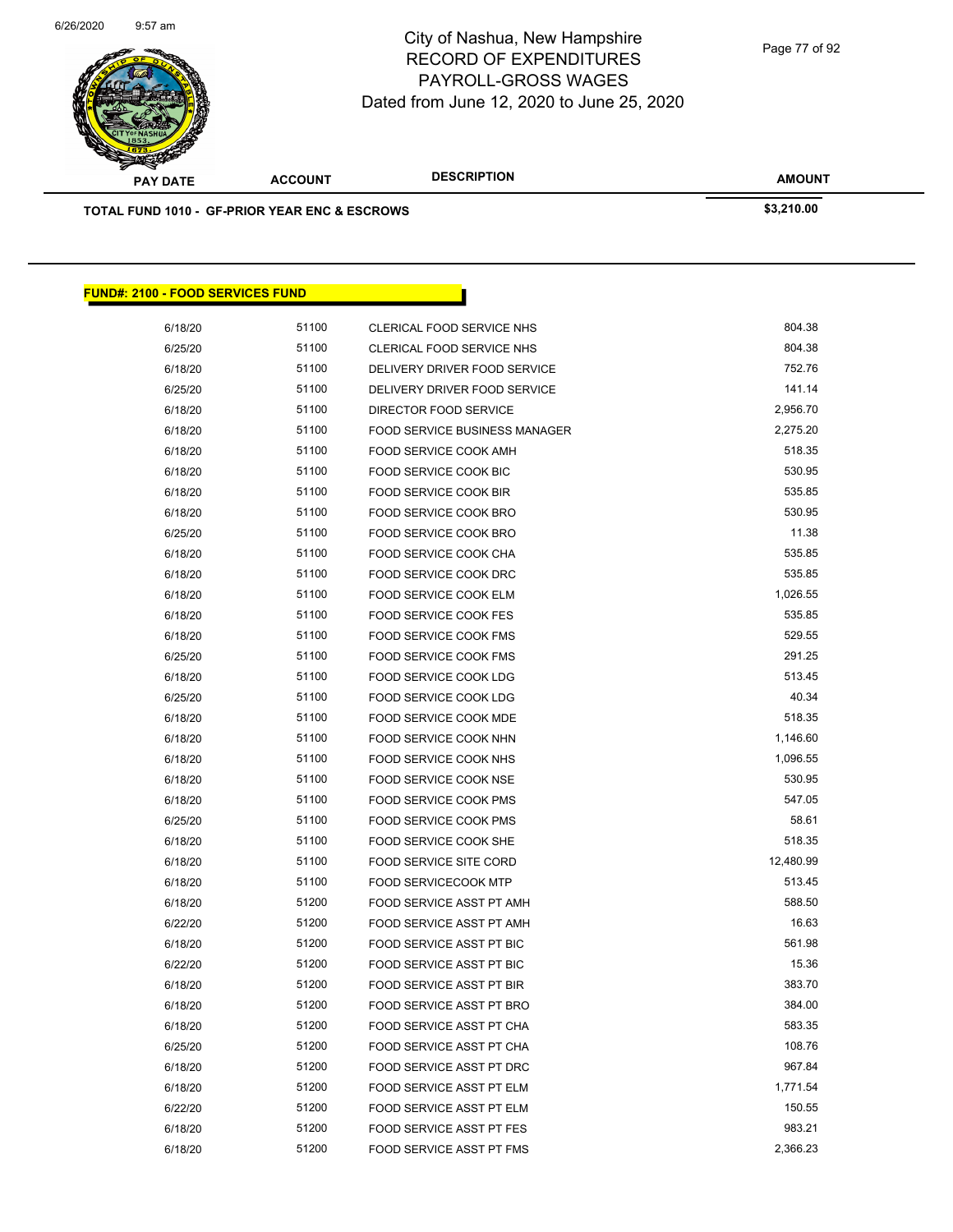| PAY DATE | ACCOUNT | DESCRIPTION | AMOUNT |
|---|---|---|---|

**TOTAL FUND 1010 - GF-PRIOR YEAR ENC & ESCROWS** **$3,210.00**

**FUND#: 2100 - FOOD SERVICES FUND**

| PAY DATE | ACCOUNT | DESCRIPTION | AMOUNT |
|---|---|---|---|
| 6/18/20 | 51100 | CLERICAL FOOD SERVICE NHS | 804.38 |
| 6/25/20 | 51100 | CLERICAL FOOD SERVICE NHS | 804.38 |
| 6/18/20 | 51100 | DELIVERY DRIVER FOOD SERVICE | 752.76 |
| 6/25/20 | 51100 | DELIVERY DRIVER FOOD SERVICE | 141.14 |
| 6/18/20 | 51100 | DIRECTOR FOOD SERVICE | 2,956.70 |
| 6/18/20 | 51100 | FOOD SERVICE BUSINESS MANAGER | 2,275.20 |
| 6/18/20 | 51100 | FOOD SERVICE COOK AMH | 518.35 |
| 6/18/20 | 51100 | FOOD SERVICE COOK BIC | 530.95 |
| 6/18/20 | 51100 | FOOD SERVICE COOK BIR | 535.85 |
| 6/18/20 | 51100 | FOOD SERVICE COOK BRO | 530.95 |
| 6/25/20 | 51100 | FOOD SERVICE COOK BRO | 11.38 |
| 6/18/20 | 51100 | FOOD SERVICE COOK CHA | 535.85 |
| 6/18/20 | 51100 | FOOD SERVICE COOK DRC | 535.85 |
| 6/18/20 | 51100 | FOOD SERVICE COOK ELM | 1,026.55 |
| 6/18/20 | 51100 | FOOD SERVICE COOK FES | 535.85 |
| 6/18/20 | 51100 | FOOD SERVICE COOK FMS | 529.55 |
| 6/25/20 | 51100 | FOOD SERVICE COOK FMS | 291.25 |
| 6/18/20 | 51100 | FOOD SERVICE COOK LDG | 513.45 |
| 6/25/20 | 51100 | FOOD SERVICE COOK LDG | 40.34 |
| 6/18/20 | 51100 | FOOD SERVICE COOK MDE | 518.35 |
| 6/18/20 | 51100 | FOOD SERVICE COOK NHN | 1,146.60 |
| 6/18/20 | 51100 | FOOD SERVICE COOK NHS | 1,096.55 |
| 6/18/20 | 51100 | FOOD SERVICE COOK NSE | 530.95 |
| 6/18/20 | 51100 | FOOD SERVICE COOK PMS | 547.05 |
| 6/25/20 | 51100 | FOOD SERVICE COOK PMS | 58.61 |
| 6/18/20 | 51100 | FOOD SERVICE COOK SHE | 518.35 |
| 6/18/20 | 51100 | FOOD SERVICE SITE CORD | 12,480.99 |
| 6/18/20 | 51100 | FOOD SERVICECOOK MTP | 513.45 |
| 6/18/20 | 51200 | FOOD SERVICE ASST PT AMH | 588.50 |
| 6/22/20 | 51200 | FOOD SERVICE ASST PT AMH | 16.63 |
| 6/18/20 | 51200 | FOOD SERVICE ASST PT BIC | 561.98 |
| 6/22/20 | 51200 | FOOD SERVICE ASST PT BIC | 15.36 |
| 6/18/20 | 51200 | FOOD SERVICE ASST PT BIR | 383.70 |
| 6/18/20 | 51200 | FOOD SERVICE ASST PT BRO | 384.00 |
| 6/18/20 | 51200 | FOOD SERVICE ASST PT CHA | 583.35 |
| 6/25/20 | 51200 | FOOD SERVICE ASST PT CHA | 108.76 |
| 6/18/20 | 51200 | FOOD SERVICE ASST PT DRC | 967.84 |
| 6/18/20 | 51200 | FOOD SERVICE ASST PT ELM | 1,771.54 |
| 6/22/20 | 51200 | FOOD SERVICE ASST PT ELM | 150.55 |
| 6/18/20 | 51200 | FOOD SERVICE ASST PT FES | 983.21 |
| 6/18/20 | 51200 | FOOD SERVICE ASST PT FMS | 2,366.23 |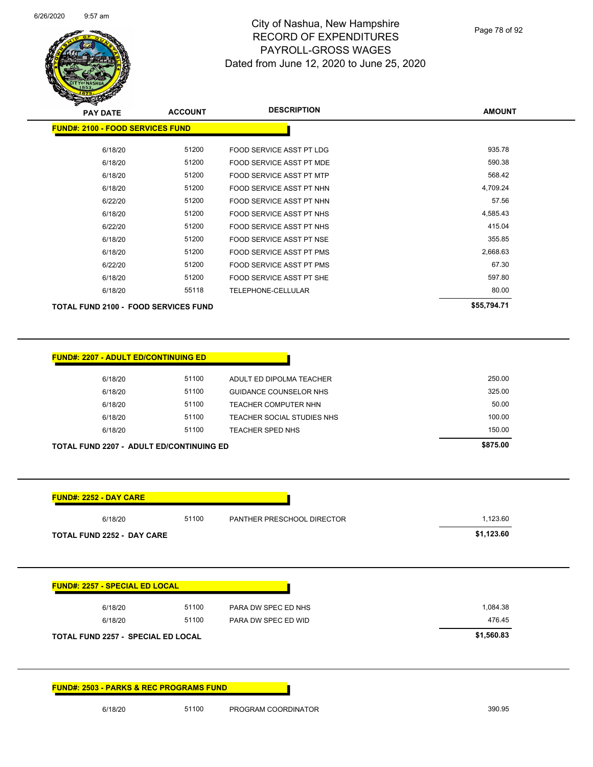# City of Nashua, New Hampshire
## RECORD OF EXPENDITURES
## PAYROLL-GROSS WAGES
## Dated from June 12, 2020 to June 25, 2020

| PAY DATE | ACCOUNT | DESCRIPTION | AMOUNT |
|---|---|---|---|
| **FUND#: 2100 - FOOD SERVICES FUND** | | | |
| 6/18/20 | 51200 | FOOD SERVICE ASST PT LDG | 935.78 |
| 6/18/20 | 51200 | FOOD SERVICE ASST PT MDE | 590.38 |
| 6/18/20 | 51200 | FOOD SERVICE ASST PT MTP | 568.42 |
| 6/18/20 | 51200 | FOOD SERVICE ASST PT NHN | 4,709.24 |
| 6/22/20 | 51200 | FOOD SERVICE ASST PT NHN | 57.56 |
| 6/18/20 | 51200 | FOOD SERVICE ASST PT NHS | 4,585.43 |
| 6/22/20 | 51200 | FOOD SERVICE ASST PT NHS | 415.04 |
| 6/18/20 | 51200 | FOOD SERVICE ASST PT NSE | 355.85 |
| 6/18/20 | 51200 | FOOD SERVICE ASST PT PMS | 2,668.63 |
| 6/22/20 | 51200 | FOOD SERVICE ASST PT PMS | 67.30 |
| 6/18/20 | 51200 | FOOD SERVICE ASST PT SHE | 597.80 |
| 6/18/20 | 55118 | TELEPHONE-CELLULAR | 80.00 |
| **TOTAL FUND 2100 - FOOD SERVICES FUND** | | | **$55,794.71** |

| PAY DATE | ACCOUNT | DESCRIPTION | AMOUNT |
|---|---|---|---|
| **FUND#: 2207 - ADULT ED/CONTINUING ED** | | | |
| 6/18/20 | 51100 | ADULT ED DIPOLMA TEACHER | 250.00 |
| 6/18/20 | 51100 | GUIDANCE COUNSELOR NHS | 325.00 |
| 6/18/20 | 51100 | TEACHER COMPUTER NHN | 50.00 |
| 6/18/20 | 51100 | TEACHER SOCIAL STUDIES NHS | 100.00 |
| 6/18/20 | 51100 | TEACHER SPED NHS | 150.00 |
| **TOTAL FUND 2207 - ADULT ED/CONTINUING ED** | | | **$875.00** |

| PAY DATE | ACCOUNT | DESCRIPTION | AMOUNT |
|---|---|---|---|
| **FUND#: 2252 - DAY CARE** | | | |
| 6/18/20 | 51100 | PANTHER PRESCHOOL DIRECTOR | 1,123.60 |
| **TOTAL FUND 2252 - DAY CARE** | | | **$1,123.60** |

| PAY DATE | ACCOUNT | DESCRIPTION | AMOUNT |
|---|---|---|---|
| **FUND#: 2257 - SPECIAL ED LOCAL** | | | |
| 6/18/20 | 51100 | PARA DW SPEC ED NHS | 1,084.38 |
| 6/18/20 | 51100 | PARA DW SPEC ED WID | 476.45 |
| **TOTAL FUND 2257 - SPECIAL ED LOCAL** | | | **$1,560.83** |

| PAY DATE | ACCOUNT | DESCRIPTION | AMOUNT |
|---|---|---|---|
| **FUND#: 2503 - PARKS & REC PROGRAMS FUND** | | | |
| 6/18/20 | 51100 | PROGRAM COORDINATOR | 390.95 |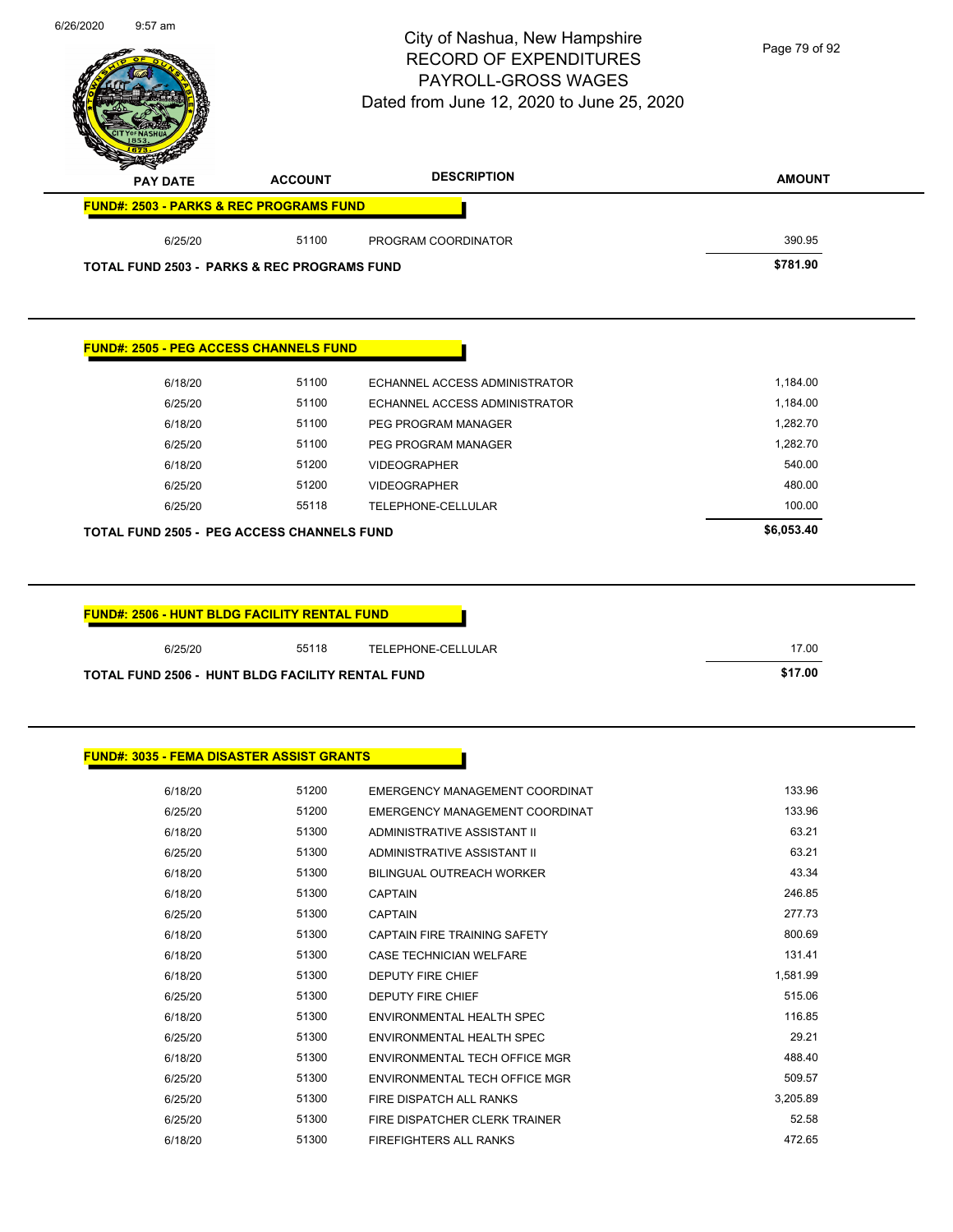City of Nashua, New Hampshire
RECORD OF EXPENDITURES
PAYROLL-GROSS WAGES
Dated from June 12, 2020 to June 25, 2020

| PAY DATE | ACCOUNT | DESCRIPTION | AMOUNT |
|---|---|---|---|
| **FUND#: 2503 - PARKS & REC PROGRAMS FUND** | | | |
| 6/25/20 | 51100 | PROGRAM COORDINATOR | 390.95 |
| **TOTAL FUND 2503 - PARKS & REC PROGRAMS FUND** | | | **$781.90** |

| PAY DATE | ACCOUNT | DESCRIPTION | AMOUNT |
|---|---|---|---|
| **FUND#: 2505 - PEG ACCESS CHANNELS FUND** | | | |
| 6/18/20 | 51100 | ECHANNEL ACCESS ADMINISTRATOR | 1,184.00 |
| 6/25/20 | 51100 | ECHANNEL ACCESS ADMINISTRATOR | 1,184.00 |
| 6/18/20 | 51100 | PEG PROGRAM MANAGER | 1,282.70 |
| 6/25/20 | 51100 | PEG PROGRAM MANAGER | 1,282.70 |
| 6/18/20 | 51200 | VIDEOGRAPHER | 540.00 |
| 6/25/20 | 51200 | VIDEOGRAPHER | 480.00 |
| 6/25/20 | 55118 | TELEPHONE-CELLULAR | 100.00 |
| **TOTAL FUND 2505 - PEG ACCESS CHANNELS FUND** | | | **$6,053.40** |

| PAY DATE | ACCOUNT | DESCRIPTION | AMOUNT |
|---|---|---|---|
| **FUND#: 2506 - HUNT BLDG FACILITY RENTAL FUND** | | | |
| 6/25/20 | 55118 | TELEPHONE-CELLULAR | 17.00 |
| **TOTAL FUND 2506 - HUNT BLDG FACILITY RENTAL FUND** | | | **$17.00** |

| PAY DATE | ACCOUNT | DESCRIPTION | AMOUNT |
|---|---|---|---|
| **FUND#: 3035 - FEMA DISASTER ASSIST GRANTS** | | | |
| 6/18/20 | 51200 | EMERGENCY MANAGEMENT COORDINAT | 133.96 |
| 6/25/20 | 51200 | EMERGENCY MANAGEMENT COORDINAT | 133.96 |
| 6/18/20 | 51300 | ADMINISTRATIVE ASSISTANT II | 63.21 |
| 6/25/20 | 51300 | ADMINISTRATIVE ASSISTANT II | 63.21 |
| 6/18/20 | 51300 | BILINGUAL OUTREACH WORKER | 43.34 |
| 6/18/20 | 51300 | CAPTAIN | 246.85 |
| 6/25/20 | 51300 | CAPTAIN | 277.73 |
| 6/18/20 | 51300 | CAPTAIN FIRE TRAINING SAFETY | 800.69 |
| 6/18/20 | 51300 | CASE TECHNICIAN WELFARE | 131.41 |
| 6/18/20 | 51300 | DEPUTY FIRE CHIEF | 1,581.99 |
| 6/25/20 | 51300 | DEPUTY FIRE CHIEF | 515.06 |
| 6/18/20 | 51300 | ENVIRONMENTAL HEALTH SPEC | 116.85 |
| 6/25/20 | 51300 | ENVIRONMENTAL HEALTH SPEC | 29.21 |
| 6/18/20 | 51300 | ENVIRONMENTAL TECH OFFICE MGR | 488.40 |
| 6/25/20 | 51300 | ENVIRONMENTAL TECH OFFICE MGR | 509.57 |
| 6/25/20 | 51300 | FIRE DISPATCH ALL RANKS | 3,205.89 |
| 6/25/20 | 51300 | FIRE DISPATCHER CLERK TRAINER | 52.58 |
| 6/18/20 | 51300 | FIREFIGHTERS ALL RANKS | 472.65 |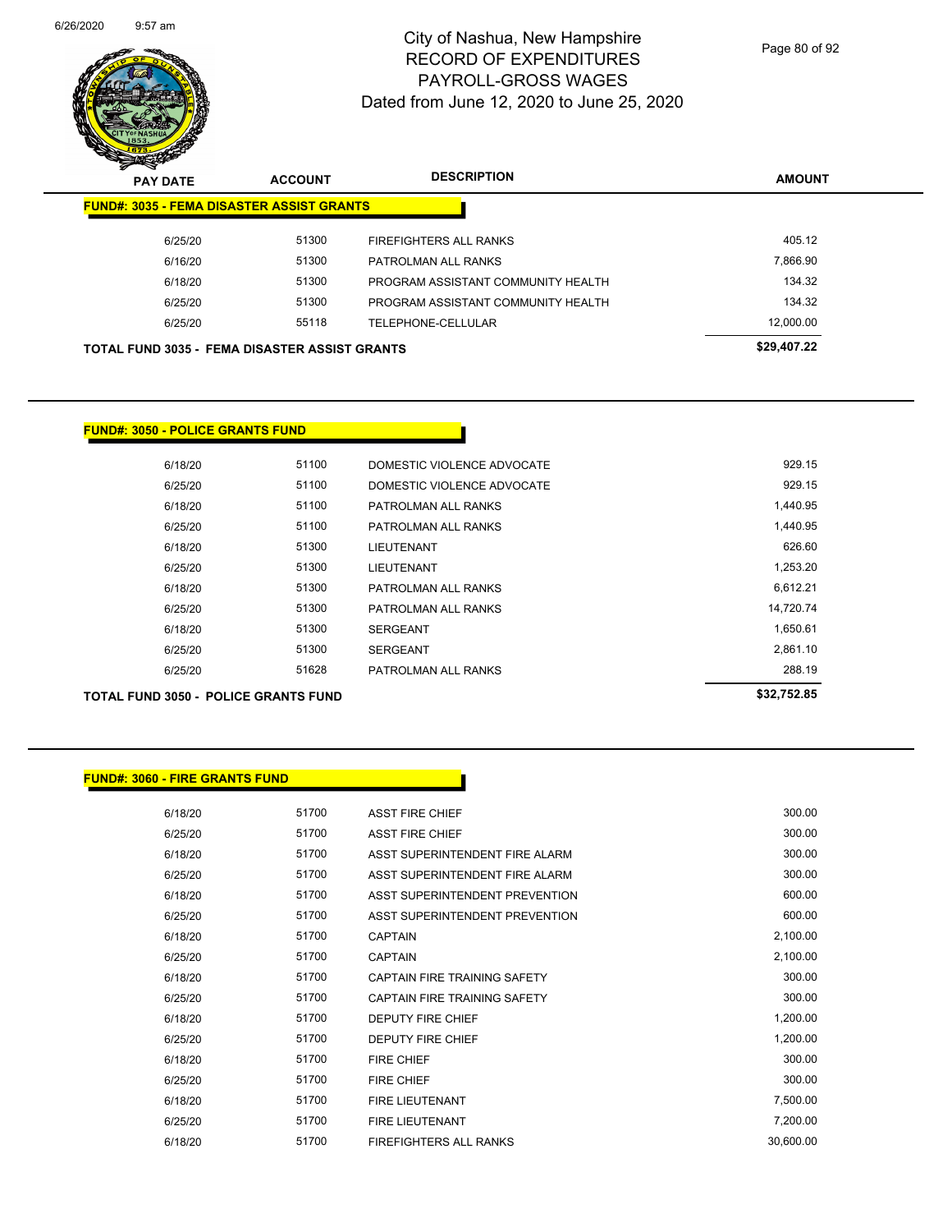# City of Nashua, New Hampshire
# RECORD OF EXPENDITURES
# PAYROLL-GROSS WAGES
# Dated from June 12, 2020 to June 25, 2020

| PAY DATE | ACCOUNT | DESCRIPTION | AMOUNT |
|---|---|---|---|
| **FUND#: 3035 - FEMA DISASTER ASSIST GRANTS** | | | |
| 6/25/20 | 51300 | FIREFIGHTERS ALL RANKS | 405.12 |
| 6/16/20 | 51300 | PATROLMAN ALL RANKS | 7,866.90 |
| 6/18/20 | 51300 | PROGRAM ASSISTANT COMMUNITY HEALTH | 134.32 |
| 6/25/20 | 51300 | PROGRAM ASSISTANT COMMUNITY HEALTH | 134.32 |
| 6/25/20 | 55118 | TELEPHONE-CELLULAR | 12,000.00 |
| **TOTAL FUND 3035 - FEMA DISASTER ASSIST GRANTS** | | | **$29,407.22** |

| PAY DATE | ACCOUNT | DESCRIPTION | AMOUNT |
|---|---|---|---|
| **FUND#: 3050 - POLICE GRANTS FUND** | | | |
| 6/18/20 | 51100 | DOMESTIC VIOLENCE ADVOCATE | 929.15 |
| 6/25/20 | 51100 | DOMESTIC VIOLENCE ADVOCATE | 929.15 |
| 6/18/20 | 51100 | PATROLMAN ALL RANKS | 1,440.95 |
| 6/25/20 | 51100 | PATROLMAN ALL RANKS | 1,440.95 |
| 6/18/20 | 51300 | LIEUTENANT | 626.60 |
| 6/25/20 | 51300 | LIEUTENANT | 1,253.20 |
| 6/18/20 | 51300 | PATROLMAN ALL RANKS | 6,612.21 |
| 6/25/20 | 51300 | PATROLMAN ALL RANKS | 14,720.74 |
| 6/18/20 | 51300 | SERGEANT | 1,650.61 |
| 6/25/20 | 51300 | SERGEANT | 2,861.10 |
| 6/25/20 | 51628 | PATROLMAN ALL RANKS | 288.19 |
| **TOTAL FUND 3050 - POLICE GRANTS FUND** | | | **$32,752.85** |

| PAY DATE | ACCOUNT | DESCRIPTION | AMOUNT |
|---|---|---|---|
| **FUND#: 3060 - FIRE GRANTS FUND** | | | |
| 6/18/20 | 51700 | ASST FIRE CHIEF | 300.00 |
| 6/25/20 | 51700 | ASST FIRE CHIEF | 300.00 |
| 6/18/20 | 51700 | ASST SUPERINTENDENT FIRE ALARM | 300.00 |
| 6/25/20 | 51700 | ASST SUPERINTENDENT FIRE ALARM | 300.00 |
| 6/18/20 | 51700 | ASST SUPERINTENDENT PREVENTION | 600.00 |
| 6/25/20 | 51700 | ASST SUPERINTENDENT PREVENTION | 600.00 |
| 6/18/20 | 51700 | CAPTAIN | 2,100.00 |
| 6/25/20 | 51700 | CAPTAIN | 2,100.00 |
| 6/18/20 | 51700 | CAPTAIN FIRE TRAINING SAFETY | 300.00 |
| 6/25/20 | 51700 | CAPTAIN FIRE TRAINING SAFETY | 300.00 |
| 6/18/20 | 51700 | DEPUTY FIRE CHIEF | 1,200.00 |
| 6/25/20 | 51700 | DEPUTY FIRE CHIEF | 1,200.00 |
| 6/18/20 | 51700 | FIRE CHIEF | 300.00 |
| 6/25/20 | 51700 | FIRE CHIEF | 300.00 |
| 6/18/20 | 51700 | FIRE LIEUTENANT | 7,500.00 |
| 6/25/20 | 51700 | FIRE LIEUTENANT | 7,200.00 |
| 6/18/20 | 51700 | FIREFIGHTERS ALL RANKS | 30,600.00 |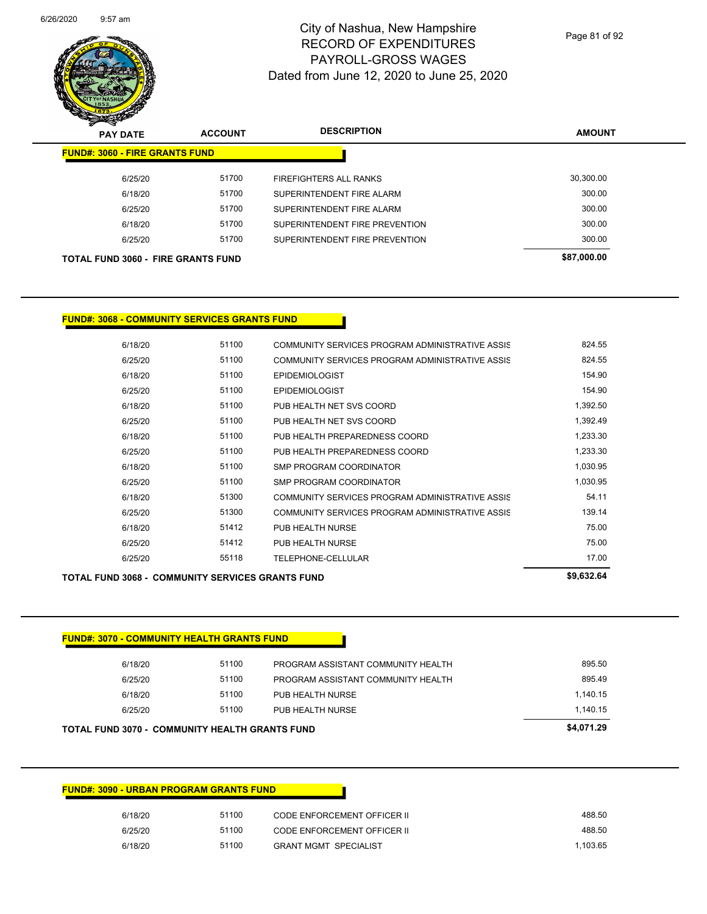# City of Nashua, New Hampshire
## RECORD OF EXPENDITURES
## PAYROLL-GROSS WAGES
### Dated from June 12, 2020 to June 25, 2020

| PAY DATE | ACCOUNT | DESCRIPTION | AMOUNT |
|---|---|---|---|
| **FUND#: 3060 - FIRE GRANTS FUND** | | | |
| 6/25/20 | 51700 | FIREFIGHTERS ALL RANKS | 30,300.00 |
| 6/18/20 | 51700 | SUPERINTENDENT FIRE ALARM | 300.00 |
| 6/25/20 | 51700 | SUPERINTENDENT FIRE ALARM | 300.00 |
| 6/18/20 | 51700 | SUPERINTENDENT FIRE PREVENTION | 300.00 |
| 6/25/20 | 51700 | SUPERINTENDENT FIRE PREVENTION | 300.00 |
| **TOTAL FUND 3060 - FIRE GRANTS FUND** | | | **$87,000.00** |

| PAY DATE | ACCOUNT | DESCRIPTION | AMOUNT |
|---|---|---|---|
| **FUND#: 3068 - COMMUNITY SERVICES GRANTS FUND** | | | |
| 6/18/20 | 51100 | COMMUNITY SERVICES PROGRAM ADMINISTRATIVE ASSIS | 824.55 |
| 6/25/20 | 51100 | COMMUNITY SERVICES PROGRAM ADMINISTRATIVE ASSIS | 824.55 |
| 6/18/20 | 51100 | EPIDEMIOLOGIST | 154.90 |
| 6/25/20 | 51100 | EPIDEMIOLOGIST | 154.90 |
| 6/18/20 | 51100 | PUB HEALTH NET SVS COORD | 1,392.50 |
| 6/25/20 | 51100 | PUB HEALTH NET SVS COORD | 1,392.49 |
| 6/18/20 | 51100 | PUB HEALTH PREPAREDNESS COORD | 1,233.30 |
| 6/25/20 | 51100 | PUB HEALTH PREPAREDNESS COORD | 1,233.30 |
| 6/18/20 | 51100 | SMP PROGRAM COORDINATOR | 1,030.95 |
| 6/25/20 | 51100 | SMP PROGRAM COORDINATOR | 1,030.95 |
| 6/18/20 | 51300 | COMMUNITY SERVICES PROGRAM ADMINISTRATIVE ASSIS | 54.11 |
| 6/25/20 | 51300 | COMMUNITY SERVICES PROGRAM ADMINISTRATIVE ASSIS | 139.14 |
| 6/18/20 | 51412 | PUB HEALTH NURSE | 75.00 |
| 6/25/20 | 51412 | PUB HEALTH NURSE | 75.00 |
| 6/25/20 | 55118 | TELEPHONE-CELLULAR | 17.00 |
| **TOTAL FUND 3068 - COMMUNITY SERVICES GRANTS FUND** | | | **$9,632.64** |

| PAY DATE | ACCOUNT | DESCRIPTION | AMOUNT |
|---|---|---|---|
| **FUND#: 3070 - COMMUNITY HEALTH GRANTS FUND** | | | |
| 6/18/20 | 51100 | PROGRAM ASSISTANT COMMUNITY HEALTH | 895.50 |
| 6/25/20 | 51100 | PROGRAM ASSISTANT COMMUNITY HEALTH | 895.49 |
| 6/18/20 | 51100 | PUB HEALTH NURSE | 1,140.15 |
| 6/25/20 | 51100 | PUB HEALTH NURSE | 1,140.15 |
| **TOTAL FUND 3070 - COMMUNITY HEALTH GRANTS FUND** | | | **$4,071.29** |

| PAY DATE | ACCOUNT | DESCRIPTION | AMOUNT |
|---|---|---|---|
| **FUND#: 3090 - URBAN PROGRAM GRANTS FUND** | | | |
| 6/18/20 | 51100 | CODE ENFORCEMENT OFFICER II | 488.50 |
| 6/25/20 | 51100 | CODE ENFORCEMENT OFFICER II | 488.50 |
| 6/18/20 | 51100 | GRANT MGMT SPECIALIST | 1,103.65 |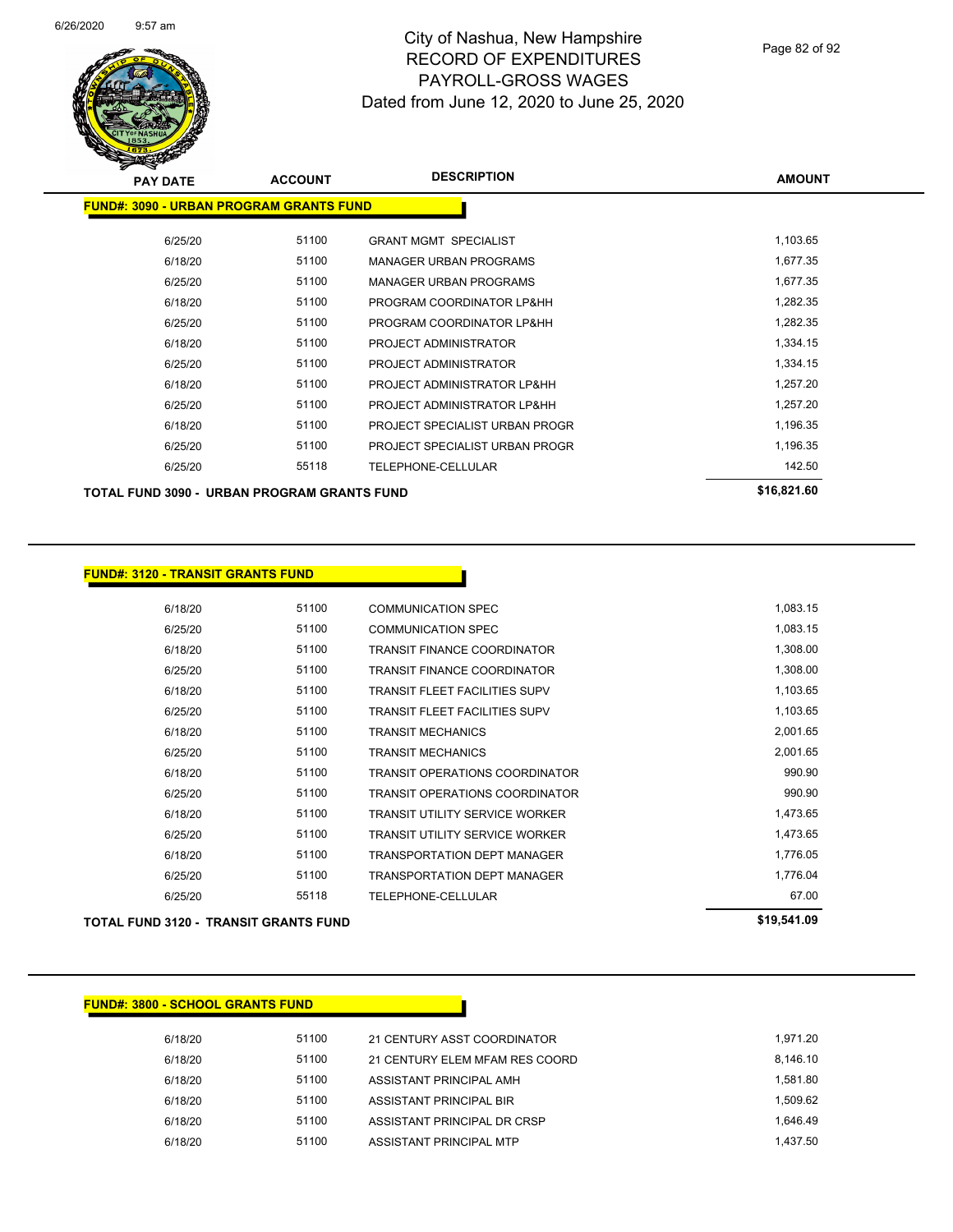# City of Nashua, New Hampshire
## RECORD OF EXPENDITURES
## PAYROLL-GROSS WAGES
### Dated from June 12, 2020 to June 25, 2020

| PAY DATE | ACCOUNT | DESCRIPTION | AMOUNT |
|---|---|---|---|
| **FUND#: 3090 - URBAN PROGRAM GRANTS FUND** | | | |
| 6/25/20 | 51100 | GRANT MGMT SPECIALIST | 1,103.65 |
| 6/18/20 | 51100 | MANAGER URBAN PROGRAMS | 1,677.35 |
| 6/25/20 | 51100 | MANAGER URBAN PROGRAMS | 1,677.35 |
| 6/18/20 | 51100 | PROGRAM COORDINATOR LP&HH | 1,282.35 |
| 6/25/20 | 51100 | PROGRAM COORDINATOR LP&HH | 1,282.35 |
| 6/18/20 | 51100 | PROJECT ADMINISTRATOR | 1,334.15 |
| 6/25/20 | 51100 | PROJECT ADMINISTRATOR | 1,334.15 |
| 6/18/20 | 51100 | PROJECT ADMINISTRATOR LP&HH | 1,257.20 |
| 6/25/20 | 51100 | PROJECT ADMINISTRATOR LP&HH | 1,257.20 |
| 6/18/20 | 51100 | PROJECT SPECIALIST URBAN PROGR | 1,196.35 |
| 6/25/20 | 51100 | PROJECT SPECIALIST URBAN PROGR | 1,196.35 |
| 6/25/20 | 55118 | TELEPHONE-CELLULAR | 142.50 |
| **TOTAL FUND 3090 - URBAN PROGRAM GRANTS FUND** | | | **$16,821.60** |

| PAY DATE | ACCOUNT | DESCRIPTION | AMOUNT |
|---|---|---|---|
| **FUND#: 3120 - TRANSIT GRANTS FUND** | | | |
| 6/18/20 | 51100 | COMMUNICATION SPEC | 1,083.15 |
| 6/25/20 | 51100 | COMMUNICATION SPEC | 1,083.15 |
| 6/18/20 | 51100 | TRANSIT FINANCE COORDINATOR | 1,308.00 |
| 6/25/20 | 51100 | TRANSIT FINANCE COORDINATOR | 1,308.00 |
| 6/18/20 | 51100 | TRANSIT FLEET FACILITIES SUPV | 1,103.65 |
| 6/25/20 | 51100 | TRANSIT FLEET FACILITIES SUPV | 1,103.65 |
| 6/18/20 | 51100 | TRANSIT MECHANICS | 2,001.65 |
| 6/25/20 | 51100 | TRANSIT MECHANICS | 2,001.65 |
| 6/18/20 | 51100 | TRANSIT OPERATIONS COORDINATOR | 990.90 |
| 6/25/20 | 51100 | TRANSIT OPERATIONS COORDINATOR | 990.90 |
| 6/18/20 | 51100 | TRANSIT UTILITY SERVICE WORKER | 1,473.65 |
| 6/25/20 | 51100 | TRANSIT UTILITY SERVICE WORKER | 1,473.65 |
| 6/18/20 | 51100 | TRANSPORTATION DEPT MANAGER | 1,776.05 |
| 6/25/20 | 51100 | TRANSPORTATION DEPT MANAGER | 1,776.04 |
| 6/25/20 | 55118 | TELEPHONE-CELLULAR | 67.00 |
| **TOTAL FUND 3120 - TRANSIT GRANTS FUND** | | | **$19,541.09** |

| PAY DATE | ACCOUNT | DESCRIPTION | AMOUNT |
|---|---|---|---|
| **FUND#: 3800 - SCHOOL GRANTS FUND** | | | |
| 6/18/20 | 51100 | 21 CENTURY ASST COORDINATOR | 1,971.20 |
| 6/18/20 | 51100 | 21 CENTURY ELEM MFAM RES COORD | 8,146.10 |
| 6/18/20 | 51100 | ASSISTANT PRINCIPAL AMH | 1,581.80 |
| 6/18/20 | 51100 | ASSISTANT PRINCIPAL BIR | 1,509.62 |
| 6/18/20 | 51100 | ASSISTANT PRINCIPAL DR CRSP | 1,646.49 |
| 6/18/20 | 51100 | ASSISTANT PRINCIPAL MTP | 1,437.50 |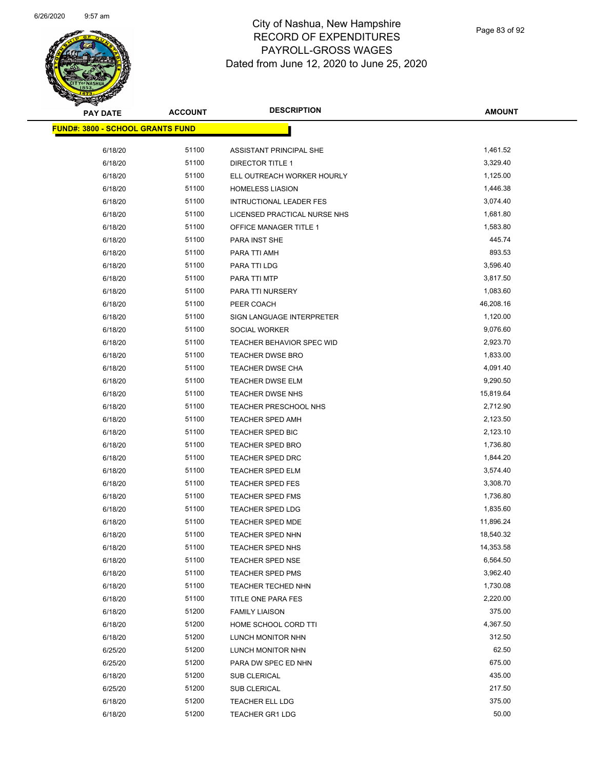# City of Nashua, New Hampshire
## RECORD OF EXPENDITURES
## PAYROLL-GROSS WAGES
## Dated from June 12, 2020 to June 25, 2020

**FUND#: 3800 - SCHOOL GRANTS FUND**

| PAY DATE | ACCOUNT | DESCRIPTION | AMOUNT |
|---|---|---|---|
| 6/18/20 | 51100 | ASSISTANT PRINCIPAL SHE | 1,461.52 |
| 6/18/20 | 51100 | DIRECTOR TITLE 1 | 3,329.40 |
| 6/18/20 | 51100 | ELL OUTREACH WORKER HOURLY | 1,125.00 |
| 6/18/20 | 51100 | HOMELESS LIASION | 1,446.38 |
| 6/18/20 | 51100 | INTRUCTIONAL LEADER FES | 3,074.40 |
| 6/18/20 | 51100 | LICENSED PRACTICAL NURSE NHS | 1,681.80 |
| 6/18/20 | 51100 | OFFICE MANAGER TITLE 1 | 1,583.80 |
| 6/18/20 | 51100 | PARA INST SHE | 445.74 |
| 6/18/20 | 51100 | PARA TTI AMH | 893.53 |
| 6/18/20 | 51100 | PARA TTI LDG | 3,596.40 |
| 6/18/20 | 51100 | PARA TTI MTP | 3,817.50 |
| 6/18/20 | 51100 | PARA TTI NURSERY | 1,083.60 |
| 6/18/20 | 51100 | PEER COACH | 46,208.16 |
| 6/18/20 | 51100 | SIGN LANGUAGE INTERPRETER | 1,120.00 |
| 6/18/20 | 51100 | SOCIAL WORKER | 9,076.60 |
| 6/18/20 | 51100 | TEACHER BEHAVIOR SPEC WID | 2,923.70 |
| 6/18/20 | 51100 | TEACHER DWSE BRO | 1,833.00 |
| 6/18/20 | 51100 | TEACHER DWSE CHA | 4,091.40 |
| 6/18/20 | 51100 | TEACHER DWSE ELM | 9,290.50 |
| 6/18/20 | 51100 | TEACHER DWSE NHS | 15,819.64 |
| 6/18/20 | 51100 | TEACHER PRESCHOOL NHS | 2,712.90 |
| 6/18/20 | 51100 | TEACHER SPED AMH | 2,123.50 |
| 6/18/20 | 51100 | TEACHER SPED BIC | 2,123.10 |
| 6/18/20 | 51100 | TEACHER SPED BRO | 1,736.80 |
| 6/18/20 | 51100 | TEACHER SPED DRC | 1,844.20 |
| 6/18/20 | 51100 | TEACHER SPED ELM | 3,574.40 |
| 6/18/20 | 51100 | TEACHER SPED FES | 3,308.70 |
| 6/18/20 | 51100 | TEACHER SPED FMS | 1,736.80 |
| 6/18/20 | 51100 | TEACHER SPED LDG | 1,835.60 |
| 6/18/20 | 51100 | TEACHER SPED MDE | 11,896.24 |
| 6/18/20 | 51100 | TEACHER SPED NHN | 18,540.32 |
| 6/18/20 | 51100 | TEACHER SPED NHS | 14,353.58 |
| 6/18/20 | 51100 | TEACHER SPED NSE | 6,564.50 |
| 6/18/20 | 51100 | TEACHER SPED PMS | 3,962.40 |
| 6/18/20 | 51100 | TEACHER TECHED NHN | 1,730.08 |
| 6/18/20 | 51100 | TITLE ONE PARA FES | 2,220.00 |
| 6/18/20 | 51200 | FAMILY LIAISON | 375.00 |
| 6/18/20 | 51200 | HOME SCHOOL CORD TTI | 4,367.50 |
| 6/18/20 | 51200 | LUNCH MONITOR NHN | 312.50 |
| 6/25/20 | 51200 | LUNCH MONITOR NHN | 62.50 |
| 6/25/20 | 51200 | PARA DW SPEC ED NHN | 675.00 |
| 6/18/20 | 51200 | SUB CLERICAL | 435.00 |
| 6/25/20 | 51200 | SUB CLERICAL | 217.50 |
| 6/18/20 | 51200 | TEACHER ELL LDG | 375.00 |
| 6/18/20 | 51200 | TEACHER GR1 LDG | 50.00 |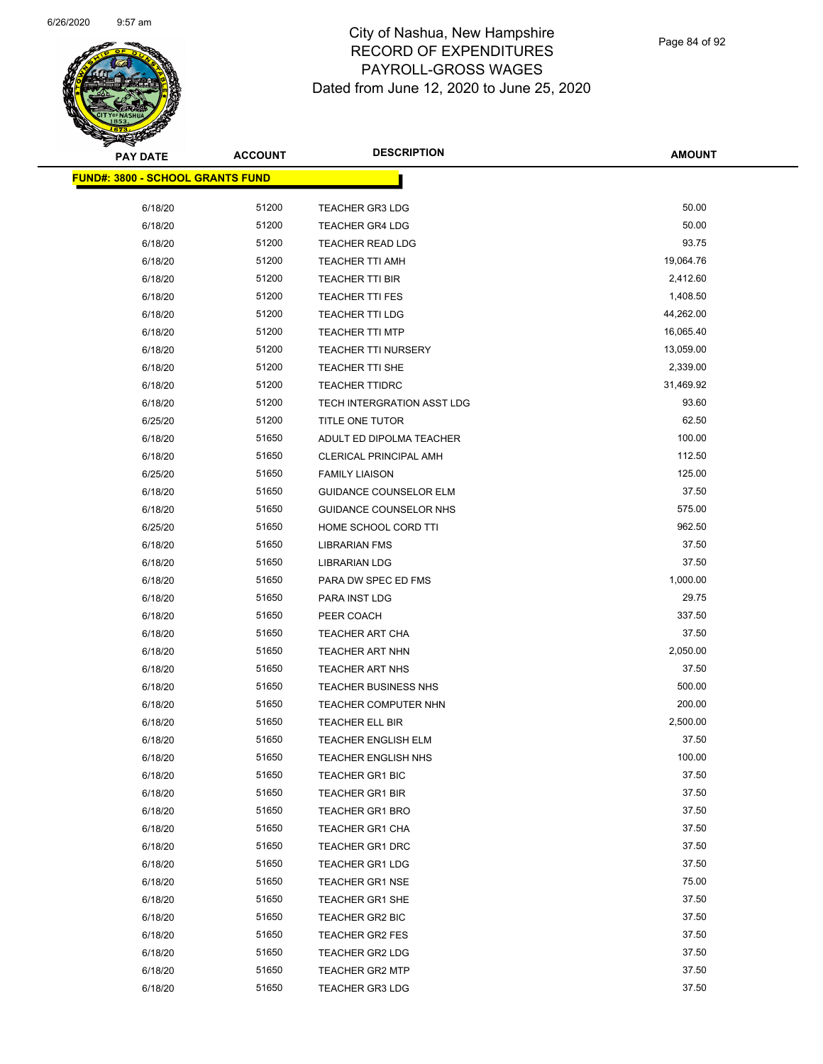# City of Nashua, New Hampshire
# RECORD OF EXPENDITURES
# PAYROLL-GROSS WAGES
# Dated from June 12, 2020 to June 25, 2020

**FUND#: 3800 - SCHOOL GRANTS FUND**

| PAY DATE | ACCOUNT | DESCRIPTION | AMOUNT |
|---|---|---|---|
| 6/18/20 | 51200 | TEACHER GR3 LDG | 50.00 |
| 6/18/20 | 51200 | TEACHER GR4 LDG | 50.00 |
| 6/18/20 | 51200 | TEACHER READ LDG | 93.75 |
| 6/18/20 | 51200 | TEACHER TTI AMH | 19,064.76 |
| 6/18/20 | 51200 | TEACHER TTI BIR | 2,412.60 |
| 6/18/20 | 51200 | TEACHER TTI FES | 1,408.50 |
| 6/18/20 | 51200 | TEACHER TTI LDG | 44,262.00 |
| 6/18/20 | 51200 | TEACHER TTI MTP | 16,065.40 |
| 6/18/20 | 51200 | TEACHER TTI NURSERY | 13,059.00 |
| 6/18/20 | 51200 | TEACHER TTI SHE | 2,339.00 |
| 6/18/20 | 51200 | TEACHER TTIDRC | 31,469.92 |
| 6/18/20 | 51200 | TECH INTERGRATION ASST LDG | 93.60 |
| 6/25/20 | 51200 | TITLE ONE TUTOR | 62.50 |
| 6/18/20 | 51650 | ADULT ED DIPOLMA TEACHER | 100.00 |
| 6/18/20 | 51650 | CLERICAL PRINCIPAL AMH | 112.50 |
| 6/25/20 | 51650 | FAMILY LIAISON | 125.00 |
| 6/18/20 | 51650 | GUIDANCE COUNSELOR ELM | 37.50 |
| 6/18/20 | 51650 | GUIDANCE COUNSELOR NHS | 575.00 |
| 6/25/20 | 51650 | HOME SCHOOL CORD TTI | 962.50 |
| 6/18/20 | 51650 | LIBRARIAN FMS | 37.50 |
| 6/18/20 | 51650 | LIBRARIAN LDG | 37.50 |
| 6/18/20 | 51650 | PARA DW SPEC ED FMS | 1,000.00 |
| 6/18/20 | 51650 | PARA INST LDG | 29.75 |
| 6/18/20 | 51650 | PEER COACH | 337.50 |
| 6/18/20 | 51650 | TEACHER ART CHA | 37.50 |
| 6/18/20 | 51650 | TEACHER ART NHN | 2,050.00 |
| 6/18/20 | 51650 | TEACHER ART NHS | 37.50 |
| 6/18/20 | 51650 | TEACHER BUSINESS NHS | 500.00 |
| 6/18/20 | 51650 | TEACHER COMPUTER NHN | 200.00 |
| 6/18/20 | 51650 | TEACHER ELL BIR | 2,500.00 |
| 6/18/20 | 51650 | TEACHER ENGLISH ELM | 37.50 |
| 6/18/20 | 51650 | TEACHER ENGLISH NHS | 100.00 |
| 6/18/20 | 51650 | TEACHER GR1 BIC | 37.50 |
| 6/18/20 | 51650 | TEACHER GR1 BIR | 37.50 |
| 6/18/20 | 51650 | TEACHER GR1 BRO | 37.50 |
| 6/18/20 | 51650 | TEACHER GR1 CHA | 37.50 |
| 6/18/20 | 51650 | TEACHER GR1 DRC | 37.50 |
| 6/18/20 | 51650 | TEACHER GR1 LDG | 37.50 |
| 6/18/20 | 51650 | TEACHER GR1 NSE | 75.00 |
| 6/18/20 | 51650 | TEACHER GR1 SHE | 37.50 |
| 6/18/20 | 51650 | TEACHER GR2 BIC | 37.50 |
| 6/18/20 | 51650 | TEACHER GR2 FES | 37.50 |
| 6/18/20 | 51650 | TEACHER GR2 LDG | 37.50 |
| 6/18/20 | 51650 | TEACHER GR2 MTP | 37.50 |
| 6/18/20 | 51650 | TEACHER GR3 LDG | 37.50 |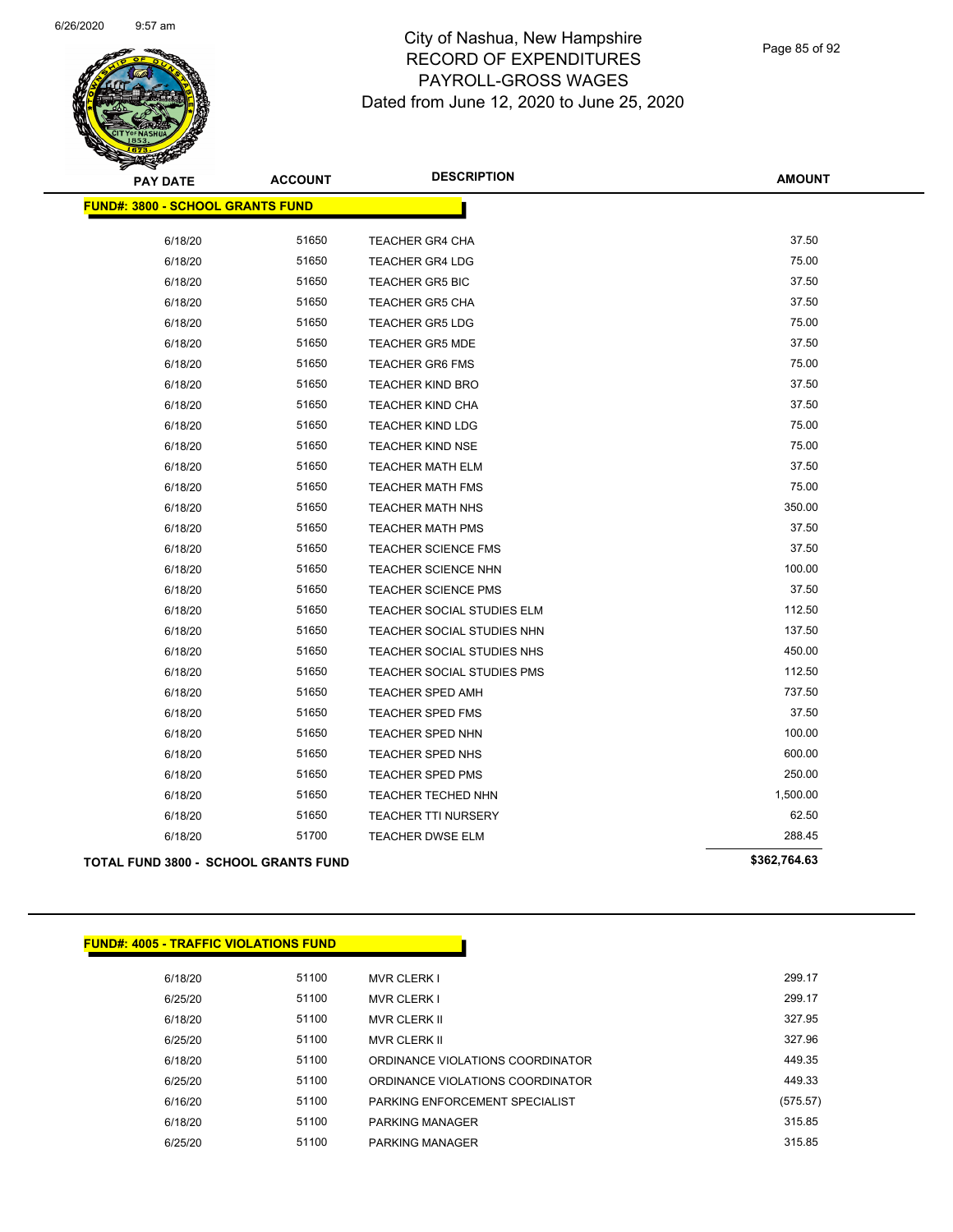# City of Nashua, New Hampshire
# RECORD OF EXPENDITURES
# PAYROLL-GROSS WAGES
# Dated from June 12, 2020 to June 25, 2020

| PAY DATE | ACCOUNT | DESCRIPTION | AMOUNT |
|---|---|---|---|
| **FUND#: 3800 - SCHOOL GRANTS FUND** | | | |
| 6/18/20 | 51650 | TEACHER GR4 CHA | 37.50 |
| 6/18/20 | 51650 | TEACHER GR4 LDG | 75.00 |
| 6/18/20 | 51650 | TEACHER GR5 BIC | 37.50 |
| 6/18/20 | 51650 | TEACHER GR5 CHA | 37.50 |
| 6/18/20 | 51650 | TEACHER GR5 LDG | 75.00 |
| 6/18/20 | 51650 | TEACHER GR5 MDE | 37.50 |
| 6/18/20 | 51650 | TEACHER GR6 FMS | 75.00 |
| 6/18/20 | 51650 | TEACHER KIND BRO | 37.50 |
| 6/18/20 | 51650 | TEACHER KIND CHA | 37.50 |
| 6/18/20 | 51650 | TEACHER KIND LDG | 75.00 |
| 6/18/20 | 51650 | TEACHER KIND NSE | 75.00 |
| 6/18/20 | 51650 | TEACHER MATH ELM | 37.50 |
| 6/18/20 | 51650 | TEACHER MATH FMS | 75.00 |
| 6/18/20 | 51650 | TEACHER MATH NHS | 350.00 |
| 6/18/20 | 51650 | TEACHER MATH PMS | 37.50 |
| 6/18/20 | 51650 | TEACHER SCIENCE FMS | 37.50 |
| 6/18/20 | 51650 | TEACHER SCIENCE NHN | 100.00 |
| 6/18/20 | 51650 | TEACHER SCIENCE PMS | 37.50 |
| 6/18/20 | 51650 | TEACHER SOCIAL STUDIES ELM | 112.50 |
| 6/18/20 | 51650 | TEACHER SOCIAL STUDIES NHN | 137.50 |
| 6/18/20 | 51650 | TEACHER SOCIAL STUDIES NHS | 450.00 |
| 6/18/20 | 51650 | TEACHER SOCIAL STUDIES PMS | 112.50 |
| 6/18/20 | 51650 | TEACHER SPED AMH | 737.50 |
| 6/18/20 | 51650 | TEACHER SPED FMS | 37.50 |
| 6/18/20 | 51650 | TEACHER SPED NHN | 100.00 |
| 6/18/20 | 51650 | TEACHER SPED NHS | 600.00 |
| 6/18/20 | 51650 | TEACHER SPED PMS | 250.00 |
| 6/18/20 | 51650 | TEACHER TECHED NHN | 1,500.00 |
| 6/18/20 | 51650 | TEACHER TTI NURSERY | 62.50 |
| 6/18/20 | 51700 | TEACHER DWSE ELM | 288.45 |
| **TOTAL FUND 3800 - SCHOOL GRANTS FUND** | | | **$362,764.63** |

| PAY DATE | ACCOUNT | DESCRIPTION | AMOUNT |
|---|---|---|---|
| **FUND#: 4005 - TRAFFIC VIOLATIONS FUND** | | | |
| 6/18/20 | 51100 | MVR CLERK I | 299.17 |
| 6/25/20 | 51100 | MVR CLERK I | 299.17 |
| 6/18/20 | 51100 | MVR CLERK II | 327.95 |
| 6/25/20 | 51100 | MVR CLERK II | 327.96 |
| 6/18/20 | 51100 | ORDINANCE VIOLATIONS COORDINATOR | 449.35 |
| 6/25/20 | 51100 | ORDINANCE VIOLATIONS COORDINATOR | 449.33 |
| 6/16/20 | 51100 | PARKING ENFORCEMENT SPECIALIST | (575.57) |
| 6/18/20 | 51100 | PARKING MANAGER | 315.85 |
| 6/25/20 | 51100 | PARKING MANAGER | 315.85 |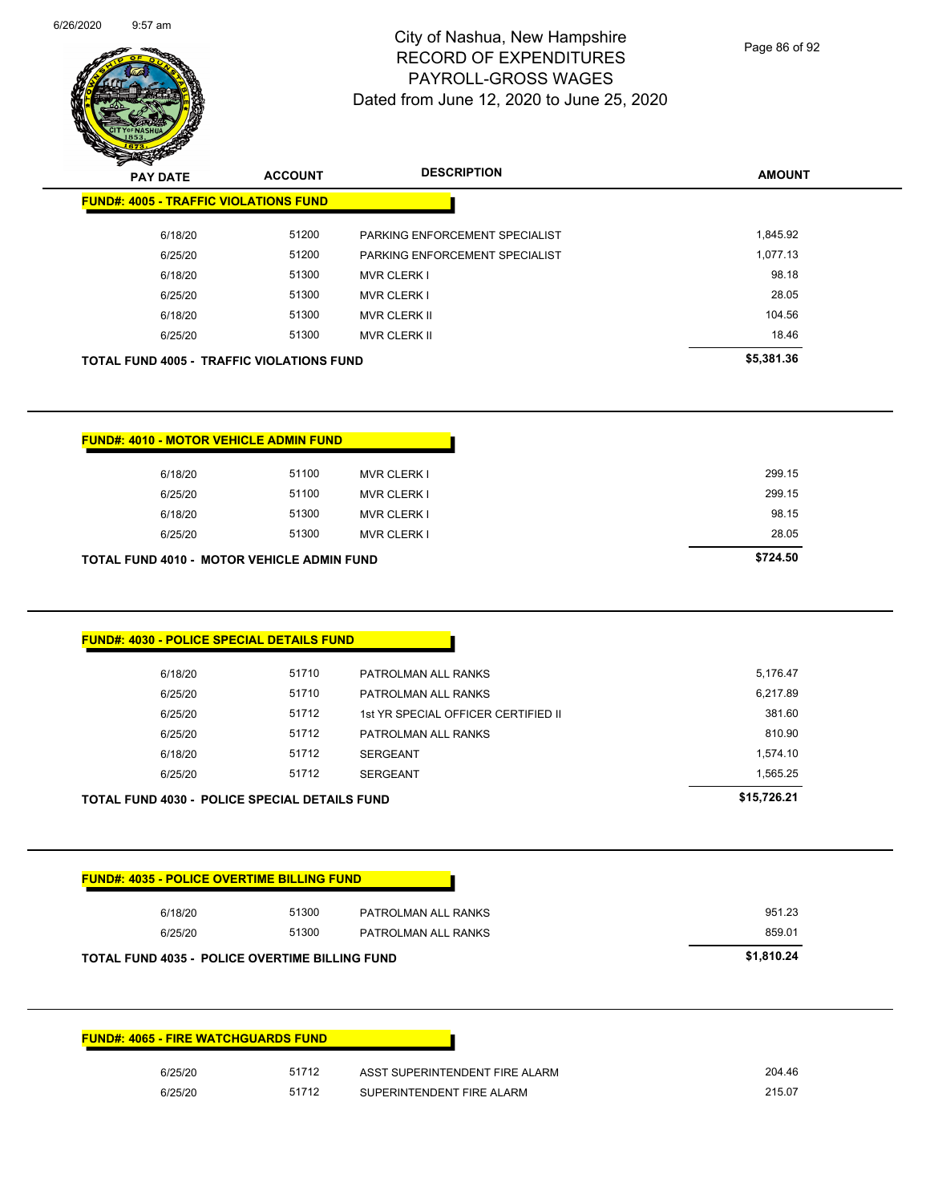# City of Nashua, New Hampshire
# RECORD OF EXPENDITURES
# PAYROLL-GROSS WAGES
# Dated from June 12, 2020 to June 25, 2020

## FUND#: 4005 - TRAFFIC VIOLATIONS FUND

| PAY DATE | ACCOUNT | DESCRIPTION | AMOUNT |
|---|---|---|---|
| 6/18/20 | 51200 | PARKING ENFORCEMENT SPECIALIST | 1,845.92 |
| 6/25/20 | 51200 | PARKING ENFORCEMENT SPECIALIST | 1,077.13 |
| 6/18/20 | 51300 | MVR CLERK I | 98.18 |
| 6/25/20 | 51300 | MVR CLERK I | 28.05 |
| 6/18/20 | 51300 | MVR CLERK II | 104.56 |
| 6/25/20 | 51300 | MVR CLERK II | 18.46 |
| **TOTAL FUND 4005 - TRAFFIC VIOLATIONS FUND** | | | **$5,381.36** |

## FUND#: 4010 - MOTOR VEHICLE ADMIN FUND

| PAY DATE | ACCOUNT | DESCRIPTION | AMOUNT |
|---|---|---|---|
| 6/18/20 | 51100 | MVR CLERK I | 299.15 |
| 6/25/20 | 51100 | MVR CLERK I | 299.15 |
| 6/18/20 | 51300 | MVR CLERK I | 98.15 |
| 6/25/20 | 51300 | MVR CLERK I | 28.05 |
| **TOTAL FUND 4010 - MOTOR VEHICLE ADMIN FUND** | | | **$724.50** |

## FUND#: 4030 - POLICE SPECIAL DETAILS FUND

| PAY DATE | ACCOUNT | DESCRIPTION | AMOUNT |
|---|---|---|---|
| 6/18/20 | 51710 | PATROLMAN ALL RANKS | 5,176.47 |
| 6/25/20 | 51710 | PATROLMAN ALL RANKS | 6,217.89 |
| 6/25/20 | 51712 | 1st YR SPECIAL OFFICER CERTIFIED II | 381.60 |
| 6/25/20 | 51712 | PATROLMAN ALL RANKS | 810.90 |
| 6/18/20 | 51712 | SERGEANT | 1,574.10 |
| 6/25/20 | 51712 | SERGEANT | 1,565.25 |
| **TOTAL FUND 4030 - POLICE SPECIAL DETAILS FUND** | | | **$15,726.21** |

## FUND#: 4035 - POLICE OVERTIME BILLING FUND

| PAY DATE | ACCOUNT | DESCRIPTION | AMOUNT |
|---|---|---|---|
| 6/18/20 | 51300 | PATROLMAN ALL RANKS | 951.23 |
| 6/25/20 | 51300 | PATROLMAN ALL RANKS | 859.01 |
| **TOTAL FUND 4035 - POLICE OVERTIME BILLING FUND** | | | **$1,810.24** |

## FUND#: 4065 - FIRE WATCHGUARDS FUND

| PAY DATE | ACCOUNT | DESCRIPTION | AMOUNT |
|---|---|---|---|
| 6/25/20 | 51712 | ASST SUPERINTENDENT FIRE ALARM | 204.46 |
| 6/25/20 | 51712 | SUPERINTENDENT FIRE ALARM | 215.07 |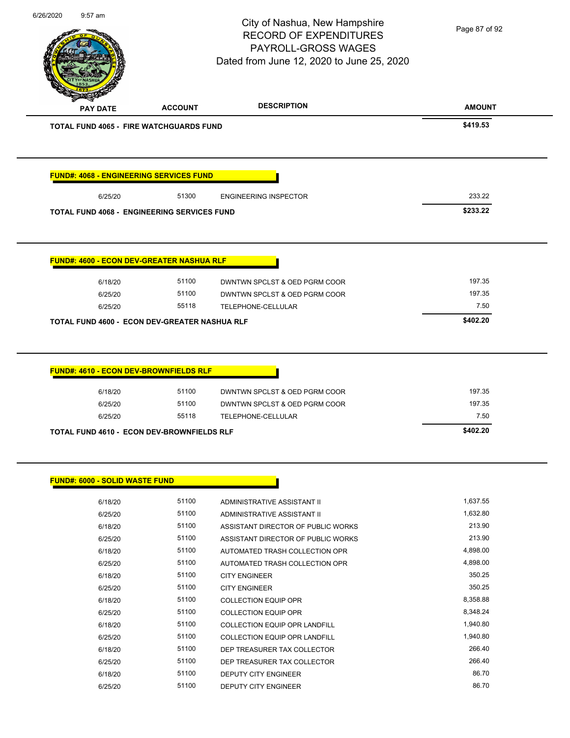# City of Nashua, New Hampshire
## RECORD OF EXPENDITURES
## PAYROLL-GROSS WAGES
## Dated from June 12, 2020 to June 25, 2020

| PAY DATE | ACCOUNT | DESCRIPTION | AMOUNT |
|---|---|---|---|
| **TOTAL FUND 4065 - FIRE WATCHGUARDS FUND** | | | **$419.53** |

**FUND#: 4068 - ENGINEERING SERVICES FUND**

| PAY DATE | ACCOUNT | DESCRIPTION | AMOUNT |
|---|---|---|---|
| 6/25/20 | 51300 | ENGINEERING INSPECTOR | 233.22 |
| **TOTAL FUND 4068 - ENGINEERING SERVICES FUND** | | | **$233.22** |

**FUND#: 4600 - ECON DEV-GREATER NASHUA RLF**

| PAY DATE | ACCOUNT | DESCRIPTION | AMOUNT |
|---|---|---|---|
| 6/18/20 | 51100 | DWNTWN SPCLST & OED PGRM COOR | 197.35 |
| 6/25/20 | 51100 | DWNTWN SPCLST & OED PGRM COOR | 197.35 |
| 6/25/20 | 55118 | TELEPHONE-CELLULAR | 7.50 |
| **TOTAL FUND 4600 - ECON DEV-GREATER NASHUA RLF** | | | **$402.20** |

**FUND#: 4610 - ECON DEV-BROWNFIELDS RLF**

| PAY DATE | ACCOUNT | DESCRIPTION | AMOUNT |
|---|---|---|---|
| 6/18/20 | 51100 | DWNTWN SPCLST & OED PGRM COOR | 197.35 |
| 6/25/20 | 51100 | DWNTWN SPCLST & OED PGRM COOR | 197.35 |
| 6/25/20 | 55118 | TELEPHONE-CELLULAR | 7.50 |
| **TOTAL FUND 4610 - ECON DEV-BROWNFIELDS RLF** | | | **$402.20** |

**FUND#: 6000 - SOLID WASTE FUND**

| PAY DATE | ACCOUNT | DESCRIPTION | AMOUNT |
|---|---|---|---|
| 6/18/20 | 51100 | ADMINISTRATIVE ASSISTANT II | 1,637.55 |
| 6/25/20 | 51100 | ADMINISTRATIVE ASSISTANT II | 1,632.80 |
| 6/18/20 | 51100 | ASSISTANT DIRECTOR OF PUBLIC WORKS | 213.90 |
| 6/25/20 | 51100 | ASSISTANT DIRECTOR OF PUBLIC WORKS | 213.90 |
| 6/18/20 | 51100 | AUTOMATED TRASH COLLECTION OPR | 4,898.00 |
| 6/25/20 | 51100 | AUTOMATED TRASH COLLECTION OPR | 4,898.00 |
| 6/18/20 | 51100 | CITY ENGINEER | 350.25 |
| 6/25/20 | 51100 | CITY ENGINEER | 350.25 |
| 6/18/20 | 51100 | COLLECTION EQUIP OPR | 8,358.88 |
| 6/25/20 | 51100 | COLLECTION EQUIP OPR | 8,348.24 |
| 6/18/20 | 51100 | COLLECTION EQUIP OPR LANDFILL | 1,940.80 |
| 6/25/20 | 51100 | COLLECTION EQUIP OPR LANDFILL | 1,940.80 |
| 6/18/20 | 51100 | DEP TREASURER TAX COLLECTOR | 266.40 |
| 6/25/20 | 51100 | DEP TREASURER TAX COLLECTOR | 266.40 |
| 6/18/20 | 51100 | DEPUTY CITY ENGINEER | 86.70 |
| 6/25/20 | 51100 | DEPUTY CITY ENGINEER | 86.70 |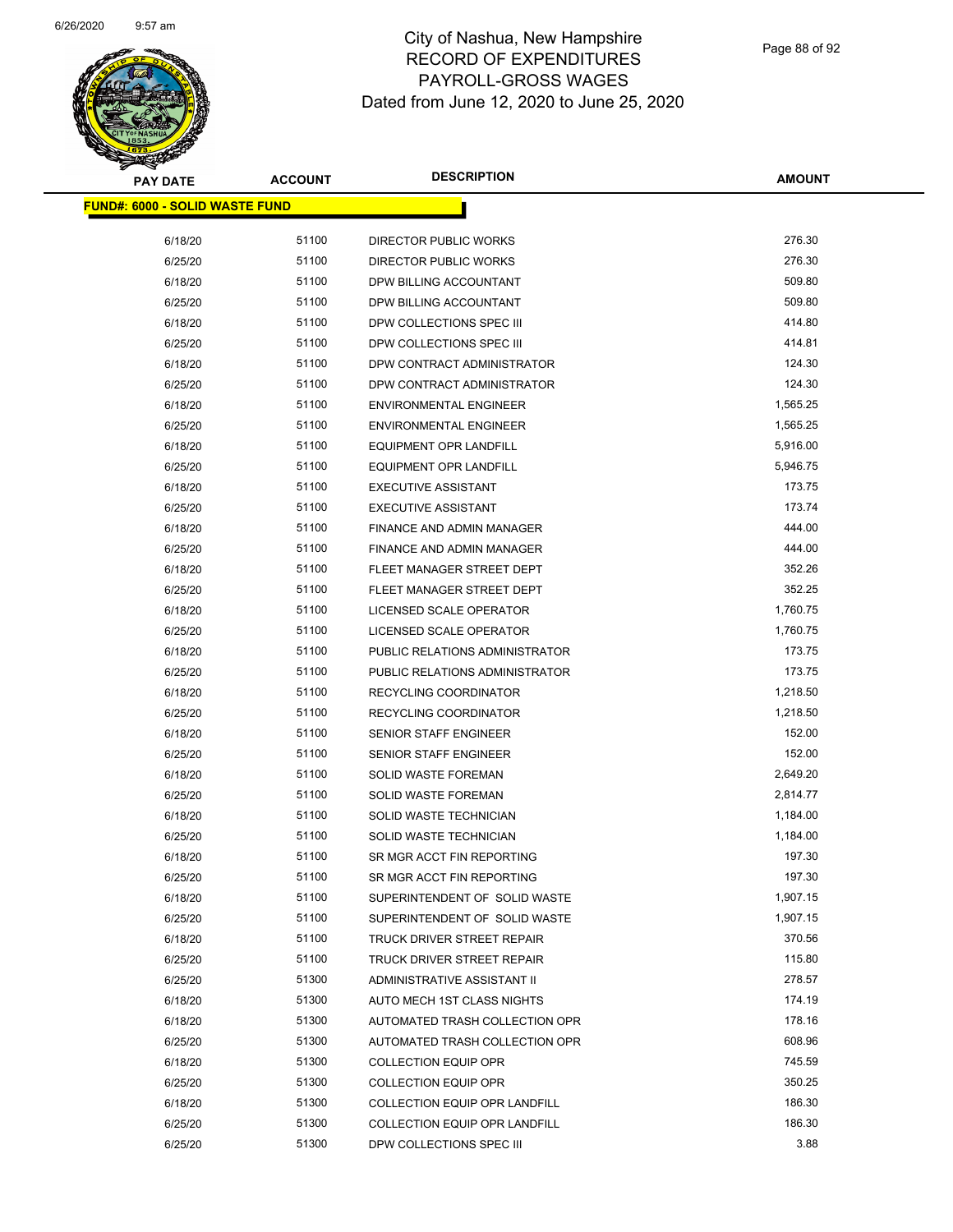# City of Nashua, New Hampshire
## RECORD OF EXPENDITURES
## PAYROLL-GROSS WAGES
## Dated from June 12, 2020 to June 25, 2020

**FUND#: 6000 - SOLID WASTE FUND**

| PAY DATE | ACCOUNT | DESCRIPTION | AMOUNT |
|---|---|---|---|
| 6/18/20 | 51100 | DIRECTOR PUBLIC WORKS | 276.30 |
| 6/25/20 | 51100 | DIRECTOR PUBLIC WORKS | 276.30 |
| 6/18/20 | 51100 | DPW BILLING ACCOUNTANT | 509.80 |
| 6/25/20 | 51100 | DPW BILLING ACCOUNTANT | 509.80 |
| 6/18/20 | 51100 | DPW COLLECTIONS SPEC III | 414.80 |
| 6/25/20 | 51100 | DPW COLLECTIONS SPEC III | 414.81 |
| 6/18/20 | 51100 | DPW CONTRACT ADMINISTRATOR | 124.30 |
| 6/25/20 | 51100 | DPW CONTRACT ADMINISTRATOR | 124.30 |
| 6/18/20 | 51100 | ENVIRONMENTAL ENGINEER | 1,565.25 |
| 6/25/20 | 51100 | ENVIRONMENTAL ENGINEER | 1,565.25 |
| 6/18/20 | 51100 | EQUIPMENT OPR LANDFILL | 5,916.00 |
| 6/25/20 | 51100 | EQUIPMENT OPR LANDFILL | 5,946.75 |
| 6/18/20 | 51100 | EXECUTIVE ASSISTANT | 173.75 |
| 6/25/20 | 51100 | EXECUTIVE ASSISTANT | 173.74 |
| 6/18/20 | 51100 | FINANCE AND ADMIN MANAGER | 444.00 |
| 6/25/20 | 51100 | FINANCE AND ADMIN MANAGER | 444.00 |
| 6/18/20 | 51100 | FLEET MANAGER STREET DEPT | 352.26 |
| 6/25/20 | 51100 | FLEET MANAGER STREET DEPT | 352.25 |
| 6/18/20 | 51100 | LICENSED SCALE OPERATOR | 1,760.75 |
| 6/25/20 | 51100 | LICENSED SCALE OPERATOR | 1,760.75 |
| 6/18/20 | 51100 | PUBLIC RELATIONS ADMINISTRATOR | 173.75 |
| 6/25/20 | 51100 | PUBLIC RELATIONS ADMINISTRATOR | 173.75 |
| 6/18/20 | 51100 | RECYCLING COORDINATOR | 1,218.50 |
| 6/25/20 | 51100 | RECYCLING COORDINATOR | 1,218.50 |
| 6/18/20 | 51100 | SENIOR STAFF ENGINEER | 152.00 |
| 6/25/20 | 51100 | SENIOR STAFF ENGINEER | 152.00 |
| 6/18/20 | 51100 | SOLID WASTE FOREMAN | 2,649.20 |
| 6/25/20 | 51100 | SOLID WASTE FOREMAN | 2,814.77 |
| 6/18/20 | 51100 | SOLID WASTE TECHNICIAN | 1,184.00 |
| 6/25/20 | 51100 | SOLID WASTE TECHNICIAN | 1,184.00 |
| 6/18/20 | 51100 | SR MGR ACCT FIN REPORTING | 197.30 |
| 6/25/20 | 51100 | SR MGR ACCT FIN REPORTING | 197.30 |
| 6/18/20 | 51100 | SUPERINTENDENT OF SOLID WASTE | 1,907.15 |
| 6/25/20 | 51100 | SUPERINTENDENT OF SOLID WASTE | 1,907.15 |
| 6/18/20 | 51100 | TRUCK DRIVER STREET REPAIR | 370.56 |
| 6/25/20 | 51100 | TRUCK DRIVER STREET REPAIR | 115.80 |
| 6/25/20 | 51300 | ADMINISTRATIVE ASSISTANT II | 278.57 |
| 6/18/20 | 51300 | AUTO MECH 1ST CLASS NIGHTS | 174.19 |
| 6/18/20 | 51300 | AUTOMATED TRASH COLLECTION OPR | 178.16 |
| 6/25/20 | 51300 | AUTOMATED TRASH COLLECTION OPR | 608.96 |
| 6/18/20 | 51300 | COLLECTION EQUIP OPR | 745.59 |
| 6/25/20 | 51300 | COLLECTION EQUIP OPR | 350.25 |
| 6/18/20 | 51300 | COLLECTION EQUIP OPR LANDFILL | 186.30 |
| 6/25/20 | 51300 | COLLECTION EQUIP OPR LANDFILL | 186.30 |
| 6/25/20 | 51300 | DPW COLLECTIONS SPEC III | 3.88 |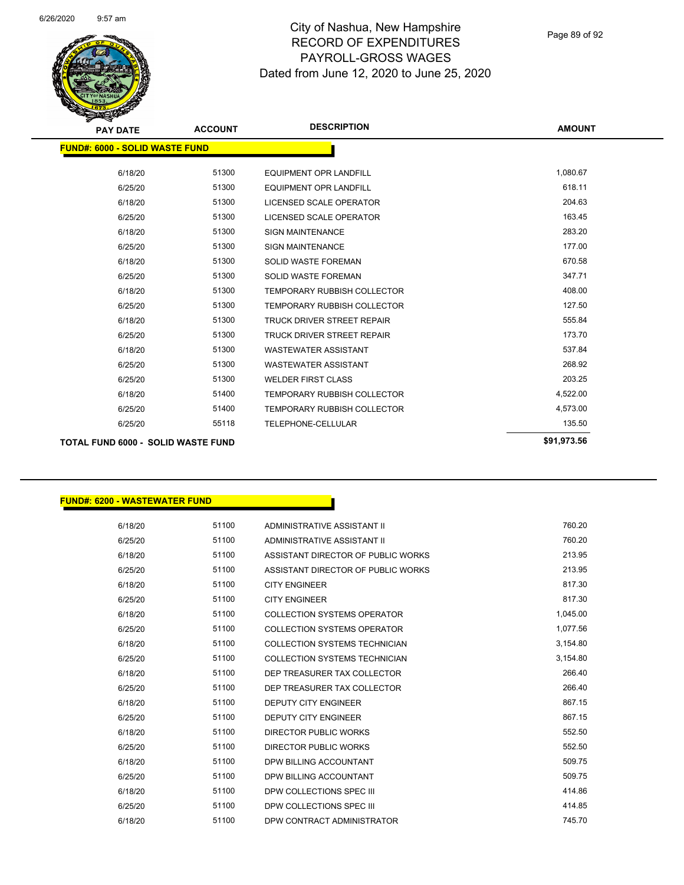# City of Nashua, New Hampshire
## RECORD OF EXPENDITURES
## PAYROLL-GROSS WAGES
## Dated from June 12, 2020 to June 25, 2020

| PAY DATE | ACCOUNT | DESCRIPTION | AMOUNT |
|---|---|---|---|
| **FUND#: 6000 - SOLID WASTE FUND** | | | |
| 6/18/20 | 51300 | EQUIPMENT OPR LANDFILL | 1,080.67 |
| 6/25/20 | 51300 | EQUIPMENT OPR LANDFILL | 618.11 |
| 6/18/20 | 51300 | LICENSED SCALE OPERATOR | 204.63 |
| 6/25/20 | 51300 | LICENSED SCALE OPERATOR | 163.45 |
| 6/18/20 | 51300 | SIGN MAINTENANCE | 283.20 |
| 6/25/20 | 51300 | SIGN MAINTENANCE | 177.00 |
| 6/18/20 | 51300 | SOLID WASTE FOREMAN | 670.58 |
| 6/25/20 | 51300 | SOLID WASTE FOREMAN | 347.71 |
| 6/18/20 | 51300 | TEMPORARY RUBBISH COLLECTOR | 408.00 |
| 6/25/20 | 51300 | TEMPORARY RUBBISH COLLECTOR | 127.50 |
| 6/18/20 | 51300 | TRUCK DRIVER STREET REPAIR | 555.84 |
| 6/25/20 | 51300 | TRUCK DRIVER STREET REPAIR | 173.70 |
| 6/18/20 | 51300 | WASTEWATER ASSISTANT | 537.84 |
| 6/25/20 | 51300 | WASTEWATER ASSISTANT | 268.92 |
| 6/25/20 | 51300 | WELDER FIRST CLASS | 203.25 |
| 6/18/20 | 51400 | TEMPORARY RUBBISH COLLECTOR | 4,522.00 |
| 6/25/20 | 51400 | TEMPORARY RUBBISH COLLECTOR | 4,573.00 |
| 6/25/20 | 55118 | TELEPHONE-CELLULAR | 135.50 |
| **TOTAL FUND 6000 - SOLID WASTE FUND** | | | **$91,973.56** |

| PAY DATE | ACCOUNT | DESCRIPTION | AMOUNT |
|---|---|---|---|
| **FUND#: 6200 - WASTEWATER FUND** | | | |
| 6/18/20 | 51100 | ADMINISTRATIVE ASSISTANT II | 760.20 |
| 6/25/20 | 51100 | ADMINISTRATIVE ASSISTANT II | 760.20 |
| 6/18/20 | 51100 | ASSISTANT DIRECTOR OF PUBLIC WORKS | 213.95 |
| 6/25/20 | 51100 | ASSISTANT DIRECTOR OF PUBLIC WORKS | 213.95 |
| 6/18/20 | 51100 | CITY ENGINEER | 817.30 |
| 6/25/20 | 51100 | CITY ENGINEER | 817.30 |
| 6/18/20 | 51100 | COLLECTION SYSTEMS OPERATOR | 1,045.00 |
| 6/25/20 | 51100 | COLLECTION SYSTEMS OPERATOR | 1,077.56 |
| 6/18/20 | 51100 | COLLECTION SYSTEMS TECHNICIAN | 3,154.80 |
| 6/25/20 | 51100 | COLLECTION SYSTEMS TECHNICIAN | 3,154.80 |
| 6/18/20 | 51100 | DEP TREASURER TAX COLLECTOR | 266.40 |
| 6/25/20 | 51100 | DEP TREASURER TAX COLLECTOR | 266.40 |
| 6/18/20 | 51100 | DEPUTY CITY ENGINEER | 867.15 |
| 6/25/20 | 51100 | DEPUTY CITY ENGINEER | 867.15 |
| 6/18/20 | 51100 | DIRECTOR PUBLIC WORKS | 552.50 |
| 6/25/20 | 51100 | DIRECTOR PUBLIC WORKS | 552.50 |
| 6/18/20 | 51100 | DPW BILLING ACCOUNTANT | 509.75 |
| 6/25/20 | 51100 | DPW BILLING ACCOUNTANT | 509.75 |
| 6/18/20 | 51100 | DPW COLLECTIONS SPEC III | 414.86 |
| 6/25/20 | 51100 | DPW COLLECTIONS SPEC III | 414.85 |
| 6/18/20 | 51100 | DPW CONTRACT ADMINISTRATOR | 745.70 |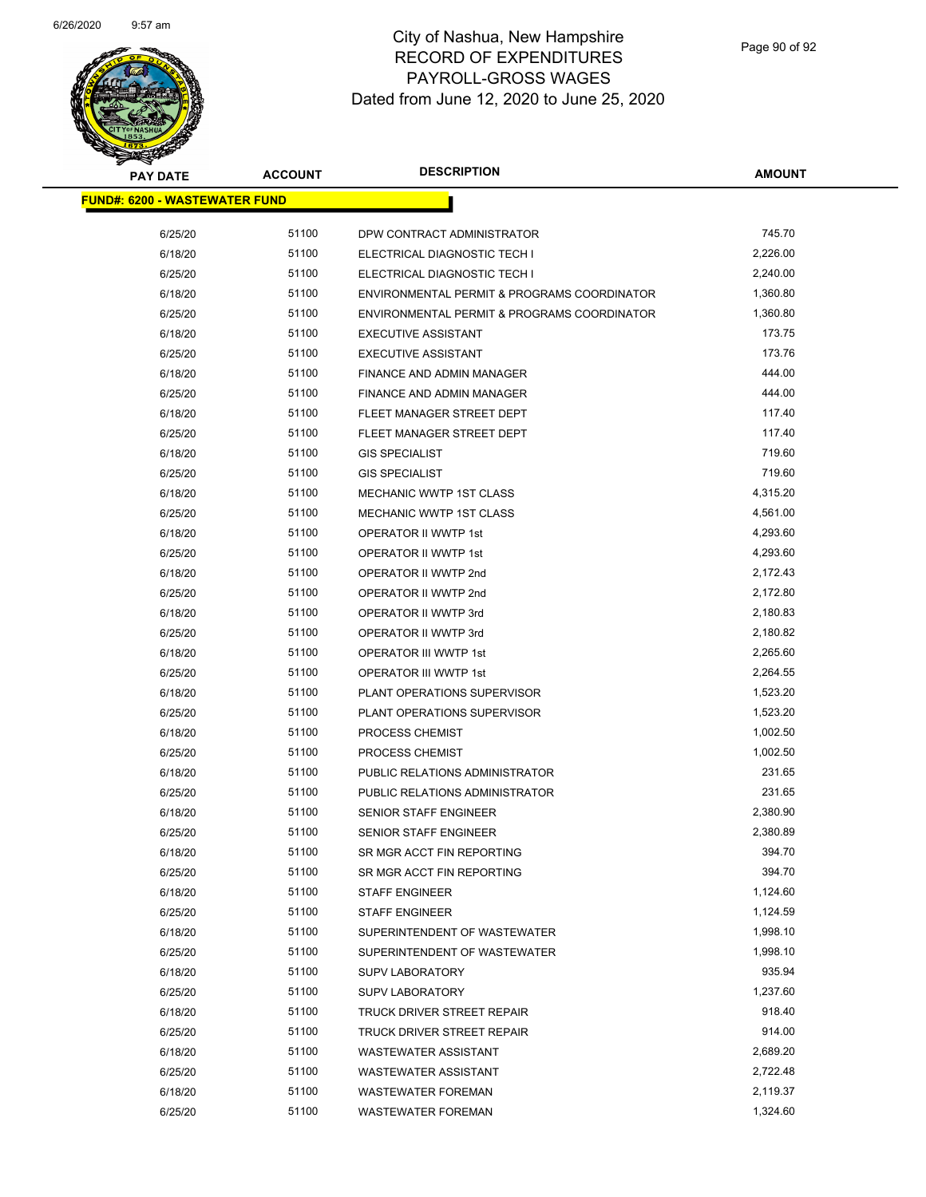# City of Nashua, New Hampshire
## RECORD OF EXPENDITURES
## PAYROLL-GROSS WAGES
## Dated from June 12, 2020 to June 25, 2020

| PAY DATE | ACCOUNT | DESCRIPTION | AMOUNT |
|---|---|---|---|
| **FUND#: 6200 - WASTEWATER FUND** | | | |
| 6/25/20 | 51100 | DPW CONTRACT ADMINISTRATOR | 745.70 |
| 6/18/20 | 51100 | ELECTRICAL DIAGNOSTIC TECH I | 2,226.00 |
| 6/25/20 | 51100 | ELECTRICAL DIAGNOSTIC TECH I | 2,240.00 |
| 6/18/20 | 51100 | ENVIRONMENTAL PERMIT & PROGRAMS COORDINATOR | 1,360.80 |
| 6/25/20 | 51100 | ENVIRONMENTAL PERMIT & PROGRAMS COORDINATOR | 1,360.80 |
| 6/18/20 | 51100 | EXECUTIVE ASSISTANT | 173.75 |
| 6/25/20 | 51100 | EXECUTIVE ASSISTANT | 173.76 |
| 6/18/20 | 51100 | FINANCE AND ADMIN MANAGER | 444.00 |
| 6/25/20 | 51100 | FINANCE AND ADMIN MANAGER | 444.00 |
| 6/18/20 | 51100 | FLEET MANAGER STREET DEPT | 117.40 |
| 6/25/20 | 51100 | FLEET MANAGER STREET DEPT | 117.40 |
| 6/18/20 | 51100 | GIS SPECIALIST | 719.60 |
| 6/25/20 | 51100 | GIS SPECIALIST | 719.60 |
| 6/18/20 | 51100 | MECHANIC WWTP 1ST CLASS | 4,315.20 |
| 6/25/20 | 51100 | MECHANIC WWTP 1ST CLASS | 4,561.00 |
| 6/18/20 | 51100 | OPERATOR II WWTP 1st | 4,293.60 |
| 6/25/20 | 51100 | OPERATOR II WWTP 1st | 4,293.60 |
| 6/18/20 | 51100 | OPERATOR II WWTP 2nd | 2,172.43 |
| 6/25/20 | 51100 | OPERATOR II WWTP 2nd | 2,172.80 |
| 6/18/20 | 51100 | OPERATOR II WWTP 3rd | 2,180.83 |
| 6/25/20 | 51100 | OPERATOR II WWTP 3rd | 2,180.82 |
| 6/18/20 | 51100 | OPERATOR III WWTP 1st | 2,265.60 |
| 6/25/20 | 51100 | OPERATOR III WWTP 1st | 2,264.55 |
| 6/18/20 | 51100 | PLANT OPERATIONS SUPERVISOR | 1,523.20 |
| 6/25/20 | 51100 | PLANT OPERATIONS SUPERVISOR | 1,523.20 |
| 6/18/20 | 51100 | PROCESS CHEMIST | 1,002.50 |
| 6/25/20 | 51100 | PROCESS CHEMIST | 1,002.50 |
| 6/18/20 | 51100 | PUBLIC RELATIONS ADMINISTRATOR | 231.65 |
| 6/25/20 | 51100 | PUBLIC RELATIONS ADMINISTRATOR | 231.65 |
| 6/18/20 | 51100 | SENIOR STAFF ENGINEER | 2,380.90 |
| 6/25/20 | 51100 | SENIOR STAFF ENGINEER | 2,380.89 |
| 6/18/20 | 51100 | SR MGR ACCT FIN REPORTING | 394.70 |
| 6/25/20 | 51100 | SR MGR ACCT FIN REPORTING | 394.70 |
| 6/18/20 | 51100 | STAFF ENGINEER | 1,124.60 |
| 6/25/20 | 51100 | STAFF ENGINEER | 1,124.59 |
| 6/18/20 | 51100 | SUPERINTENDENT OF WASTEWATER | 1,998.10 |
| 6/25/20 | 51100 | SUPERINTENDENT OF WASTEWATER | 1,998.10 |
| 6/18/20 | 51100 | SUPV LABORATORY | 935.94 |
| 6/25/20 | 51100 | SUPV LABORATORY | 1,237.60 |
| 6/18/20 | 51100 | TRUCK DRIVER STREET REPAIR | 918.40 |
| 6/25/20 | 51100 | TRUCK DRIVER STREET REPAIR | 914.00 |
| 6/18/20 | 51100 | WASTEWATER ASSISTANT | 2,689.20 |
| 6/25/20 | 51100 | WASTEWATER ASSISTANT | 2,722.48 |
| 6/18/20 | 51100 | WASTEWATER FOREMAN | 2,119.37 |
| 6/25/20 | 51100 | WASTEWATER FOREMAN | 1,324.60 |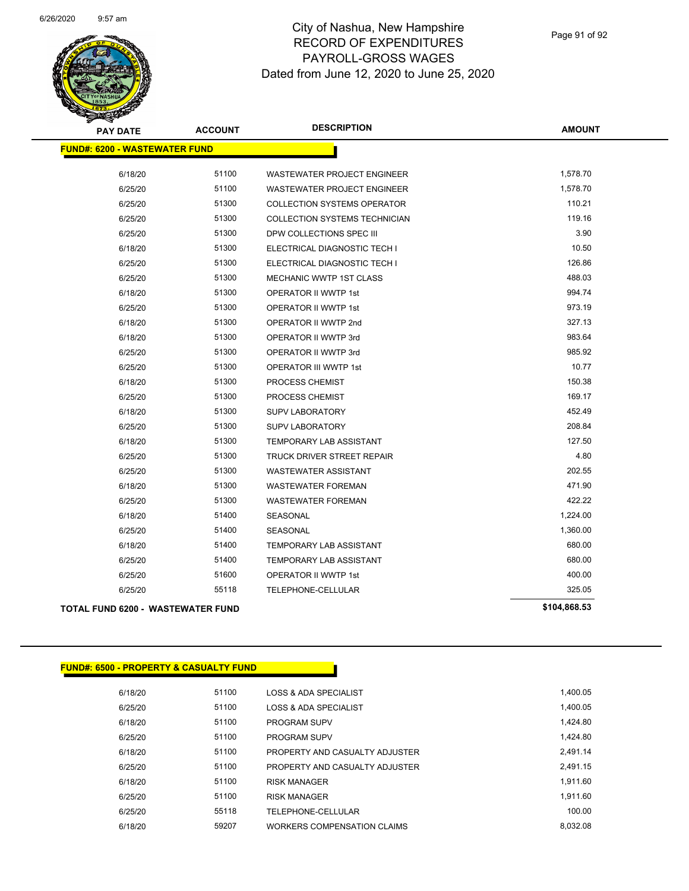# City of Nashua, New Hampshire
## RECORD OF EXPENDITURES
## PAYROLL-GROSS WAGES
## Dated from June 12, 2020 to June 25, 2020

| PAY DATE | ACCOUNT | DESCRIPTION | AMOUNT |
|---|---|---|---|
| **FUND#: 6200 - WASTEWATER FUND** | | | |
| 6/18/20 | 51100 | WASTEWATER PROJECT ENGINEER | 1,578.70 |
| 6/25/20 | 51100 | WASTEWATER PROJECT ENGINEER | 1,578.70 |
| 6/25/20 | 51300 | COLLECTION SYSTEMS OPERATOR | 110.21 |
| 6/25/20 | 51300 | COLLECTION SYSTEMS TECHNICIAN | 119.16 |
| 6/25/20 | 51300 | DPW COLLECTIONS SPEC III | 3.90 |
| 6/18/20 | 51300 | ELECTRICAL DIAGNOSTIC TECH I | 10.50 |
| 6/25/20 | 51300 | ELECTRICAL DIAGNOSTIC TECH I | 126.86 |
| 6/25/20 | 51300 | MECHANIC WWTP 1ST CLASS | 488.03 |
| 6/18/20 | 51300 | OPERATOR II WWTP 1st | 994.74 |
| 6/25/20 | 51300 | OPERATOR II WWTP 1st | 973.19 |
| 6/18/20 | 51300 | OPERATOR II WWTP 2nd | 327.13 |
| 6/18/20 | 51300 | OPERATOR II WWTP 3rd | 983.64 |
| 6/25/20 | 51300 | OPERATOR II WWTP 3rd | 985.92 |
| 6/25/20 | 51300 | OPERATOR III WWTP 1st | 10.77 |
| 6/18/20 | 51300 | PROCESS CHEMIST | 150.38 |
| 6/25/20 | 51300 | PROCESS CHEMIST | 169.17 |
| 6/18/20 | 51300 | SUPV LABORATORY | 452.49 |
| 6/25/20 | 51300 | SUPV LABORATORY | 208.84 |
| 6/18/20 | 51300 | TEMPORARY LAB ASSISTANT | 127.50 |
| 6/25/20 | 51300 | TRUCK DRIVER STREET REPAIR | 4.80 |
| 6/25/20 | 51300 | WASTEWATER ASSISTANT | 202.55 |
| 6/18/20 | 51300 | WASTEWATER FOREMAN | 471.90 |
| 6/25/20 | 51300 | WASTEWATER FOREMAN | 422.22 |
| 6/18/20 | 51400 | SEASONAL | 1,224.00 |
| 6/25/20 | 51400 | SEASONAL | 1,360.00 |
| 6/18/20 | 51400 | TEMPORARY LAB ASSISTANT | 680.00 |
| 6/25/20 | 51400 | TEMPORARY LAB ASSISTANT | 680.00 |
| 6/25/20 | 51600 | OPERATOR II WWTP 1st | 400.00 |
| 6/25/20 | 55118 | TELEPHONE-CELLULAR | 325.05 |
| **TOTAL FUND 6200 - WASTEWATER FUND** | | | **$104,868.53** |

| PAY DATE | ACCOUNT | DESCRIPTION | AMOUNT |
|---|---|---|---|
| **FUND#: 6500 - PROPERTY & CASUALTY FUND** | | | |
| 6/18/20 | 51100 | LOSS & ADA SPECIALIST | 1,400.05 |
| 6/25/20 | 51100 | LOSS & ADA SPECIALIST | 1,400.05 |
| 6/18/20 | 51100 | PROGRAM SUPV | 1,424.80 |
| 6/25/20 | 51100 | PROGRAM SUPV | 1,424.80 |
| 6/18/20 | 51100 | PROPERTY AND CASUALTY ADJUSTER | 2,491.14 |
| 6/25/20 | 51100 | PROPERTY AND CASUALTY ADJUSTER | 2,491.15 |
| 6/18/20 | 51100 | RISK MANAGER | 1,911.60 |
| 6/25/20 | 51100 | RISK MANAGER | 1,911.60 |
| 6/25/20 | 55118 | TELEPHONE-CELLULAR | 100.00 |
| 6/18/20 | 59207 | WORKERS COMPENSATION CLAIMS | 8,032.08 |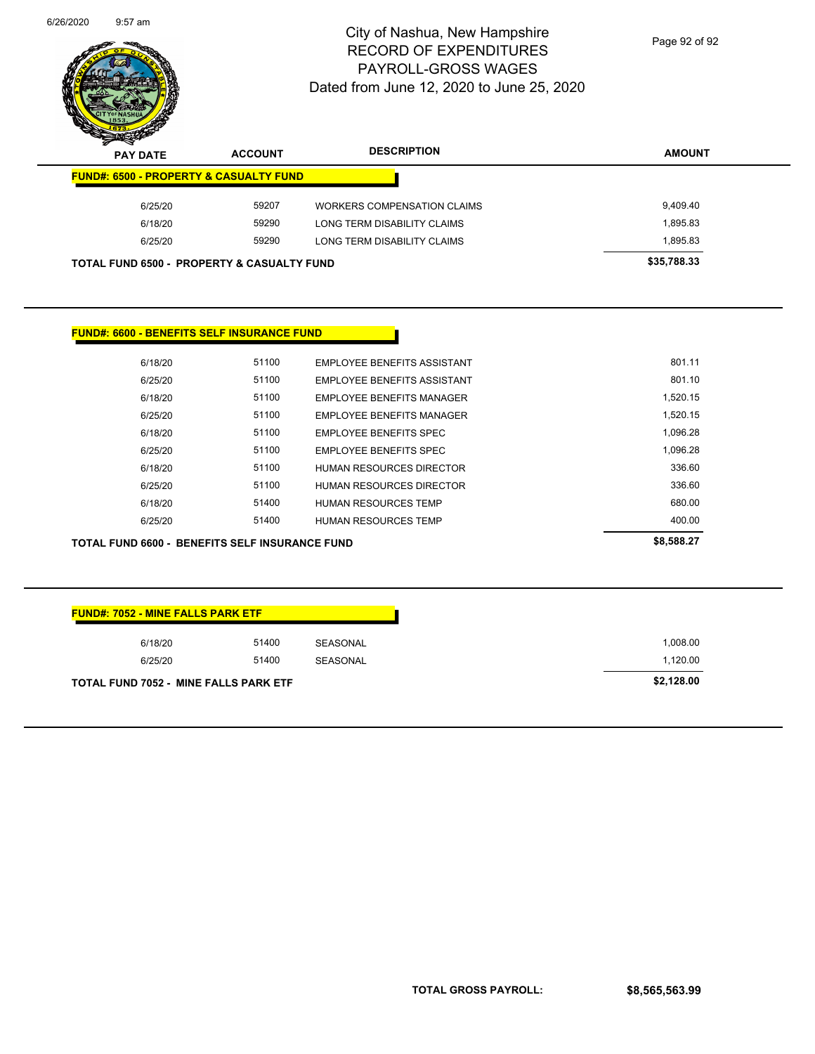| PAY DATE | ACCOUNT | DESCRIPTION | AMOUNT |
|---|---|---|---|
| **FUND#: 6500 - PROPERTY & CASUALTY FUND** | | | |
| 6/25/20 | 59207 | WORKERS COMPENSATION CLAIMS | 9,409.40 |
| 6/18/20 | 59290 | LONG TERM DISABILITY CLAIMS | 1,895.83 |
| 6/25/20 | 59290 | LONG TERM DISABILITY CLAIMS | 1,895.83 |
| **TOTAL FUND 6500 - PROPERTY & CASUALTY FUND** | | | **$35,788.33** |

| PAY DATE | ACCOUNT | DESCRIPTION | AMOUNT |
|---|---|---|---|
| **FUND#: 6600 - BENEFITS SELF INSURANCE FUND** | | | |
| 6/18/20 | 51100 | EMPLOYEE BENEFITS ASSISTANT | 801.11 |
| 6/25/20 | 51100 | EMPLOYEE BENEFITS ASSISTANT | 801.10 |
| 6/18/20 | 51100 | EMPLOYEE BENEFITS MANAGER | 1,520.15 |
| 6/25/20 | 51100 | EMPLOYEE BENEFITS MANAGER | 1,520.15 |
| 6/18/20 | 51100 | EMPLOYEE BENEFITS SPEC | 1,096.28 |
| 6/25/20 | 51100 | EMPLOYEE BENEFITS SPEC | 1,096.28 |
| 6/18/20 | 51100 | HUMAN RESOURCES DIRECTOR | 336.60 |
| 6/25/20 | 51100 | HUMAN RESOURCES DIRECTOR | 336.60 |
| 6/18/20 | 51400 | HUMAN RESOURCES TEMP | 680.00 |
| 6/25/20 | 51400 | HUMAN RESOURCES TEMP | 400.00 |
| **TOTAL FUND 6600 - BENEFITS SELF INSURANCE FUND** | | | **$8,588.27** |

| PAY DATE | ACCOUNT | DESCRIPTION | AMOUNT |
|---|---|---|---|
| **FUND#: 7052 - MINE FALLS PARK ETF** | | | |
| 6/18/20 | 51400 | SEASONAL | 1,008.00 |
| 6/25/20 | 51400 | SEASONAL | 1,120.00 |
| **TOTAL FUND 7052 - MINE FALLS PARK ETF** | | | **$2,128.00** |

**TOTAL GROSS PAYROLL: $8,565,563.99**